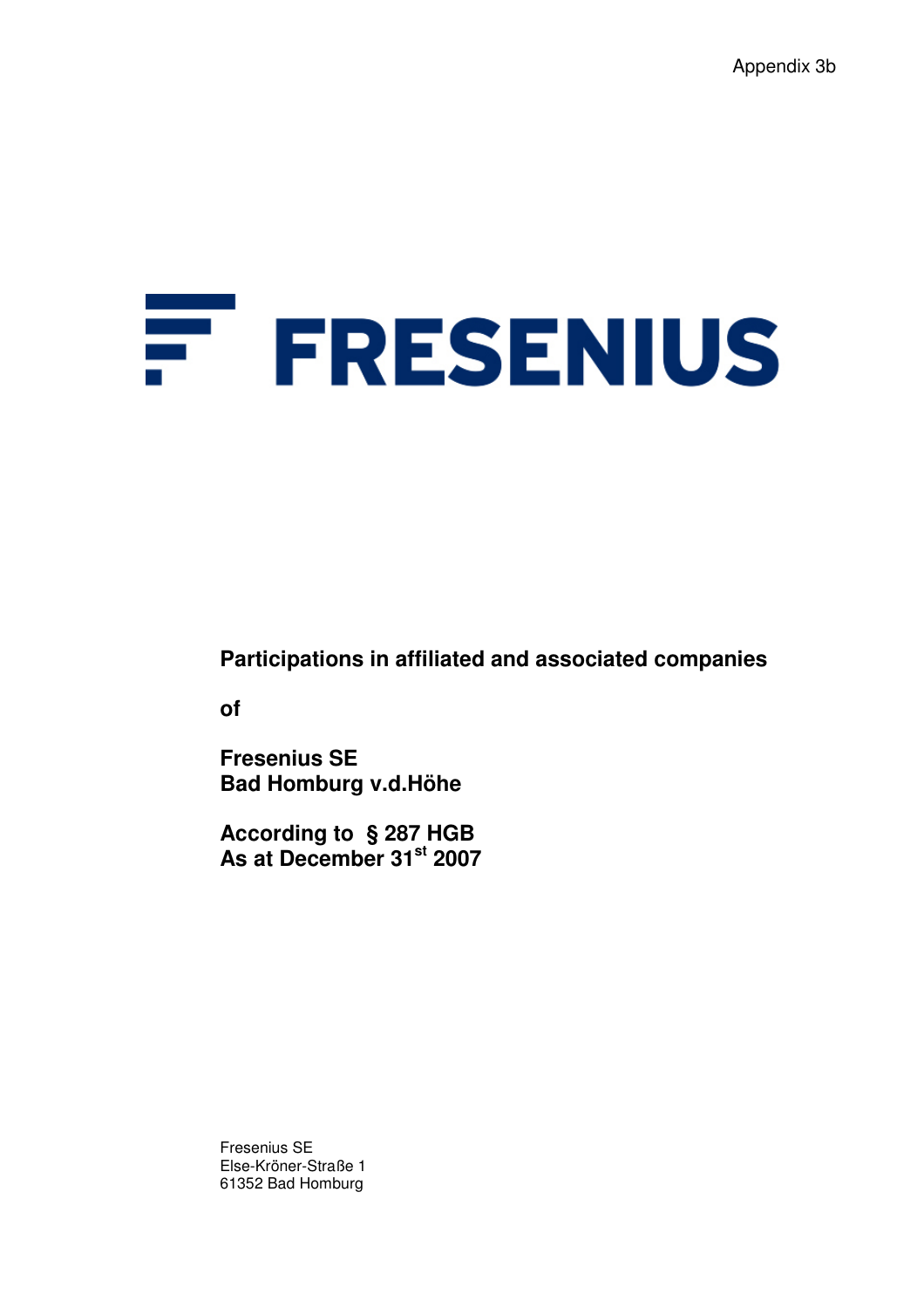Appendix 3b

# FRESENIUS

**Participations in affiliated and associated companies**

**of**

**Fresenius SE**
**Bad Homburg v.d.Höhe**

**According to § 287 HGB**
**As at December 31st 2007**

Fresenius SE
Else-Kröner-Straße 1
61352 Bad Homburg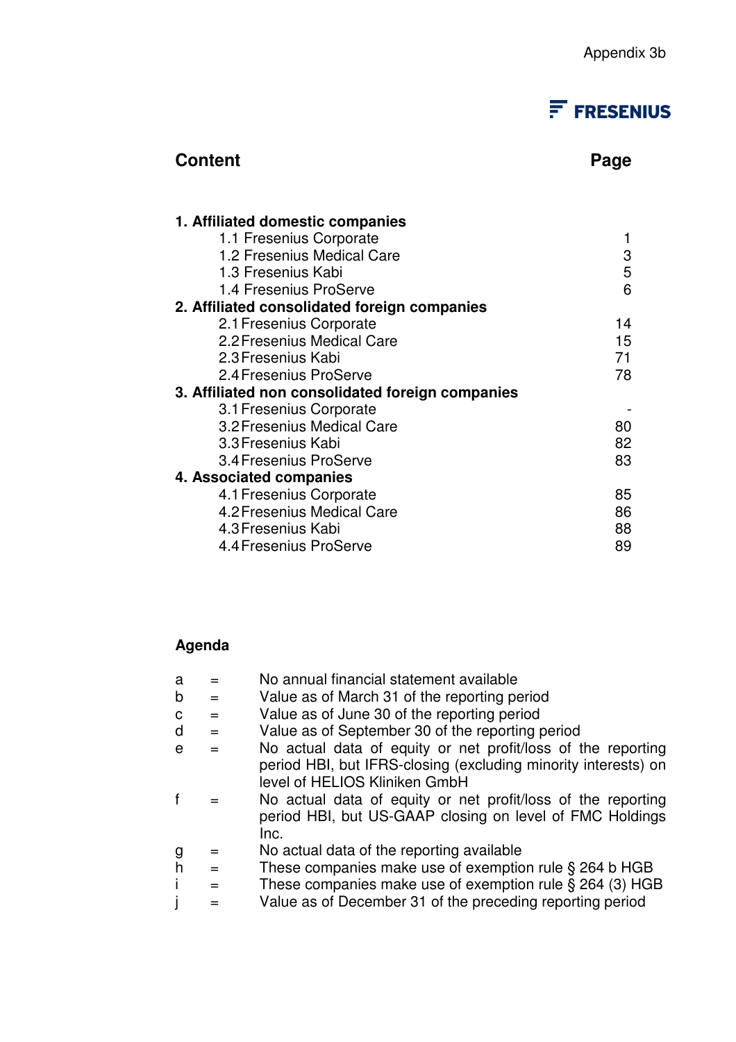Appendix 3b

FRESENIUS

| **Content** | **Page** |
|---|---|
| **1. Affiliated domestic companies** | |
| 1.1 Fresenius Corporate | 1 |
| 1.2 Fresenius Medical Care | 3 |
| 1.3 Fresenius Kabi | 5 |
| 1.4 Fresenius ProServe | 6 |
| **2. Affiliated consolidated foreign companies** | |
| 2.1 Fresenius Corporate | 14 |
| 2.2 Fresenius Medical Care | 15 |
| 2.3 Fresenius Kabi | 71 |
| 2.4 Fresenius ProServe | 78 |
| **3. Affiliated non consolidated foreign companies** | |
| 3.1 Fresenius Corporate | - |
| 3.2 Fresenius Medical Care | 80 |
| 3.3 Fresenius Kabi | 82 |
| 3.4 Fresenius ProServe | 83 |
| **4. Associated companies** | |
| 4.1 Fresenius Corporate | 85 |
| 4.2 Fresenius Medical Care | 86 |
| 4.3 Fresenius Kabi | 88 |
| 4.4 Fresenius ProServe | 89 |

**Agenda**

| | | |
|---|---|---|
| a | = | No annual financial statement available |
| b | = | Value as of March 31 of the reporting period |
| c | = | Value as of June 30 of the reporting period |
| d | = | Value as of September 30 of the reporting period |
| e | = | No actual data of equity or net profit/loss of the reporting period HBI, but IFRS-closing (excluding minority interests) on level of HELIOS Kliniken GmbH |
| f | = | No actual data of equity or net profit/loss of the reporting period HBI, but US-GAAP closing on level of FMC Holdings Inc. |
| g | = | No actual data of the reporting available |
| h | = | These companies make use of exemption rule § 264 b HGB |
| i | = | These companies make use of exemption rule § 264 (3) HGB |
| j | = | Value as of December 31 of the preceding reporting period |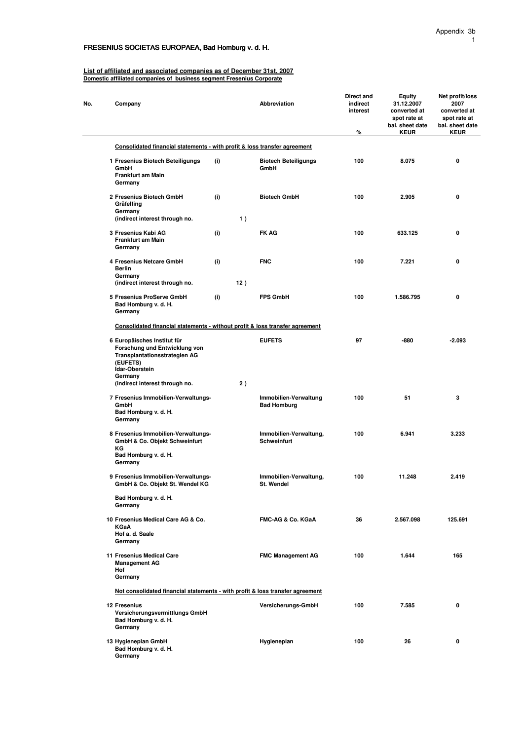# FRESENIUS SOCIETAS EUROPAEA, Bad Homburg v. d. H.

Appendix 3b

**List of affiliated and associated companies as of December 31st, 2007**
**Domestic affiliated companies of business segment Fresenius Corporate**

| No. | Company | | | Abbreviation | Direct and indirect interest % | Equity 31.12.2007 converted at spot rate at bal. sheet date KEUR | Net profit/loss 2007 converted at spot rate at bal. sheet date KEUR |
|---|---|---|---|---|---|---|---|
| | **Consolidated financial statements - with profit & loss transfer agreement** | | | | | | |
| 1 | Fresenius Biotech Beteiligungs GmbH, Frankfurt am Main, Germany | (i) | | Biotech Beteiligungs GmbH | 100 | 8.075 | 0 |
| 2 | Fresenius Biotech GmbH, Gräfelfing, Germany (indirect interest through no. | (i) | 1 ) | Biotech GmbH | 100 | 2.905 | 0 |
| 3 | Fresenius Kabi AG, Frankfurt am Main, Germany | (i) | | FK AG | 100 | 633.125 | 0 |
| 4 | Fresenius Netcare GmbH, Berlin, Germany (indirect interest through no. | (i) | 12 ) | FNC | 100 | 7.221 | 0 |
| 5 | Fresenius ProServe GmbH, Bad Homburg v. d. H., Germany | (i) | | FPS GmbH | 100 | 1.586.795 | 0 |
| | **Consolidated financial statements - without profit & loss transfer agreement** | | | | | | |
| 6 | Europäisches Institut für Forschung und Entwicklung von Transplantationsstrategien AG (EUFETS), Idar-Oberstein, Germany (indirect interest through no. | | 2 ) | EUFETS | 97 | -880 | -2.093 |
| 7 | Fresenius Immobilien-Verwaltungs-GmbH, Bad Homburg v. d. H., Germany | | | Immobilien-Verwaltung Bad Homburg | 100 | 51 | 3 |
| 8 | Fresenius Immobilien-Verwaltungs-GmbH & Co. Objekt Schweinfurt KG, Bad Homburg v. d. H., Germany | | | Immobilien-Verwaltung, Schweinfurt | 100 | 6.941 | 3.233 |
| 9 | Fresenius Immobilien-Verwaltungs-GmbH & Co. Objekt St. Wendel KG, Bad Homburg v. d. H., Germany | | | Immobilien-Verwaltung, St. Wendel | 100 | 11.248 | 2.419 |
| 10 | Fresenius Medical Care AG & Co. KGaA, Hof a. d. Saale, Germany | | | FMC-AG & Co. KGaA | 36 | 2.567.098 | 125.691 |
| 11 | Fresenius Medical Care Management AG, Hof, Germany | | | FMC Management AG | 100 | 1.644 | 165 |
| | **Not consolidated financial statements - with profit & loss transfer agreement** | | | | | | |
| 12 | Fresenius Versicherungsvermittlungs GmbH, Bad Homburg v. d. H., Germany | | | Versicherungs-GmbH | 100 | 7.585 | 0 |
| 13 | Hygieneplan GmbH, Bad Homburg v. d. H., Germany | | | Hygieneplan | 100 | 26 | 0 |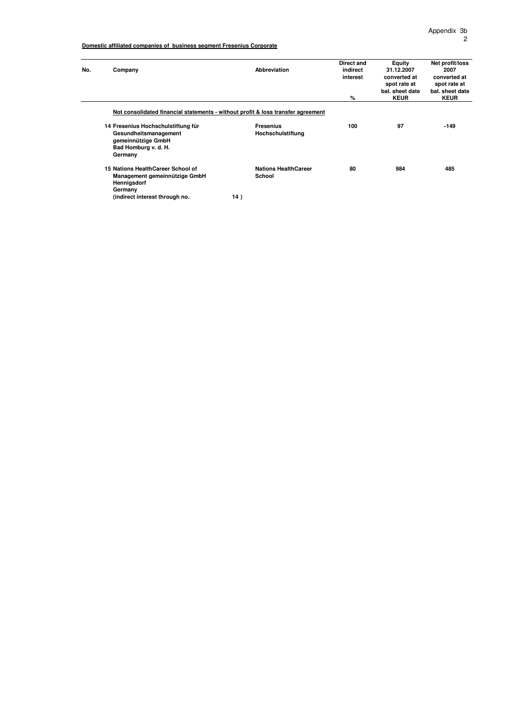Appendix 3b

**Domestic affiliated companies of business segment Fresenius Corporate**

| No. | Company | Abbreviation | Direct and indirect interest<br>% | Equity 31.12.2007 converted at spot rate at bal. sheet date<br>KEUR | Net profit/loss 2007 converted at spot rate at bal. sheet date<br>KEUR |
|---|---|---|---|---|---|
| | **Not consolidated financial statements - without profit & loss transfer agreement** | | | | |
| 14 | Fresenius Hochschulstiftung für Gesundheitsmanagement gemeinnützige GmbH<br>Bad Homburg v. d. H.<br>Germany | Fresenius Hochschulstiftung | 100 | 97 | -149 |
| 15 | Nations HealthCareer School of Management gemeinnützige GmbH<br>Hennigsdorf<br>Germany<br>(indirect interest through no. 14 ) | Nations HealthCareer School | 80 | 984 | 485 |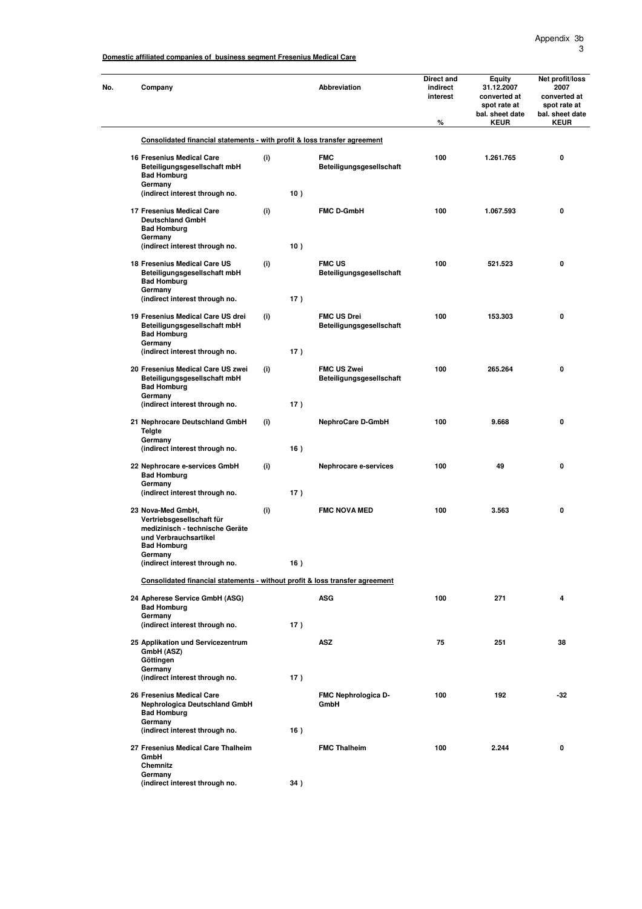Appendix 3b

**Domestic affiliated companies of business segment Fresenius Medical Care**

| No. | Company | | | Abbreviation | Direct and indirect interest % | Equity 31.12.2007 converted at spot rate at bal. sheet date KEUR | Net profit/loss 2007 converted at spot rate at bal. sheet date KEUR |
|---|---|---|---|---|---|---|---|
| | **Consolidated financial statements - with profit & loss transfer agreement** | | | | | | |
| 16 | Fresenius Medical Care Beteiligungsgesellschaft mbH Bad Homburg Germany (indirect interest through no. | (i) | 10 ) | FMC Beteiligungsgesellschaft | 100 | 1.261.765 | 0 |
| 17 | Fresenius Medical Care Deutschland GmbH Bad Homburg Germany (indirect interest through no. | (i) | 10 ) | FMC D-GmbH | 100 | 1.067.593 | 0 |
| 18 | Fresenius Medical Care US Beteiligungsgesellschaft mbH Bad Homburg Germany (indirect interest through no. | (i) | 17 ) | FMC US Beteiligungsgesellschaft | 100 | 521.523 | 0 |
| 19 | Fresenius Medical Care US drei Beteiligungsgesellschaft mbH Bad Homburg Germany (indirect interest through no. | (i) | 17 ) | FMC US Drei Beteiligungsgesellschaft | 100 | 153.303 | 0 |
| 20 | Fresenius Medical Care US zwei Beteiligungsgesellschaft mbH Bad Homburg Germany (indirect interest through no. | (i) | 17 ) | FMC US Zwei Beteiligungsgesellschaft | 100 | 265.264 | 0 |
| 21 | Nephrocare Deutschland GmbH Telgte Germany (indirect interest through no. | (i) | 16 ) | NephroCare D-GmbH | 100 | 9.668 | 0 |
| 22 | Nephrocare e-services GmbH Bad Homburg Germany (indirect interest through no. | (i) | 17 ) | Nephrocare e-services | 100 | 49 | 0 |
| 23 | Nova-Med GmbH, Vertriebsgesellschaft für medizinisch - technische Geräte und Verbrauchsartikel Bad Homburg Germany (indirect interest through no. | (i) | 16 ) | FMC NOVA MED | 100 | 3.563 | 0 |
| | **Consolidated financial statements - without profit & loss transfer agreement** | | | | | | |
| 24 | Apherese Service GmbH (ASG) Bad Homburg Germany (indirect interest through no. | | 17 ) | ASG | 100 | 271 | 4 |
| 25 | Applikation und Servicezentrum GmbH (ASZ) Göttingen Germany (indirect interest through no. | | 17 ) | ASZ | 75 | 251 | 38 |
| 26 | Fresenius Medical Care Nephrologica Deutschland GmbH Bad Homburg Germany (indirect interest through no. | | 16 ) | FMC Nephrologica D-GmbH | 100 | 192 | -32 |
| 27 | Fresenius Medical Care Thalheim GmbH Chemnitz Germany (indirect interest through no. | | 34 ) | FMC Thalheim | 100 | 2.244 | 0 |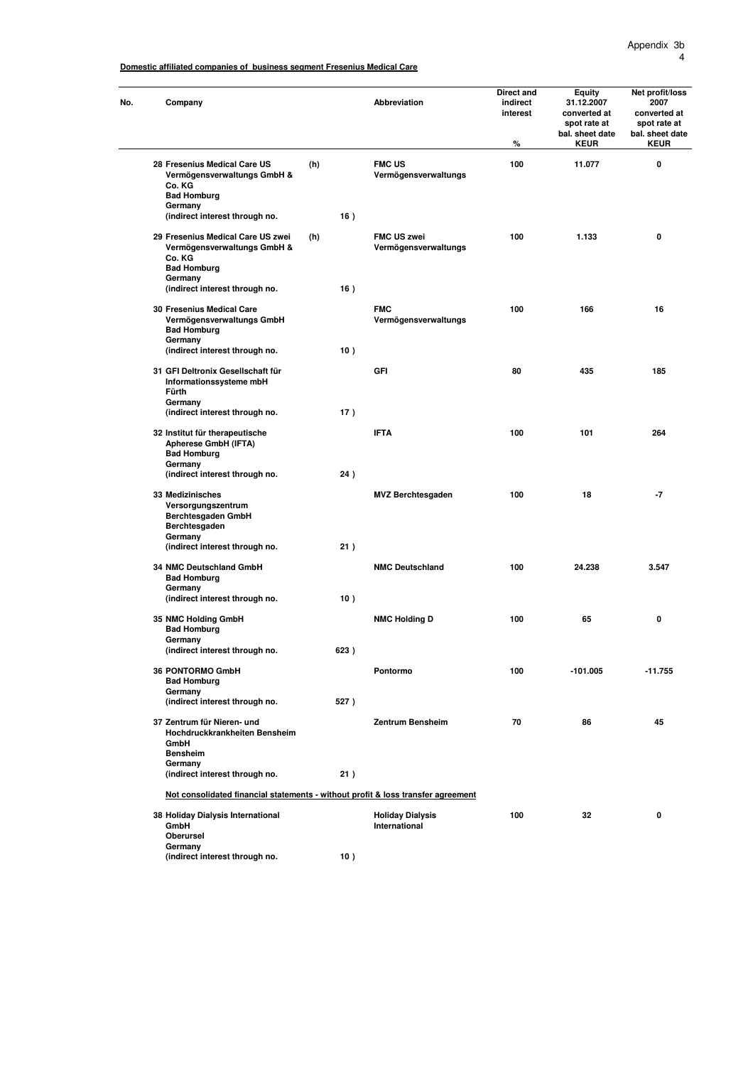Appendix 3b

**Domestic affiliated companies of business segment Fresenius Medical Care**

| No. | Company | | Abbreviation | Direct and indirect interest % | Equity 31.12.2007 converted at spot rate at bal. sheet date KEUR | Net profit/loss 2007 converted at spot rate at bal. sheet date KEUR |
|---|---|---|---|---|---|---|
| 28 | **Fresenius Medical Care US Vermögensverwaltungs GmbH & Co. KG**<br>**Bad Homburg**<br>**Germany**<br>**(indirect interest through no. 16 )** | **(h)** | **FMC US Vermögensverwaltungs** | **100** | **11.077** | **0** |
| 29 | **Fresenius Medical Care US zwei Vermögensverwaltungs GmbH & Co. KG**<br>**Bad Homburg**<br>**Germany**<br>**(indirect interest through no. 16 )** | **(h)** | **FMC US zwei Vermögensverwaltungs** | **100** | **1.133** | **0** |
| 30 | **Fresenius Medical Care Vermögensverwaltungs GmbH**<br>**Bad Homburg**<br>**Germany**<br>**(indirect interest through no. 10 )** | | **FMC Vermögensverwaltungs** | **100** | **166** | **16** |
| 31 | **GFI Deltronix Gesellschaft für Informationssysteme mbH**<br>**Fürth**<br>**Germany**<br>**(indirect interest through no. 17 )** | | **GFI** | **80** | **435** | **185** |
| 32 | **Institut für therapeutische Apherese GmbH (IFTA)**<br>**Bad Homburg**<br>**Germany**<br>**(indirect interest through no. 24 )** | | **IFTA** | **100** | **101** | **264** |
| 33 | **Medizinisches Versorgungszentrum Berchtesgaden GmbH**<br>**Berchtesgaden**<br>**Germany**<br>**(indirect interest through no. 21 )** | | **MVZ Berchtesgaden** | **100** | **18** | **-7** |
| 34 | **NMC Deutschland GmbH**<br>**Bad Homburg**<br>**Germany**<br>**(indirect interest through no. 10 )** | | **NMC Deutschland** | **100** | **24.238** | **3.547** |
| 35 | **NMC Holding GmbH**<br>**Bad Homburg**<br>**Germany**<br>**(indirect interest through no. 623 )** | | **NMC Holding D** | **100** | **65** | **0** |
| 36 | **PONTORMO GmbH**<br>**Bad Homburg**<br>**Germany**<br>**(indirect interest through no. 527 )** | | **Pontormo** | **100** | **-101.005** | **-11.755** |
| 37 | **Zentrum für Nieren- und Hochdruckkrankheiten Bensheim GmbH**<br>**Bensheim**<br>**Germany**<br>**(indirect interest through no. 21 )** | | **Zentrum Bensheim** | **70** | **86** | **45** |
| | **Not consolidated financial statements - without profit & loss transfer agreement** | | | | | |
| 38 | **Holiday Dialysis International GmbH**<br>**Oberursel**<br>**Germany**<br>**(indirect interest through no. 10 )** | | **Holiday Dialysis International** | **100** | **32** | **0** |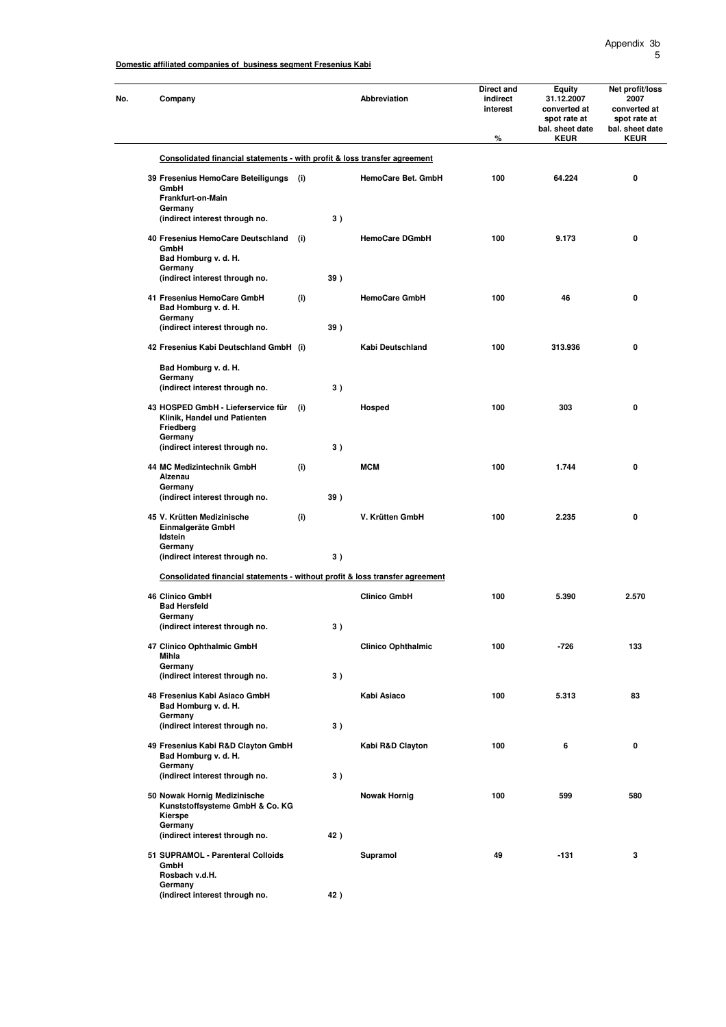**Domestic affiliated companies of business segment Fresenius Kabi**

| No. | Company | | | Abbreviation | Direct and indirect interest % | Equity 31.12.2007 converted at spot rate at bal. sheet date KEUR | Net profit/loss 2007 converted at spot rate at bal. sheet date KEUR |
|---|---|---|---|---|---|---|---|
| | **Consolidated financial statements - with profit & loss transfer agreement** | | | | | | |
| 39 | Fresenius HemoCare Beteiligungs GmbH<br>Frankfurt-on-Main<br>Germany<br>(indirect interest through no. | (i) | 3 ) | HemoCare Bet. GmbH | 100 | 64.224 | 0 |
| 40 | Fresenius HemoCare Deutschland GmbH<br>Bad Homburg v. d. H.<br>Germany<br>(indirect interest through no. | (i) | 39 ) | HemoCare DGmbH | 100 | 9.173 | 0 |
| 41 | Fresenius HemoCare GmbH<br>Bad Homburg v. d. H.<br>Germany<br>(indirect interest through no. | (i) | 39 ) | HemoCare GmbH | 100 | 46 | 0 |
| 42 | Fresenius Kabi Deutschland GmbH<br>Bad Homburg v. d. H.<br>Germany<br>(indirect interest through no. | (i) | 3 ) | Kabi Deutschland | 100 | 313.936 | 0 |
| 43 | HOSPED GmbH - Lieferservice für Klinik, Handel und Patienten<br>Friedberg<br>Germany<br>(indirect interest through no. | (i) | 3 ) | Hosped | 100 | 303 | 0 |
| 44 | MC Medizintechnik GmbH<br>Alzenau<br>Germany<br>(indirect interest through no. | (i) | 39 ) | MCM | 100 | 1.744 | 0 |
| 45 | V. Krütten Medizinische Einmalgeräte GmbH<br>Idstein<br>Germany<br>(indirect interest through no. | (i) | 3 ) | V. Krütten GmbH | 100 | 2.235 | 0 |
| | **Consolidated financial statements - without profit & loss transfer agreement** | | | | | | |
| 46 | Clinico GmbH<br>Bad Hersfeld<br>Germany<br>(indirect interest through no. | | 3 ) | Clinico GmbH | 100 | 5.390 | 2.570 |
| 47 | Clinico Ophthalmic GmbH<br>Mihla<br>Germany<br>(indirect interest through no. | | 3 ) | Clinico Ophthalmic | 100 | -726 | 133 |
| 48 | Fresenius Kabi Asiaco GmbH<br>Bad Homburg v. d. H.<br>Germany<br>(indirect interest through no. | | 3 ) | Kabi Asiaco | 100 | 5.313 | 83 |
| 49 | Fresenius Kabi R&D Clayton GmbH<br>Bad Homburg v. d. H.<br>Germany<br>(indirect interest through no. | | 3 ) | Kabi R&D Clayton | 100 | 6 | 0 |
| 50 | Nowak Hornig Medizinische Kunststoffsysteme GmbH & Co. KG<br>Kierspe<br>Germany<br>(indirect interest through no. | | 42 ) | Nowak Hornig | 100 | 599 | 580 |
| 51 | SUPRAMOL - Parenteral Colloids GmbH<br>Rosbach v.d.H.<br>Germany<br>(indirect interest through no. | | 42 ) | Supramol | 49 | -131 | 3 |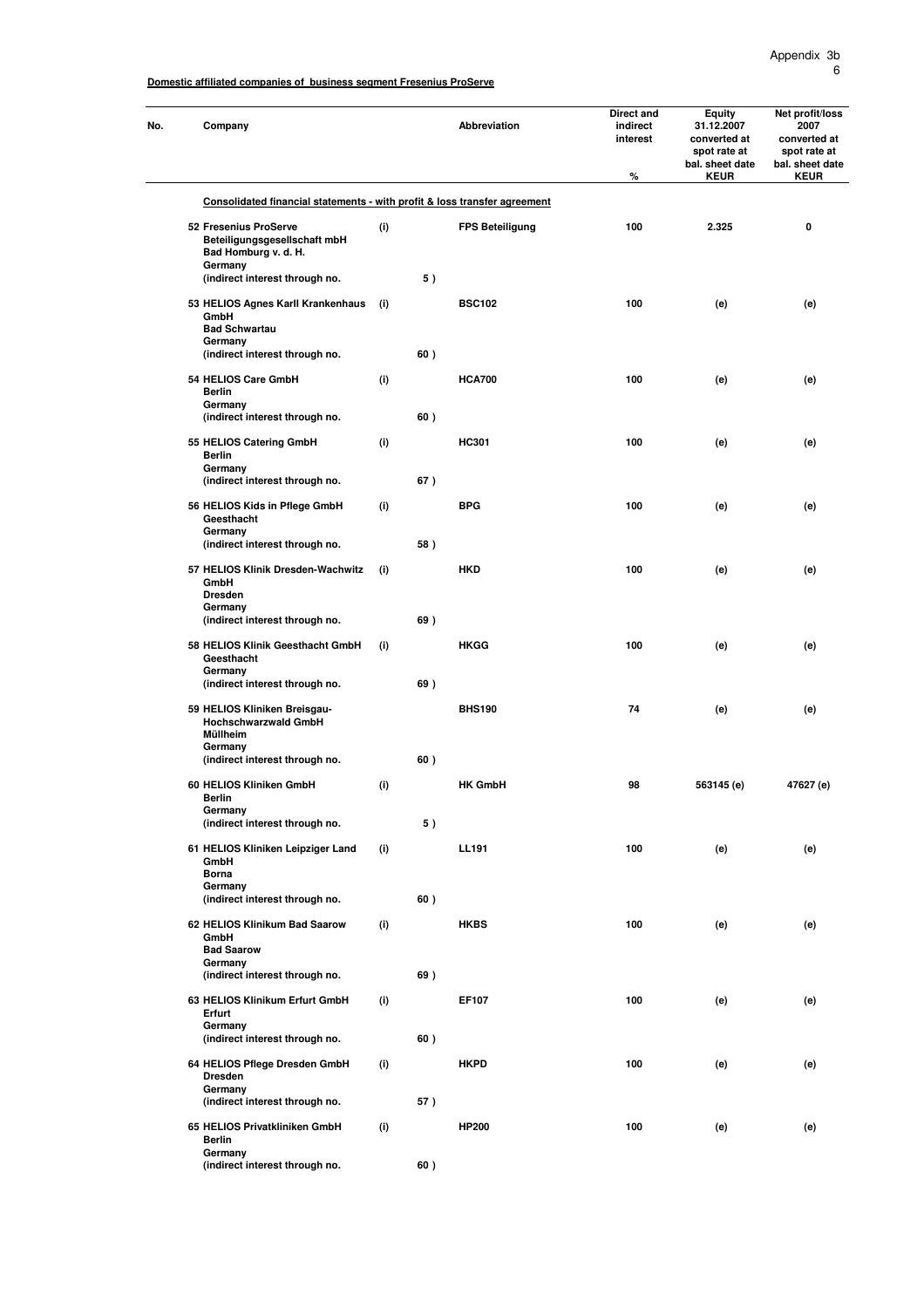Domestic affiliated companies of business segment Fresenius ProServe

| No. | Company | | Abbreviation | Direct and indirect interest % | Equity 31.12.2007 converted at spot rate at bal. sheet date KEUR | Net profit/loss 2007 converted at spot rate at bal. sheet date KEUR |
|---|---|---|---|---|---|---|
| | **Consolidated financial statements - with profit & loss transfer agreement** | | | | | |
| 52 | Fresenius ProServe Beteiligungsgesellschaft mbH, Bad Homburg v. d. H., Germany (indirect interest through no. 5 ) | (i) | FPS Beteiligung | 100 | 2.325 | 0 |
| 53 | HELIOS Agnes Karll Krankenhaus GmbH, Bad Schwartau, Germany (indirect interest through no. 60 ) | (i) | BSC102 | 100 | (e) | (e) |
| 54 | HELIOS Care GmbH, Berlin, Germany (indirect interest through no. 60 ) | (i) | HCA700 | 100 | (e) | (e) |
| 55 | HELIOS Catering GmbH, Berlin, Germany (indirect interest through no. 67 ) | (i) | HC301 | 100 | (e) | (e) |
| 56 | HELIOS Kids in Pflege GmbH, Geesthacht, Germany (indirect interest through no. 58 ) | (i) | BPG | 100 | (e) | (e) |
| 57 | HELIOS Klinik Dresden-Wachwitz GmbH, Dresden, Germany (indirect interest through no. 69 ) | (i) | HKD | 100 | (e) | (e) |
| 58 | HELIOS Klinik Geesthacht GmbH, Geesthacht, Germany (indirect interest through no. 69 ) | (i) | HKGG | 100 | (e) | (e) |
| 59 | HELIOS Kliniken Breisgau-Hochschwarzwald GmbH, Müllheim, Germany (indirect interest through no. 60 ) | | BHS190 | 74 | (e) | (e) |
| 60 | HELIOS Kliniken GmbH, Berlin, Germany (indirect interest through no. 5 ) | (i) | HK GmbH | 98 | 563145 (e) | 47627 (e) |
| 61 | HELIOS Kliniken Leipziger Land GmbH, Borna, Germany (indirect interest through no. 60 ) | (i) | LL191 | 100 | (e) | (e) |
| 62 | HELIOS Klinikum Bad Saarow GmbH, Bad Saarow, Germany (indirect interest through no. 69 ) | (i) | HKBS | 100 | (e) | (e) |
| 63 | HELIOS Klinikum Erfurt GmbH, Erfurt, Germany (indirect interest through no. 60 ) | (i) | EF107 | 100 | (e) | (e) |
| 64 | HELIOS Pflege Dresden GmbH, Dresden, Germany (indirect interest through no. 57 ) | (i) | HKPD | 100 | (e) | (e) |
| 65 | HELIOS Privatkliniken GmbH, Berlin, Germany (indirect interest through no. 60 ) | (i) | HP200 | 100 | (e) | (e) |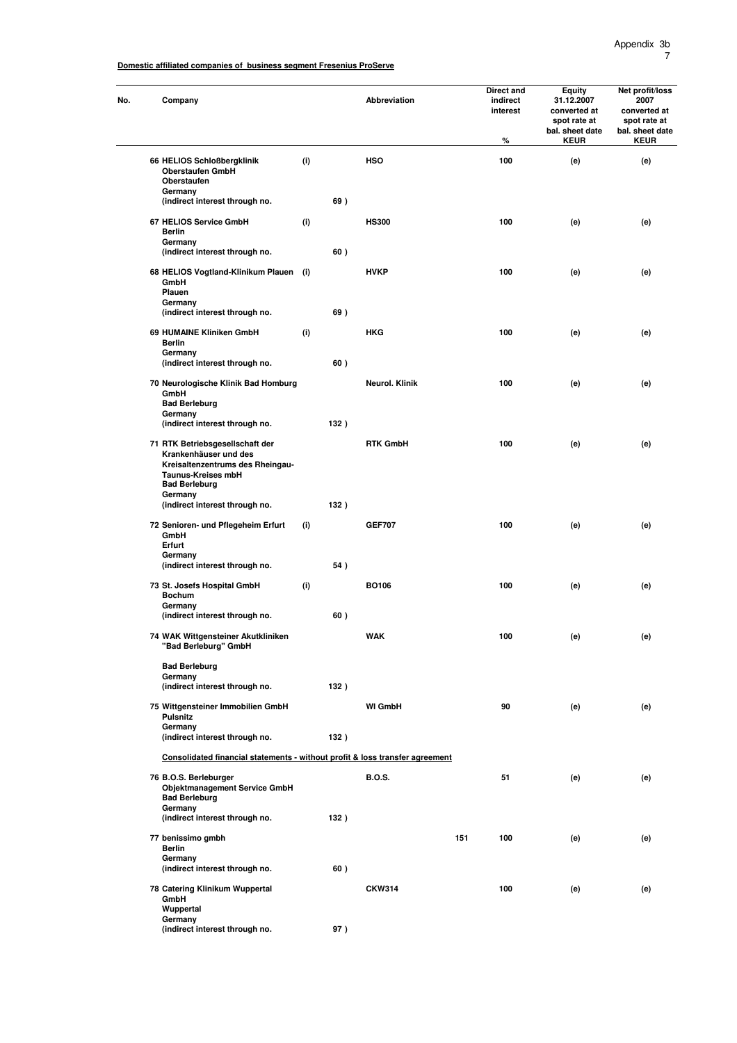Appendix 3b

**Domestic affiliated companies of business segment Fresenius ProServe**

| No. | Company | | | Abbreviation | | Direct and indirect interest % | Equity 31.12.2007 converted at spot rate at bal. sheet date KEUR | Net profit/loss 2007 converted at spot rate at bal. sheet date KEUR |
|---|---|---|---|---|---|---|---|---|
| 66 | HELIOS Schloßbergklinik Oberstaufen GmbH Oberstaufen Germany (indirect interest through no. | (i) | 69 ) | HSO | | 100 | (e) | (e) |
| 67 | HELIOS Service GmbH Berlin Germany (indirect interest through no. | (i) | 60 ) | HS300 | | 100 | (e) | (e) |
| 68 | HELIOS Vogtland-Klinikum Plauen GmbH Plauen Germany (indirect interest through no. | (i) | 69 ) | HVKP | | 100 | (e) | (e) |
| 69 | HUMAINE Kliniken GmbH Berlin Germany (indirect interest through no. | (i) | 60 ) | HKG | | 100 | (e) | (e) |
| 70 | Neurologische Klinik Bad Homburg GmbH Bad Berleburg Germany (indirect interest through no. | | 132 ) | Neurol. Klinik | | 100 | (e) | (e) |
| 71 | RTK Betriebsgesellschaft der Krankenhäuser und des Kreisaltenzentrums des Rheingau-Taunus-Kreises mbH Bad Berleburg Germany (indirect interest through no. | | 132 ) | RTK GmbH | | 100 | (e) | (e) |
| 72 | Senioren- und Pflegeheim Erfurt GmbH Erfurt Germany (indirect interest through no. | (i) | 54 ) | GEF707 | | 100 | (e) | (e) |
| 73 | St. Josefs Hospital GmbH Bochum Germany (indirect interest through no. | (i) | 60 ) | BO106 | | 100 | (e) | (e) |
| 74 | WAK Wittgensteiner Akutkliniken "Bad Berleburg" GmbH Bad Berleburg Germany (indirect interest through no. | | 132 ) | WAK | | 100 | (e) | (e) |
| 75 | Wittgensteiner Immobilien GmbH Pulsnitz Germany (indirect interest through no. | | 132 ) | WI GmbH | | 90 | (e) | (e) |
| | **Consolidated financial statements - without profit & loss transfer agreement** | | | | | | | |
| 76 | B.O.S. Berleburger Objektmanagement Service GmbH Bad Berleburg Germany (indirect interest through no. | | 132 ) | B.O.S. | | 51 | (e) | (e) |
| 77 | benissimo gmbh Berlin Germany (indirect interest through no. | | 60 ) | | 151 | 100 | (e) | (e) |
| 78 | Catering Klinikum Wuppertal GmbH Wuppertal Germany (indirect interest through no. | | 97 ) | CKW314 | | 100 | (e) | (e) |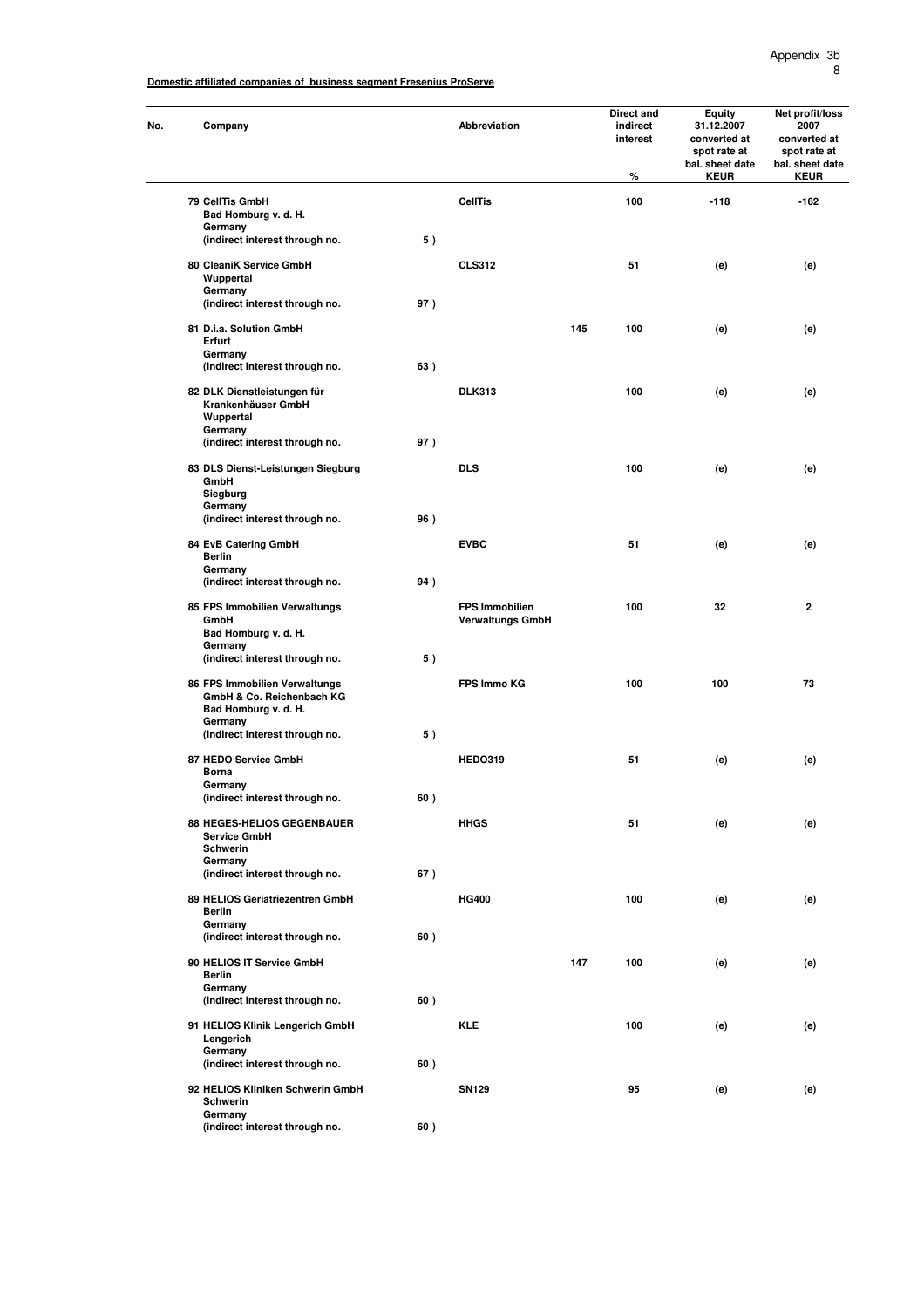**Domestic affiliated companies of business segment Fresenius ProServe**

| No. | Company | | Abbreviation | | Direct and indirect interest<br>% | Equity 31.12.2007 converted at spot rate at bal. sheet date<br>KEUR | Net profit/loss 2007 converted at spot rate at bal. sheet date<br>KEUR |
|---|---|---|---|---|---|---|---|
| 79 | CellTis GmbH<br>Bad Homburg v. d. H.<br>Germany<br>(indirect interest through no. | 5 ) | CellTis | | 100 | -118 | -162 |
| 80 | CleaniK Service GmbH<br>Wuppertal<br>Germany<br>(indirect interest through no. | 97 ) | CLS312 | | 51 | (e) | (e) |
| 81 | D.i.a. Solution GmbH<br>Erfurt<br>Germany<br>(indirect interest through no. | 63 ) | | 145 | 100 | (e) | (e) |
| 82 | DLK Dienstleistungen für Krankenhäuser GmbH<br>Wuppertal<br>Germany<br>(indirect interest through no. | 97 ) | DLK313 | | 100 | (e) | (e) |
| 83 | DLS Dienst-Leistungen Siegburg GmbH<br>Siegburg<br>Germany<br>(indirect interest through no. | 96 ) | DLS | | 100 | (e) | (e) |
| 84 | EvB Catering GmbH<br>Berlin<br>Germany<br>(indirect interest through no. | 94 ) | EVBC | | 51 | (e) | (e) |
| 85 | FPS Immobilien Verwaltungs GmbH<br>Bad Homburg v. d. H.<br>Germany<br>(indirect interest through no. | 5 ) | FPS Immobilien Verwaltungs GmbH | | 100 | 32 | 2 |
| 86 | FPS Immobilien Verwaltungs GmbH & Co. Reichenbach KG<br>Bad Homburg v. d. H.<br>Germany<br>(indirect interest through no. | 5 ) | FPS Immo KG | | 100 | 100 | 73 |
| 87 | HEDO Service GmbH<br>Borna<br>Germany<br>(indirect interest through no. | 60 ) | HEDO319 | | 51 | (e) | (e) |
| 88 | HEGES-HELIOS GEGENBAUER Service GmbH<br>Schwerin<br>Germany<br>(indirect interest through no. | 67 ) | HHGS | | 51 | (e) | (e) |
| 89 | HELIOS Geriatriezentren GmbH<br>Berlin<br>Germany<br>(indirect interest through no. | 60 ) | HG400 | | 100 | (e) | (e) |
| 90 | HELIOS IT Service GmbH<br>Berlin<br>Germany<br>(indirect interest through no. | 60 ) | | 147 | 100 | (e) | (e) |
| 91 | HELIOS Klinik Lengerich GmbH<br>Lengerich<br>Germany<br>(indirect interest through no. | 60 ) | KLE | | 100 | (e) | (e) |
| 92 | HELIOS Kliniken Schwerin GmbH<br>Schwerin<br>Germany<br>(indirect interest through no. | 60 ) | SN129 | | 95 | (e) | (e) |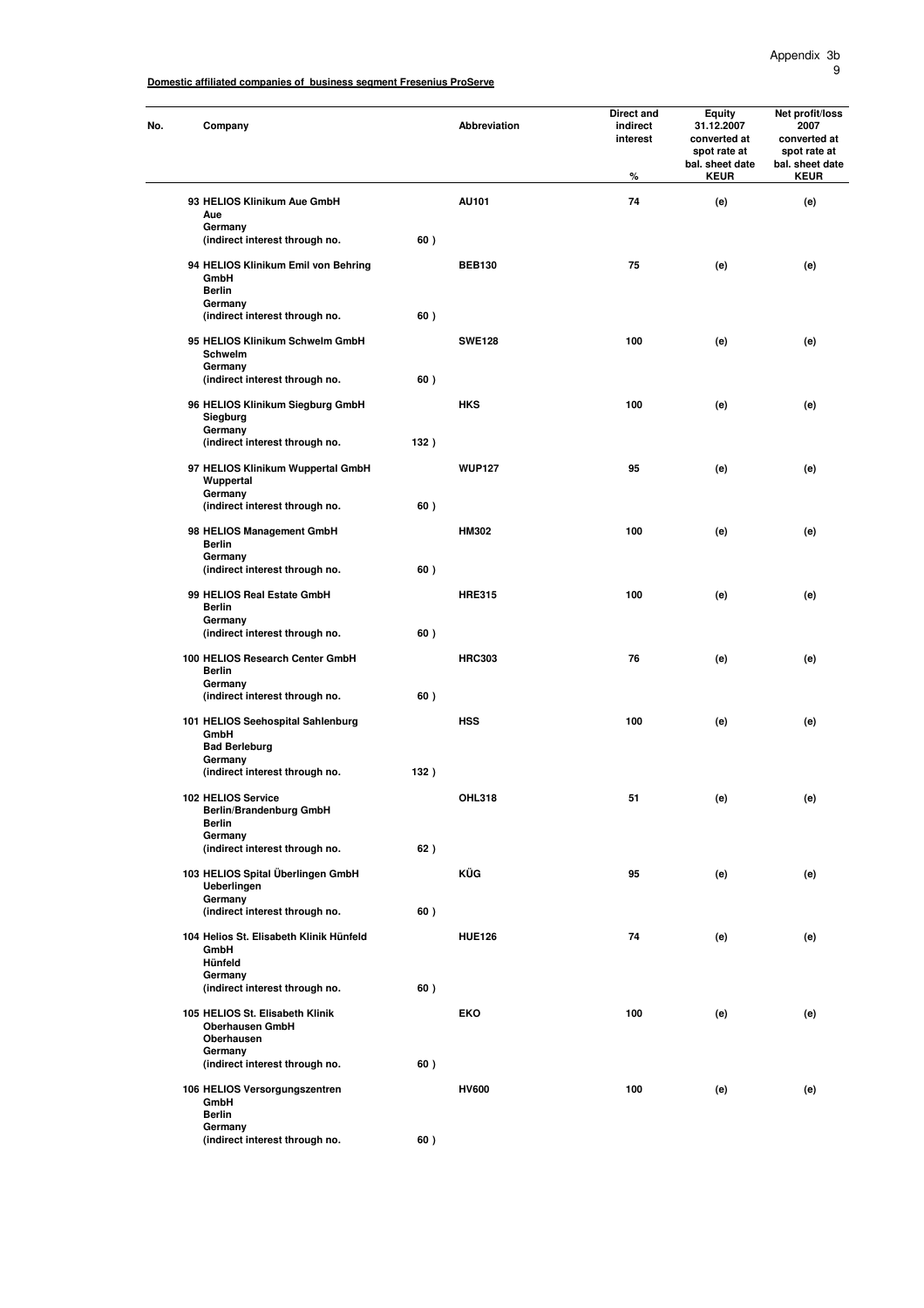**Domestic affiliated companies of business segment Fresenius ProServe**

| No. | Company | | Abbreviation | Direct and indirect interest % | Equity 31.12.2007 converted at spot rate at bal. sheet date KEUR | Net profit/loss 2007 converted at spot rate at bal. sheet date KEUR |
|---|---|---|---|---|---|---|
| 93 | HELIOS Klinikum Aue GmbH<br>Aue<br>Germany<br>(indirect interest through no. | 60 ) | AU101 | 74 | (e) | (e) |
| 94 | HELIOS Klinikum Emil von Behring GmbH<br>Berlin<br>Germany<br>(indirect interest through no. | 60 ) | BEB130 | 75 | (e) | (e) |
| 95 | HELIOS Klinikum Schwelm GmbH<br>Schwelm<br>Germany<br>(indirect interest through no. | 60 ) | SWE128 | 100 | (e) | (e) |
| 96 | HELIOS Klinikum Siegburg GmbH<br>Siegburg<br>Germany<br>(indirect interest through no. | 132 ) | HKS | 100 | (e) | (e) |
| 97 | HELIOS Klinikum Wuppertal GmbH<br>Wuppertal<br>Germany<br>(indirect interest through no. | 60 ) | WUP127 | 95 | (e) | (e) |
| 98 | HELIOS Management GmbH<br>Berlin<br>Germany<br>(indirect interest through no. | 60 ) | HM302 | 100 | (e) | (e) |
| 99 | HELIOS Real Estate GmbH<br>Berlin<br>Germany<br>(indirect interest through no. | 60 ) | HRE315 | 100 | (e) | (e) |
| 100 | HELIOS Research Center GmbH<br>Berlin<br>Germany<br>(indirect interest through no. | 60 ) | HRC303 | 76 | (e) | (e) |
| 101 | HELIOS Seehospital Sahlenburg GmbH<br>Bad Berleburg<br>Germany<br>(indirect interest through no. | 132 ) | HSS | 100 | (e) | (e) |
| 102 | HELIOS Service Berlin/Brandenburg GmbH<br>Berlin<br>Germany<br>(indirect interest through no. | 62 ) | OHL318 | 51 | (e) | (e) |
| 103 | HELIOS Spital Überlingen GmbH<br>Ueberlingen<br>Germany<br>(indirect interest through no. | 60 ) | KÜG | 95 | (e) | (e) |
| 104 | Helios St. Elisabeth Klinik Hünfeld GmbH<br>Hünfeld<br>Germany<br>(indirect interest through no. | 60 ) | HUE126 | 74 | (e) | (e) |
| 105 | HELIOS St. Elisabeth Klinik Oberhausen GmbH<br>Oberhausen<br>Germany<br>(indirect interest through no. | 60 ) | EKO | 100 | (e) | (e) |
| 106 | HELIOS Versorgungszentren GmbH<br>Berlin<br>Germany<br>(indirect interest through no. | 60 ) | HV600 | 100 | (e) | (e) |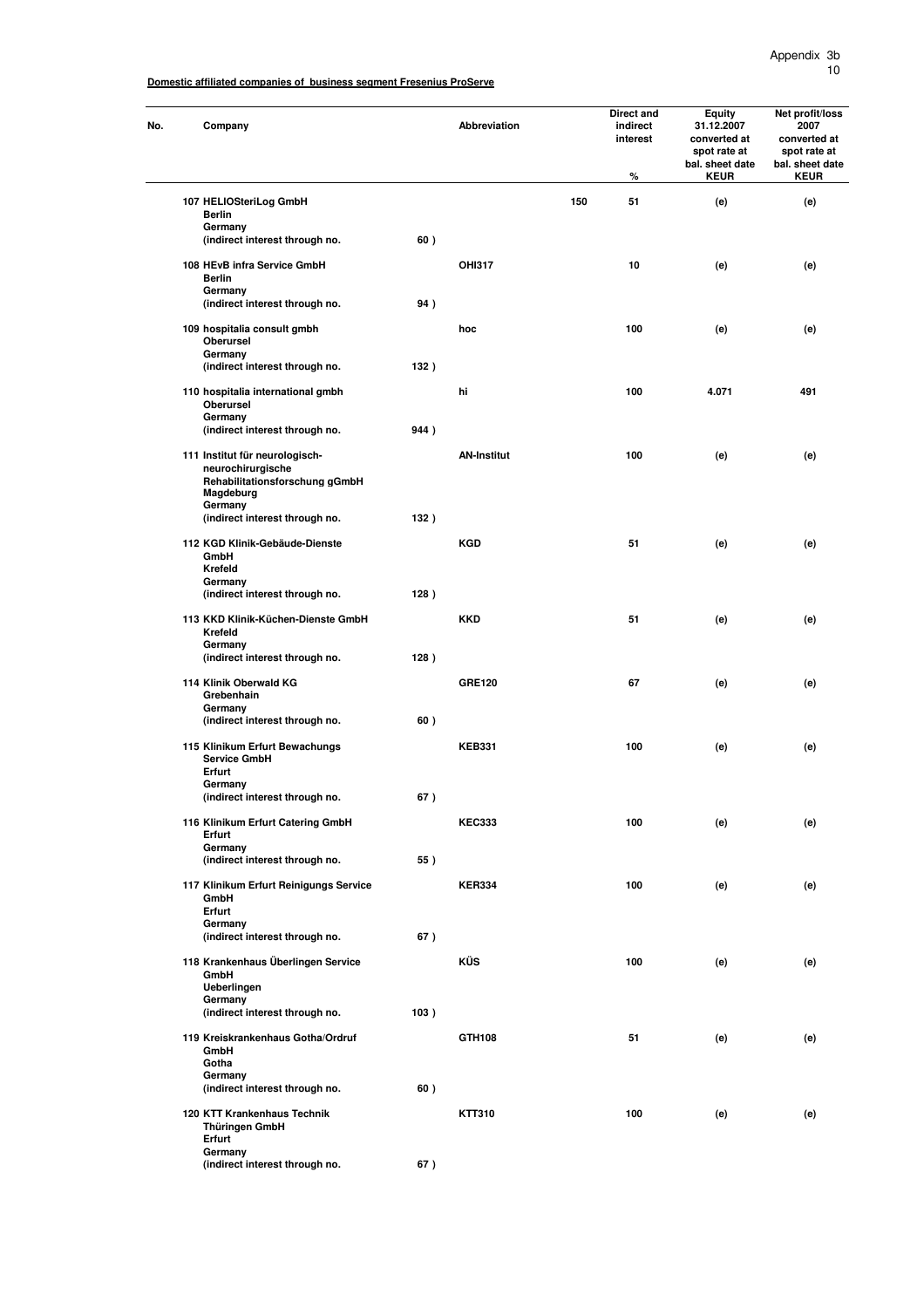**Domestic affiliated companies of business segment Fresenius ProServe**

| No. | Company | Abbreviation | Direct and indirect interest % | Equity 31.12.2007 converted at spot rate at bal. sheet date KEUR | Net profit/loss 2007 converted at spot rate at bal. sheet date KEUR |
|---|---|---|---|---|---|
| 107 | HELIOSteriLog GmbH<br>Berlin<br>Germany<br>(indirect interest through no. 60 ) | 150 | 51 | (e) | (e) |
| 108 | HEvB infra Service GmbH<br>Berlin<br>Germany<br>(indirect interest through no. 94 ) | OHI317 | 10 | (e) | (e) |
| 109 | hospitalia consult gmbh<br>Oberursel<br>Germany<br>(indirect interest through no. 132 ) | hoc | 100 | (e) | (e) |
| 110 | hospitalia international gmbh<br>Oberursel<br>Germany<br>(indirect interest through no. 944 ) | hi | 100 | 4.071 | 491 |
| 111 | Institut für neurologisch-neurochirurgische Rehabilitationsforschung gGmbH<br>Magdeburg<br>Germany<br>(indirect interest through no. 132 ) | AN-Institut | 100 | (e) | (e) |
| 112 | KGD Klinik-Gebäude-Dienste GmbH<br>Krefeld<br>Germany<br>(indirect interest through no. 128 ) | KGD | 51 | (e) | (e) |
| 113 | KKD Klinik-Küchen-Dienste GmbH<br>Krefeld<br>Germany<br>(indirect interest through no. 128 ) | KKD | 51 | (e) | (e) |
| 114 | Klinik Oberwald KG<br>Grebenhain<br>Germany<br>(indirect interest through no. 60 ) | GRE120 | 67 | (e) | (e) |
| 115 | Klinikum Erfurt Bewachungs Service GmbH<br>Erfurt<br>Germany<br>(indirect interest through no. 67 ) | KEB331 | 100 | (e) | (e) |
| 116 | Klinikum Erfurt Catering GmbH<br>Erfurt<br>Germany<br>(indirect interest through no. 55 ) | KEC333 | 100 | (e) | (e) |
| 117 | Klinikum Erfurt Reinigungs Service GmbH<br>Erfurt<br>Germany<br>(indirect interest through no. 67 ) | KER334 | 100 | (e) | (e) |
| 118 | Krankenhaus Überlingen Service GmbH<br>Ueberlingen<br>Germany<br>(indirect interest through no. 103 ) | KÜS | 100 | (e) | (e) |
| 119 | Kreiskrankenhaus Gotha/Ordruf GmbH<br>Gotha<br>Germany<br>(indirect interest through no. 60 ) | GTH108 | 51 | (e) | (e) |
| 120 | KTT Krankenhaus Technik Thüringen GmbH<br>Erfurt<br>Germany<br>(indirect interest through no. 67 ) | KTT310 | 100 | (e) | (e) |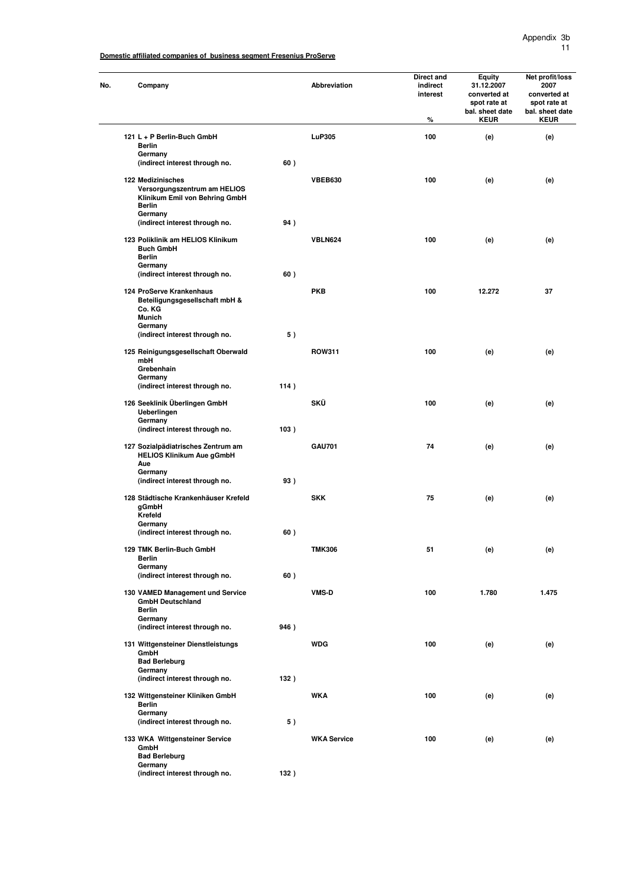Appendix 3b

**Domestic affiliated companies of business segment Fresenius ProServe**

| No. | Company | Abbreviation | Direct and indirect interest % | Equity 31.12.2007 converted at spot rate at bal. sheet date KEUR | Net profit/loss 2007 converted at spot rate at bal. sheet date KEUR |
|---|---|---|---|---|---|
| 121 | **L + P Berlin-Buch GmbH** Berlin Germany (indirect interest through no. 60 ) | **LuP305** | **100** | **(e)** | **(e)** |
| 122 | **Medizinisches Versorgungszentrum am HELIOS Klinikum Emil von Behring GmbH** Berlin Germany (indirect interest through no. 94 ) | **VBEB630** | **100** | **(e)** | **(e)** |
| 123 | **Poliklinik am HELIOS Klinikum Buch GmbH** Berlin Germany (indirect interest through no. 60 ) | **VBLN624** | **100** | **(e)** | **(e)** |
| 124 | **ProServe Krankenhaus Beteiligungsgesellschaft mbH & Co. KG** Munich Germany (indirect interest through no. 5 ) | **PKB** | **100** | **12.272** | **37** |
| 125 | **Reinigungsgesellschaft Oberwald mbH** Grebenhain Germany (indirect interest through no. 114 ) | **ROW311** | **100** | **(e)** | **(e)** |
| 126 | **Seeklinik Überlingen GmbH** Ueberlingen Germany (indirect interest through no. 103 ) | **SKÜ** | **100** | **(e)** | **(e)** |
| 127 | **Sozialpädiatrisches Zentrum am HELIOS Klinikum Aue gGmbH** Aue Germany (indirect interest through no. 93 ) | **GAU701** | **74** | **(e)** | **(e)** |
| 128 | **Städtische Krankenhäuser Krefeld gGmbH** Krefeld Germany (indirect interest through no. 60 ) | **SKK** | **75** | **(e)** | **(e)** |
| 129 | **TMK Berlin-Buch GmbH** Berlin Germany (indirect interest through no. 60 ) | **TMK306** | **51** | **(e)** | **(e)** |
| 130 | **VAMED Management und Service GmbH Deutschland** Berlin Germany (indirect interest through no. 946 ) | **VMS-D** | **100** | **1.780** | **1.475** |
| 131 | **Wittgensteiner Dienstleistungs GmbH** Bad Berleburg Germany (indirect interest through no. 132 ) | **WDG** | **100** | **(e)** | **(e)** |
| 132 | **Wittgensteiner Kliniken GmbH** Berlin Germany (indirect interest through no. 5 ) | **WKA** | **100** | **(e)** | **(e)** |
| 133 | **WKA Wittgensteiner Service GmbH** Bad Berleburg Germany (indirect interest through no. 132 ) | **WKA Service** | **100** | **(e)** | **(e)** |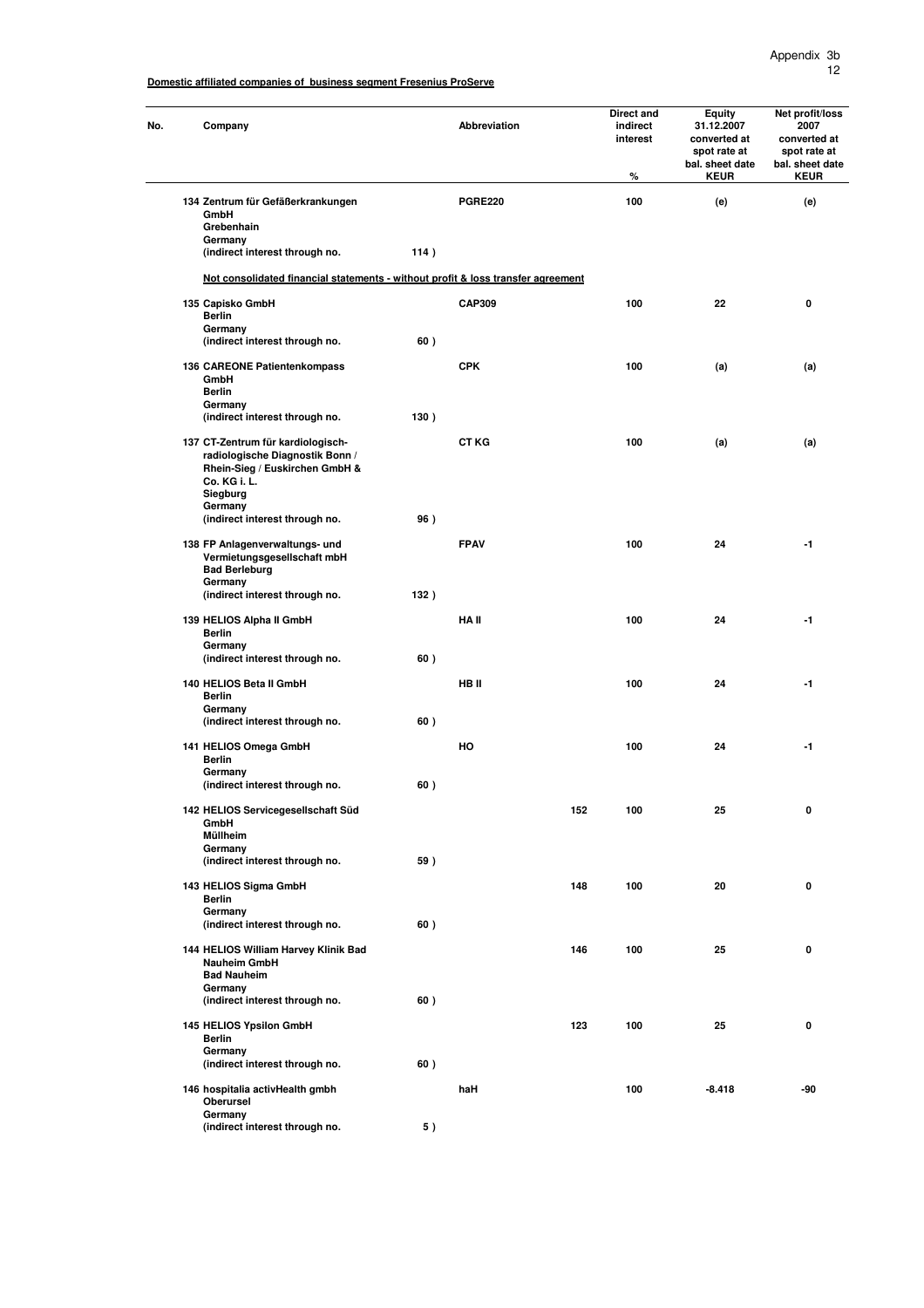Appendix 3b

**Domestic affiliated companies of business segment Fresenius ProServe**

| No. | Company | | Abbreviation | | Direct and indirect interest % | Equity 31.12.2007 converted at spot rate at bal. sheet date KEUR | Net profit/loss 2007 converted at spot rate at bal. sheet date KEUR |
|---|---|---|---|---|---|---|---|
| 134 | Zentrum für Gefäßerkrankungen GmbH<br>Grebenhain<br>Germany<br>(indirect interest through no. | 114 ) | PGRE220 | | 100 | (e) | (e) |
| | **Not consolidated financial statements - without profit & loss transfer agreement** | | | | | | |
| 135 | Capisko GmbH<br>Berlin<br>Germany<br>(indirect interest through no. | 60 ) | CAP309 | | 100 | 22 | 0 |
| 136 | CAREONE Patientenkompass GmbH<br>Berlin<br>Germany<br>(indirect interest through no. | 130 ) | CPK | | 100 | (a) | (a) |
| 137 | CT-Zentrum für kardiologisch-radiologische Diagnostik Bonn / Rhein-Sieg / Euskirchen GmbH & Co. KG i. L.<br>Siegburg<br>Germany<br>(indirect interest through no. | 96 ) | CT KG | | 100 | (a) | (a) |
| 138 | FP Anlagenverwaltungs- und Vermietungsgesellschaft mbH<br>Bad Berleburg<br>Germany<br>(indirect interest through no. | 132 ) | FPAV | | 100 | 24 | -1 |
| 139 | HELIOS Alpha II GmbH<br>Berlin<br>Germany<br>(indirect interest through no. | 60 ) | HA II | | 100 | 24 | -1 |
| 140 | HELIOS Beta II GmbH<br>Berlin<br>Germany<br>(indirect interest through no. | 60 ) | HB II | | 100 | 24 | -1 |
| 141 | HELIOS Omega GmbH<br>Berlin<br>Germany<br>(indirect interest through no. | 60 ) | HO | | 100 | 24 | -1 |
| 142 | HELIOS Servicegesellschaft Süd GmbH<br>Müllheim<br>Germany<br>(indirect interest through no. | 59 ) | | 152 | 100 | 25 | 0 |
| 143 | HELIOS Sigma GmbH<br>Berlin<br>Germany<br>(indirect interest through no. | 60 ) | | 148 | 100 | 20 | 0 |
| 144 | HELIOS William Harvey Klinik Bad Nauheim GmbH<br>Bad Nauheim<br>Germany<br>(indirect interest through no. | 60 ) | | 146 | 100 | 25 | 0 |
| 145 | HELIOS Ypsilon GmbH<br>Berlin<br>Germany<br>(indirect interest through no. | 60 ) | | 123 | 100 | 25 | 0 |
| 146 | hospitalia activHealth gmbh<br>Oberursel<br>Germany<br>(indirect interest through no. | 5 ) | haH | | 100 | -8.418 | -90 |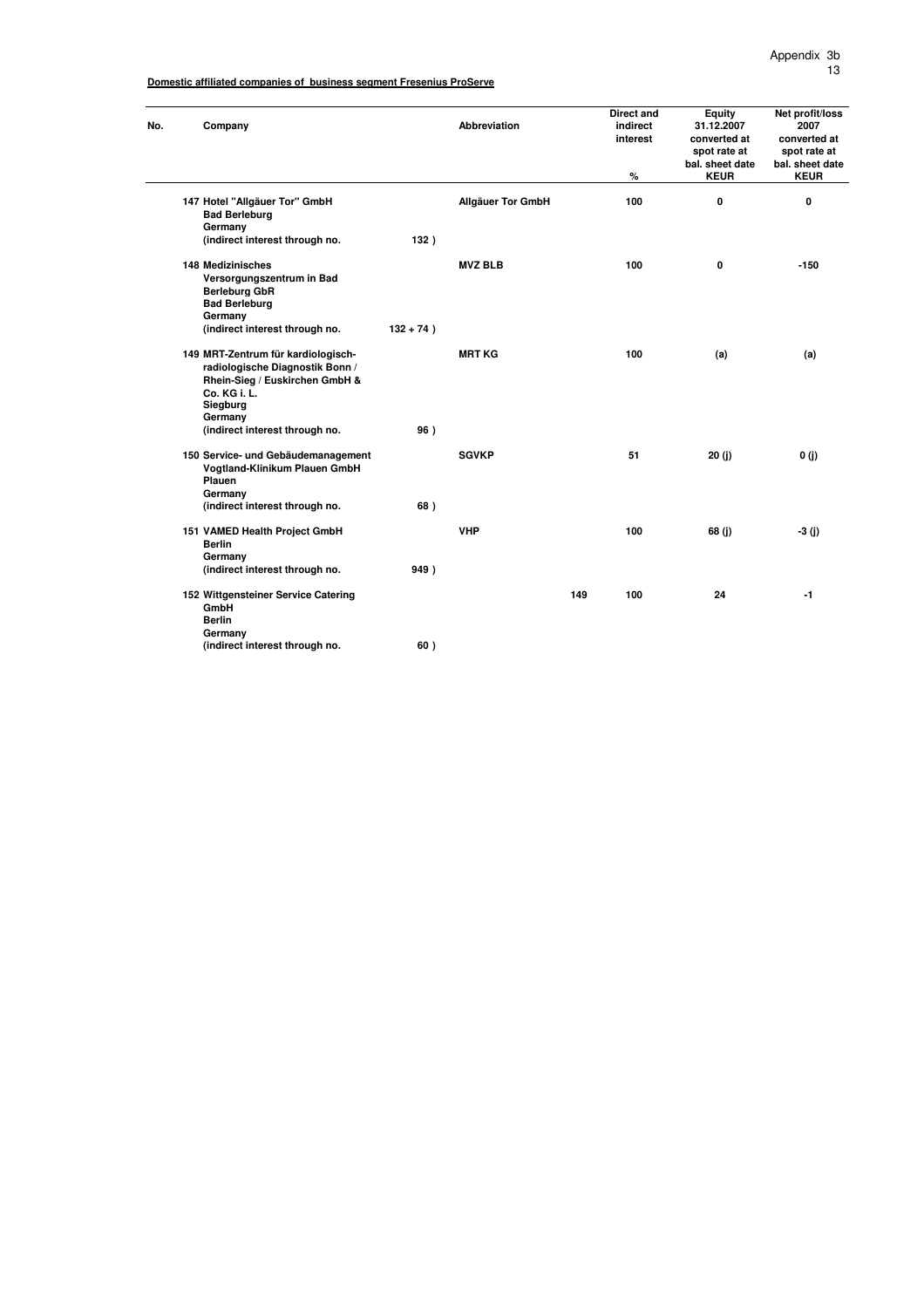**Domestic affiliated companies of business segment Fresenius ProServe**

| No. | Company | | Abbreviation | | Direct and indirect interest % | Equity 31.12.2007 converted at spot rate at bal. sheet date KEUR | Net profit/loss 2007 converted at spot rate at bal. sheet date KEUR |
|---|---|---|---|---|---|---|---|
| 147 | Hotel "Allgäuer Tor" GmbH<br>Bad Berleburg<br>Germany<br>(indirect interest through no. | 132 ) | Allgäuer Tor GmbH | | 100 | 0 | 0 |
| 148 | Medizinisches Versorgungszentrum in Bad Berleburg GbR<br>Bad Berleburg<br>Germany<br>(indirect interest through no. | 132 + 74 ) | MVZ BLB | | 100 | 0 | -150 |
| 149 | MRT-Zentrum für kardiologisch-radiologische Diagnostik Bonn / Rhein-Sieg / Euskirchen GmbH & Co. KG i. L.<br>Siegburg<br>Germany<br>(indirect interest through no. | 96 ) | MRT KG | | 100 | (a) | (a) |
| 150 | Service- und Gebäudemanagement Vogtland-Klinikum Plauen GmbH<br>Plauen<br>Germany<br>(indirect interest through no. | 68 ) | SGVKP | | 51 | 20 (j) | 0 (j) |
| 151 | VAMED Health Project GmbH<br>Berlin<br>Germany<br>(indirect interest through no. | 949 ) | VHP | | 100 | 68 (j) | -3 (j) |
| 152 | Wittgensteiner Service Catering GmbH<br>Berlin<br>Germany<br>(indirect interest through no. | 60 ) | | 149 | 100 | 24 | -1 |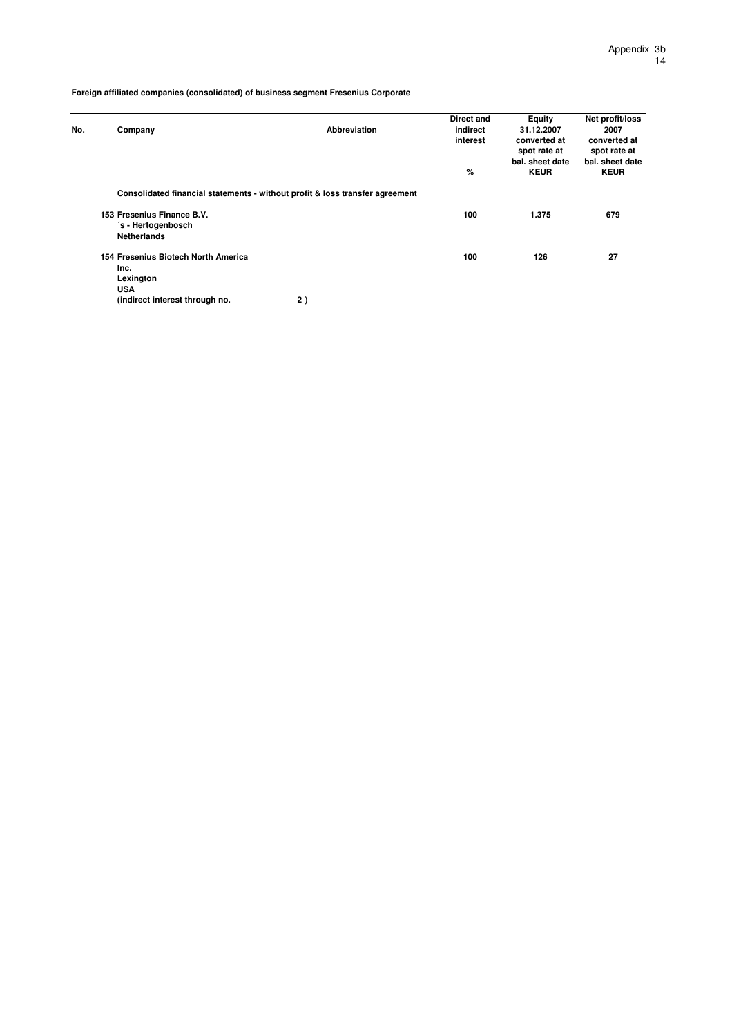**Foreign affiliated companies (consolidated) of business segment Fresenius Corporate**

| No. | Company | Abbreviation | Direct and indirect interest<br>% | Equity 31.12.2007 converted at spot rate at bal. sheet date<br>KEUR | Net profit/loss 2007 converted at spot rate at bal. sheet date<br>KEUR |
|---|---|---|---|---|---|
| | **Consolidated financial statements - without profit & loss transfer agreement** | | | | |
| **153** | **Fresenius Finance B.V.<br>´s - Hertogenbosch<br>Netherlands** | | **100** | **1.375** | **679** |
| **154** | **Fresenius Biotech North America Inc.<br>Lexington<br>USA<br>(indirect interest through no.** | **2 )** | **100** | **126** | **27** |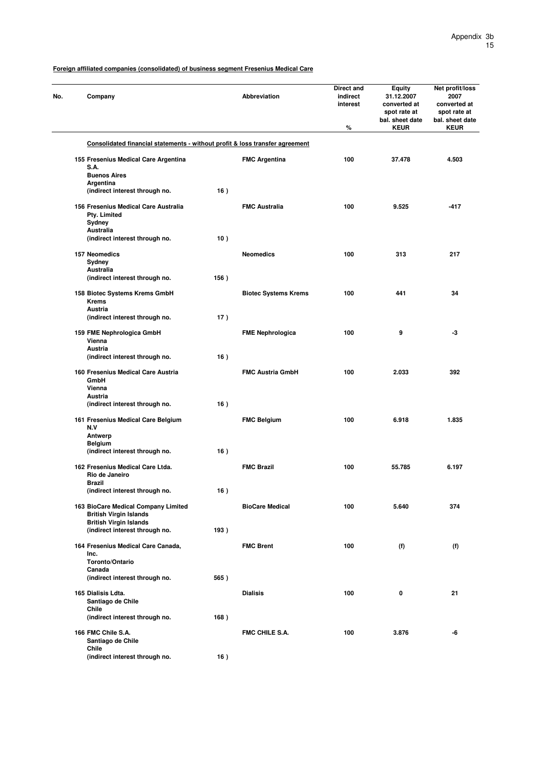**Foreign affiliated companies (consolidated) of business segment Fresenius Medical Care**

| No. | Company | | Abbreviation | Direct and indirect interest % | Equity 31.12.2007 converted at spot rate at bal. sheet date KEUR | Net profit/loss 2007 converted at spot rate at bal. sheet date KEUR |
|---|---|---|---|---|---|---|
| | **Consolidated financial statements - without profit & loss transfer agreement** | | | | | |
| 155 | Fresenius Medical Care Argentina S.A. Buenos Aires Argentina (indirect interest through no. | 16 ) | FMC Argentina | 100 | 37.478 | 4.503 |
| 156 | Fresenius Medical Care Australia Pty. Limited Sydney Australia (indirect interest through no. | 10 ) | FMC Australia | 100 | 9.525 | -417 |
| 157 | Neomedics Sydney Australia (indirect interest through no. | 156 ) | Neomedics | 100 | 313 | 217 |
| 158 | Biotec Systems Krems GmbH Krems Austria (indirect interest through no. | 17 ) | Biotec Systems Krems | 100 | 441 | 34 |
| 159 | FME Nephrologica GmbH Vienna Austria (indirect interest through no. | 16 ) | FME Nephrologica | 100 | 9 | -3 |
| 160 | Fresenius Medical Care Austria GmbH Vienna Austria (indirect interest through no. | 16 ) | FMC Austria GmbH | 100 | 2.033 | 392 |
| 161 | Fresenius Medical Care Belgium N.V Antwerp Belgium (indirect interest through no. | 16 ) | FMC Belgium | 100 | 6.918 | 1.835 |
| 162 | Fresenius Medical Care Ltda. Rio de Janeiro Brazil (indirect interest through no. | 16 ) | FMC Brazil | 100 | 55.785 | 6.197 |
| 163 | BioCare Medical Company Limited British Virgin Islands British Virgin Islands (indirect interest through no. | 193 ) | BioCare Medical | 100 | 5.640 | 374 |
| 164 | Fresenius Medical Care Canada, Inc. Toronto/Ontario Canada (indirect interest through no. | 565 ) | FMC Brent | 100 | (f) | (f) |
| 165 | Dialisis Ldta. Santiago de Chile Chile (indirect interest through no. | 168 ) | Dialisis | 100 | 0 | 21 |
| 166 | FMC Chile S.A. Santiago de Chile Chile (indirect interest through no. | 16 ) | FMC CHILE S.A. | 100 | 3.876 | -6 |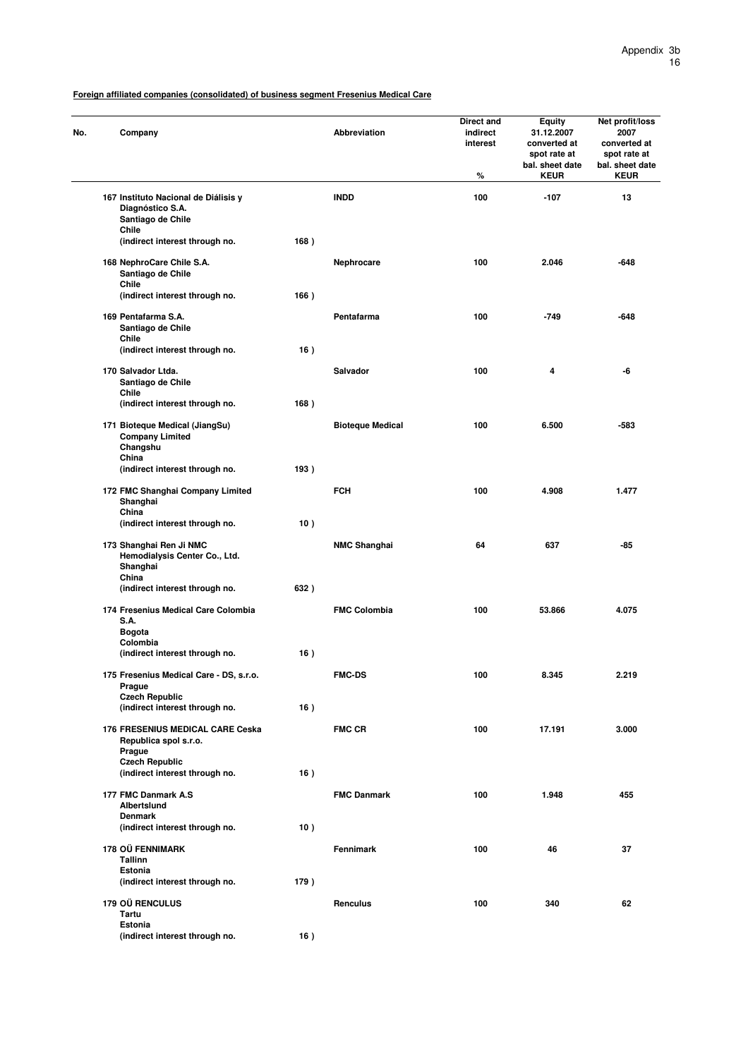**Foreign affiliated companies (consolidated) of business segment Fresenius Medical Care**

| No. | Company | | Abbreviation | Direct and indirect interest % | Equity 31.12.2007 converted at spot rate at bal. sheet date KEUR | Net profit/loss 2007 converted at spot rate at bal. sheet date KEUR |
|---|---|---|---|---|---|---|
| 167 | Instituto Nacional de Diálisis y Diagnóstico S.A. Santiago de Chile Chile (indirect interest through no. | 168 ) | INDD | 100 | -107 | 13 |
| 168 | NephroCare Chile S.A. Santiago de Chile Chile (indirect interest through no. | 166 ) | Nephrocare | 100 | 2.046 | -648 |
| 169 | Pentafarma S.A. Santiago de Chile Chile (indirect interest through no. | 16 ) | Pentafarma | 100 | -749 | -648 |
| 170 | Salvador Ltda. Santiago de Chile Chile (indirect interest through no. | 168 ) | Salvador | 100 | 4 | -6 |
| 171 | Bioteque Medical (JiangSu) Company Limited Changshu China (indirect interest through no. | 193 ) | Bioteque Medical | 100 | 6.500 | -583 |
| 172 | FMC Shanghai Company Limited Shanghai China (indirect interest through no. | 10 ) | FCH | 100 | 4.908 | 1.477 |
| 173 | Shanghai Ren Ji NMC Hemodialysis Center Co., Ltd. Shanghai China (indirect interest through no. | 632 ) | NMC Shanghai | 64 | 637 | -85 |
| 174 | Fresenius Medical Care Colombia S.A. Bogota Colombia (indirect interest through no. | 16 ) | FMC Colombia | 100 | 53.866 | 4.075 |
| 175 | Fresenius Medical Care - DS, s.r.o. Prague Czech Republic (indirect interest through no. | 16 ) | FMC-DS | 100 | 8.345 | 2.219 |
| 176 | FRESENIUS MEDICAL CARE Ceska Republica spol s.r.o. Prague Czech Republic (indirect interest through no. | 16 ) | FMC CR | 100 | 17.191 | 3.000 |
| 177 | FMC Danmark A.S Albertslund Denmark (indirect interest through no. | 10 ) | FMC Danmark | 100 | 1.948 | 455 |
| 178 | OÜ FENNIMARK Tallinn Estonia (indirect interest through no. | 179 ) | Fennimark | 100 | 46 | 37 |
| 179 | OÜ RENCULUS Tartu Estonia (indirect interest through no. | 16 ) | Renculus | 100 | 340 | 62 |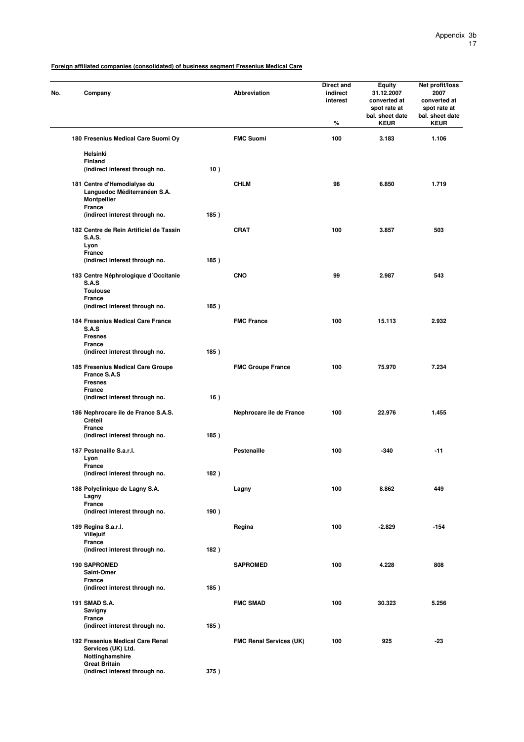**Foreign affiliated companies (consolidated) of business segment Fresenius Medical Care**

| No. | Company | | Abbreviation | Direct and indirect interest % | Equity 31.12.2007 converted at spot rate at bal. sheet date KEUR | Net profit/loss 2007 converted at spot rate at bal. sheet date KEUR |
|---|---|---|---|---|---|---|
| 180 | Fresenius Medical Care Suomi Oy<br>Helsinki<br>Finland<br>(indirect interest through no. | 10 ) | FMC Suomi | 100 | 3.183 | 1.106 |
| 181 | Centre d'Hemodialyse du Languedoc Méditerranéen S.A.<br>Montpellier<br>France<br>(indirect interest through no. | 185 ) | CHLM | 98 | 6.850 | 1.719 |
| 182 | Centre de Rein Artificiel de Tassin S.A.S.<br>Lyon<br>France<br>(indirect interest through no. | 185 ) | CRAT | 100 | 3.857 | 503 |
| 183 | Centre Néphrologique d´Occitanie S.A.S<br>Toulouse<br>France<br>(indirect interest through no. | 185 ) | CNO | 99 | 2.987 | 543 |
| 184 | Fresenius Medical Care France S.A.S<br>Fresnes<br>France<br>(indirect interest through no. | 185 ) | FMC France | 100 | 15.113 | 2.932 |
| 185 | Fresenius Medical Care Groupe France S.A.S<br>Fresnes<br>France<br>(indirect interest through no. | 16 ) | FMC Groupe France | 100 | 75.970 | 7.234 |
| 186 | Nephrocare ile de France S.A.S.<br>Créteil<br>France<br>(indirect interest through no. | 185 ) | Nephrocare ile de France | 100 | 22.976 | 1.455 |
| 187 | Pestenaille S.a.r.l.<br>Lyon<br>France<br>(indirect interest through no. | 182 ) | Pestenaille | 100 | -340 | -11 |
| 188 | Polyclinique de Lagny S.A.<br>Lagny<br>France<br>(indirect interest through no. | 190 ) | Lagny | 100 | 8.862 | 449 |
| 189 | Regina S.a.r.l.<br>Villejuif<br>France<br>(indirect interest through no. | 182 ) | Regina | 100 | -2.829 | -154 |
| 190 | SAPROMED<br>Saint-Omer<br>France<br>(indirect interest through no. | 185 ) | SAPROMED | 100 | 4.228 | 808 |
| 191 | SMAD S.A.<br>Savigny<br>France<br>(indirect interest through no. | 185 ) | FMC SMAD | 100 | 30.323 | 5.256 |
| 192 | Fresenius Medical Care Renal Services (UK) Ltd.<br>Nottinghamshire<br>Great Britain<br>(indirect interest through no. | 375 ) | FMC Renal Services (UK) | 100 | 925 | -23 |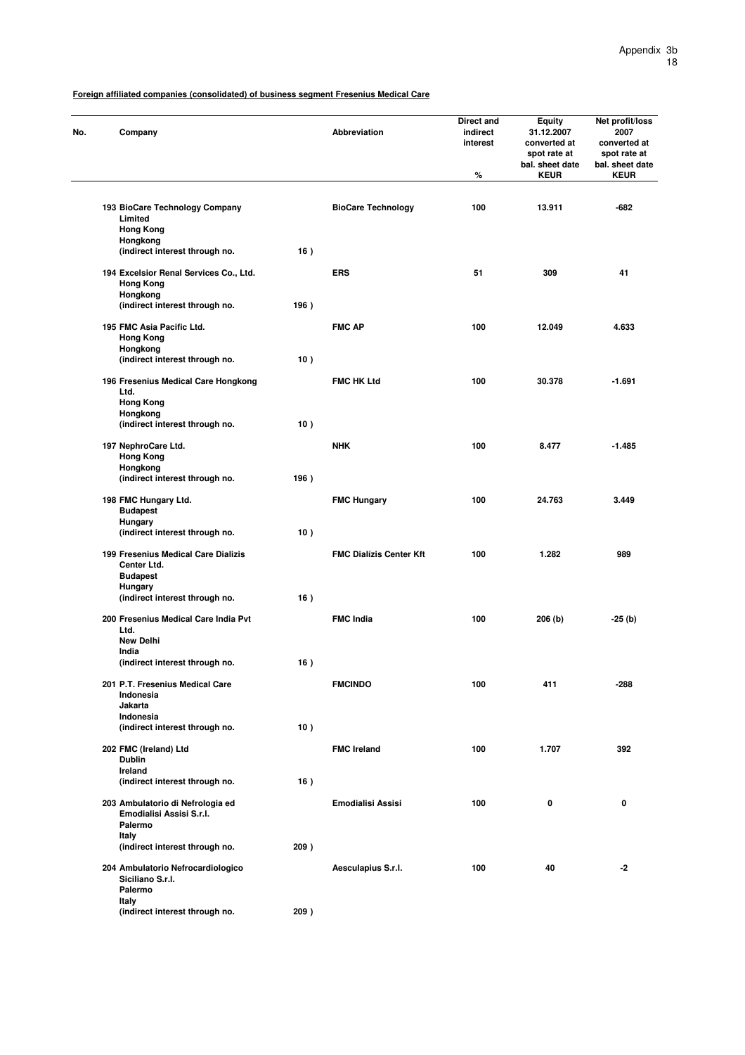**Foreign affiliated companies (consolidated) of business segment Fresenius Medical Care**

| No. | Company | | Abbreviation | Direct and indirect interest % | Equity 31.12.2007 converted at spot rate at bal. sheet date KEUR | Net profit/loss 2007 converted at spot rate at bal. sheet date KEUR |
|---|---|---|---|---|---|---|
| 193 | BioCare Technology Company Limited<br>Hong Kong<br>Hongkong<br>(indirect interest through no. | 16 ) | BioCare Technology | 100 | 13.911 | -682 |
| 194 | Excelsior Renal Services Co., Ltd.<br>Hong Kong<br>Hongkong<br>(indirect interest through no. | 196 ) | ERS | 51 | 309 | 41 |
| 195 | FMC Asia Pacific Ltd.<br>Hong Kong<br>Hongkong<br>(indirect interest through no. | 10 ) | FMC AP | 100 | 12.049 | 4.633 |
| 196 | Fresenius Medical Care Hongkong Ltd.<br>Hong Kong<br>Hongkong<br>(indirect interest through no. | 10 ) | FMC HK Ltd | 100 | 30.378 | -1.691 |
| 197 | NephroCare Ltd.<br>Hong Kong<br>Hongkong<br>(indirect interest through no. | 196 ) | NHK | 100 | 8.477 | -1.485 |
| 198 | FMC Hungary Ltd.<br>Budapest<br>Hungary<br>(indirect interest through no. | 10 ) | FMC Hungary | 100 | 24.763 | 3.449 |
| 199 | Fresenius Medical Care Dializis Center Ltd.<br>Budapest<br>Hungary<br>(indirect interest through no. | 16 ) | FMC Dializis Center Kft | 100 | 1.282 | 989 |
| 200 | Fresenius Medical Care India Pvt Ltd.<br>New Delhi<br>India<br>(indirect interest through no. | 16 ) | FMC India | 100 | 206 (b) | -25 (b) |
| 201 | P.T. Fresenius Medical Care Indonesia<br>Jakarta<br>Indonesia<br>(indirect interest through no. | 10 ) | FMCINDO | 100 | 411 | -288 |
| 202 | FMC (Ireland) Ltd<br>Dublin<br>Ireland<br>(indirect interest through no. | 16 ) | FMC Ireland | 100 | 1.707 | 392 |
| 203 | Ambulatorio di Nefrologia ed Emodialisi Assisi S.r.l.<br>Palermo<br>Italy<br>(indirect interest through no. | 209 ) | Emodialisi Assisi | 100 | 0 | 0 |
| 204 | Ambulatorio Nefrocardiologico Siciliano S.r.l.<br>Palermo<br>Italy<br>(indirect interest through no. | 209 ) | Aesculapius S.r.l. | 100 | 40 | -2 |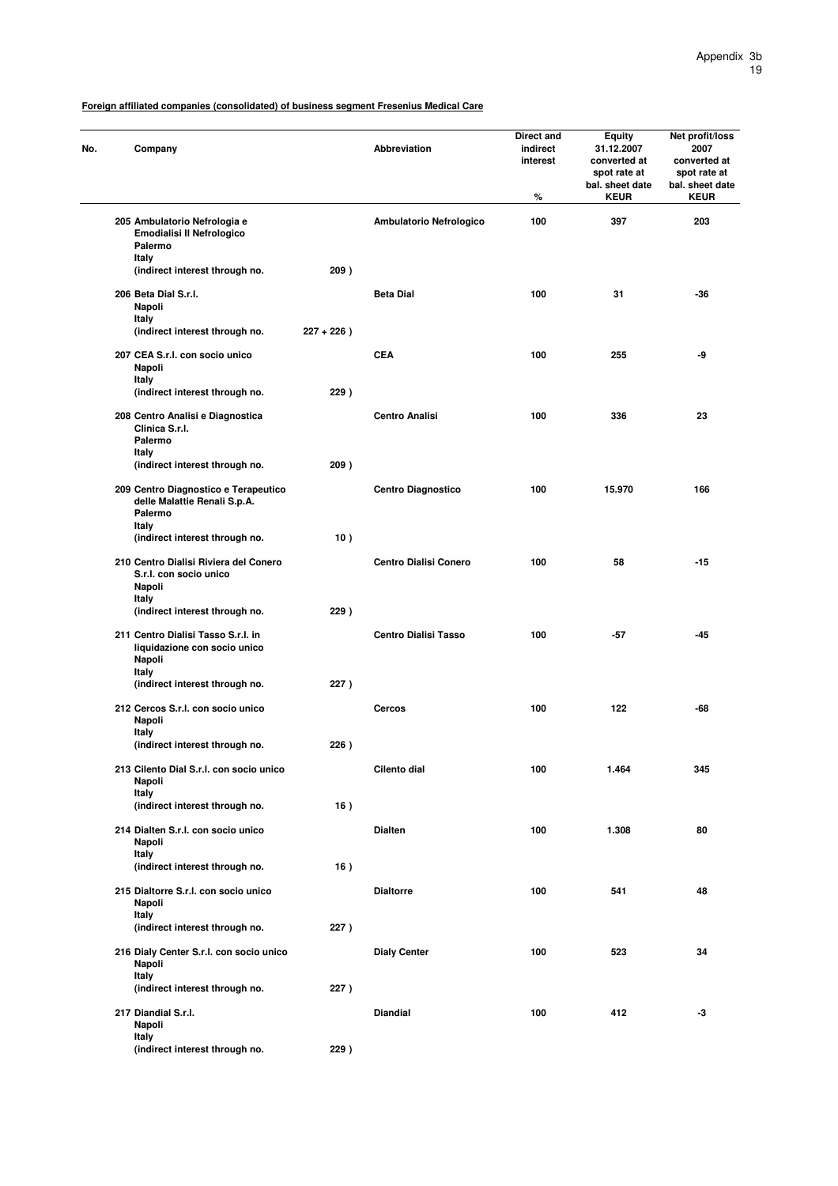**Foreign affiliated companies (consolidated) of business segment Fresenius Medical Care**

| No. | Company | | Abbreviation | Direct and indirect interest<br>% | Equity 31.12.2007 converted at spot rate at bal. sheet date<br>KEUR | Net profit/loss 2007 converted at spot rate at bal. sheet date<br>KEUR |
|---|---|---|---|---|---|---|
| 205 | Ambulatorio Nefrologia e Emodialisi Il Nefrologico<br>Palermo<br>Italy<br>(indirect interest through no. | 209 ) | Ambulatorio Nefrologico | 100 | 397 | 203 |
| 206 | Beta Dial S.r.l.<br>Napoli<br>Italy<br>(indirect interest through no. | 227 + 226 ) | Beta Dial | 100 | 31 | -36 |
| 207 | CEA S.r.l. con socio unico<br>Napoli<br>Italy<br>(indirect interest through no. | 229 ) | CEA | 100 | 255 | -9 |
| 208 | Centro Analisi e Diagnostica Clinica S.r.l.<br>Palermo<br>Italy<br>(indirect interest through no. | 209 ) | Centro Analisi | 100 | 336 | 23 |
| 209 | Centro Diagnostico e Terapeutico delle Malattie Renali S.p.A.<br>Palermo<br>Italy<br>(indirect interest through no. | 10 ) | Centro Diagnostico | 100 | 15.970 | 166 |
| 210 | Centro Dialisi Riviera del Conero S.r.l. con socio unico<br>Napoli<br>Italy<br>(indirect interest through no. | 229 ) | Centro Dialisi Conero | 100 | 58 | -15 |
| 211 | Centro Dialisi Tasso S.r.l. in liquidazione con socio unico<br>Napoli<br>Italy<br>(indirect interest through no. | 227 ) | Centro Dialisi Tasso | 100 | -57 | -45 |
| 212 | Cercos S.r.l. con socio unico<br>Napoli<br>Italy<br>(indirect interest through no. | 226 ) | Cercos | 100 | 122 | -68 |
| 213 | Cilento Dial S.r.l. con socio unico<br>Napoli<br>Italy<br>(indirect interest through no. | 16 ) | Cilento dial | 100 | 1.464 | 345 |
| 214 | Dialten S.r.l. con socio unico<br>Napoli<br>Italy<br>(indirect interest through no. | 16 ) | Dialten | 100 | 1.308 | 80 |
| 215 | Dialtorre S.r.l. con socio unico<br>Napoli<br>Italy<br>(indirect interest through no. | 227 ) | Dialtorre | 100 | 541 | 48 |
| 216 | Dialy Center S.r.l. con socio unico<br>Napoli<br>Italy<br>(indirect interest through no. | 227 ) | Dialy Center | 100 | 523 | 34 |
| 217 | Diandial S.r.l.<br>Napoli<br>Italy<br>(indirect interest through no. | 229 ) | Diandial | 100 | 412 | -3 |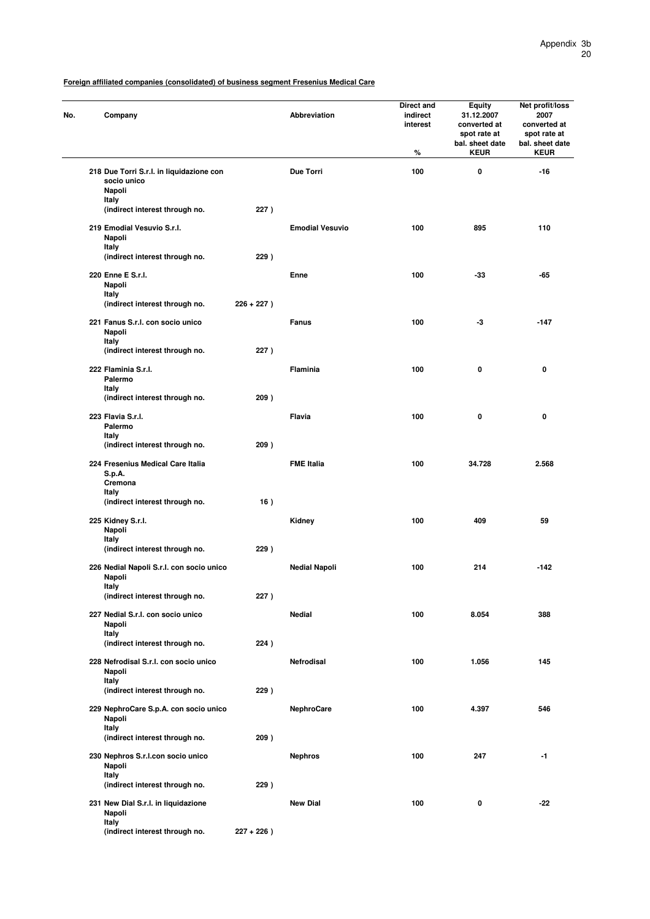**Foreign affiliated companies (consolidated) of business segment Fresenius Medical Care**

| No. | Company | | Abbreviation | Direct and indirect interest % | Equity 31.12.2007 converted at spot rate at bal. sheet date KEUR | Net profit/loss 2007 converted at spot rate at bal. sheet date KEUR |
|---|---|---|---|---|---|---|
| 218 | Due Torri S.r.l. in liquidazione con socio unico<br>Napoli<br>Italy<br>(indirect interest through no. | 227 ) | Due Torri | 100 | 0 | -16 |
| 219 | Emodial Vesuvio S.r.l.<br>Napoli<br>Italy<br>(indirect interest through no. | 229 ) | Emodial Vesuvio | 100 | 895 | 110 |
| 220 | Enne E S.r.l.<br>Napoli<br>Italy<br>(indirect interest through no. | 226 + 227 ) | Enne | 100 | -33 | -65 |
| 221 | Fanus S.r.l. con socio unico<br>Napoli<br>Italy<br>(indirect interest through no. | 227 ) | Fanus | 100 | -3 | -147 |
| 222 | Flaminia S.r.l.<br>Palermo<br>Italy<br>(indirect interest through no. | 209 ) | Flaminia | 100 | 0 | 0 |
| 223 | Flavia S.r.l.<br>Palermo<br>Italy<br>(indirect interest through no. | 209 ) | Flavia | 100 | 0 | 0 |
| 224 | Fresenius Medical Care Italia S.p.A.<br>Cremona<br>Italy<br>(indirect interest through no. | 16 ) | FME Italia | 100 | 34.728 | 2.568 |
| 225 | Kidney S.r.l.<br>Napoli<br>Italy<br>(indirect interest through no. | 229 ) | Kidney | 100 | 409 | 59 |
| 226 | Nedial Napoli S.r.l. con socio unico<br>Napoli<br>Italy<br>(indirect interest through no. | 227 ) | Nedial Napoli | 100 | 214 | -142 |
| 227 | Nedial S.r.l. con socio unico<br>Napoli<br>Italy<br>(indirect interest through no. | 224 ) | Nedial | 100 | 8.054 | 388 |
| 228 | Nefrodisal S.r.l. con socio unico<br>Napoli<br>Italy<br>(indirect interest through no. | 229 ) | Nefrodisal | 100 | 1.056 | 145 |
| 229 | NephroCare S.p.A. con socio unico<br>Napoli<br>Italy<br>(indirect interest through no. | 209 ) | NephroCare | 100 | 4.397 | 546 |
| 230 | Nephros S.r.l.con socio unico<br>Napoli<br>Italy<br>(indirect interest through no. | 229 ) | Nephros | 100 | 247 | -1 |
| 231 | New Dial S.r.l. in liquidazione<br>Napoli<br>Italy<br>(indirect interest through no. | 227 + 226 ) | New Dial | 100 | 0 | -22 |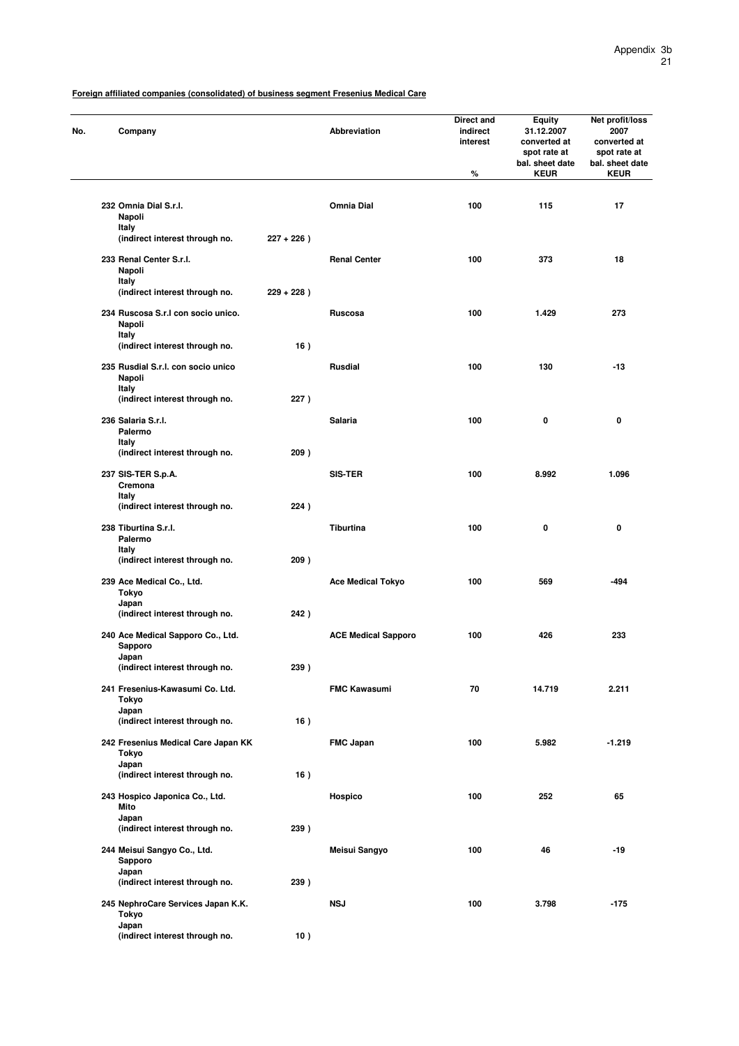**Foreign affiliated companies (consolidated) of business segment Fresenius Medical Care**

| No. | Company | | Abbreviation | Direct and indirect interest % | Equity 31.12.2007 converted at spot rate at bal. sheet date KEUR | Net profit/loss 2007 converted at spot rate at bal. sheet date KEUR |
|---|---|---|---|---|---|---|
| 232 | Omnia Dial S.r.l.<br>Napoli<br>Italy<br>(indirect interest through no. | 227 + 226 ) | Omnia Dial | 100 | 115 | 17 |
| 233 | Renal Center S.r.l.<br>Napoli<br>Italy<br>(indirect interest through no. | 229 + 228 ) | Renal Center | 100 | 373 | 18 |
| 234 | Ruscosa S.r.l con socio unico.<br>Napoli<br>Italy<br>(indirect interest through no. | 16 ) | Ruscosa | 100 | 1.429 | 273 |
| 235 | Rusdial S.r.l. con socio unico<br>Napoli<br>Italy<br>(indirect interest through no. | 227 ) | Rusdial | 100 | 130 | -13 |
| 236 | Salaria S.r.l.<br>Palermo<br>Italy<br>(indirect interest through no. | 209 ) | Salaria | 100 | 0 | 0 |
| 237 | SIS-TER S.p.A.<br>Cremona<br>Italy<br>(indirect interest through no. | 224 ) | SIS-TER | 100 | 8.992 | 1.096 |
| 238 | Tiburtina S.r.l.<br>Palermo<br>Italy<br>(indirect interest through no. | 209 ) | Tiburtina | 100 | 0 | 0 |
| 239 | Ace Medical Co., Ltd.<br>Tokyo<br>Japan<br>(indirect interest through no. | 242 ) | Ace Medical Tokyo | 100 | 569 | -494 |
| 240 | Ace Medical Sapporo Co., Ltd.<br>Sapporo<br>Japan<br>(indirect interest through no. | 239 ) | ACE Medical Sapporo | 100 | 426 | 233 |
| 241 | Fresenius-Kawasumi Co. Ltd.<br>Tokyo<br>Japan<br>(indirect interest through no. | 16 ) | FMC Kawasumi | 70 | 14.719 | 2.211 |
| 242 | Fresenius Medical Care Japan KK<br>Tokyo<br>Japan<br>(indirect interest through no. | 16 ) | FMC Japan | 100 | 5.982 | -1.219 |
| 243 | Hospico Japonica Co., Ltd.<br>Mito<br>Japan<br>(indirect interest through no. | 239 ) | Hospico | 100 | 252 | 65 |
| 244 | Meisui Sangyo Co., Ltd.<br>Sapporo<br>Japan<br>(indirect interest through no. | 239 ) | Meisui Sangyo | 100 | 46 | -19 |
| 245 | NephroCare Services Japan K.K.<br>Tokyo<br>Japan<br>(indirect interest through no. | 10 ) | NSJ | 100 | 3.798 | -175 |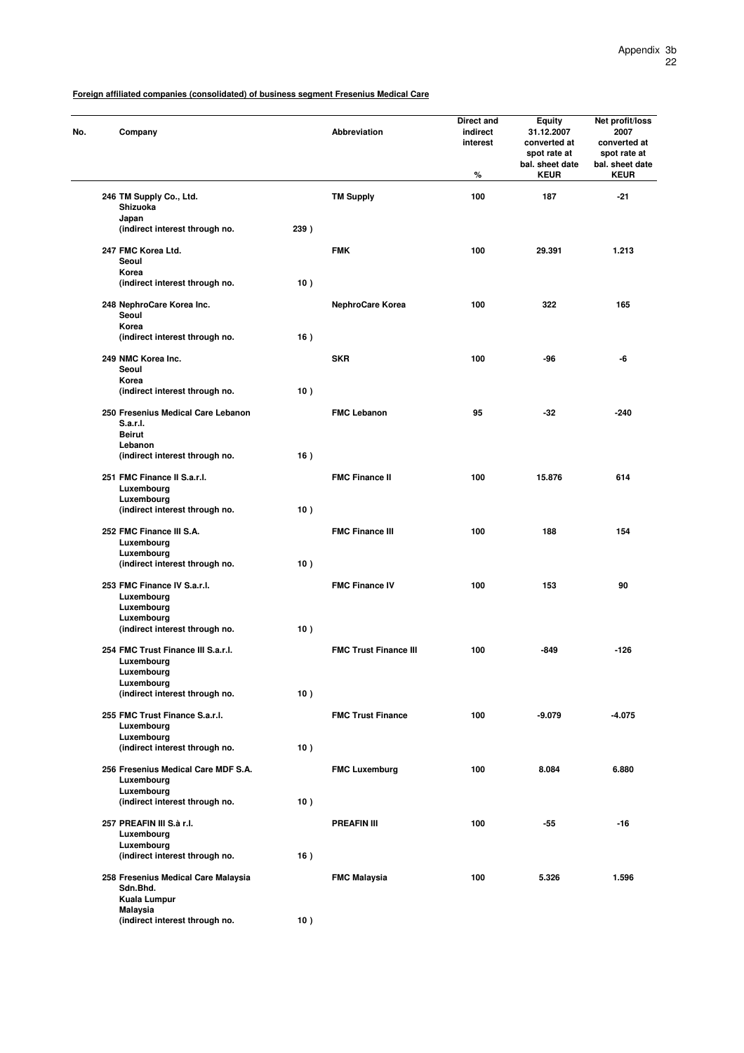**Foreign affiliated companies (consolidated) of business segment Fresenius Medical Care**

| No. | Company | | Abbreviation | Direct and indirect interest % | Equity 31.12.2007 converted at spot rate at bal. sheet date KEUR | Net profit/loss 2007 converted at spot rate at bal. sheet date KEUR |
|---|---|---|---|---|---|---|
| 246 | TM Supply Co., Ltd. Shizuoka Japan (indirect interest through no. | 239 ) | TM Supply | 100 | 187 | -21 |
| 247 | FMC Korea Ltd. Seoul Korea (indirect interest through no. | 10 ) | FMK | 100 | 29.391 | 1.213 |
| 248 | NephroCare Korea Inc. Seoul Korea (indirect interest through no. | 16 ) | NephroCare Korea | 100 | 322 | 165 |
| 249 | NMC Korea Inc. Seoul Korea (indirect interest through no. | 10 ) | SKR | 100 | -96 | -6 |
| 250 | Fresenius Medical Care Lebanon S.a.r.l. Beirut Lebanon (indirect interest through no. | 16 ) | FMC Lebanon | 95 | -32 | -240 |
| 251 | FMC Finance II S.a.r.l. Luxembourg Luxembourg (indirect interest through no. | 10 ) | FMC Finance II | 100 | 15.876 | 614 |
| 252 | FMC Finance III S.A. Luxembourg Luxembourg (indirect interest through no. | 10 ) | FMC Finance III | 100 | 188 | 154 |
| 253 | FMC Finance IV S.a.r.l. Luxembourg Luxembourg Luxembourg (indirect interest through no. | 10 ) | FMC Finance IV | 100 | 153 | 90 |
| 254 | FMC Trust Finance III S.a.r.l. Luxembourg Luxembourg Luxembourg (indirect interest through no. | 10 ) | FMC Trust Finance III | 100 | -849 | -126 |
| 255 | FMC Trust Finance S.a.r.l. Luxembourg Luxembourg (indirect interest through no. | 10 ) | FMC Trust Finance | 100 | -9.079 | -4.075 |
| 256 | Fresenius Medical Care MDF S.A. Luxembourg Luxembourg (indirect interest through no. | 10 ) | FMC Luxemburg | 100 | 8.084 | 6.880 |
| 257 | PREAFIN III S.à r.l. Luxembourg Luxembourg (indirect interest through no. | 16 ) | PREAFIN III | 100 | -55 | -16 |
| 258 | Fresenius Medical Care Malaysia Sdn.Bhd. Kuala Lumpur Malaysia (indirect interest through no. | 10 ) | FMC Malaysia | 100 | 5.326 | 1.596 |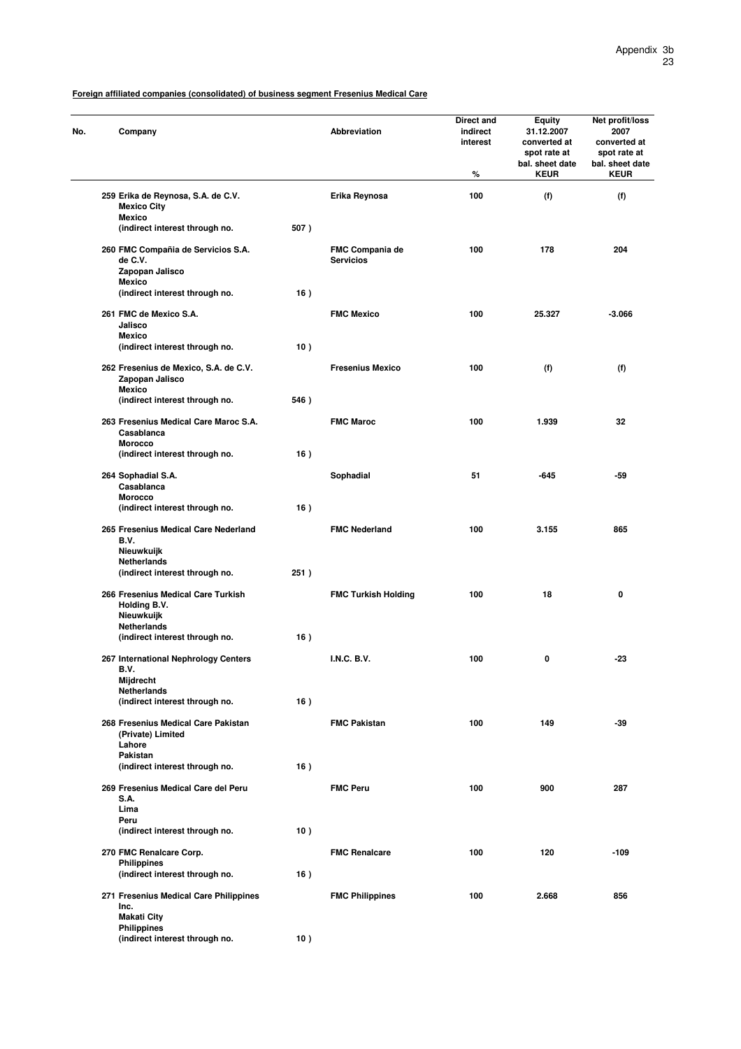**Foreign affiliated companies (consolidated) of business segment Fresenius Medical Care**

| No. | Company | | Abbreviation | Direct and indirect interest<br>% | Equity 31.12.2007 converted at spot rate at bal. sheet date<br>KEUR | Net profit/loss 2007 converted at spot rate at bal. sheet date<br>KEUR |
|---|---|---|---|---|---|---|
| 259 | **Erika de Reynosa, S.A. de C.V.**<br>**Mexico City**<br>**Mexico**<br>**(indirect interest through no.** | **507 )** | **Erika Reynosa** | **100** | **(f)** | **(f)** |
| 260 | **FMC Compañia de Servicios S.A. de C.V.**<br>**Zapopan Jalisco**<br>**Mexico**<br>**(indirect interest through no.** | **16 )** | **FMC Compania de Servicios** | **100** | **178** | **204** |
| 261 | **FMC de Mexico S.A.**<br>**Jalisco**<br>**Mexico**<br>**(indirect interest through no.** | **10 )** | **FMC Mexico** | **100** | **25.327** | **-3.066** |
| 262 | **Fresenius de Mexico, S.A. de C.V.**<br>**Zapopan Jalisco**<br>**Mexico**<br>**(indirect interest through no.** | **546 )** | **Fresenius Mexico** | **100** | **(f)** | **(f)** |
| 263 | **Fresenius Medical Care Maroc S.A.**<br>**Casablanca**<br>**Morocco**<br>**(indirect interest through no.** | **16 )** | **FMC Maroc** | **100** | **1.939** | **32** |
| 264 | **Sophadial S.A.**<br>**Casablanca**<br>**Morocco**<br>**(indirect interest through no.** | **16 )** | **Sophadial** | **51** | **-645** | **-59** |
| 265 | **Fresenius Medical Care Nederland B.V.**<br>**Nieuwkuijk**<br>**Netherlands**<br>**(indirect interest through no.** | **251 )** | **FMC Nederland** | **100** | **3.155** | **865** |
| 266 | **Fresenius Medical Care Turkish Holding B.V.**<br>**Nieuwkuijk**<br>**Netherlands**<br>**(indirect interest through no.** | **16 )** | **FMC Turkish Holding** | **100** | **18** | **0** |
| 267 | **International Nephrology Centers B.V.**<br>**Mijdrecht**<br>**Netherlands**<br>**(indirect interest through no.** | **16 )** | **I.N.C. B.V.** | **100** | **0** | **-23** |
| 268 | **Fresenius Medical Care Pakistan (Private) Limited**<br>**Lahore**<br>**Pakistan**<br>**(indirect interest through no.** | **16 )** | **FMC Pakistan** | **100** | **149** | **-39** |
| 269 | **Fresenius Medical Care del Peru S.A.**<br>**Lima**<br>**Peru**<br>**(indirect interest through no.** | **10 )** | **FMC Peru** | **100** | **900** | **287** |
| 270 | **FMC Renalcare Corp.**<br>**Philippines**<br>**(indirect interest through no.** | **16 )** | **FMC Renalcare** | **100** | **120** | **-109** |
| 271 | **Fresenius Medical Care Philippines Inc.**<br>**Makati City**<br>**Philippines**<br>**(indirect interest through no.** | **10 )** | **FMC Philippines** | **100** | **2.668** | **856** |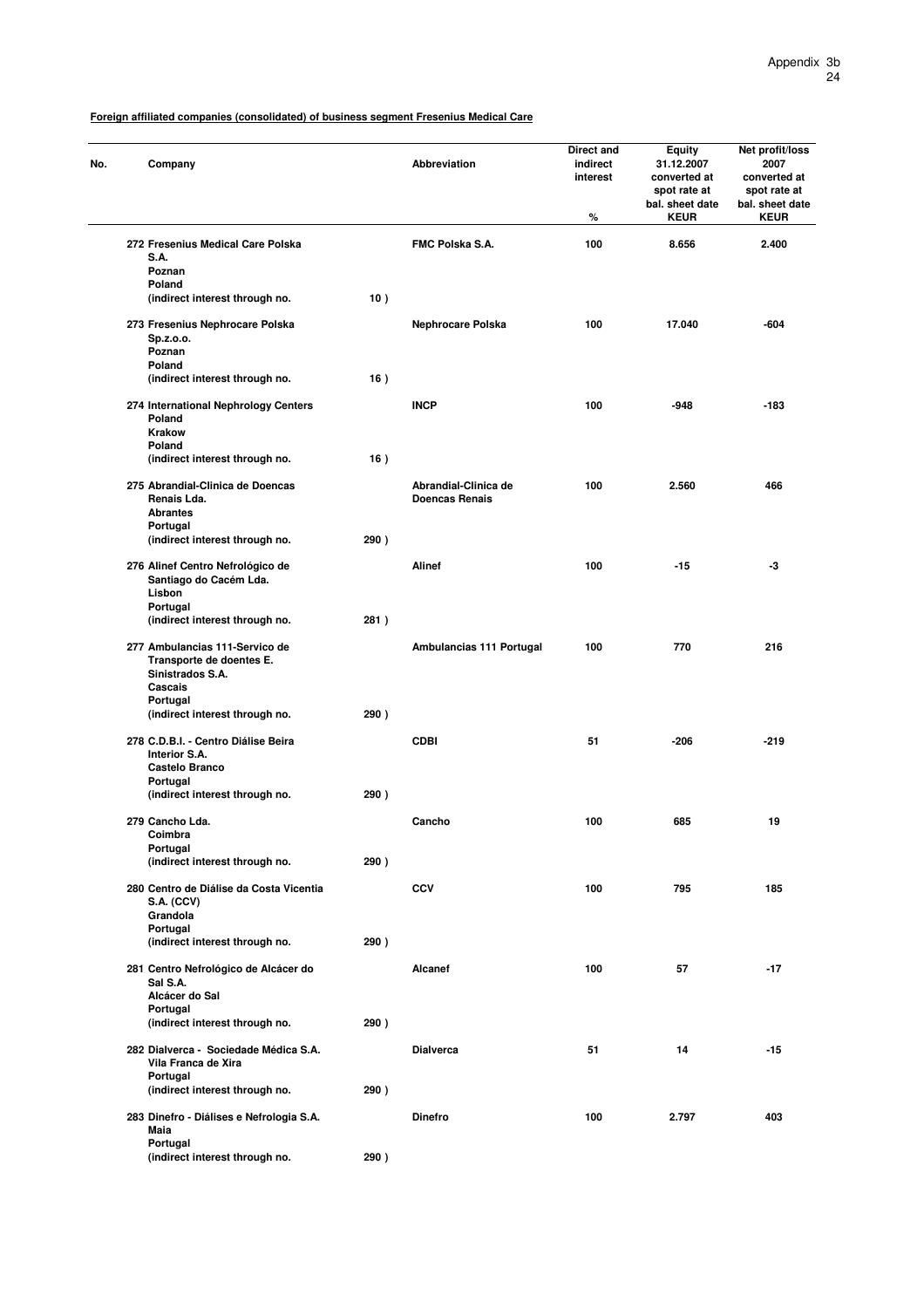**Foreign affiliated companies (consolidated) of business segment Fresenius Medical Care**

| No. | Company | | Abbreviation | Direct and indirect interest % | Equity 31.12.2007 converted at spot rate at bal. sheet date KEUR | Net profit/loss 2007 converted at spot rate at bal. sheet date KEUR |
|---|---|---|---|---|---|---|
| 272 | Fresenius Medical Care Polska S.A. Poznan Poland (indirect interest through no. | 10 ) | FMC Polska S.A. | 100 | 8.656 | 2.400 |
| 273 | Fresenius Nephrocare Polska Sp.z.o.o. Poznan Poland (indirect interest through no. | 16 ) | Nephrocare Polska | 100 | 17.040 | -604 |
| 274 | International Nephrology Centers Poland Krakow Poland (indirect interest through no. | 16 ) | INCP | 100 | -948 | -183 |
| 275 | Abrandial-Clinica de Doencas Renais Lda. Abrantes Portugal (indirect interest through no. | 290 ) | Abrandial-Clinica de Doencas Renais | 100 | 2.560 | 466 |
| 276 | Alinef Centro Nefrológico de Santiago do Cacém Lda. Lisbon Portugal (indirect interest through no. | 281 ) | Alinef | 100 | -15 | -3 |
| 277 | Ambulancias 111-Servico de Transporte de doentes E. Sinistrados S.A. Cascais Portugal (indirect interest through no. | 290 ) | Ambulancias 111 Portugal | 100 | 770 | 216 |
| 278 | C.D.B.I. - Centro Diálise Beira Interior S.A. Castelo Branco Portugal (indirect interest through no. | 290 ) | CDBI | 51 | -206 | -219 |
| 279 | Cancho Lda. Coimbra Portugal (indirect interest through no. | 290 ) | Cancho | 100 | 685 | 19 |
| 280 | Centro de Diálise da Costa Vicentia S.A. (CCV) Grandola Portugal (indirect interest through no. | 290 ) | CCV | 100 | 795 | 185 |
| 281 | Centro Nefrológico de Alcácer do Sal S.A. Alcácer do Sal Portugal (indirect interest through no. | 290 ) | Alcanef | 100 | 57 | -17 |
| 282 | Dialverca - Sociedade Médica S.A. Vila Franca de Xira Portugal (indirect interest through no. | 290 ) | Dialverca | 51 | 14 | -15 |
| 283 | Dinefro - Diálises e Nefrologia S.A. Maia Portugal (indirect interest through no. | 290 ) | Dinefro | 100 | 2.797 | 403 |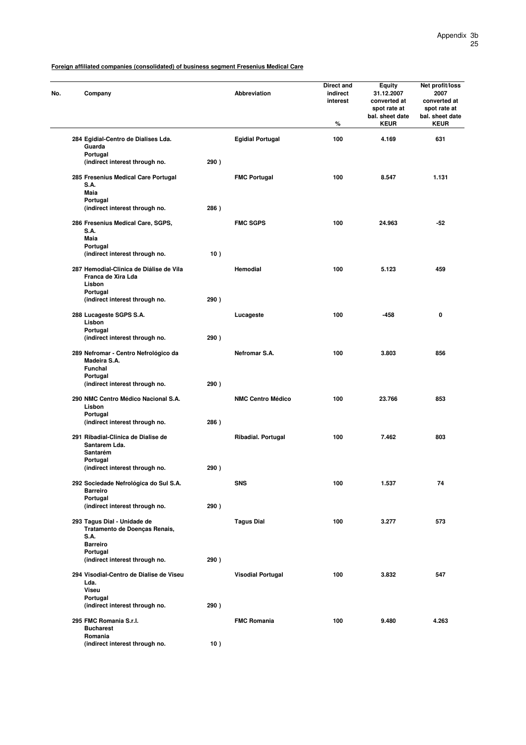**Foreign affiliated companies (consolidated) of business segment Fresenius Medical Care**

| No. | Company | | Abbreviation | Direct and indirect interest % | Equity 31.12.2007 converted at spot rate at bal. sheet date KEUR | Net profit/loss 2007 converted at spot rate at bal. sheet date KEUR |
|---|---|---|---|---|---|---|
| 284 | Egidial-Centro de Dialises Lda. Guarda Portugal (indirect interest through no. | 290 ) | Egidial Portugal | 100 | 4.169 | 631 |
| 285 | Fresenius Medical Care Portugal S.A. Maia Portugal (indirect interest through no. | 286 ) | FMC Portugal | 100 | 8.547 | 1.131 |
| 286 | Fresenius Medical Care, SGPS, S.A. Maia Portugal (indirect interest through no. | 10 ) | FMC SGPS | 100 | 24.963 | -52 |
| 287 | Hemodial-Clinica de Diálise de Vila Franca de Xira Lda Lisbon Portugal (indirect interest through no. | 290 ) | Hemodial | 100 | 5.123 | 459 |
| 288 | Lucageste SGPS S.A. Lisbon Portugal (indirect interest through no. | 290 ) | Lucageste | 100 | -458 | 0 |
| 289 | Nefromar - Centro Nefrológico da Madeira S.A. Funchal Portugal (indirect interest through no. | 290 ) | Nefromar S.A. | 100 | 3.803 | 856 |
| 290 | NMC Centro Médico Nacional S.A. Lisbon Portugal (indirect interest through no. | 286 ) | NMC Centro Médico | 100 | 23.766 | 853 |
| 291 | Ribadial-Clinica de Dialise de Santarem Lda. Santarém Portugal (indirect interest through no. | 290 ) | Ribadial. Portugal | 100 | 7.462 | 803 |
| 292 | Sociedade Nefrológica do Sul S.A. Barreiro Portugal (indirect interest through no. | 290 ) | SNS | 100 | 1.537 | 74 |
| 293 | Tagus Dial - Unidade de Tratamento de Doenças Renais, S.A. Barreiro Portugal (indirect interest through no. | 290 ) | Tagus Dial | 100 | 3.277 | 573 |
| 294 | Visodial-Centro de Dialise de Viseu Lda. Viseu Portugal (indirect interest through no. | 290 ) | Visodial Portugal | 100 | 3.832 | 547 |
| 295 | FMC Romania S.r.l. Bucharest Romania (indirect interest through no. | 10 ) | FMC Romania | 100 | 9.480 | 4.263 |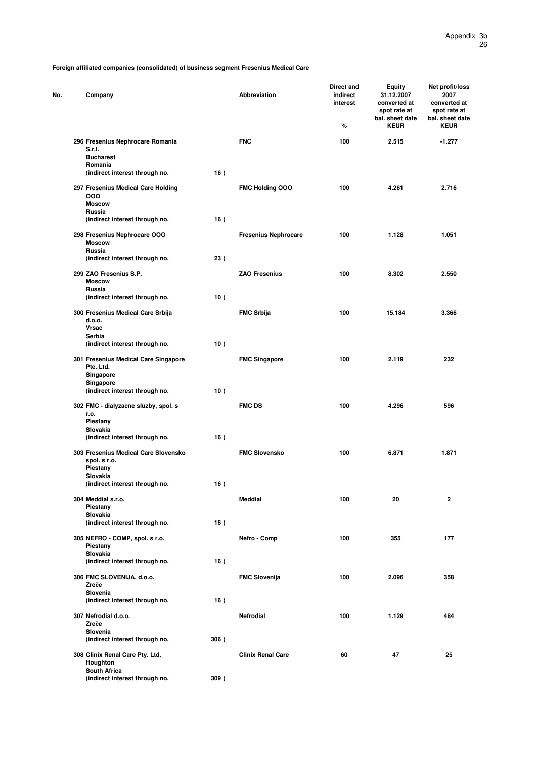**Foreign affiliated companies (consolidated) of business segment Fresenius Medical Care**

| No. | Company | | Abbreviation | Direct and indirect interest % | Equity 31.12.2007 converted at spot rate at bal. sheet date KEUR | Net profit/loss 2007 converted at spot rate at bal. sheet date KEUR |
|---|---|---|---|---|---|---|
| 296 | **Fresenius Nephrocare Romania S.r.l.** Bucharest Romania (indirect interest through no. | 16 ) | FNC | 100 | 2.515 | -1.277 |
| 297 | **Fresenius Medical Care Holding OOO** Moscow Russia (indirect interest through no. | 16 ) | FMC Holding OOO | 100 | 4.261 | 2.716 |
| 298 | **Fresenius Nephrocare OOO** Moscow Russia (indirect interest through no. | 23 ) | Fresenius Nephrocare | 100 | 1.128 | 1.051 |
| 299 | **ZAO Fresenius S.P.** Moscow Russia (indirect interest through no. | 10 ) | ZAO Fresenius | 100 | 8.302 | 2.550 |
| 300 | **Fresenius Medical Care Srbija d.o.o.** Vrsac Serbia (indirect interest through no. | 10 ) | FMC Srbija | 100 | 15.184 | 3.366 |
| 301 | **Fresenius Medical Care Singapore Pte. Ltd.** Singapore Singapore (indirect interest through no. | 10 ) | FMC Singapore | 100 | 2.119 | 232 |
| 302 | **FMC - dialyzacne sluzby, spol. s r.o.** Piestany Slovakia (indirect interest through no. | 16 ) | FMC DS | 100 | 4.296 | 596 |
| 303 | **Fresenius Medical Care Slovensko spol. s r.o.** Piestany Slovakia (indirect interest through no. | 16 ) | FMC Slovensko | 100 | 6.871 | 1.871 |
| 304 | **Meddial s.r.o.** Piestany Slovakia (indirect interest through no. | 16 ) | Meddial | 100 | 20 | 2 |
| 305 | **NEFRO - COMP, spol. s r.o.** Piestany Slovakia (indirect interest through no. | 16 ) | Nefro - Comp | 100 | 355 | 177 |
| 306 | **FMC SLOVENIJA, d.o.o.** Zreče Slovenia (indirect interest through no. | 16 ) | FMC Slovenija | 100 | 2.096 | 358 |
| 307 | **Nefrodial d.o.o.** Zreče Slovenia (indirect interest through no. | 306 ) | Nefrodial | 100 | 1.129 | 484 |
| 308 | **Clinix Renal Care Pty. Ltd.** Houghton South Africa (indirect interest through no. | 309 ) | Clinix Renal Care | 60 | 47 | 25 |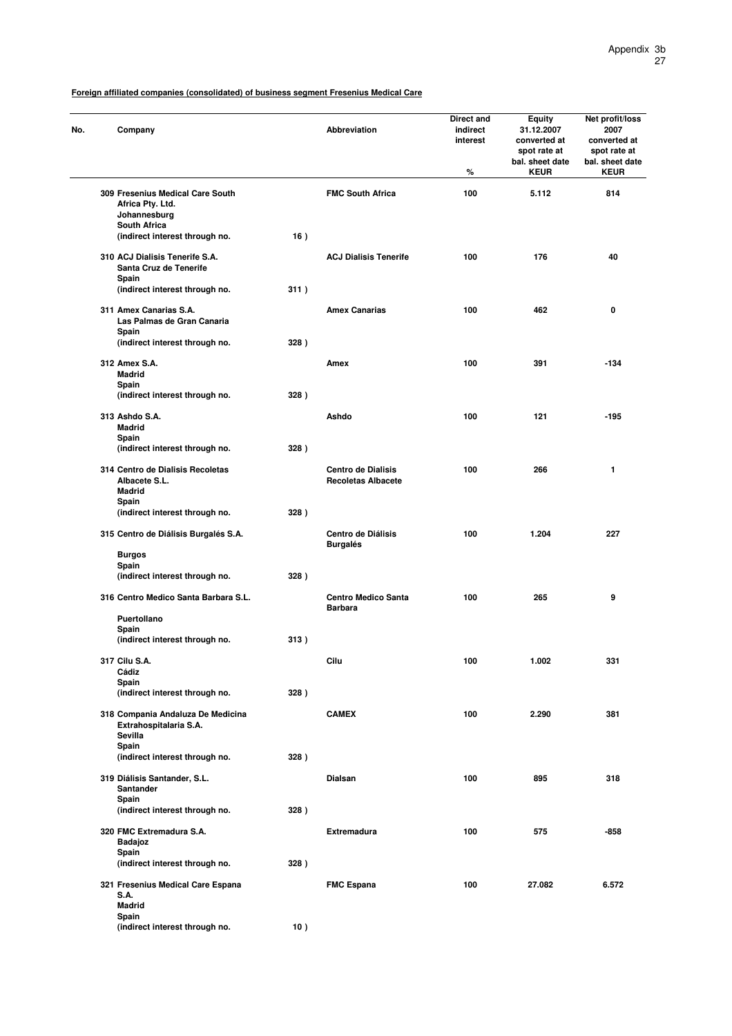**Foreign affiliated companies (consolidated) of business segment Fresenius Medical Care**

| No. | Company | | Abbreviation | Direct and indirect interest % | Equity 31.12.2007 converted at spot rate at bal. sheet date KEUR | Net profit/loss 2007 converted at spot rate at bal. sheet date KEUR |
|---|---|---|---|---|---|---|
| 309 | Fresenius Medical Care South Africa Pty. Ltd. Johannesburg South Africa (indirect interest through no. | 16 ) | FMC South Africa | 100 | 5.112 | 814 |
| 310 | ACJ Dialisis Tenerife S.A. Santa Cruz de Tenerife Spain (indirect interest through no. | 311 ) | ACJ Dialisis Tenerife | 100 | 176 | 40 |
| 311 | Amex Canarias S.A. Las Palmas de Gran Canaria Spain (indirect interest through no. | 328 ) | Amex Canarias | 100 | 462 | 0 |
| 312 | Amex S.A. Madrid Spain (indirect interest through no. | 328 ) | Amex | 100 | 391 | -134 |
| 313 | Ashdo S.A. Madrid Spain (indirect interest through no. | 328 ) | Ashdo | 100 | 121 | -195 |
| 314 | Centro de Dialisis Recoletas Albacete S.L. Madrid Spain (indirect interest through no. | 328 ) | Centro de Dialisis Recoletas Albacete | 100 | 266 | 1 |
| 315 | Centro de Diálisis Burgalés S.A. Burgos Spain (indirect interest through no. | 328 ) | Centro de Diálisis Burgalés | 100 | 1.204 | 227 |
| 316 | Centro Medico Santa Barbara S.L. Puertollano Spain (indirect interest through no. | 313 ) | Centro Medico Santa Barbara | 100 | 265 | 9 |
| 317 | Cilu S.A. Cádiz Spain (indirect interest through no. | 328 ) | Cilu | 100 | 1.002 | 331 |
| 318 | Compania Andaluza De Medicina Extrahospitalaria S.A. Sevilla Spain (indirect interest through no. | 328 ) | CAMEX | 100 | 2.290 | 381 |
| 319 | Diálisis Santander, S.L. Santander Spain (indirect interest through no. | 328 ) | Dialsan | 100 | 895 | 318 |
| 320 | FMC Extremadura S.A. Badajoz Spain (indirect interest through no. | 328 ) | Extremadura | 100 | 575 | -858 |
| 321 | Fresenius Medical Care Espana S.A. Madrid Spain (indirect interest through no. | 10 ) | FMC Espana | 100 | 27.082 | 6.572 |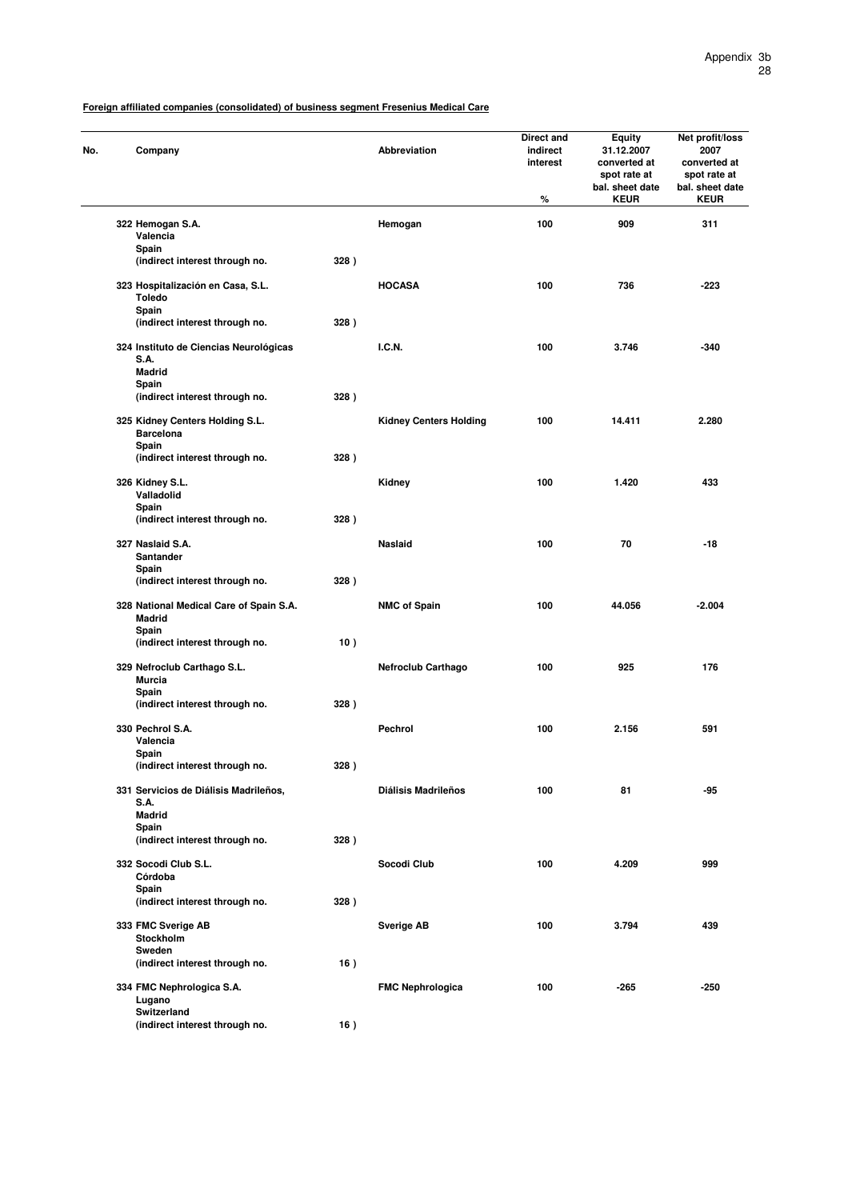**Foreign affiliated companies (consolidated) of business segment Fresenius Medical Care**

| No. | Company | | Abbreviation | Direct and indirect interest % | Equity 31.12.2007 converted at spot rate at bal. sheet date KEUR | Net profit/loss 2007 converted at spot rate at bal. sheet date KEUR |
|---|---|---|---|---|---|---|
| 322 | Hemogan S.A.<br>Valencia<br>Spain<br>(indirect interest through no. | 328 ) | Hemogan | 100 | 909 | 311 |
| 323 | Hospitalización en Casa, S.L.<br>Toledo<br>Spain<br>(indirect interest through no. | 328 ) | HOCASA | 100 | 736 | -223 |
| 324 | Instituto de Ciencias Neurológicas S.A.<br>Madrid<br>Spain<br>(indirect interest through no. | 328 ) | I.C.N. | 100 | 3.746 | -340 |
| 325 | Kidney Centers Holding S.L.<br>Barcelona<br>Spain<br>(indirect interest through no. | 328 ) | Kidney Centers Holding | 100 | 14.411 | 2.280 |
| 326 | Kidney S.L.<br>Valladolid<br>Spain<br>(indirect interest through no. | 328 ) | Kidney | 100 | 1.420 | 433 |
| 327 | Naslaid S.A.<br>Santander<br>Spain<br>(indirect interest through no. | 328 ) | Naslaid | 100 | 70 | -18 |
| 328 | National Medical Care of Spain S.A.<br>Madrid<br>Spain<br>(indirect interest through no. | 10 ) | NMC of Spain | 100 | 44.056 | -2.004 |
| 329 | Nefroclub Carthago S.L.<br>Murcia<br>Spain<br>(indirect interest through no. | 328 ) | Nefroclub Carthago | 100 | 925 | 176 |
| 330 | Pechrol S.A.<br>Valencia<br>Spain<br>(indirect interest through no. | 328 ) | Pechrol | 100 | 2.156 | 591 |
| 331 | Servicios de Diálisis Madrileños, S.A.<br>Madrid<br>Spain<br>(indirect interest through no. | 328 ) | Diálisis Madrileños | 100 | 81 | -95 |
| 332 | Socodi Club S.L.<br>Córdoba<br>Spain<br>(indirect interest through no. | 328 ) | Socodi Club | 100 | 4.209 | 999 |
| 333 | FMC Sverige AB<br>Stockholm<br>Sweden<br>(indirect interest through no. | 16 ) | Sverige AB | 100 | 3.794 | 439 |
| 334 | FMC Nephrologica S.A.<br>Lugano<br>Switzerland<br>(indirect interest through no. | 16 ) | FMC Nephrologica | 100 | -265 | -250 |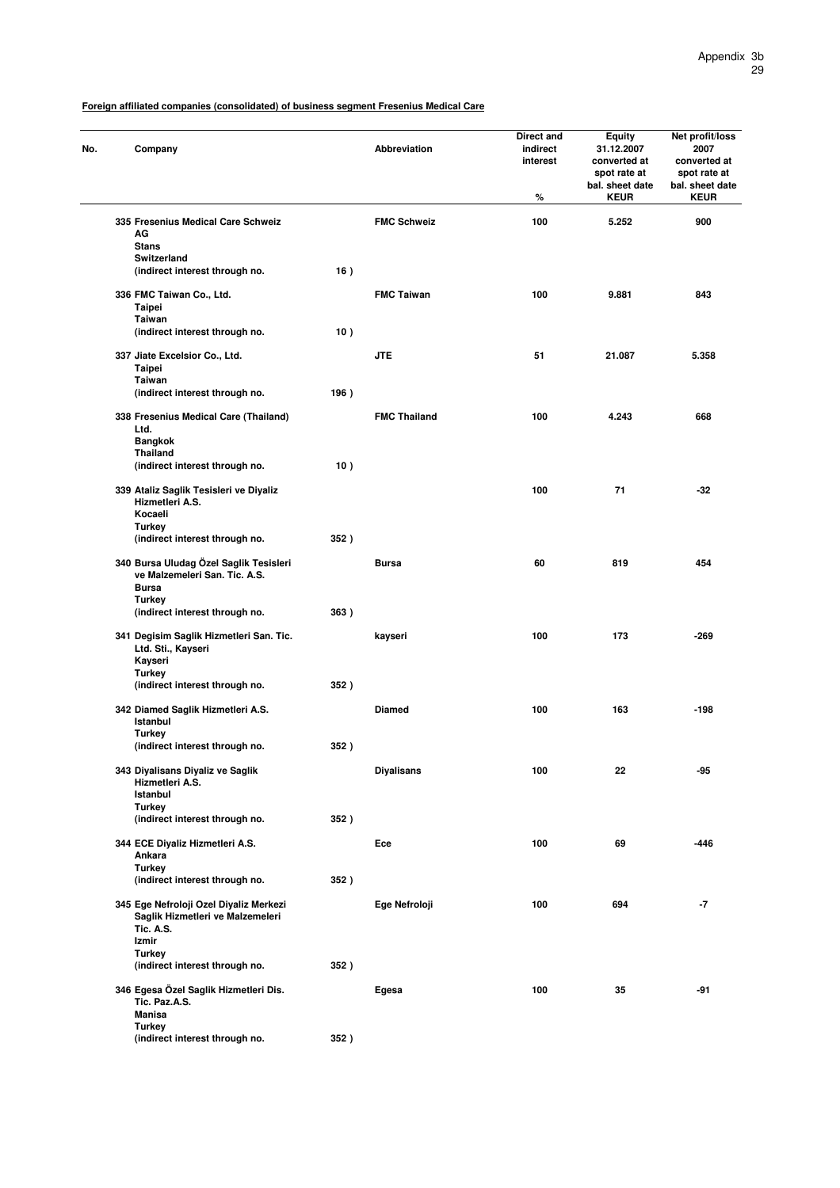**Foreign affiliated companies (consolidated) of business segment Fresenius Medical Care**

| No. | Company | | Abbreviation | Direct and indirect interest % | Equity 31.12.2007 converted at spot rate at bal. sheet date KEUR | Net profit/loss 2007 converted at spot rate at bal. sheet date KEUR |
|---|---|---|---|---|---|---|
| 335 | Fresenius Medical Care Schweiz AG<br>Stans<br>Switzerland<br>(indirect interest through no. | 16 ) | FMC Schweiz | 100 | 5.252 | 900 |
| 336 | FMC Taiwan Co., Ltd.<br>Taipei<br>Taiwan<br>(indirect interest through no. | 10 ) | FMC Taiwan | 100 | 9.881 | 843 |
| 337 | Jiate Excelsior Co., Ltd.<br>Taipei<br>Taiwan<br>(indirect interest through no. | 196 ) | JTE | 51 | 21.087 | 5.358 |
| 338 | Fresenius Medical Care (Thailand) Ltd.<br>Bangkok<br>Thailand<br>(indirect interest through no. | 10 ) | FMC Thailand | 100 | 4.243 | 668 |
| 339 | Ataliz Saglik Tesisleri ve Diyaliz Hizmetleri A.S.<br>Kocaeli<br>Turkey<br>(indirect interest through no. | 352 ) | | 100 | 71 | -32 |
| 340 | Bursa Uludag Özel Saglik Tesisleri ve Malzemeleri San. Tic. A.S.<br>Bursa<br>Turkey<br>(indirect interest through no. | 363 ) | Bursa | 60 | 819 | 454 |
| 341 | Degisim Saglik Hizmetleri San. Tic. Ltd. Sti., Kayseri<br>Kayseri<br>Turkey<br>(indirect interest through no. | 352 ) | kayseri | 100 | 173 | -269 |
| 342 | Diamed Saglik Hizmetleri A.S.<br>Istanbul<br>Turkey<br>(indirect interest through no. | 352 ) | Diamed | 100 | 163 | -198 |
| 343 | Diyalisans Diyaliz ve Saglik Hizmetleri A.S.<br>Istanbul<br>Turkey<br>(indirect interest through no. | 352 ) | Diyalisans | 100 | 22 | -95 |
| 344 | ECE Diyaliz Hizmetleri A.S.<br>Ankara<br>Turkey<br>(indirect interest through no. | 352 ) | Ece | 100 | 69 | -446 |
| 345 | Ege Nefroloji Ozel Diyaliz Merkezi Saglik Hizmetleri ve Malzemeleri Tic. A.S.<br>Izmir<br>Turkey<br>(indirect interest through no. | 352 ) | Ege Nefroloji | 100 | 694 | -7 |
| 346 | Egesa Özel Saglik Hizmetleri Dis. Tic. Paz.A.S.<br>Manisa<br>Turkey<br>(indirect interest through no. | 352 ) | Egesa | 100 | 35 | -91 |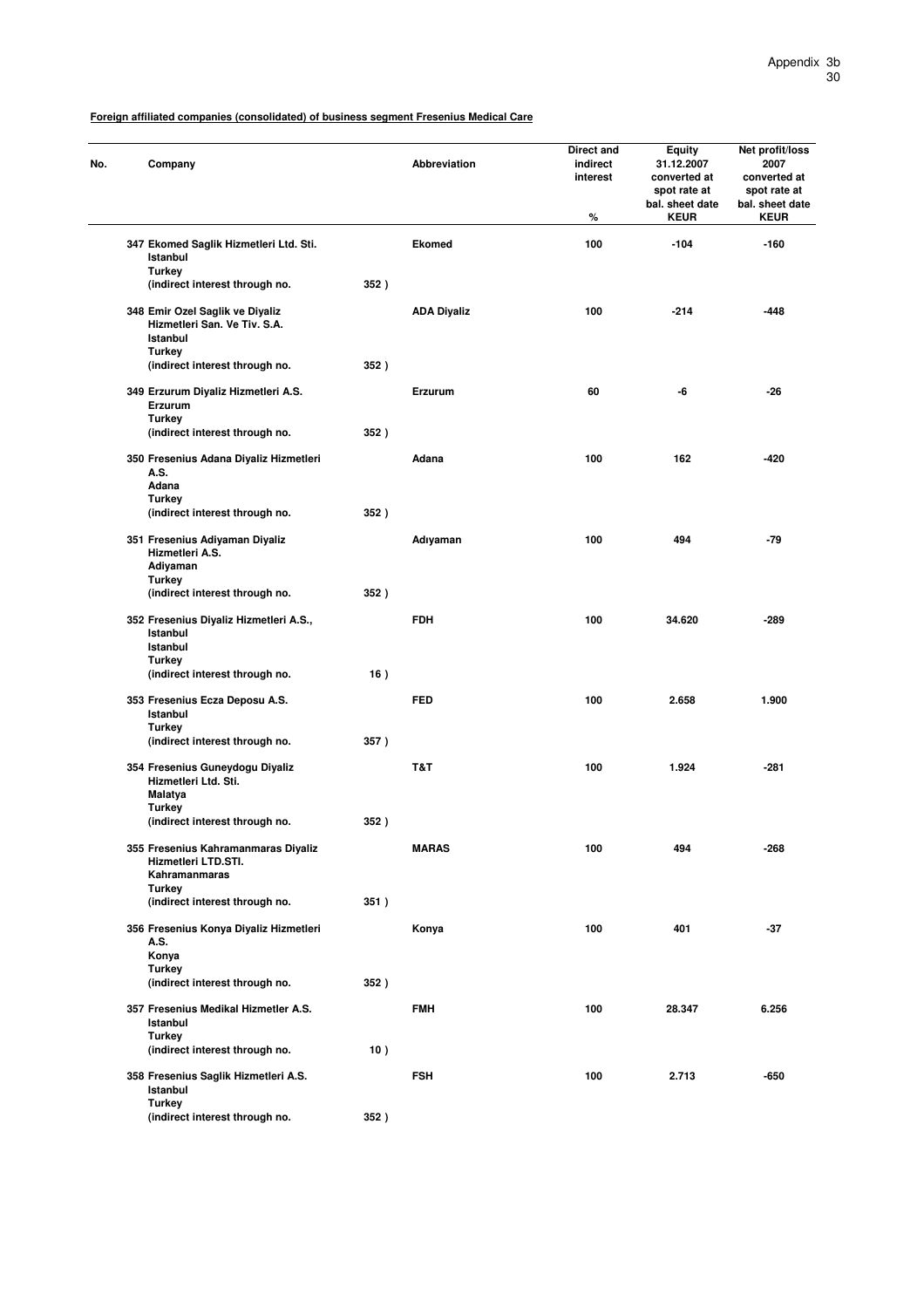**Foreign affiliated companies (consolidated) of business segment Fresenius Medical Care**

| No. | Company | | Abbreviation | Direct and indirect interest<br>% | Equity 31.12.2007 converted at spot rate at bal. sheet date<br>KEUR | Net profit/loss 2007 converted at spot rate at bal. sheet date<br>KEUR |
|---|---|---|---|---|---|---|
| 347 | Ekomed Saglik Hizmetleri Ltd. Sti.<br>Istanbul<br>Turkey<br>(indirect interest through no. | 352 ) | Ekomed | 100 | -104 | -160 |
| 348 | Emir Ozel Saglik ve Diyaliz Hizmetleri San. Ve Tiv. S.A.<br>Istanbul<br>Turkey<br>(indirect interest through no. | 352 ) | ADA Diyaliz | 100 | -214 | -448 |
| 349 | Erzurum Diyaliz Hizmetleri A.S.<br>Erzurum<br>Turkey<br>(indirect interest through no. | 352 ) | Erzurum | 60 | -6 | -26 |
| 350 | Fresenius Adana Diyaliz Hizmetleri A.S.<br>Adana<br>Turkey<br>(indirect interest through no. | 352 ) | Adana | 100 | 162 | -420 |
| 351 | Fresenius Adiyaman Diyaliz Hizmetleri A.S.<br>Adiyaman<br>Turkey<br>(indirect interest through no. | 352 ) | Adıyaman | 100 | 494 | -79 |
| 352 | Fresenius Diyaliz Hizmetleri A.S.,<br>Istanbul<br>Istanbul<br>Turkey<br>(indirect interest through no. | 16 ) | FDH | 100 | 34.620 | -289 |
| 353 | Fresenius Ecza Deposu A.S.<br>Istanbul<br>Turkey<br>(indirect interest through no. | 357 ) | FED | 100 | 2.658 | 1.900 |
| 354 | Fresenius Guneydogu Diyaliz Hizmetleri Ltd. Sti.<br>Malatya<br>Turkey<br>(indirect interest through no. | 352 ) | T&T | 100 | 1.924 | -281 |
| 355 | Fresenius Kahramanmaras Diyaliz Hizmetleri LTD.STI.<br>Kahramanmaras<br>Turkey<br>(indirect interest through no. | 351 ) | MARAS | 100 | 494 | -268 |
| 356 | Fresenius Konya Diyaliz Hizmetleri A.S.<br>Konya<br>Turkey<br>(indirect interest through no. | 352 ) | Konya | 100 | 401 | -37 |
| 357 | Fresenius Medikal Hizmetler A.S.<br>Istanbul<br>Turkey<br>(indirect interest through no. | 10 ) | FMH | 100 | 28.347 | 6.256 |
| 358 | Fresenius Saglik Hizmetleri A.S.<br>Istanbul<br>Turkey<br>(indirect interest through no. | 352 ) | FSH | 100 | 2.713 | -650 |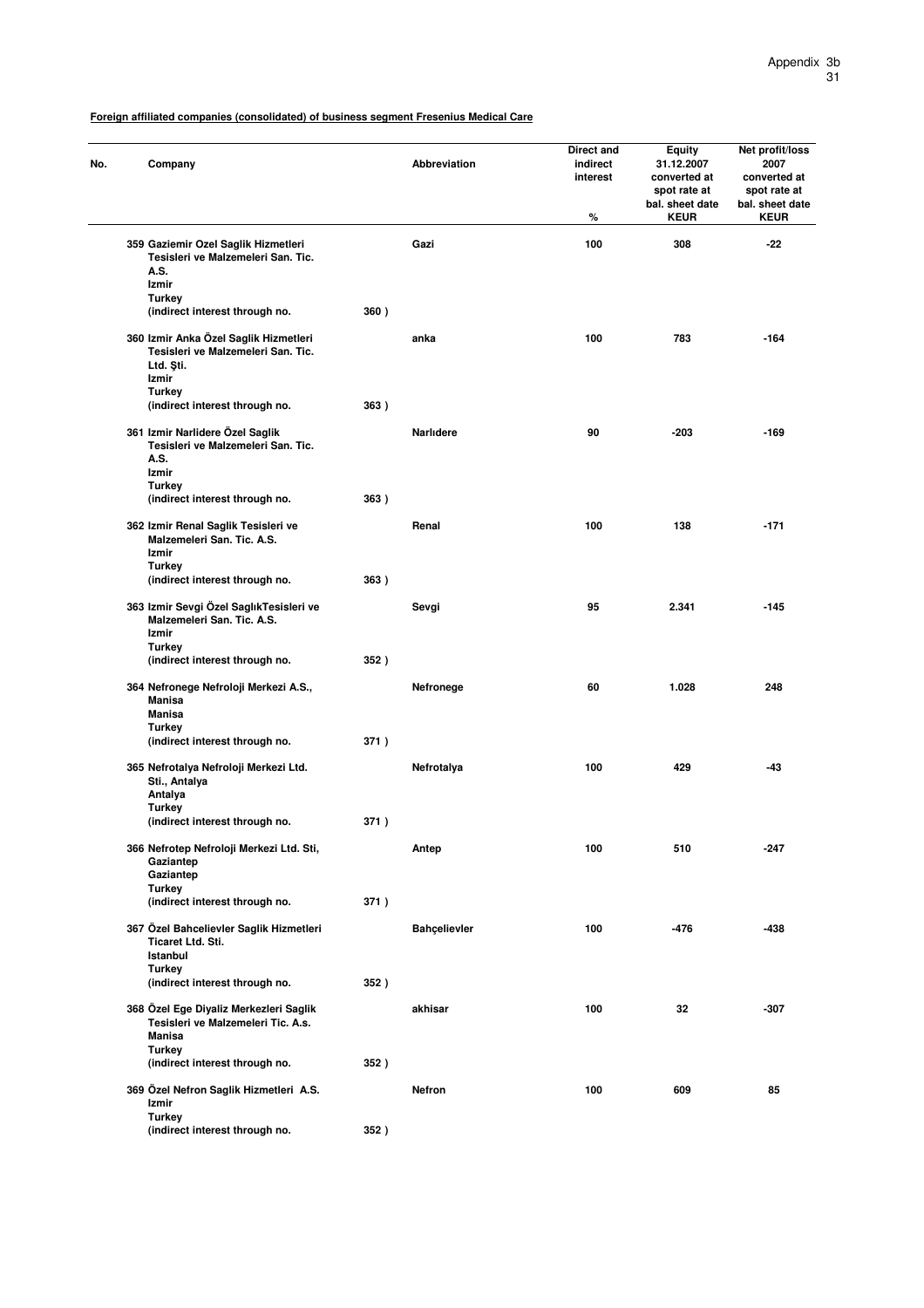**Foreign affiliated companies (consolidated) of business segment Fresenius Medical Care**

| No. | Company | | Abbreviation | Direct and indirect interest<br>% | Equity 31.12.2007 converted at spot rate at bal. sheet date<br>KEUR | Net profit/loss 2007 converted at spot rate at bal. sheet date<br>KEUR |
|---|---|---|---|---|---|---|
| 359 | Gaziemir Ozel Saglik Hizmetleri Tesisleri ve Malzemeleri San. Tic. A.S.<br>Izmir<br>Turkey<br>(indirect interest through no. | 360 ) | Gazi | 100 | 308 | -22 |
| 360 | Izmir Anka Özel Saglik Hizmetleri Tesisleri ve Malzemeleri San. Tic. Ltd. Şti.<br>Izmir<br>Turkey<br>(indirect interest through no. | 363 ) | anka | 100 | 783 | -164 |
| 361 | Izmir Narlidere Özel Saglik Tesisleri ve Malzemeleri San. Tic. A.S.<br>Izmir<br>Turkey<br>(indirect interest through no. | 363 ) | Narlıdere | 90 | -203 | -169 |
| 362 | Izmir Renal Saglik Tesisleri ve Malzemeleri San. Tic. A.S.<br>Izmir<br>Turkey<br>(indirect interest through no. | 363 ) | Renal | 100 | 138 | -171 |
| 363 | Izmir Sevgi Özel SaglıkTesisleri ve Malzemeleri San. Tic. A.S.<br>Izmir<br>Turkey<br>(indirect interest through no. | 352 ) | Sevgi | 95 | 2.341 | -145 |
| 364 | Nefronege Nefroloji Merkezi A.S., Manisa<br>Manisa<br>Turkey<br>(indirect interest through no. | 371 ) | Nefronege | 60 | 1.028 | 248 |
| 365 | Nefrotalya Nefroloji Merkezi Ltd. Sti., Antalya<br>Antalya<br>Turkey<br>(indirect interest through no. | 371 ) | Nefrotalya | 100 | 429 | -43 |
| 366 | Nefrotep Nefroloji Merkezi Ltd. Sti, Gaziantep<br>Gaziantep<br>Turkey<br>(indirect interest through no. | 371 ) | Antep | 100 | 510 | -247 |
| 367 | Özel Bahcelievler Saglik Hizmetleri Ticaret Ltd. Sti.<br>Istanbul<br>Turkey<br>(indirect interest through no. | 352 ) | Bahçelievler | 100 | -476 | -438 |
| 368 | Özel Ege Diyaliz Merkezleri Saglik Tesisleri ve Malzemeleri Tic. A.s.<br>Manisa<br>Turkey<br>(indirect interest through no. | 352 ) | akhisar | 100 | 32 | -307 |
| 369 | Özel Nefron Saglik Hizmetleri A.S.<br>Izmir<br>Turkey<br>(indirect interest through no. | 352 ) | Nefron | 100 | 609 | 85 |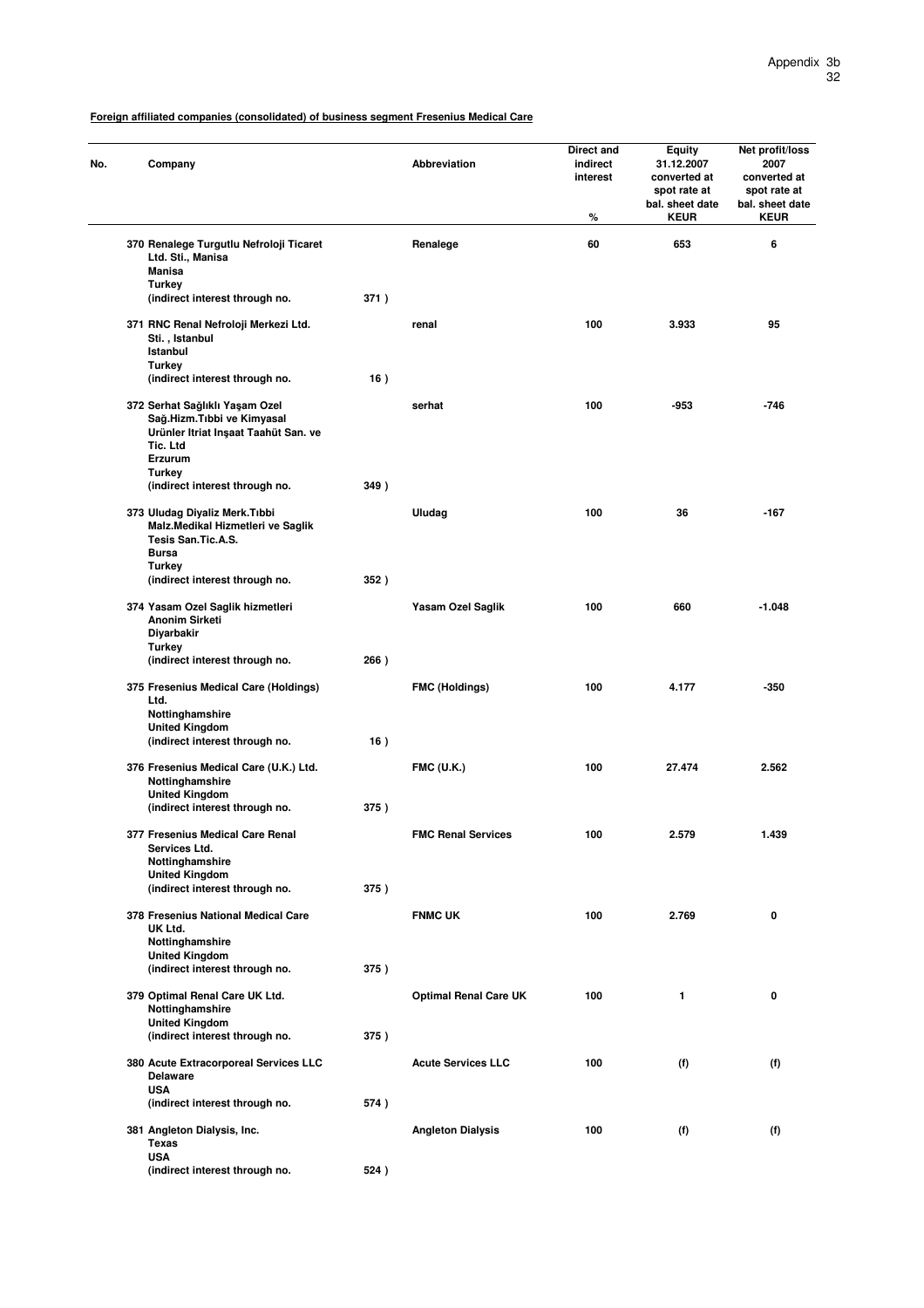**Foreign affiliated companies (consolidated) of business segment Fresenius Medical Care**

| No. | Company | | Abbreviation | Direct and indirect interest % | Equity 31.12.2007 converted at spot rate at bal. sheet date KEUR | Net profit/loss 2007 converted at spot rate at bal. sheet date KEUR |
|---|---|---|---|---|---|---|
| 370 | Renalege Turgutlu Nefroloji Ticaret Ltd. Sti., Manisa<br>Manisa<br>Turkey<br>(indirect interest through no. | 371 ) | Renalege | 60 | 653 | 6 |
| 371 | RNC Renal Nefroloji Merkezi Ltd. Sti. , Istanbul<br>Istanbul<br>Turkey<br>(indirect interest through no. | 16 ) | renal | 100 | 3.933 | 95 |
| 372 | Serhat Sağlıklı Yaşam Ozel Sağ.Hizm.Tıbbi ve Kimyasal Urünler Itriat Inşaat Taahüt San. ve Tic. Ltd<br>Erzurum<br>Turkey<br>(indirect interest through no. | 349 ) | serhat | 100 | -953 | -746 |
| 373 | Uludag Diyaliz Merk.Tıbbi Malz.Medikal Hizmetleri ve Saglik Tesis San.Tic.A.S.<br>Bursa<br>Turkey<br>(indirect interest through no. | 352 ) | Uludag | 100 | 36 | -167 |
| 374 | Yasam Ozel Saglik hizmetleri Anonim Sirketi<br>Diyarbakir<br>Turkey<br>(indirect interest through no. | 266 ) | Yasam Ozel Saglik | 100 | 660 | -1.048 |
| 375 | Fresenius Medical Care (Holdings) Ltd.<br>Nottinghamshire<br>United Kingdom<br>(indirect interest through no. | 16 ) | FMC (Holdings) | 100 | 4.177 | -350 |
| 376 | Fresenius Medical Care (U.K.) Ltd.<br>Nottinghamshire<br>United Kingdom<br>(indirect interest through no. | 375 ) | FMC (U.K.) | 100 | 27.474 | 2.562 |
| 377 | Fresenius Medical Care Renal Services Ltd.<br>Nottinghamshire<br>United Kingdom<br>(indirect interest through no. | 375 ) | FMC Renal Services | 100 | 2.579 | 1.439 |
| 378 | Fresenius National Medical Care UK Ltd.<br>Nottinghamshire<br>United Kingdom<br>(indirect interest through no. | 375 ) | FNMC UK | 100 | 2.769 | 0 |
| 379 | Optimal Renal Care UK Ltd.<br>Nottinghamshire<br>United Kingdom<br>(indirect interest through no. | 375 ) | Optimal Renal Care UK | 100 | 1 | 0 |
| 380 | Acute Extracorporeal Services LLC<br>Delaware<br>USA<br>(indirect interest through no. | 574 ) | Acute Services LLC | 100 | (f) | (f) |
| 381 | Angleton Dialysis, Inc.<br>Texas<br>USA<br>(indirect interest through no. | 524 ) | Angleton Dialysis | 100 | (f) | (f) |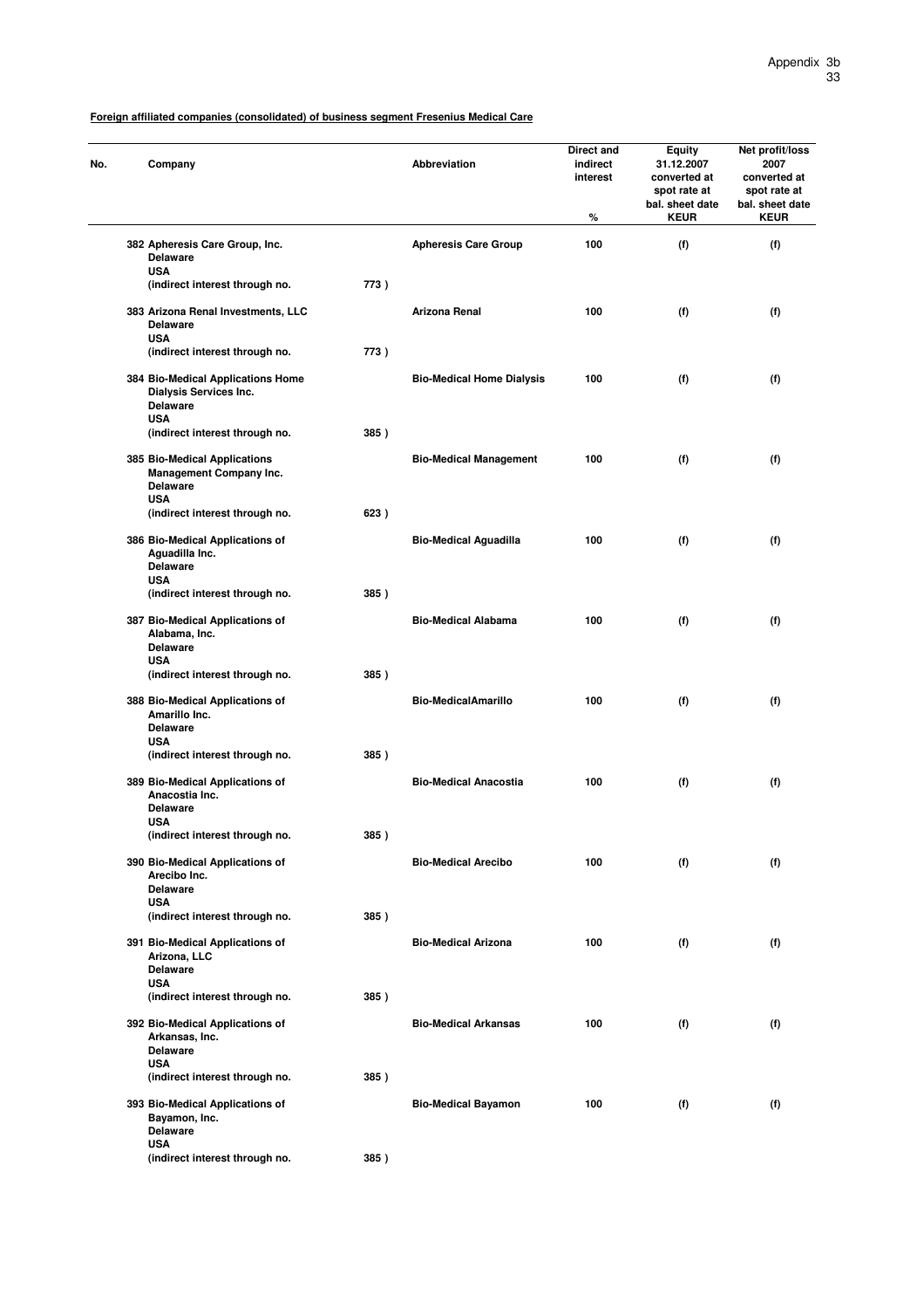**Foreign affiliated companies (consolidated) of business segment Fresenius Medical Care**

| No. | Company | | Abbreviation | Direct and indirect interest % | Equity 31.12.2007 converted at spot rate at bal. sheet date KEUR | Net profit/loss 2007 converted at spot rate at bal. sheet date KEUR |
|---|---|---|---|---|---|---|
| 382 | Apheresis Care Group, Inc. Delaware USA (indirect interest through no. | 773 ) | Apheresis Care Group | 100 | (f) | (f) |
| 383 | Arizona Renal Investments, LLC Delaware USA (indirect interest through no. | 773 ) | Arizona Renal | 100 | (f) | (f) |
| 384 | Bio-Medical Applications Home Dialysis Services Inc. Delaware USA (indirect interest through no. | 385 ) | Bio-Medical Home Dialysis | 100 | (f) | (f) |
| 385 | Bio-Medical Applications Management Company Inc. Delaware USA (indirect interest through no. | 623 ) | Bio-Medical Management | 100 | (f) | (f) |
| 386 | Bio-Medical Applications of Aguadilla Inc. Delaware USA (indirect interest through no. | 385 ) | Bio-Medical Aguadilla | 100 | (f) | (f) |
| 387 | Bio-Medical Applications of Alabama, Inc. Delaware USA (indirect interest through no. | 385 ) | Bio-Medical Alabama | 100 | (f) | (f) |
| 388 | Bio-Medical Applications of Amarillo Inc. Delaware USA (indirect interest through no. | 385 ) | Bio-MedicalAmarillo | 100 | (f) | (f) |
| 389 | Bio-Medical Applications of Anacostia Inc. Delaware USA (indirect interest through no. | 385 ) | Bio-Medical Anacostia | 100 | (f) | (f) |
| 390 | Bio-Medical Applications of Arecibo Inc. Delaware USA (indirect interest through no. | 385 ) | Bio-Medical Arecibo | 100 | (f) | (f) |
| 391 | Bio-Medical Applications of Arizona, LLC Delaware USA (indirect interest through no. | 385 ) | Bio-Medical Arizona | 100 | (f) | (f) |
| 392 | Bio-Medical Applications of Arkansas, Inc. Delaware USA (indirect interest through no. | 385 ) | Bio-Medical Arkansas | 100 | (f) | (f) |
| 393 | Bio-Medical Applications of Bayamon, Inc. Delaware USA (indirect interest through no. | 385 ) | Bio-Medical Bayamon | 100 | (f) | (f) |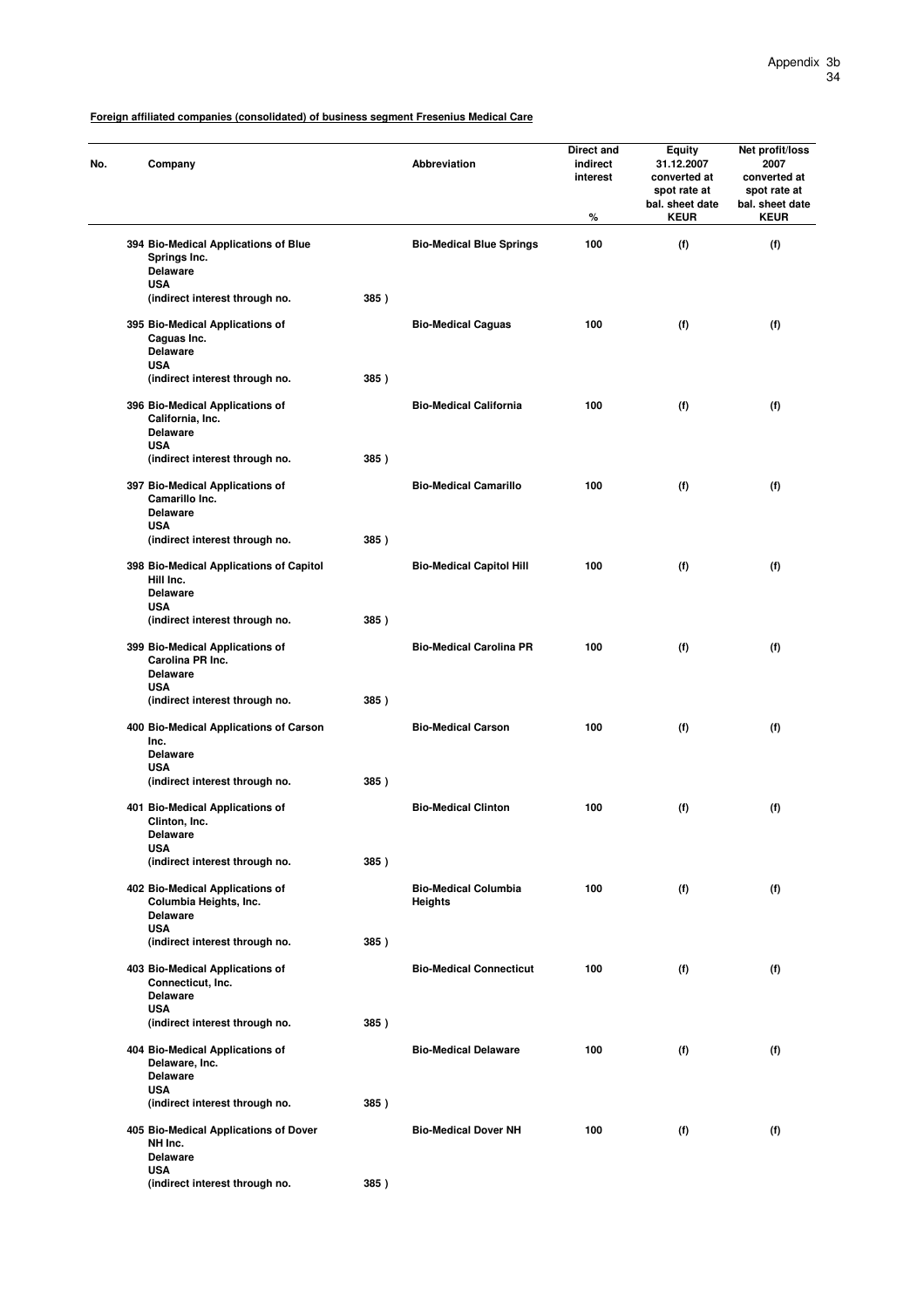**Foreign affiliated companies (consolidated) of business segment Fresenius Medical Care**

| No. | Company | | Abbreviation | Direct and indirect interest % | Equity 31.12.2007 converted at spot rate at bal. sheet date KEUR | Net profit/loss 2007 converted at spot rate at bal. sheet date KEUR |
|---|---|---|---|---|---|---|
| 394 | Bio-Medical Applications of Blue Springs Inc. Delaware USA (indirect interest through no. | 385 ) | Bio-Medical Blue Springs | 100 | (f) | (f) |
| 395 | Bio-Medical Applications of Caguas Inc. Delaware USA (indirect interest through no. | 385 ) | Bio-Medical Caguas | 100 | (f) | (f) |
| 396 | Bio-Medical Applications of California, Inc. Delaware USA (indirect interest through no. | 385 ) | Bio-Medical California | 100 | (f) | (f) |
| 397 | Bio-Medical Applications of Camarillo Inc. Delaware USA (indirect interest through no. | 385 ) | Bio-Medical Camarillo | 100 | (f) | (f) |
| 398 | Bio-Medical Applications of Capitol Hill Inc. Delaware USA (indirect interest through no. | 385 ) | Bio-Medical Capitol Hill | 100 | (f) | (f) |
| 399 | Bio-Medical Applications of Carolina PR Inc. Delaware USA (indirect interest through no. | 385 ) | Bio-Medical Carolina PR | 100 | (f) | (f) |
| 400 | Bio-Medical Applications of Carson Inc. Delaware USA (indirect interest through no. | 385 ) | Bio-Medical Carson | 100 | (f) | (f) |
| 401 | Bio-Medical Applications of Clinton, Inc. Delaware USA (indirect interest through no. | 385 ) | Bio-Medical Clinton | 100 | (f) | (f) |
| 402 | Bio-Medical Applications of Columbia Heights, Inc. Delaware USA (indirect interest through no. | 385 ) | Bio-Medical Columbia Heights | 100 | (f) | (f) |
| 403 | Bio-Medical Applications of Connecticut, Inc. Delaware USA (indirect interest through no. | 385 ) | Bio-Medical Connecticut | 100 | (f) | (f) |
| 404 | Bio-Medical Applications of Delaware, Inc. Delaware USA (indirect interest through no. | 385 ) | Bio-Medical Delaware | 100 | (f) | (f) |
| 405 | Bio-Medical Applications of Dover NH Inc. Delaware USA (indirect interest through no. | 385 ) | Bio-Medical Dover NH | 100 | (f) | (f) |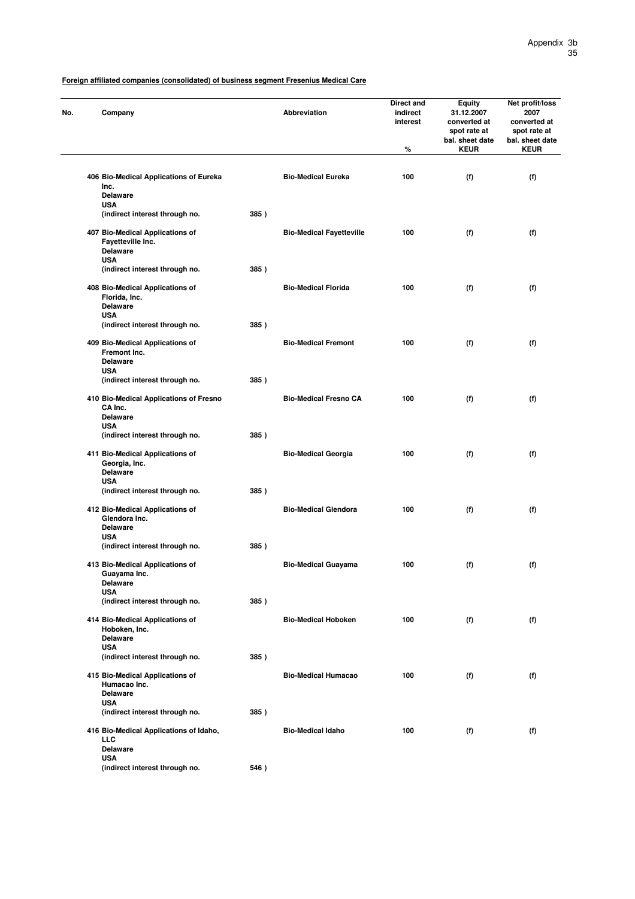**Foreign affiliated companies (consolidated) of business segment Fresenius Medical Care**

| No. | Company | Abbreviation | Direct and indirect interest % | Equity 31.12.2007 converted at spot rate at bal. sheet date KEUR | Net profit/loss 2007 converted at spot rate at bal. sheet date KEUR |
|---|---|---|---|---|---|
| 406 | Bio-Medical Applications of Eureka Inc. Delaware USA (indirect interest through no. 385 ) | Bio-Medical Eureka | 100 | (f) | (f) |
| 407 | Bio-Medical Applications of Fayetteville Inc. Delaware USA (indirect interest through no. 385 ) | Bio-Medical Fayetteville | 100 | (f) | (f) |
| 408 | Bio-Medical Applications of Florida, Inc. Delaware USA (indirect interest through no. 385 ) | Bio-Medical Florida | 100 | (f) | (f) |
| 409 | Bio-Medical Applications of Fremont Inc. Delaware USA (indirect interest through no. 385 ) | Bio-Medical Fremont | 100 | (f) | (f) |
| 410 | Bio-Medical Applications of Fresno CA Inc. Delaware USA (indirect interest through no. 385 ) | Bio-Medical Fresno CA | 100 | (f) | (f) |
| 411 | Bio-Medical Applications of Georgia, Inc. Delaware USA (indirect interest through no. 385 ) | Bio-Medical Georgia | 100 | (f) | (f) |
| 412 | Bio-Medical Applications of Glendora Inc. Delaware USA (indirect interest through no. 385 ) | Bio-Medical Glendora | 100 | (f) | (f) |
| 413 | Bio-Medical Applications of Guayama Inc. Delaware USA (indirect interest through no. 385 ) | Bio-Medical Guayama | 100 | (f) | (f) |
| 414 | Bio-Medical Applications of Hoboken, Inc. Delaware USA (indirect interest through no. 385 ) | Bio-Medical Hoboken | 100 | (f) | (f) |
| 415 | Bio-Medical Applications of Humacao Inc. Delaware USA (indirect interest through no. 385 ) | Bio-Medical Humacao | 100 | (f) | (f) |
| 416 | Bio-Medical Applications of Idaho, LLC Delaware USA (indirect interest through no. 546 ) | Bio-Medical Idaho | 100 | (f) | (f) |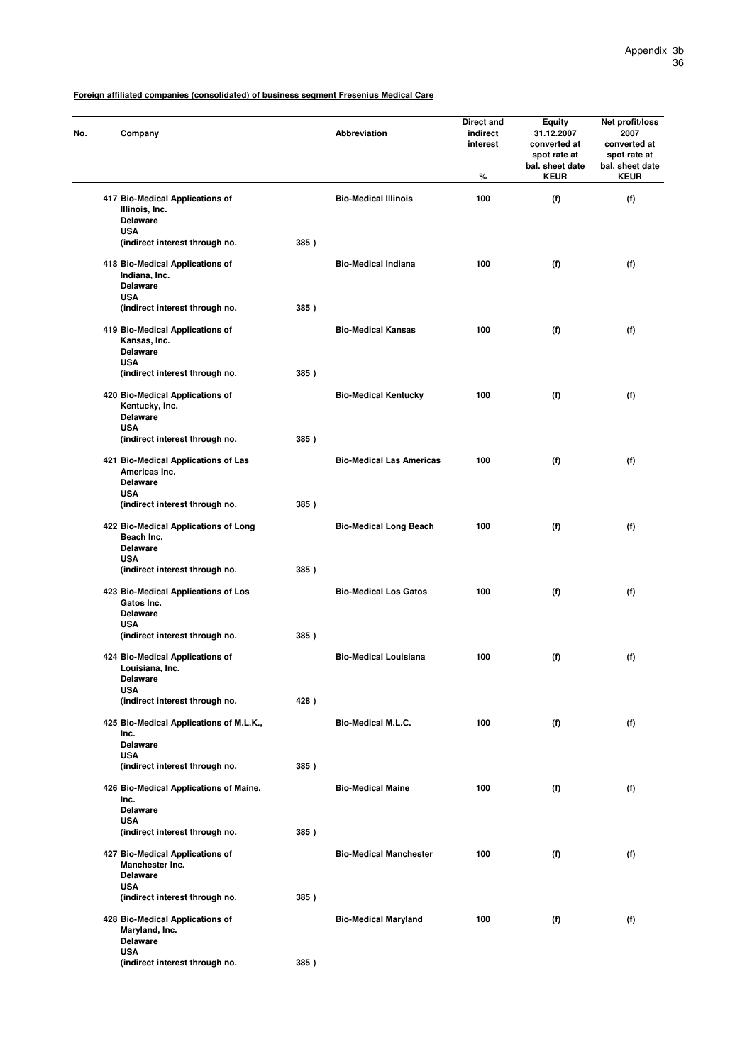**Foreign affiliated companies (consolidated) of business segment Fresenius Medical Care**

| No. | Company | | Abbreviation | Direct and indirect interest % | Equity 31.12.2007 converted at spot rate at bal. sheet date KEUR | Net profit/loss 2007 converted at spot rate at bal. sheet date KEUR |
|---|---|---|---|---|---|---|
| 417 | Bio-Medical Applications of Illinois, Inc. Delaware USA (indirect interest through no. | 385 ) | Bio-Medical Illinois | 100 | (f) | (f) |
| 418 | Bio-Medical Applications of Indiana, Inc. Delaware USA (indirect interest through no. | 385 ) | Bio-Medical Indiana | 100 | (f) | (f) |
| 419 | Bio-Medical Applications of Kansas, Inc. Delaware USA (indirect interest through no. | 385 ) | Bio-Medical Kansas | 100 | (f) | (f) |
| 420 | Bio-Medical Applications of Kentucky, Inc. Delaware USA (indirect interest through no. | 385 ) | Bio-Medical Kentucky | 100 | (f) | (f) |
| 421 | Bio-Medical Applications of Las Americas Inc. Delaware USA (indirect interest through no. | 385 ) | Bio-Medical Las Americas | 100 | (f) | (f) |
| 422 | Bio-Medical Applications of Long Beach Inc. Delaware USA (indirect interest through no. | 385 ) | Bio-Medical Long Beach | 100 | (f) | (f) |
| 423 | Bio-Medical Applications of Los Gatos Inc. Delaware USA (indirect interest through no. | 385 ) | Bio-Medical Los Gatos | 100 | (f) | (f) |
| 424 | Bio-Medical Applications of Louisiana, Inc. Delaware USA (indirect interest through no. | 428 ) | Bio-Medical Louisiana | 100 | (f) | (f) |
| 425 | Bio-Medical Applications of M.L.K., Inc. Delaware USA (indirect interest through no. | 385 ) | Bio-Medical M.L.C. | 100 | (f) | (f) |
| 426 | Bio-Medical Applications of Maine, Inc. Delaware USA (indirect interest through no. | 385 ) | Bio-Medical Maine | 100 | (f) | (f) |
| 427 | Bio-Medical Applications of Manchester Inc. Delaware USA (indirect interest through no. | 385 ) | Bio-Medical Manchester | 100 | (f) | (f) |
| 428 | Bio-Medical Applications of Maryland, Inc. Delaware USA (indirect interest through no. | 385 ) | Bio-Medical Maryland | 100 | (f) | (f) |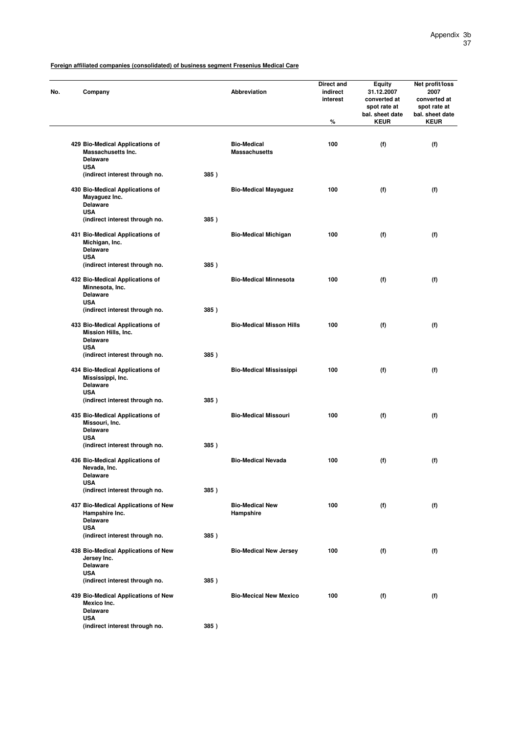**Foreign affiliated companies (consolidated) of business segment Fresenius Medical Care**

| No. | Company | | Abbreviation | Direct and indirect interest % | Equity 31.12.2007 converted at spot rate at bal. sheet date KEUR | Net profit/loss 2007 converted at spot rate at bal. sheet date KEUR |
|---|---|---|---|---|---|---|
| 429 | Bio-Medical Applications of Massachusetts Inc. Delaware USA (indirect interest through no. | 385 ) | Bio-Medical Massachusetts | 100 | (f) | (f) |
| 430 | Bio-Medical Applications of Mayaguez Inc. Delaware USA (indirect interest through no. | 385 ) | Bio-Medical Mayaguez | 100 | (f) | (f) |
| 431 | Bio-Medical Applications of Michigan, Inc. Delaware USA (indirect interest through no. | 385 ) | Bio-Medical Michigan | 100 | (f) | (f) |
| 432 | Bio-Medical Applications of Minnesota, Inc. Delaware USA (indirect interest through no. | 385 ) | Bio-Medical Minnesota | 100 | (f) | (f) |
| 433 | Bio-Medical Applications of Mission Hills, Inc. Delaware USA (indirect interest through no. | 385 ) | Bio-Medical Misson Hills | 100 | (f) | (f) |
| 434 | Bio-Medical Applications of Mississippi, Inc. Delaware USA (indirect interest through no. | 385 ) | Bio-Medical Mississippi | 100 | (f) | (f) |
| 435 | Bio-Medical Applications of Missouri, Inc. Delaware USA (indirect interest through no. | 385 ) | Bio-Medical Missouri | 100 | (f) | (f) |
| 436 | Bio-Medical Applications of Nevada, Inc. Delaware USA (indirect interest through no. | 385 ) | Bio-Medical Nevada | 100 | (f) | (f) |
| 437 | Bio-Medical Applications of New Hampshire Inc. Delaware USA (indirect interest through no. | 385 ) | Bio-Medical New Hampshire | 100 | (f) | (f) |
| 438 | Bio-Medical Applications of New Jersey Inc. Delaware USA (indirect interest through no. | 385 ) | Bio-Medical New Jersey | 100 | (f) | (f) |
| 439 | Bio-Medical Applications of New Mexico Inc. Delaware USA (indirect interest through no. | 385 ) | Bio-Mecical New Mexico | 100 | (f) | (f) |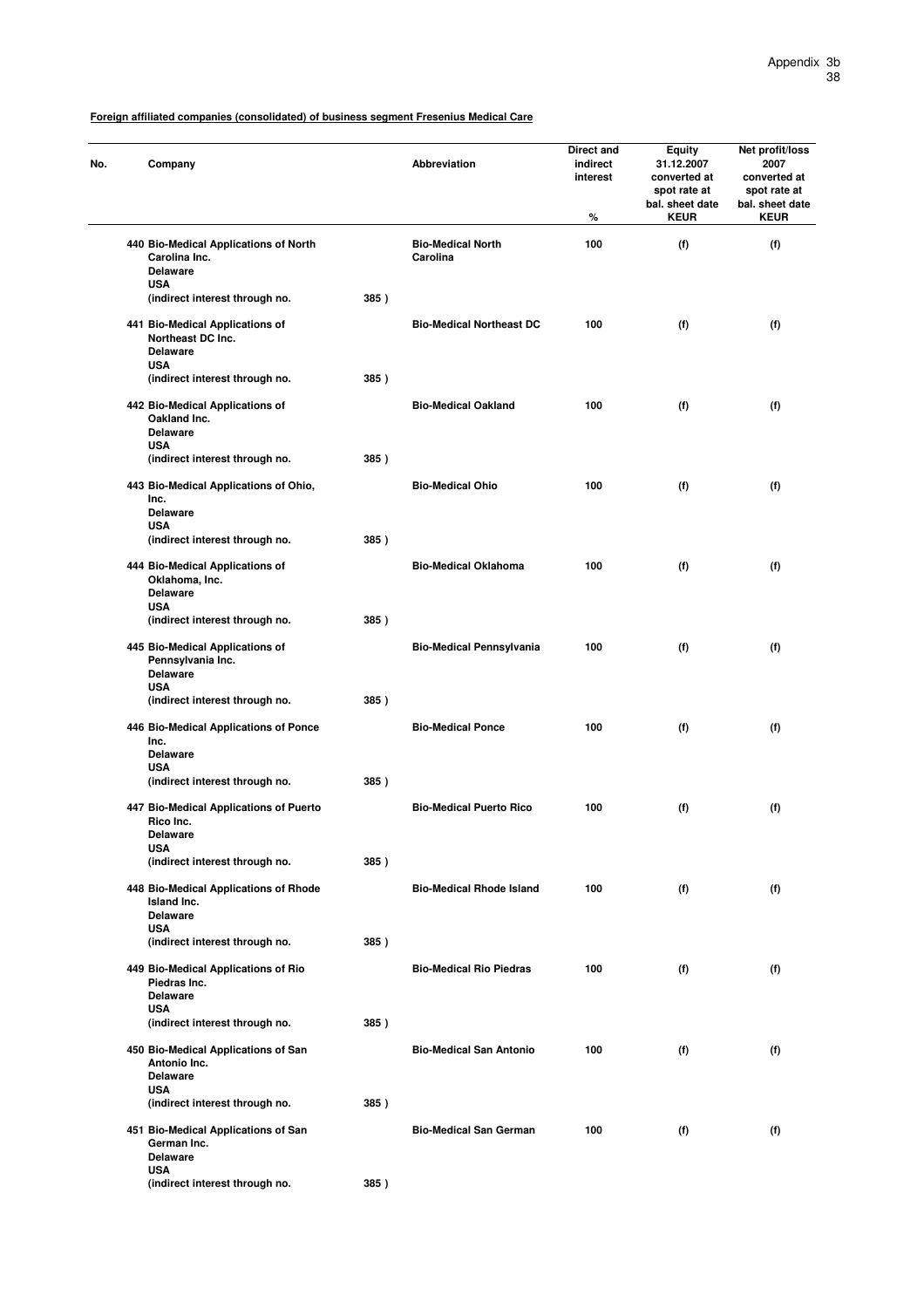**Foreign affiliated companies (consolidated) of business segment Fresenius Medical Care**

| No. | Company | | Abbreviation | Direct and indirect interest % | Equity 31.12.2007 converted at spot rate at bal. sheet date KEUR | Net profit/loss 2007 converted at spot rate at bal. sheet date KEUR |
|---|---|---|---|---|---|---|
| 440 | Bio-Medical Applications of North Carolina Inc. Delaware USA (indirect interest through no. | 385 ) | Bio-Medical North Carolina | 100 | (f) | (f) |
| 441 | Bio-Medical Applications of Northeast DC Inc. Delaware USA (indirect interest through no. | 385 ) | Bio-Medical Northeast DC | 100 | (f) | (f) |
| 442 | Bio-Medical Applications of Oakland Inc. Delaware USA (indirect interest through no. | 385 ) | Bio-Medical Oakland | 100 | (f) | (f) |
| 443 | Bio-Medical Applications of Ohio, Inc. Delaware USA (indirect interest through no. | 385 ) | Bio-Medical Ohio | 100 | (f) | (f) |
| 444 | Bio-Medical Applications of Oklahoma, Inc. Delaware USA (indirect interest through no. | 385 ) | Bio-Medical Oklahoma | 100 | (f) | (f) |
| 445 | Bio-Medical Applications of Pennsylvania Inc. Delaware USA (indirect interest through no. | 385 ) | Bio-Medical Pennsylvania | 100 | (f) | (f) |
| 446 | Bio-Medical Applications of Ponce Inc. Delaware USA (indirect interest through no. | 385 ) | Bio-Medical Ponce | 100 | (f) | (f) |
| 447 | Bio-Medical Applications of Puerto Rico Inc. Delaware USA (indirect interest through no. | 385 ) | Bio-Medical Puerto Rico | 100 | (f) | (f) |
| 448 | Bio-Medical Applications of Rhode Island Inc. Delaware USA (indirect interest through no. | 385 ) | Bio-Medical Rhode Island | 100 | (f) | (f) |
| 449 | Bio-Medical Applications of Rio Piedras Inc. Delaware USA (indirect interest through no. | 385 ) | Bio-Medical Rio Piedras | 100 | (f) | (f) |
| 450 | Bio-Medical Applications of San Antonio Inc. Delaware USA (indirect interest through no. | 385 ) | Bio-Medical San Antonio | 100 | (f) | (f) |
| 451 | Bio-Medical Applications of San German Inc. Delaware USA (indirect interest through no. | 385 ) | Bio-Medical San German | 100 | (f) | (f) |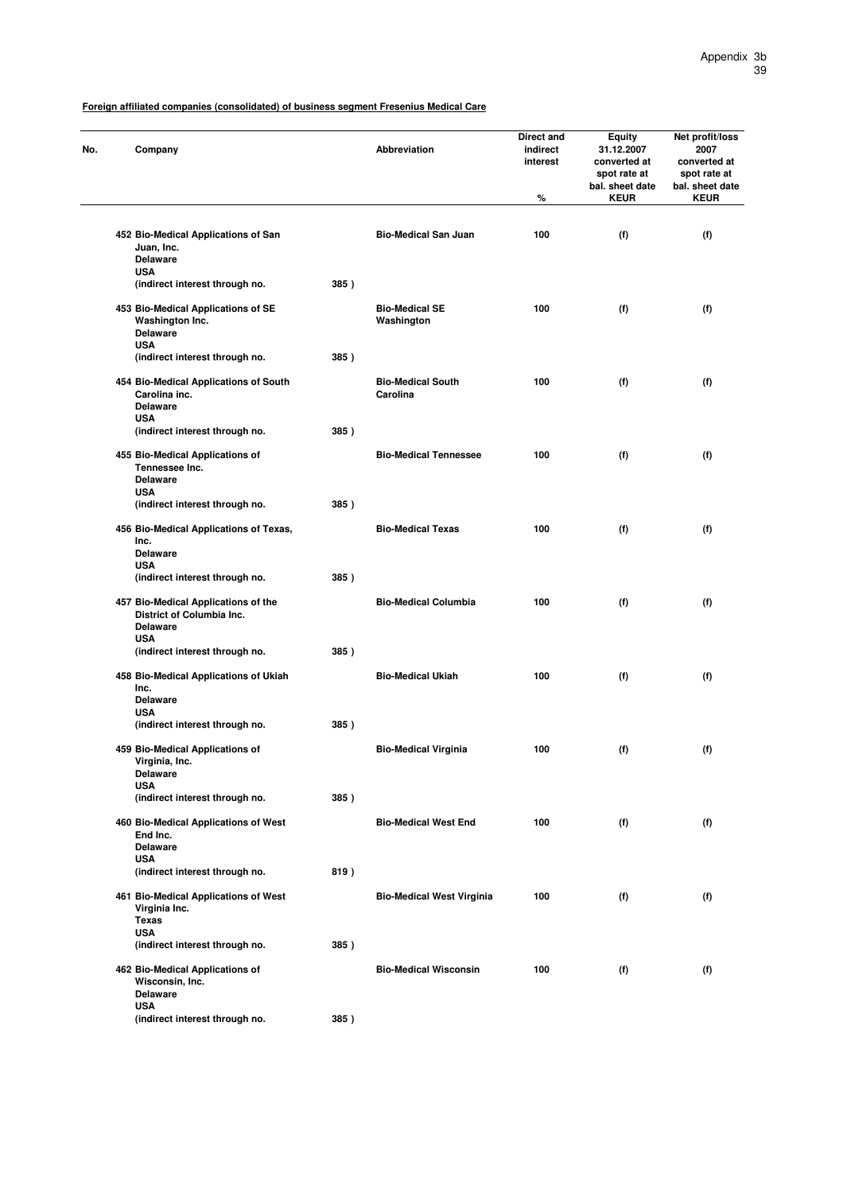**Foreign affiliated companies (consolidated) of business segment Fresenius Medical Care**

| No. | Company | | Abbreviation | Direct and indirect interest % | Equity 31.12.2007 converted at spot rate at bal. sheet date KEUR | Net profit/loss 2007 converted at spot rate at bal. sheet date KEUR |
|---|---|---|---|---|---|---|
| 452 | Bio-Medical Applications of San Juan, Inc. Delaware USA (indirect interest through no. | 385 ) | Bio-Medical San Juan | 100 | (f) | (f) |
| 453 | Bio-Medical Applications of SE Washington Inc. Delaware USA (indirect interest through no. | 385 ) | Bio-Medical SE Washington | 100 | (f) | (f) |
| 454 | Bio-Medical Applications of South Carolina inc. Delaware USA (indirect interest through no. | 385 ) | Bio-Medical South Carolina | 100 | (f) | (f) |
| 455 | Bio-Medical Applications of Tennessee Inc. Delaware USA (indirect interest through no. | 385 ) | Bio-Medical Tennessee | 100 | (f) | (f) |
| 456 | Bio-Medical Applications of Texas, Inc. Delaware USA (indirect interest through no. | 385 ) | Bio-Medical Texas | 100 | (f) | (f) |
| 457 | Bio-Medical Applications of the District of Columbia Inc. Delaware USA (indirect interest through no. | 385 ) | Bio-Medical Columbia | 100 | (f) | (f) |
| 458 | Bio-Medical Applications of Ukiah Inc. Delaware USA (indirect interest through no. | 385 ) | Bio-Medical Ukiah | 100 | (f) | (f) |
| 459 | Bio-Medical Applications of Virginia, Inc. Delaware USA (indirect interest through no. | 385 ) | Bio-Medical Virginia | 100 | (f) | (f) |
| 460 | Bio-Medical Applications of West End Inc. Delaware USA (indirect interest through no. | 819 ) | Bio-Medical West End | 100 | (f) | (f) |
| 461 | Bio-Medical Applications of West Virginia Inc. Texas USA (indirect interest through no. | 385 ) | Bio-Medical West Virginia | 100 | (f) | (f) |
| 462 | Bio-Medical Applications of Wisconsin, Inc. Delaware USA (indirect interest through no. | 385 ) | Bio-Medical Wisconsin | 100 | (f) | (f) |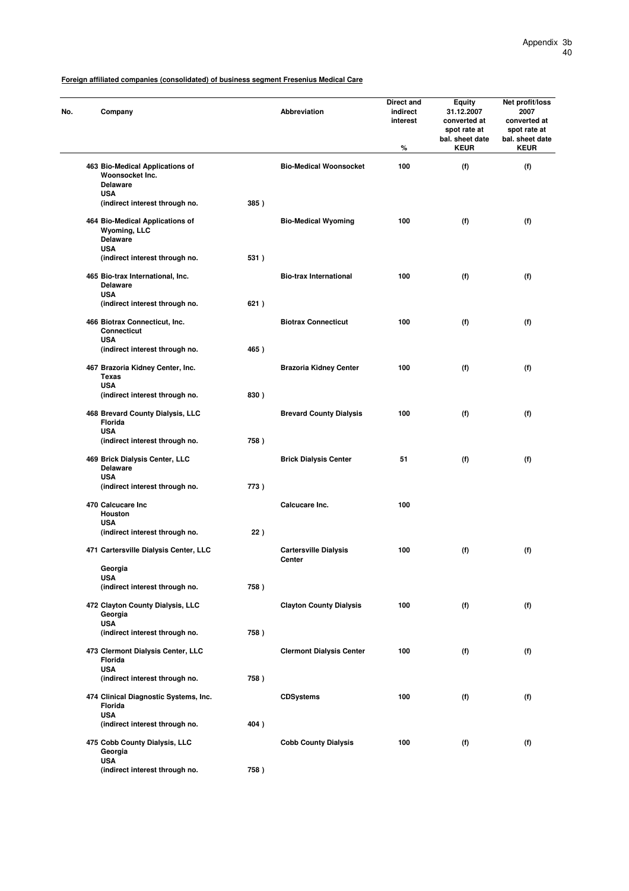**Foreign affiliated companies (consolidated) of business segment Fresenius Medical Care**

| No. | Company | | Abbreviation | Direct and indirect interest % | Equity 31.12.2007 converted at spot rate at bal. sheet date KEUR | Net profit/loss 2007 converted at spot rate at bal. sheet date KEUR |
|---|---|---|---|---|---|---|
| 463 | Bio-Medical Applications of Woonsocket Inc. Delaware USA (indirect interest through no. | 385 ) | Bio-Medical Woonsocket | 100 | (f) | (f) |
| 464 | Bio-Medical Applications of Wyoming, LLC Delaware USA (indirect interest through no. | 531 ) | Bio-Medical Wyoming | 100 | (f) | (f) |
| 465 | Bio-trax International, Inc. Delaware USA (indirect interest through no. | 621 ) | Bio-trax International | 100 | (f) | (f) |
| 466 | Biotrax Connecticut, Inc. Connecticut USA (indirect interest through no. | 465 ) | Biotrax Connecticut | 100 | (f) | (f) |
| 467 | Brazoria Kidney Center, Inc. Texas USA (indirect interest through no. | 830 ) | Brazoria Kidney Center | 100 | (f) | (f) |
| 468 | Brevard County Dialysis, LLC Florida USA (indirect interest through no. | 758 ) | Brevard County Dialysis | 100 | (f) | (f) |
| 469 | Brick Dialysis Center, LLC Delaware USA (indirect interest through no. | 773 ) | Brick Dialysis Center | 51 | (f) | (f) |
| 470 | Calcucare Inc Houston USA (indirect interest through no. | 22 ) | Calcucare Inc. | 100 | | |
| 471 | Cartersville Dialysis Center, LLC Georgia USA (indirect interest through no. | 758 ) | Cartersville Dialysis Center | 100 | (f) | (f) |
| 472 | Clayton County Dialysis, LLC Georgia USA (indirect interest through no. | 758 ) | Clayton County Dialysis | 100 | (f) | (f) |
| 473 | Clermont Dialysis Center, LLC Florida USA (indirect interest through no. | 758 ) | Clermont Dialysis Center | 100 | (f) | (f) |
| 474 | Clinical Diagnostic Systems, Inc. Florida USA (indirect interest through no. | 404 ) | CDSystems | 100 | (f) | (f) |
| 475 | Cobb County Dialysis, LLC Georgia USA (indirect interest through no. | 758 ) | Cobb County Dialysis | 100 | (f) | (f) |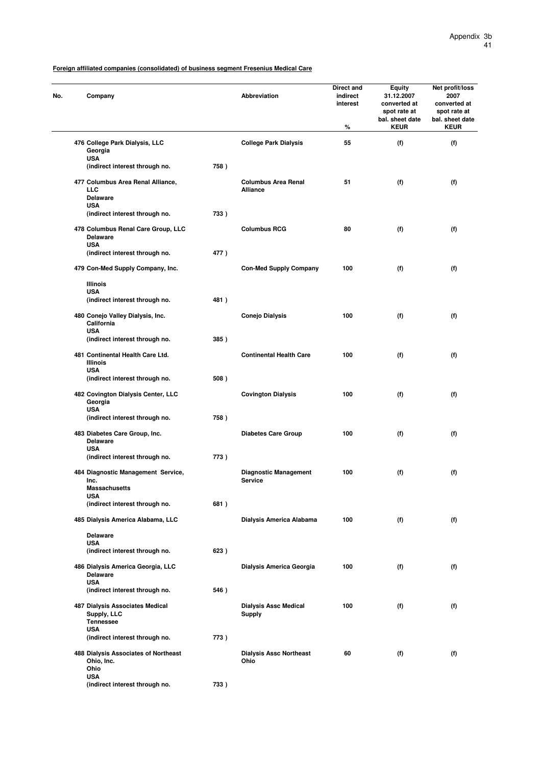**Foreign affiliated companies (consolidated) of business segment Fresenius Medical Care**

| No. | Company | | Abbreviation | Direct and indirect interest % | Equity 31.12.2007 converted at spot rate at bal. sheet date KEUR | Net profit/loss 2007 converted at spot rate at bal. sheet date KEUR |
|---|---|---|---|---|---|---|
| 476 | College Park Dialysis, LLC<br>Georgia<br>USA<br>(indirect interest through no. | 758 ) | College Park Dialysis | 55 | (f) | (f) |
| 477 | Columbus Area Renal Alliance, LLC<br>Delaware<br>USA<br>(indirect interest through no. | 733 ) | Columbus Area Renal Alliance | 51 | (f) | (f) |
| 478 | Columbus Renal Care Group, LLC<br>Delaware<br>USA<br>(indirect interest through no. | 477 ) | Columbus RCG | 80 | (f) | (f) |
| 479 | Con-Med Supply Company, Inc.<br>Illinois<br>USA<br>(indirect interest through no. | 481 ) | Con-Med Supply Company | 100 | (f) | (f) |
| 480 | Conejo Valley Dialysis, Inc.<br>California<br>USA<br>(indirect interest through no. | 385 ) | Conejo Dialysis | 100 | (f) | (f) |
| 481 | Continental Health Care Ltd.<br>Illinois<br>USA<br>(indirect interest through no. | 508 ) | Continental Health Care | 100 | (f) | (f) |
| 482 | Covington Dialysis Center, LLC<br>Georgia<br>USA<br>(indirect interest through no. | 758 ) | Covington Dialysis | 100 | (f) | (f) |
| 483 | Diabetes Care Group, Inc.<br>Delaware<br>USA<br>(indirect interest through no. | 773 ) | Diabetes Care Group | 100 | (f) | (f) |
| 484 | Diagnostic Management Service, Inc.<br>Massachusetts<br>USA<br>(indirect interest through no. | 681 ) | Diagnostic Management Service | 100 | (f) | (f) |
| 485 | Dialysis America Alabama, LLC<br>Delaware<br>USA<br>(indirect interest through no. | 623 ) | Dialysis America Alabama | 100 | (f) | (f) |
| 486 | Dialysis America Georgia, LLC<br>Delaware<br>USA<br>(indirect interest through no. | 546 ) | Dialysis America Georgia | 100 | (f) | (f) |
| 487 | Dialysis Associates Medical Supply, LLC<br>Tennessee<br>USA<br>(indirect interest through no. | 773 ) | Dialysis Assc Medical Supply | 100 | (f) | (f) |
| 488 | Dialysis Associates of Northeast Ohio, Inc.<br>Ohio<br>USA<br>(indirect interest through no. | 733 ) | Dialysis Assc Northeast Ohio | 60 | (f) | (f) |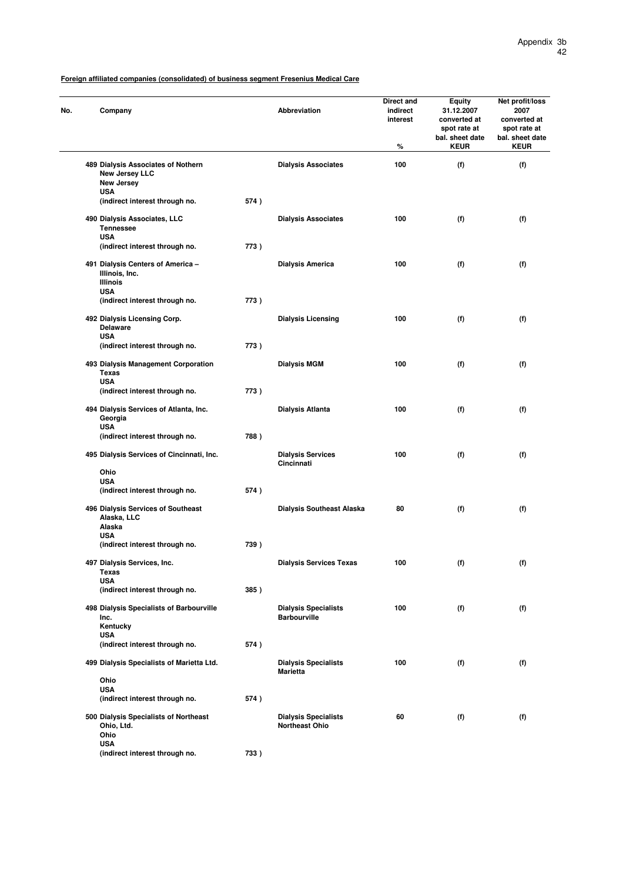**Foreign affiliated companies (consolidated) of business segment Fresenius Medical Care**

| No. | Company | | Abbreviation | Direct and indirect interest % | Equity 31.12.2007 converted at spot rate at bal. sheet date KEUR | Net profit/loss 2007 converted at spot rate at bal. sheet date KEUR |
|---|---|---|---|---|---|---|
| 489 | Dialysis Associates of Nothern New Jersey LLC<br>New Jersey<br>USA<br>(indirect interest through no. | 574 ) | Dialysis Associates | 100 | (f) | (f) |
| 490 | Dialysis Associates, LLC<br>Tennessee<br>USA<br>(indirect interest through no. | 773 ) | Dialysis Associates | 100 | (f) | (f) |
| 491 | Dialysis Centers of America – Illinois, Inc.<br>Illinois<br>USA<br>(indirect interest through no. | 773 ) | Dialysis America | 100 | (f) | (f) |
| 492 | Dialysis Licensing Corp.<br>Delaware<br>USA<br>(indirect interest through no. | 773 ) | Dialysis Licensing | 100 | (f) | (f) |
| 493 | Dialysis Management Corporation<br>Texas<br>USA<br>(indirect interest through no. | 773 ) | Dialysis MGM | 100 | (f) | (f) |
| 494 | Dialysis Services of Atlanta, Inc.<br>Georgia<br>USA<br>(indirect interest through no. | 788 ) | Dialysis Atlanta | 100 | (f) | (f) |
| 495 | Dialysis Services of Cincinnati, Inc.<br>Ohio<br>USA<br>(indirect interest through no. | 574 ) | Dialysis Services Cincinnati | 100 | (f) | (f) |
| 496 | Dialysis Services of Southeast Alaska, LLC<br>Alaska<br>USA<br>(indirect interest through no. | 739 ) | Dialysis Southeast Alaska | 80 | (f) | (f) |
| 497 | Dialysis Services, Inc.<br>Texas<br>USA<br>(indirect interest through no. | 385 ) | Dialysis Services Texas | 100 | (f) | (f) |
| 498 | Dialysis Specialists of Barbourville Inc.<br>Kentucky<br>USA<br>(indirect interest through no. | 574 ) | Dialysis Specialists Barbourville | 100 | (f) | (f) |
| 499 | Dialysis Specialists of Marietta Ltd.<br>Ohio<br>USA<br>(indirect interest through no. | 574 ) | Dialysis Specialists Marietta | 100 | (f) | (f) |
| 500 | Dialysis Specialists of Northeast Ohio, Ltd.<br>Ohio<br>USA<br>(indirect interest through no. | 733 ) | Dialysis Specialists Northeast Ohio | 60 | (f) | (f) |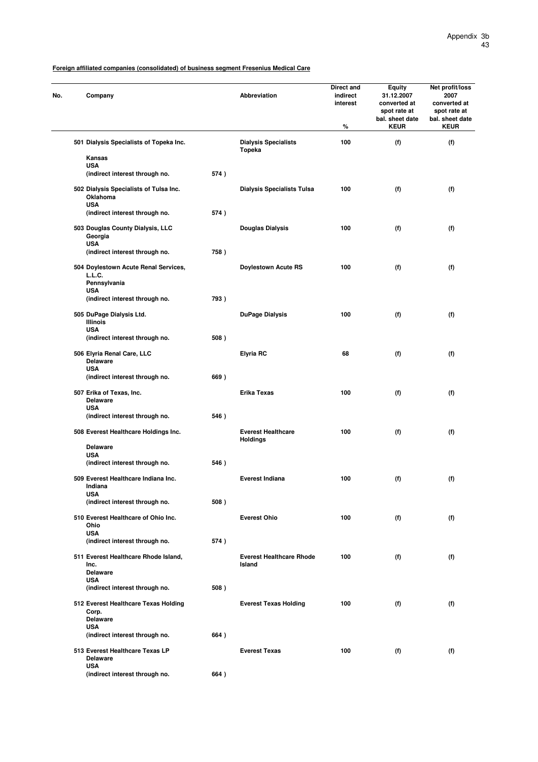**Foreign affiliated companies (consolidated) of business segment Fresenius Medical Care**

| No. | Company | | Abbreviation | Direct and indirect interest % | Equity 31.12.2007 converted at spot rate at bal. sheet date KEUR | Net profit/loss 2007 converted at spot rate at bal. sheet date KEUR |
|---|---|---|---|---|---|---|
| 501 | Dialysis Specialists of Topeka Inc. Kansas USA (indirect interest through no. | 574 ) | Dialysis Specialists Topeka | 100 | (f) | (f) |
| 502 | Dialysis Specialists of Tulsa Inc. Oklahoma USA (indirect interest through no. | 574 ) | Dialysis Specialists Tulsa | 100 | (f) | (f) |
| 503 | Douglas County Dialysis, LLC Georgia USA (indirect interest through no. | 758 ) | Douglas Dialysis | 100 | (f) | (f) |
| 504 | Doylestown Acute Renal Services, L.L.C. Pennsylvania USA (indirect interest through no. | 793 ) | Doylestown Acute RS | 100 | (f) | (f) |
| 505 | DuPage Dialysis Ltd. Illinois USA (indirect interest through no. | 508 ) | DuPage Dialysis | 100 | (f) | (f) |
| 506 | Elyria Renal Care, LLC Delaware USA (indirect interest through no. | 669 ) | Elyria RC | 68 | (f) | (f) |
| 507 | Erika of Texas, Inc. Delaware USA (indirect interest through no. | 546 ) | Erika Texas | 100 | (f) | (f) |
| 508 | Everest Healthcare Holdings Inc. Delaware USA (indirect interest through no. | 546 ) | Everest Healthcare Holdings | 100 | (f) | (f) |
| 509 | Everest Healthcare Indiana Inc. Indiana USA (indirect interest through no. | 508 ) | Everest Indiana | 100 | (f) | (f) |
| 510 | Everest Healthcare of Ohio Inc. Ohio USA (indirect interest through no. | 574 ) | Everest Ohio | 100 | (f) | (f) |
| 511 | Everest Healthcare Rhode Island, Inc. Delaware USA (indirect interest through no. | 508 ) | Everest Healthcare Rhode Island | 100 | (f) | (f) |
| 512 | Everest Healthcare Texas Holding Corp. Delaware USA (indirect interest through no. | 664 ) | Everest Texas Holding | 100 | (f) | (f) |
| 513 | Everest Healthcare Texas LP Delaware USA (indirect interest through no. | 664 ) | Everest Texas | 100 | (f) | (f) |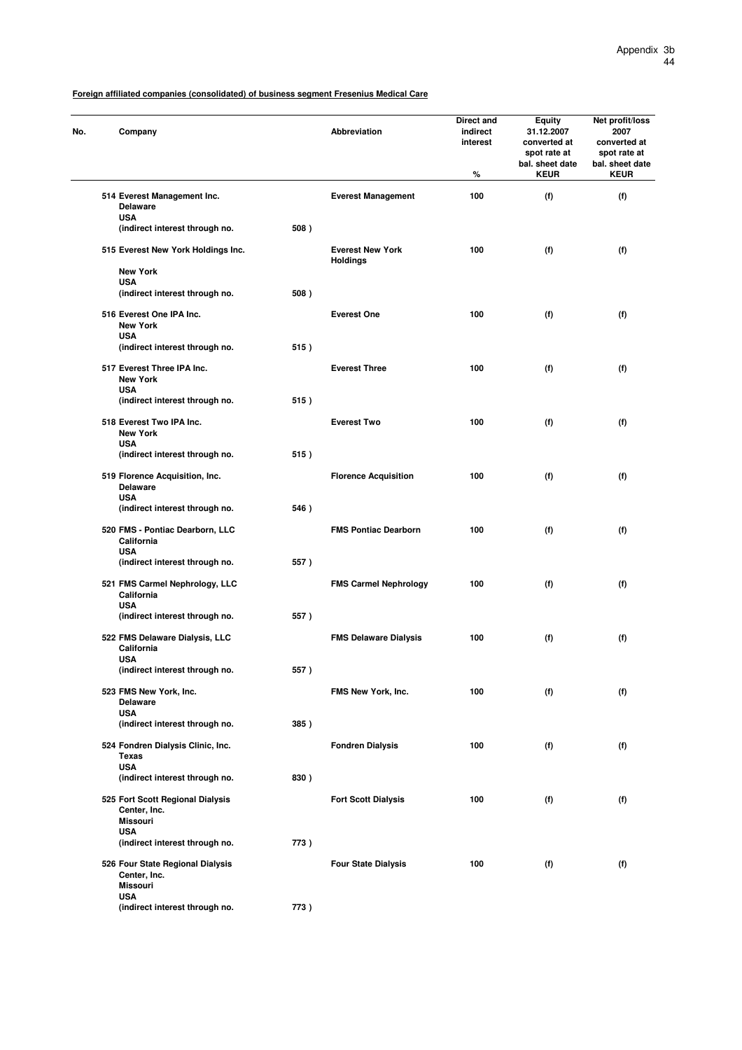**Foreign affiliated companies (consolidated) of business segment Fresenius Medical Care**

| No. | Company | | Abbreviation | Direct and indirect interest % | Equity 31.12.2007 converted at spot rate at bal. sheet date KEUR | Net profit/loss 2007 converted at spot rate at bal. sheet date KEUR |
|---|---|---|---|---|---|---|
| 514 | Everest Management Inc. Delaware USA (indirect interest through no. | 508 ) | Everest Management | 100 | (f) | (f) |
| 515 | Everest New York Holdings Inc. New York USA (indirect interest through no. | 508 ) | Everest New York Holdings | 100 | (f) | (f) |
| 516 | Everest One IPA Inc. New York USA (indirect interest through no. | 515 ) | Everest One | 100 | (f) | (f) |
| 517 | Everest Three IPA Inc. New York USA (indirect interest through no. | 515 ) | Everest Three | 100 | (f) | (f) |
| 518 | Everest Two IPA Inc. New York USA (indirect interest through no. | 515 ) | Everest Two | 100 | (f) | (f) |
| 519 | Florence Acquisition, Inc. Delaware USA (indirect interest through no. | 546 ) | Florence Acquisition | 100 | (f) | (f) |
| 520 | FMS - Pontiac Dearborn, LLC California USA (indirect interest through no. | 557 ) | FMS Pontiac Dearborn | 100 | (f) | (f) |
| 521 | FMS Carmel Nephrology, LLC California USA (indirect interest through no. | 557 ) | FMS Carmel Nephrology | 100 | (f) | (f) |
| 522 | FMS Delaware Dialysis, LLC California USA (indirect interest through no. | 557 ) | FMS Delaware Dialysis | 100 | (f) | (f) |
| 523 | FMS New York, Inc. Delaware USA (indirect interest through no. | 385 ) | FMS New York, Inc. | 100 | (f) | (f) |
| 524 | Fondren Dialysis Clinic, Inc. Texas USA (indirect interest through no. | 830 ) | Fondren Dialysis | 100 | (f) | (f) |
| 525 | Fort Scott Regional Dialysis Center, Inc. Missouri USA (indirect interest through no. | 773 ) | Fort Scott Dialysis | 100 | (f) | (f) |
| 526 | Four State Regional Dialysis Center, Inc. Missouri USA (indirect interest through no. | 773 ) | Four State Dialysis | 100 | (f) | (f) |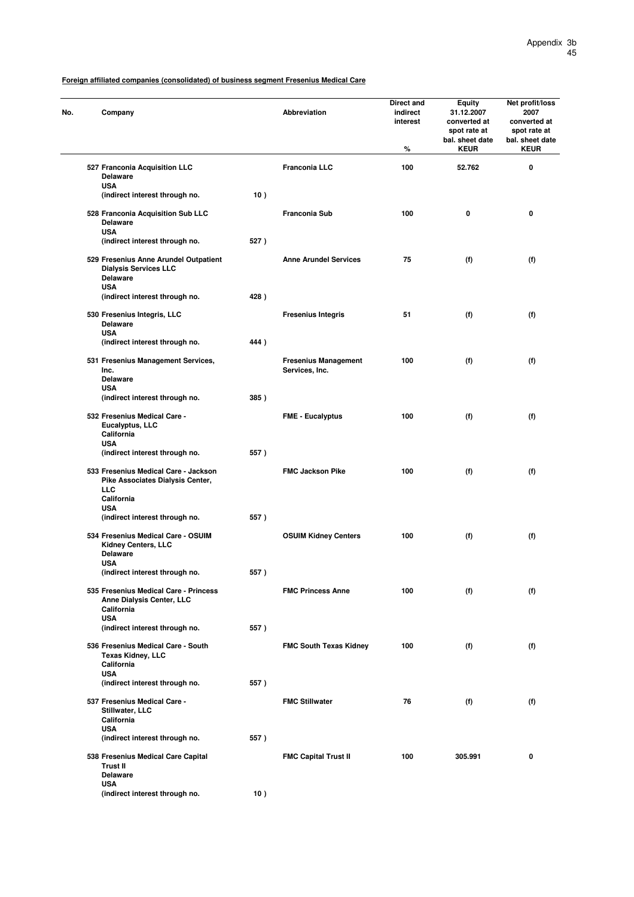**Foreign affiliated companies (consolidated) of business segment Fresenius Medical Care**

| No. | Company | | Abbreviation | Direct and indirect interest % | Equity 31.12.2007 converted at spot rate at bal. sheet date KEUR | Net profit/loss 2007 converted at spot rate at bal. sheet date KEUR |
|---|---|---|---|---|---|---|
| 527 | Franconia Acquisition LLC Delaware USA (indirect interest through no. | 10 ) | Franconia LLC | 100 | 52.762 | 0 |
| 528 | Franconia Acquisition Sub LLC Delaware USA (indirect interest through no. | 527 ) | Franconia Sub | 100 | 0 | 0 |
| 529 | Fresenius Anne Arundel Outpatient Dialysis Services LLC Delaware USA (indirect interest through no. | 428 ) | Anne Arundel Services | 75 | (f) | (f) |
| 530 | Fresenius Integris, LLC Delaware USA (indirect interest through no. | 444 ) | Fresenius Integris | 51 | (f) | (f) |
| 531 | Fresenius Management Services, Inc. Delaware USA (indirect interest through no. | 385 ) | Fresenius Management Services, Inc. | 100 | (f) | (f) |
| 532 | Fresenius Medical Care - Eucalyptus, LLC California USA (indirect interest through no. | 557 ) | FME - Eucalyptus | 100 | (f) | (f) |
| 533 | Fresenius Medical Care - Jackson Pike Associates Dialysis Center, LLC California USA (indirect interest through no. | 557 ) | FMC Jackson Pike | 100 | (f) | (f) |
| 534 | Fresenius Medical Care - OSUIM Kidney Centers, LLC Delaware USA (indirect interest through no. | 557 ) | OSUIM Kidney Centers | 100 | (f) | (f) |
| 535 | Fresenius Medical Care - Princess Anne Dialysis Center, LLC California USA (indirect interest through no. | 557 ) | FMC Princess Anne | 100 | (f) | (f) |
| 536 | Fresenius Medical Care - South Texas Kidney, LLC California USA (indirect interest through no. | 557 ) | FMC South Texas Kidney | 100 | (f) | (f) |
| 537 | Fresenius Medical Care - Stillwater, LLC California USA (indirect interest through no. | 557 ) | FMC Stillwater | 76 | (f) | (f) |
| 538 | Fresenius Medical Care Capital Trust II Delaware USA (indirect interest through no. | 10 ) | FMC Capital Trust II | 100 | 305.991 | 0 |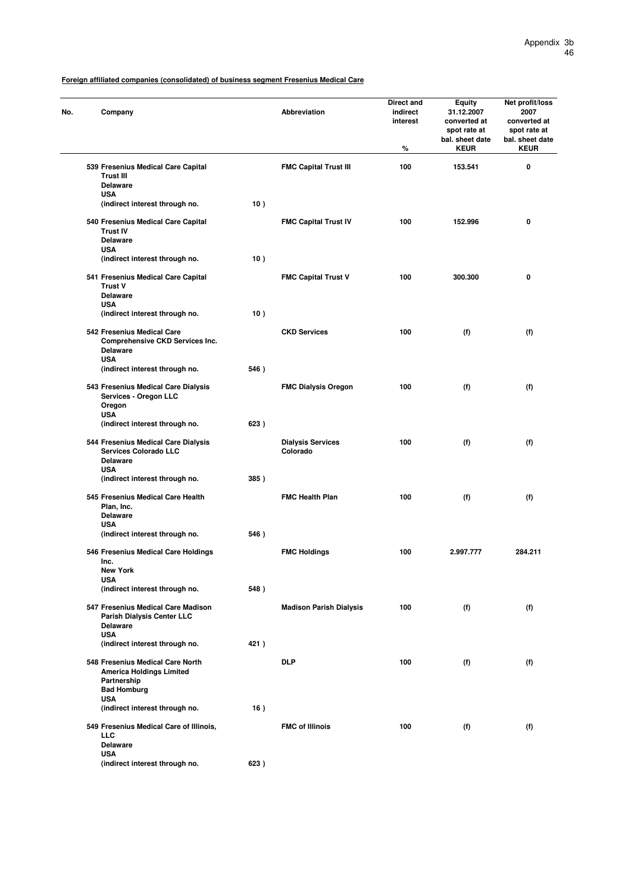**Foreign affiliated companies (consolidated) of business segment Fresenius Medical Care**

| No. | Company | | Abbreviation | Direct and indirect interest % | Equity 31.12.2007 converted at spot rate at bal. sheet date KEUR | Net profit/loss 2007 converted at spot rate at bal. sheet date KEUR |
|---|---|---|---|---|---|---|
| 539 | Fresenius Medical Care Capital Trust III<br>Delaware<br>USA<br>(indirect interest through no. | 10 ) | FMC Capital Trust III | 100 | 153.541 | 0 |
| 540 | Fresenius Medical Care Capital Trust IV<br>Delaware<br>USA<br>(indirect interest through no. | 10 ) | FMC Capital Trust IV | 100 | 152.996 | 0 |
| 541 | Fresenius Medical Care Capital Trust V<br>Delaware<br>USA<br>(indirect interest through no. | 10 ) | FMC Capital Trust V | 100 | 300.300 | 0 |
| 542 | Fresenius Medical Care Comprehensive CKD Services Inc.<br>Delaware<br>USA<br>(indirect interest through no. | 546 ) | CKD Services | 100 | (f) | (f) |
| 543 | Fresenius Medical Care Dialysis Services - Oregon LLC<br>Oregon<br>USA<br>(indirect interest through no. | 623 ) | FMC Dialysis Oregon | 100 | (f) | (f) |
| 544 | Fresenius Medical Care Dialysis Services Colorado LLC<br>Delaware<br>USA<br>(indirect interest through no. | 385 ) | Dialysis Services Colorado | 100 | (f) | (f) |
| 545 | Fresenius Medical Care Health Plan, Inc.<br>Delaware<br>USA<br>(indirect interest through no. | 546 ) | FMC Health Plan | 100 | (f) | (f) |
| 546 | Fresenius Medical Care Holdings Inc.<br>New York<br>USA<br>(indirect interest through no. | 548 ) | FMC Holdings | 100 | 2.997.777 | 284.211 |
| 547 | Fresenius Medical Care Madison Parish Dialysis Center LLC<br>Delaware<br>USA<br>(indirect interest through no. | 421 ) | Madison Parish Dialysis | 100 | (f) | (f) |
| 548 | Fresenius Medical Care North America Holdings Limited Partnership<br>Bad Homburg<br>USA<br>(indirect interest through no. | 16 ) | DLP | 100 | (f) | (f) |
| 549 | Fresenius Medical Care of Illinois, LLC<br>Delaware<br>USA<br>(indirect interest through no. | 623 ) | FMC of Illinois | 100 | (f) | (f) |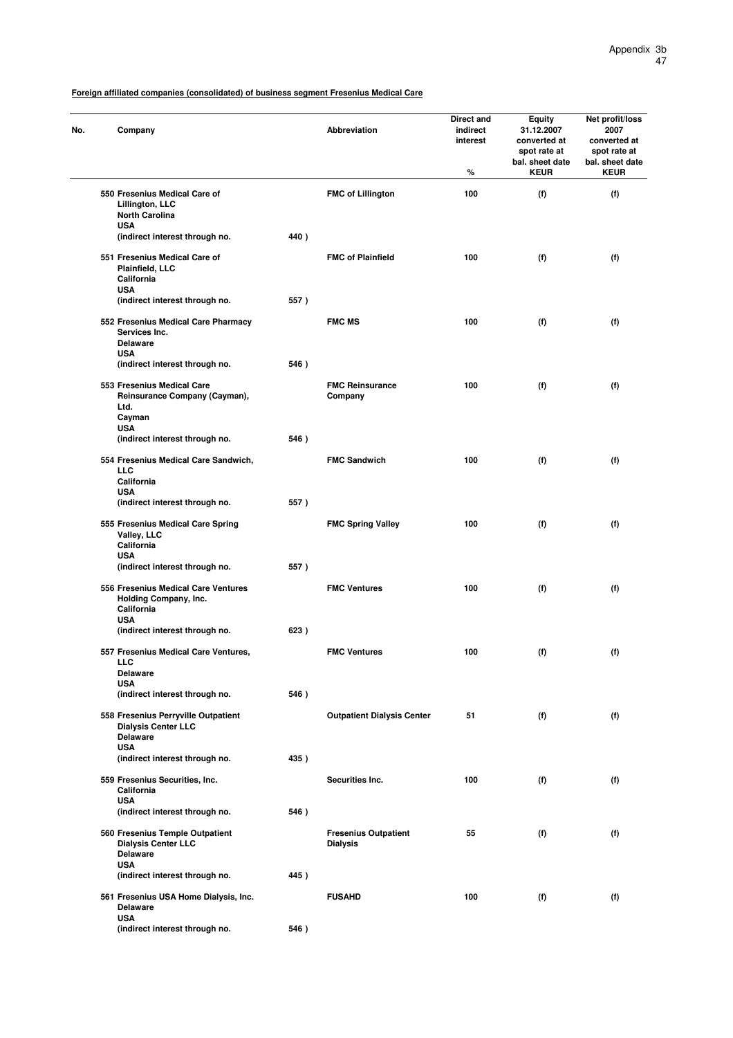**Foreign affiliated companies (consolidated) of business segment Fresenius Medical Care**

| No. | Company | | Abbreviation | Direct and indirect interest % | Equity 31.12.2007 converted at spot rate at bal. sheet date KEUR | Net profit/loss 2007 converted at spot rate at bal. sheet date KEUR |
|---|---|---|---|---|---|---|
| 550 | Fresenius Medical Care of Lillington, LLC North Carolina USA (indirect interest through no. | 440 ) | FMC of Lillington | 100 | (f) | (f) |
| 551 | Fresenius Medical Care of Plainfield, LLC California USA (indirect interest through no. | 557 ) | FMC of Plainfield | 100 | (f) | (f) |
| 552 | Fresenius Medical Care Pharmacy Services Inc. Delaware USA (indirect interest through no. | 546 ) | FMC MS | 100 | (f) | (f) |
| 553 | Fresenius Medical Care Reinsurance Company (Cayman), Ltd. Cayman USA (indirect interest through no. | 546 ) | FMC Reinsurance Company | 100 | (f) | (f) |
| 554 | Fresenius Medical Care Sandwich, LLC California USA (indirect interest through no. | 557 ) | FMC Sandwich | 100 | (f) | (f) |
| 555 | Fresenius Medical Care Spring Valley, LLC California USA (indirect interest through no. | 557 ) | FMC Spring Valley | 100 | (f) | (f) |
| 556 | Fresenius Medical Care Ventures Holding Company, Inc. California USA (indirect interest through no. | 623 ) | FMC Ventures | 100 | (f) | (f) |
| 557 | Fresenius Medical Care Ventures, LLC Delaware USA (indirect interest through no. | 546 ) | FMC Ventures | 100 | (f) | (f) |
| 558 | Fresenius Perryville Outpatient Dialysis Center LLC Delaware USA (indirect interest through no. | 435 ) | Outpatient Dialysis Center | 51 | (f) | (f) |
| 559 | Fresenius Securities, Inc. California USA (indirect interest through no. | 546 ) | Securities Inc. | 100 | (f) | (f) |
| 560 | Fresenius Temple Outpatient Dialysis Center LLC Delaware USA (indirect interest through no. | 445 ) | Fresenius Outpatient Dialysis | 55 | (f) | (f) |
| 561 | Fresenius USA Home Dialysis, Inc. Delaware USA (indirect interest through no. | 546 ) | FUSAHD | 100 | (f) | (f) |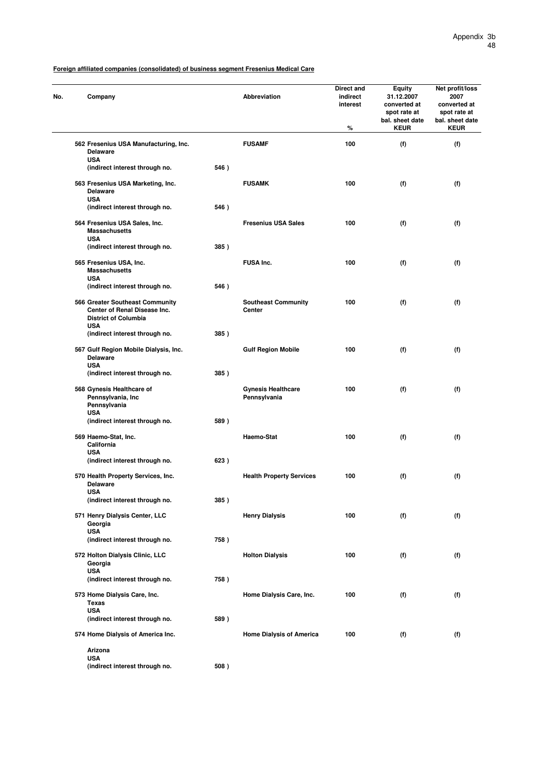**Foreign affiliated companies (consolidated) of business segment Fresenius Medical Care**

| No. | Company | | Abbreviation | Direct and indirect interest<br>% | Equity 31.12.2007 converted at spot rate at bal. sheet date<br>KEUR | Net profit/loss 2007 converted at spot rate at bal. sheet date<br>KEUR |
|---|---|---|---|---|---|---|
| 562 | Fresenius USA Manufacturing, Inc.<br>Delaware<br>USA<br>(indirect interest through no. | 546 ) | FUSAMF | 100 | (f) | (f) |
| 563 | Fresenius USA Marketing, Inc.<br>Delaware<br>USA<br>(indirect interest through no. | 546 ) | FUSAMK | 100 | (f) | (f) |
| 564 | Fresenius USA Sales, Inc.<br>Massachusetts<br>USA<br>(indirect interest through no. | 385 ) | Fresenius USA Sales | 100 | (f) | (f) |
| 565 | Fresenius USA, Inc.<br>Massachusetts<br>USA<br>(indirect interest through no. | 546 ) | FUSA Inc. | 100 | (f) | (f) |
| 566 | Greater Southeast Community Center of Renal Disease Inc.<br>District of Columbia<br>USA<br>(indirect interest through no. | 385 ) | Southeast Community Center | 100 | (f) | (f) |
| 567 | Gulf Region Mobile Dialysis, Inc.<br>Delaware<br>USA<br>(indirect interest through no. | 385 ) | Gulf Region Mobile | 100 | (f) | (f) |
| 568 | Gynesis Healthcare of Pennsylvania, Inc<br>Pennsylvania<br>USA<br>(indirect interest through no. | 589 ) | Gynesis Healthcare Pennsylvania | 100 | (f) | (f) |
| 569 | Haemo-Stat, Inc.<br>California<br>USA<br>(indirect interest through no. | 623 ) | Haemo-Stat | 100 | (f) | (f) |
| 570 | Health Property Services, Inc.<br>Delaware<br>USA<br>(indirect interest through no. | 385 ) | Health Property Services | 100 | (f) | (f) |
| 571 | Henry Dialysis Center, LLC<br>Georgia<br>USA<br>(indirect interest through no. | 758 ) | Henry Dialysis | 100 | (f) | (f) |
| 572 | Holton Dialysis Clinic, LLC<br>Georgia<br>USA<br>(indirect interest through no. | 758 ) | Holton Dialysis | 100 | (f) | (f) |
| 573 | Home Dialysis Care, Inc.<br>Texas<br>USA<br>(indirect interest through no. | 589 ) | Home Dialysis Care, Inc. | 100 | (f) | (f) |
| 574 | Home Dialysis of America Inc.<br>Arizona<br>USA<br>(indirect interest through no. | 508 ) | Home Dialysis of America | 100 | (f) | (f) |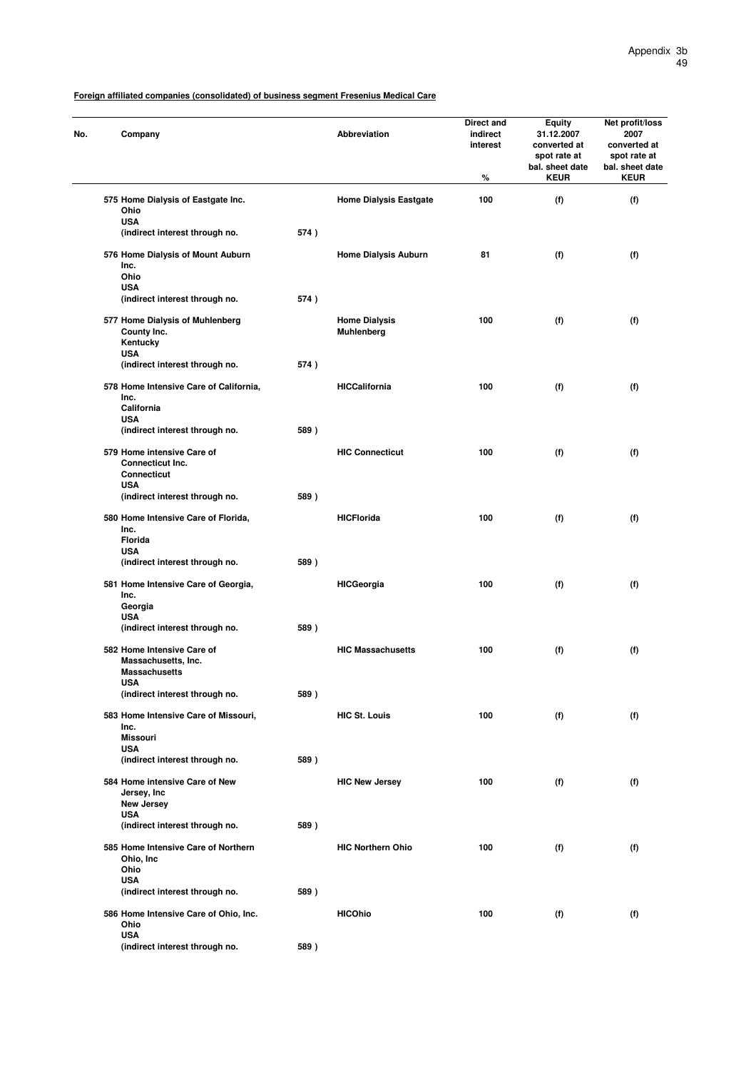**Foreign affiliated companies (consolidated) of business segment Fresenius Medical Care**

| No. | Company | | Abbreviation | Direct and indirect interest % | Equity 31.12.2007 converted at spot rate at bal. sheet date KEUR | Net profit/loss 2007 converted at spot rate at bal. sheet date KEUR |
|---|---|---|---|---|---|---|
| 575 | Home Dialysis of Eastgate Inc. Ohio USA (indirect interest through no. | 574 ) | Home Dialysis Eastgate | 100 | (f) | (f) |
| 576 | Home Dialysis of Mount Auburn Inc. Ohio USA (indirect interest through no. | 574 ) | Home Dialysis Auburn | 81 | (f) | (f) |
| 577 | Home Dialysis of Muhlenberg County Inc. Kentucky USA (indirect interest through no. | 574 ) | Home Dialysis Muhlenberg | 100 | (f) | (f) |
| 578 | Home Intensive Care of California, Inc. California USA (indirect interest through no. | 589 ) | HICCalifornia | 100 | (f) | (f) |
| 579 | Home intensive Care of Connecticut Inc. Connecticut USA (indirect interest through no. | 589 ) | HIC Connecticut | 100 | (f) | (f) |
| 580 | Home Intensive Care of Florida, Inc. Florida USA (indirect interest through no. | 589 ) | HICFlorida | 100 | (f) | (f) |
| 581 | Home Intensive Care of Georgia, Inc. Georgia USA (indirect interest through no. | 589 ) | HICGeorgia | 100 | (f) | (f) |
| 582 | Home Intensive Care of Massachusetts, Inc. Massachusetts USA (indirect interest through no. | 589 ) | HIC Massachusetts | 100 | (f) | (f) |
| 583 | Home Intensive Care of Missouri, Inc. Missouri USA (indirect interest through no. | 589 ) | HIC St. Louis | 100 | (f) | (f) |
| 584 | Home intensive Care of New Jersey, Inc New Jersey USA (indirect interest through no. | 589 ) | HIC New Jersey | 100 | (f) | (f) |
| 585 | Home Intensive Care of Northern Ohio, Inc Ohio USA (indirect interest through no. | 589 ) | HIC Northern Ohio | 100 | (f) | (f) |
| 586 | Home Intensive Care of Ohio, Inc. Ohio USA (indirect interest through no. | 589 ) | HICOhio | 100 | (f) | (f) |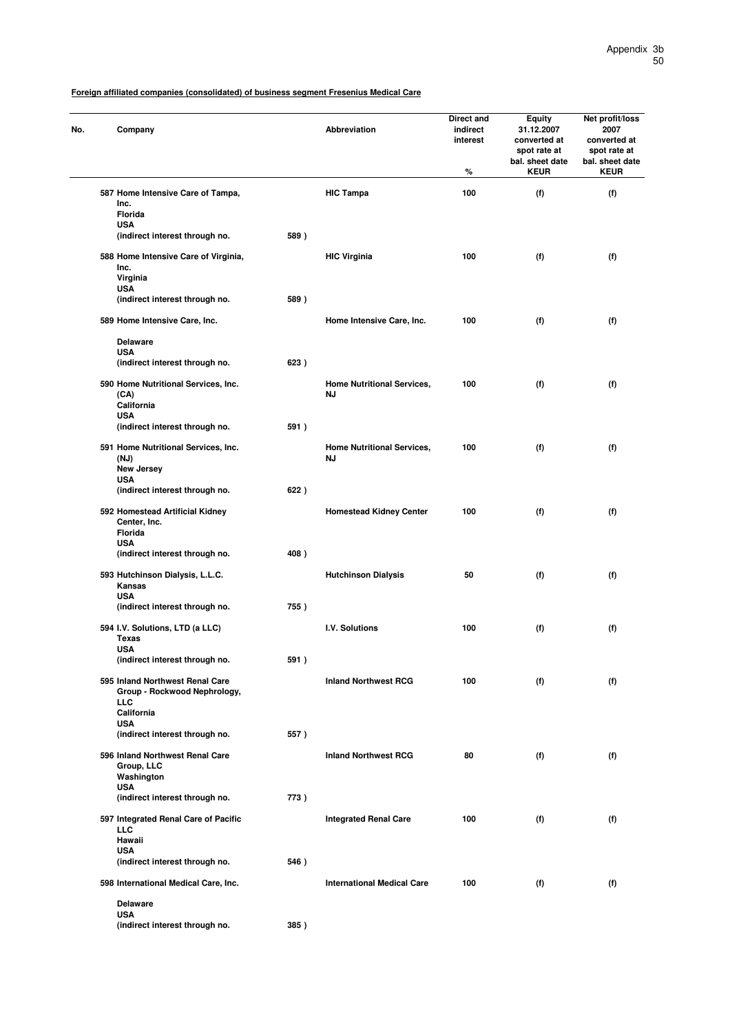**Foreign affiliated companies (consolidated) of business segment Fresenius Medical Care**

| No. | Company | Abbreviation | Direct and indirect interest % | Equity 31.12.2007 converted at spot rate at bal. sheet date KEUR | Net profit/loss 2007 converted at spot rate at bal. sheet date KEUR |
|---|---|---|---|---|---|
| 587 | Home Intensive Care of Tampa, Inc. Florida USA (indirect interest through no. 589 ) | HIC Tampa | 100 | (f) | (f) |
| 588 | Home Intensive Care of Virginia, Inc. Virginia USA (indirect interest through no. 589 ) | HIC Virginia | 100 | (f) | (f) |
| 589 | Home Intensive Care, Inc. Delaware USA (indirect interest through no. 623 ) | Home Intensive Care, Inc. | 100 | (f) | (f) |
| 590 | Home Nutritional Services, Inc. (CA) California USA (indirect interest through no. 591 ) | Home Nutritional Services, NJ | 100 | (f) | (f) |
| 591 | Home Nutritional Services, Inc. (NJ) New Jersey USA (indirect interest through no. 622 ) | Home Nutritional Services, NJ | 100 | (f) | (f) |
| 592 | Homestead Artificial Kidney Center, Inc. Florida USA (indirect interest through no. 408 ) | Homestead Kidney Center | 100 | (f) | (f) |
| 593 | Hutchinson Dialysis, L.L.C. Kansas USA (indirect interest through no. 755 ) | Hutchinson Dialysis | 50 | (f) | (f) |
| 594 | I.V. Solutions, LTD (a LLC) Texas USA (indirect interest through no. 591 ) | I.V. Solutions | 100 | (f) | (f) |
| 595 | Inland Northwest Renal Care Group - Rockwood Nephrology, LLC California USA (indirect interest through no. 557 ) | Inland Northwest RCG | 100 | (f) | (f) |
| 596 | Inland Northwest Renal Care Group, LLC Washington USA (indirect interest through no. 773 ) | Inland Northwest RCG | 80 | (f) | (f) |
| 597 | Integrated Renal Care of Pacific LLC Hawaii USA (indirect interest through no. 546 ) | Integrated Renal Care | 100 | (f) | (f) |
| 598 | International Medical Care, Inc. Delaware USA (indirect interest through no. 385 ) | International Medical Care | 100 | (f) | (f) |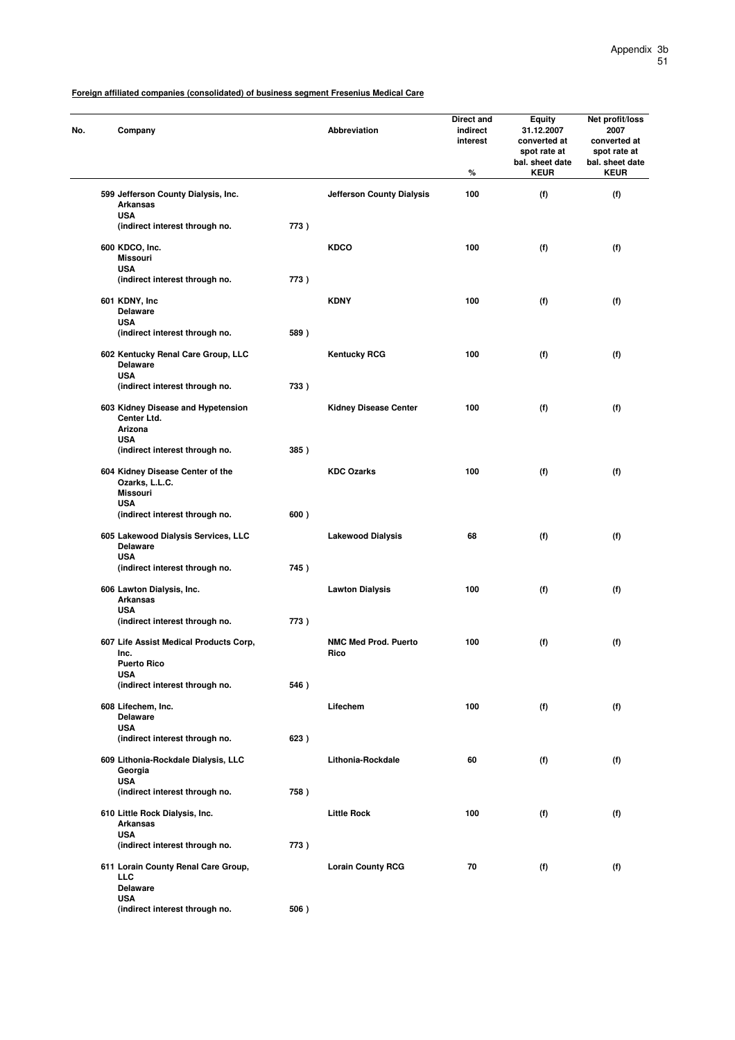**Foreign affiliated companies (consolidated) of business segment Fresenius Medical Care**

| No. | Company | | Abbreviation | Direct and indirect interest % | Equity 31.12.2007 converted at spot rate at bal. sheet date KEUR | Net profit/loss 2007 converted at spot rate at bal. sheet date KEUR |
|---|---|---|---|---|---|---|
| 599 | Jefferson County Dialysis, Inc. Arkansas USA (indirect interest through no. | 773 ) | Jefferson County Dialysis | 100 | (f) | (f) |
| 600 | KDCO, Inc. Missouri USA (indirect interest through no. | 773 ) | KDCO | 100 | (f) | (f) |
| 601 | KDNY, Inc Delaware USA (indirect interest through no. | 589 ) | KDNY | 100 | (f) | (f) |
| 602 | Kentucky Renal Care Group, LLC Delaware USA (indirect interest through no. | 733 ) | Kentucky RCG | 100 | (f) | (f) |
| 603 | Kidney Disease and Hypetension Center Ltd. Arizona USA (indirect interest through no. | 385 ) | Kidney Disease Center | 100 | (f) | (f) |
| 604 | Kidney Disease Center of the Ozarks, L.L.C. Missouri USA (indirect interest through no. | 600 ) | KDC Ozarks | 100 | (f) | (f) |
| 605 | Lakewood Dialysis Services, LLC Delaware USA (indirect interest through no. | 745 ) | Lakewood Dialysis | 68 | (f) | (f) |
| 606 | Lawton Dialysis, Inc. Arkansas USA (indirect interest through no. | 773 ) | Lawton Dialysis | 100 | (f) | (f) |
| 607 | Life Assist Medical Products Corp, Inc. Puerto Rico USA (indirect interest through no. | 546 ) | NMC Med Prod. Puerto Rico | 100 | (f) | (f) |
| 608 | Lifechem, Inc. Delaware USA (indirect interest through no. | 623 ) | Lifechem | 100 | (f) | (f) |
| 609 | Lithonia-Rockdale Dialysis, LLC Georgia USA (indirect interest through no. | 758 ) | Lithonia-Rockdale | 60 | (f) | (f) |
| 610 | Little Rock Dialysis, Inc. Arkansas USA (indirect interest through no. | 773 ) | Little Rock | 100 | (f) | (f) |
| 611 | Lorain County Renal Care Group, LLC Delaware USA (indirect interest through no. | 506 ) | Lorain County RCG | 70 | (f) | (f) |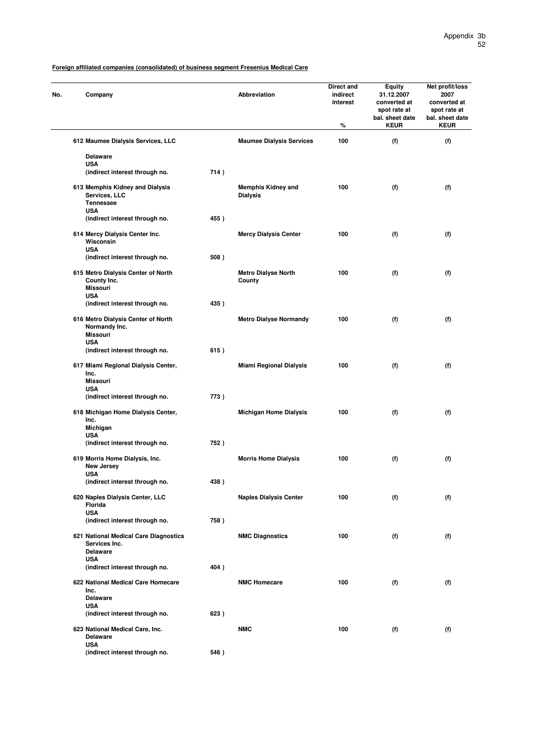**Foreign affiliated companies (consolidated) of business segment Fresenius Medical Care**

| No. | Company | | Abbreviation | Direct and indirect interest % | Equity 31.12.2007 converted at spot rate at bal. sheet date KEUR | Net profit/loss 2007 converted at spot rate at bal. sheet date KEUR |
|---|---|---|---|---|---|---|
| 612 | Maumee Dialysis Services, LLC<br>Delaware<br>USA<br>(indirect interest through no. | 714 ) | Maumee Dialysis Services | 100 | (f) | (f) |
| 613 | Memphis Kidney and Dialysis Services, LLC<br>Tennessee<br>USA<br>(indirect interest through no. | 455 ) | Memphis Kidney and Dialysis | 100 | (f) | (f) |
| 614 | Mercy Dialysis Center Inc.<br>Wisconsin<br>USA<br>(indirect interest through no. | 508 ) | Mercy Dialysis Center | 100 | (f) | (f) |
| 615 | Metro Dialysis Center of North County Inc.<br>Missouri<br>USA<br>(indirect interest through no. | 435 ) | Metro Dialyse North County | 100 | (f) | (f) |
| 616 | Metro Dialysis Center of North Normandy Inc.<br>Missouri<br>USA<br>(indirect interest through no. | 615 ) | Metro Dialyse Normandy | 100 | (f) | (f) |
| 617 | Miami Regional Dialysis Center, Inc.<br>Missouri<br>USA<br>(indirect interest through no. | 773 ) | Miami Regional Dialysis | 100 | (f) | (f) |
| 618 | Michigan Home Dialysis Center, Inc.<br>Michigan<br>USA<br>(indirect interest through no. | 752 ) | Michigan Home Dialysis | 100 | (f) | (f) |
| 619 | Morris Home Dialysis, Inc.<br>New Jersey<br>USA<br>(indirect interest through no. | 438 ) | Morris Home Dialysis | 100 | (f) | (f) |
| 620 | Naples Dialysis Center, LLC<br>Florida<br>USA<br>(indirect interest through no. | 758 ) | Naples Dialysis Center | 100 | (f) | (f) |
| 621 | National Medical Care Diagnostics Services Inc.<br>Delaware<br>USA<br>(indirect interest through no. | 404 ) | NMC Diagnostics | 100 | (f) | (f) |
| 622 | National Medical Care Homecare Inc.<br>Delaware<br>USA<br>(indirect interest through no. | 623 ) | NMC Homecare | 100 | (f) | (f) |
| 623 | National Medical Care, Inc.<br>Delaware<br>USA<br>(indirect interest through no. | 546 ) | NMC | 100 | (f) | (f) |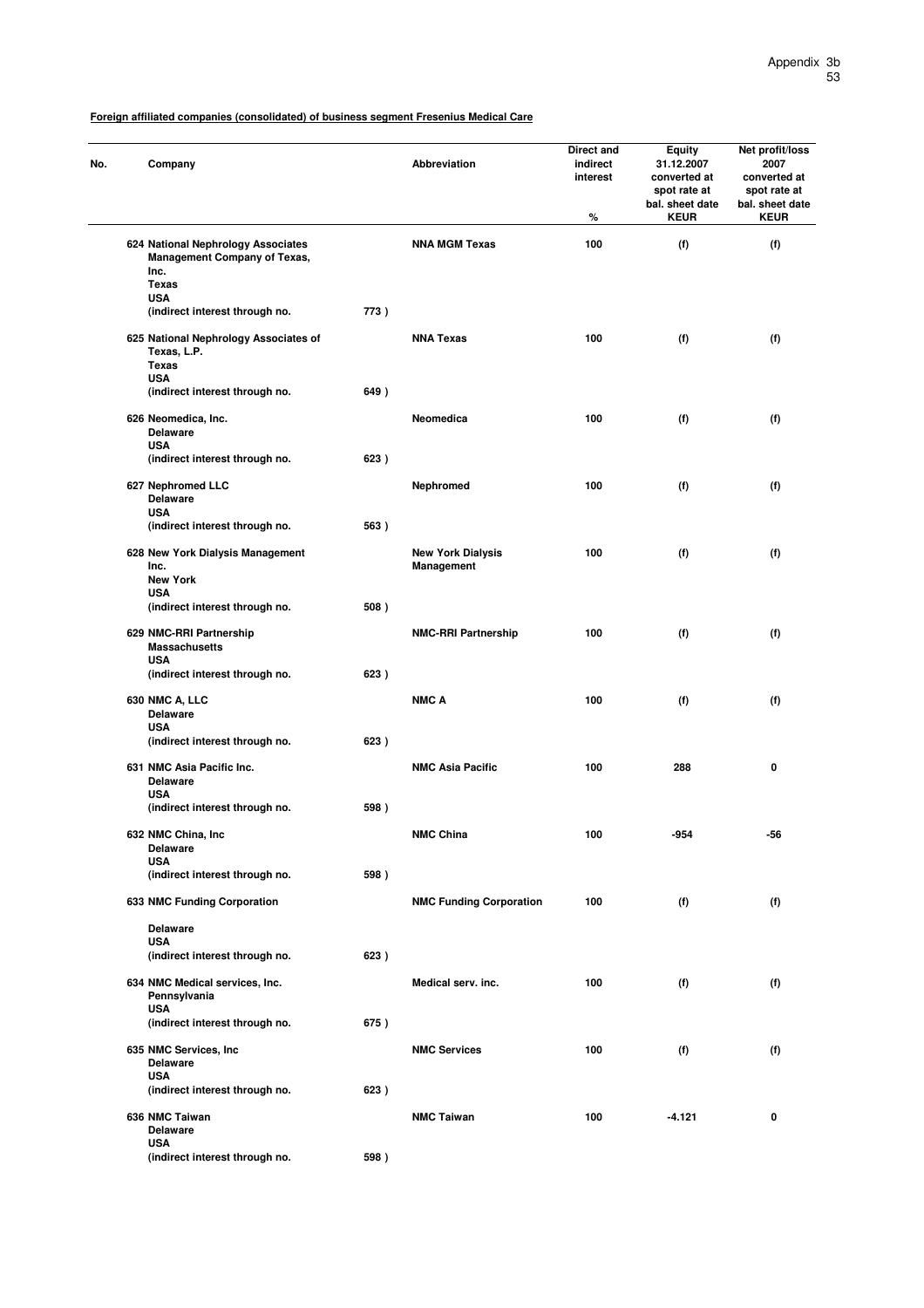**Foreign affiliated companies (consolidated) of business segment Fresenius Medical Care**

| No. | Company | Abbreviation | Direct and indirect interest % | Equity 31.12.2007 converted at spot rate at bal. sheet date KEUR | Net profit/loss 2007 converted at spot rate at bal. sheet date KEUR |
|---|---|---|---|---|---|
| 624 | National Nephrology Associates Management Company of Texas, Inc. Texas USA (indirect interest through no. 773 ) | NNA MGM Texas | 100 | (f) | (f) |
| 625 | National Nephrology Associates of Texas, L.P. Texas USA (indirect interest through no. 649 ) | NNA Texas | 100 | (f) | (f) |
| 626 | Neomedica, Inc. Delaware USA (indirect interest through no. 623 ) | Neomedica | 100 | (f) | (f) |
| 627 | Nephromed LLC Delaware USA (indirect interest through no. 563 ) | Nephromed | 100 | (f) | (f) |
| 628 | New York Dialysis Management Inc. New York USA (indirect interest through no. 508 ) | New York Dialysis Management | 100 | (f) | (f) |
| 629 | NMC-RRI Partnership Massachusetts USA (indirect interest through no. 623 ) | NMC-RRI Partnership | 100 | (f) | (f) |
| 630 | NMC A, LLC Delaware USA (indirect interest through no. 623 ) | NMC A | 100 | (f) | (f) |
| 631 | NMC Asia Pacific Inc. Delaware USA (indirect interest through no. 598 ) | NMC Asia Pacific | 100 | 288 | 0 |
| 632 | NMC China, Inc Delaware USA (indirect interest through no. 598 ) | NMC China | 100 | -954 | -56 |
| 633 | NMC Funding Corporation Delaware USA (indirect interest through no. 623 ) | NMC Funding Corporation | 100 | (f) | (f) |
| 634 | NMC Medical services, Inc. Pennsylvania USA (indirect interest through no. 675 ) | Medical serv. inc. | 100 | (f) | (f) |
| 635 | NMC Services, Inc Delaware USA (indirect interest through no. 623 ) | NMC Services | 100 | (f) | (f) |
| 636 | NMC Taiwan Delaware USA (indirect interest through no. 598 ) | NMC Taiwan | 100 | -4.121 | 0 |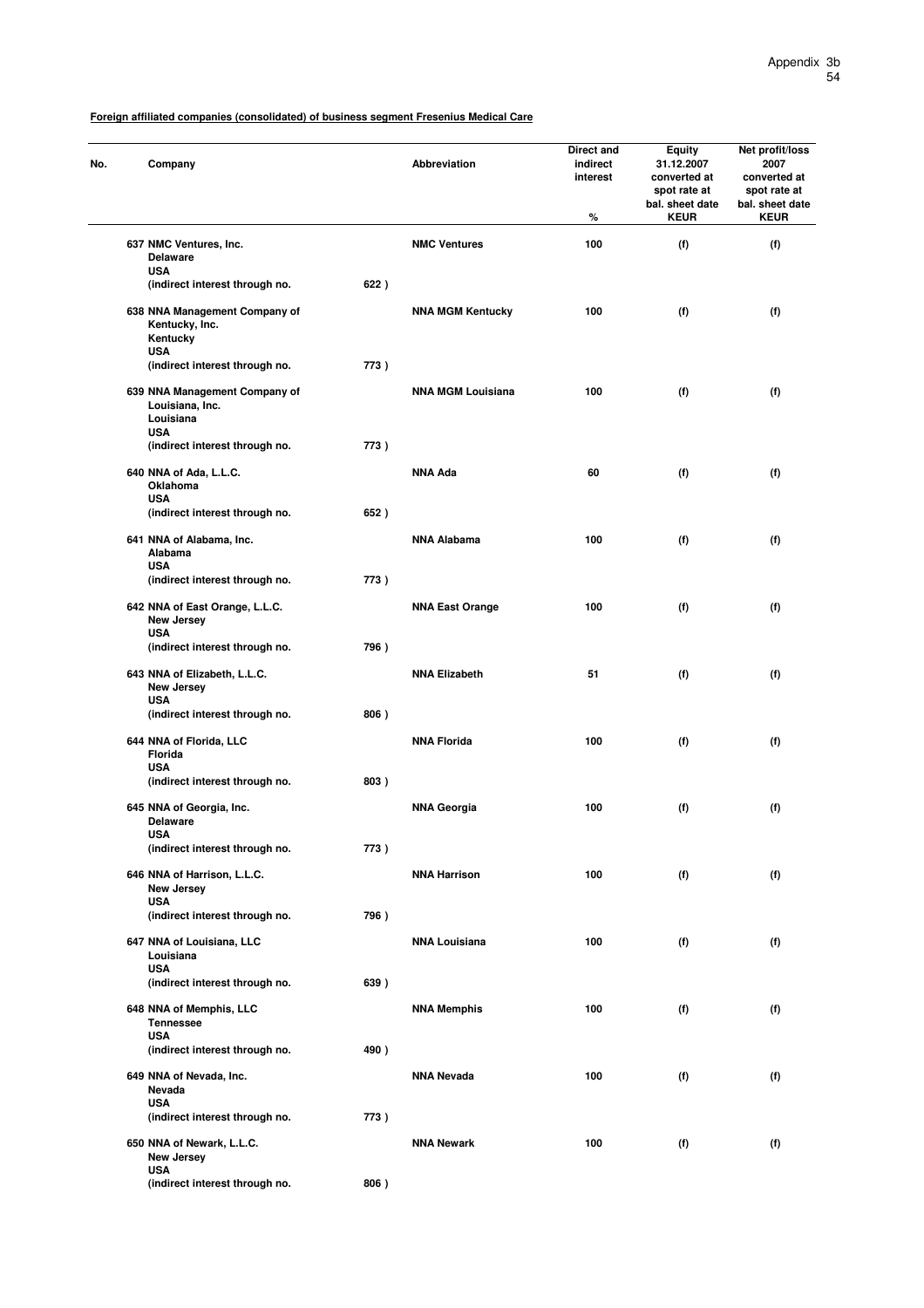**Foreign affiliated companies (consolidated) of business segment Fresenius Medical Care**

| No. | Company | | Abbreviation | Direct and indirect interest % | Equity 31.12.2007 converted at spot rate at bal. sheet date KEUR | Net profit/loss 2007 converted at spot rate at bal. sheet date KEUR |
|---|---|---|---|---|---|---|
| 637 | NMC Ventures, Inc. Delaware USA (indirect interest through no. | 622 ) | NMC Ventures | 100 | (f) | (f) |
| 638 | NNA Management Company of Kentucky, Inc. Kentucky USA (indirect interest through no. | 773 ) | NNA MGM Kentucky | 100 | (f) | (f) |
| 639 | NNA Management Company of Louisiana, Inc. Louisiana USA (indirect interest through no. | 773 ) | NNA MGM Louisiana | 100 | (f) | (f) |
| 640 | NNA of Ada, L.L.C. Oklahoma USA (indirect interest through no. | 652 ) | NNA Ada | 60 | (f) | (f) |
| 641 | NNA of Alabama, Inc. Alabama USA (indirect interest through no. | 773 ) | NNA Alabama | 100 | (f) | (f) |
| 642 | NNA of East Orange, L.L.C. New Jersey USA (indirect interest through no. | 796 ) | NNA East Orange | 100 | (f) | (f) |
| 643 | NNA of Elizabeth, L.L.C. New Jersey USA (indirect interest through no. | 806 ) | NNA Elizabeth | 51 | (f) | (f) |
| 644 | NNA of Florida, LLC Florida USA (indirect interest through no. | 803 ) | NNA Florida | 100 | (f) | (f) |
| 645 | NNA of Georgia, Inc. Delaware USA (indirect interest through no. | 773 ) | NNA Georgia | 100 | (f) | (f) |
| 646 | NNA of Harrison, L.L.C. New Jersey USA (indirect interest through no. | 796 ) | NNA Harrison | 100 | (f) | (f) |
| 647 | NNA of Louisiana, LLC Louisiana USA (indirect interest through no. | 639 ) | NNA Louisiana | 100 | (f) | (f) |
| 648 | NNA of Memphis, LLC Tennessee USA (indirect interest through no. | 490 ) | NNA Memphis | 100 | (f) | (f) |
| 649 | NNA of Nevada, Inc. Nevada USA (indirect interest through no. | 773 ) | NNA Nevada | 100 | (f) | (f) |
| 650 | NNA of Newark, L.L.C. New Jersey USA (indirect interest through no. | 806 ) | NNA Newark | 100 | (f) | (f) |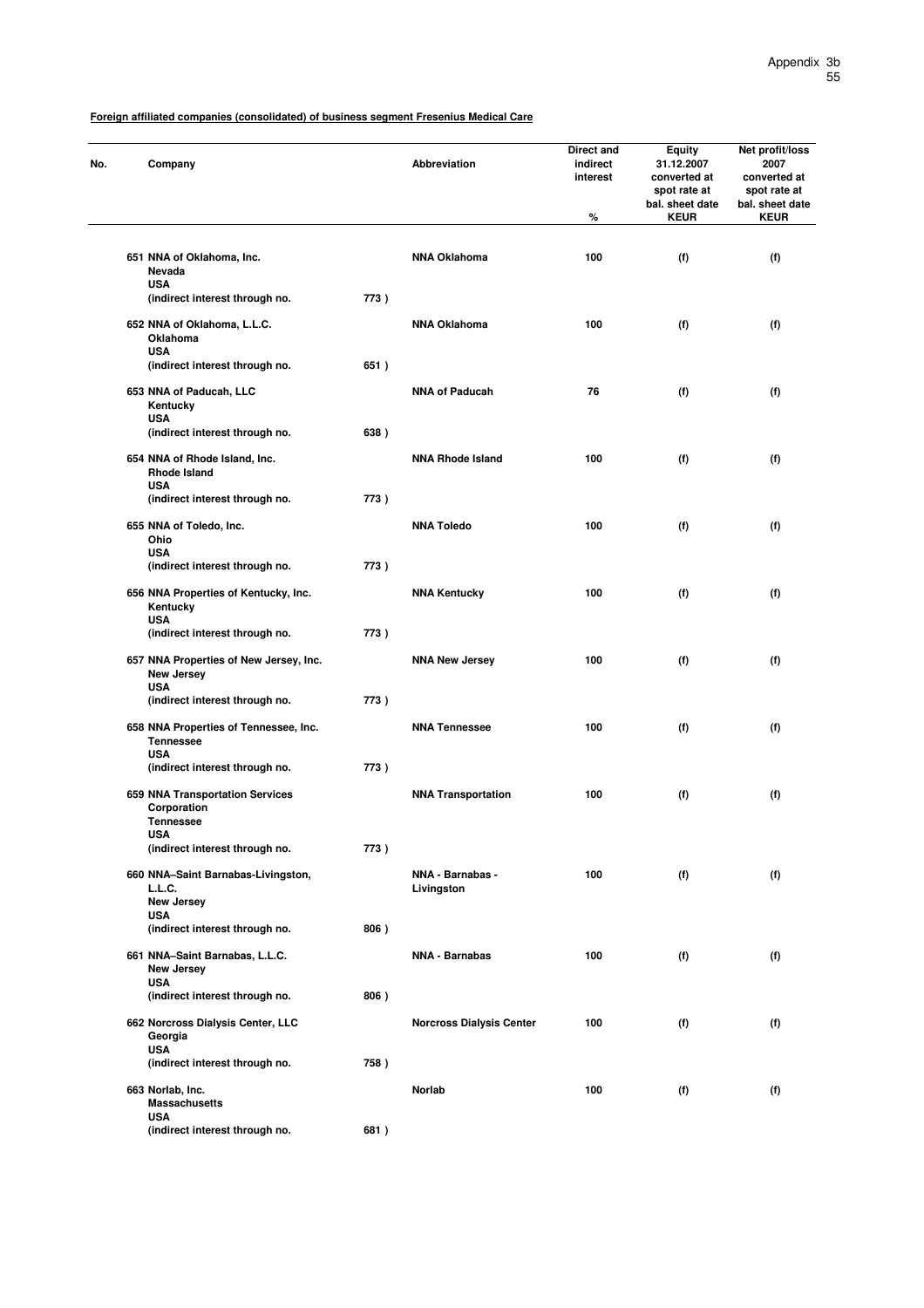**Foreign affiliated companies (consolidated) of business segment Fresenius Medical Care**

| No. | Company | Abbreviation | Direct and indirect interest % | Equity 31.12.2007 converted at spot rate at bal. sheet date KEUR | Net profit/loss 2007 converted at spot rate at bal. sheet date KEUR |
|---|---|---|---|---|---|
| 651 | NNA of Oklahoma, Inc.<br>Nevada<br>USA<br>(indirect interest through no. 773 ) | NNA Oklahoma | 100 | (f) | (f) |
| 652 | NNA of Oklahoma, L.L.C.<br>Oklahoma<br>USA<br>(indirect interest through no. 651 ) | NNA Oklahoma | 100 | (f) | (f) |
| 653 | NNA of Paducah, LLC<br>Kentucky<br>USA<br>(indirect interest through no. 638 ) | NNA of Paducah | 76 | (f) | (f) |
| 654 | NNA of Rhode Island, Inc.<br>Rhode Island<br>USA<br>(indirect interest through no. 773 ) | NNA Rhode Island | 100 | (f) | (f) |
| 655 | NNA of Toledo, Inc.<br>Ohio<br>USA<br>(indirect interest through no. 773 ) | NNA Toledo | 100 | (f) | (f) |
| 656 | NNA Properties of Kentucky, Inc.<br>Kentucky<br>USA<br>(indirect interest through no. 773 ) | NNA Kentucky | 100 | (f) | (f) |
| 657 | NNA Properties of New Jersey, Inc.<br>New Jersey<br>USA<br>(indirect interest through no. 773 ) | NNA New Jersey | 100 | (f) | (f) |
| 658 | NNA Properties of Tennessee, Inc.<br>Tennessee<br>USA<br>(indirect interest through no. 773 ) | NNA Tennessee | 100 | (f) | (f) |
| 659 | NNA Transportation Services Corporation<br>Tennessee<br>USA<br>(indirect interest through no. 773 ) | NNA Transportation | 100 | (f) | (f) |
| 660 | NNA–Saint Barnabas-Livingston, L.L.C.<br>New Jersey<br>USA<br>(indirect interest through no. 806 ) | NNA - Barnabas - Livingston | 100 | (f) | (f) |
| 661 | NNA–Saint Barnabas, L.L.C.<br>New Jersey<br>USA<br>(indirect interest through no. 806 ) | NNA - Barnabas | 100 | (f) | (f) |
| 662 | Norcross Dialysis Center, LLC<br>Georgia<br>USA<br>(indirect interest through no. 758 ) | Norcross Dialysis Center | 100 | (f) | (f) |
| 663 | Norlab, Inc.<br>Massachusetts<br>USA<br>(indirect interest through no. 681 ) | Norlab | 100 | (f) | (f) |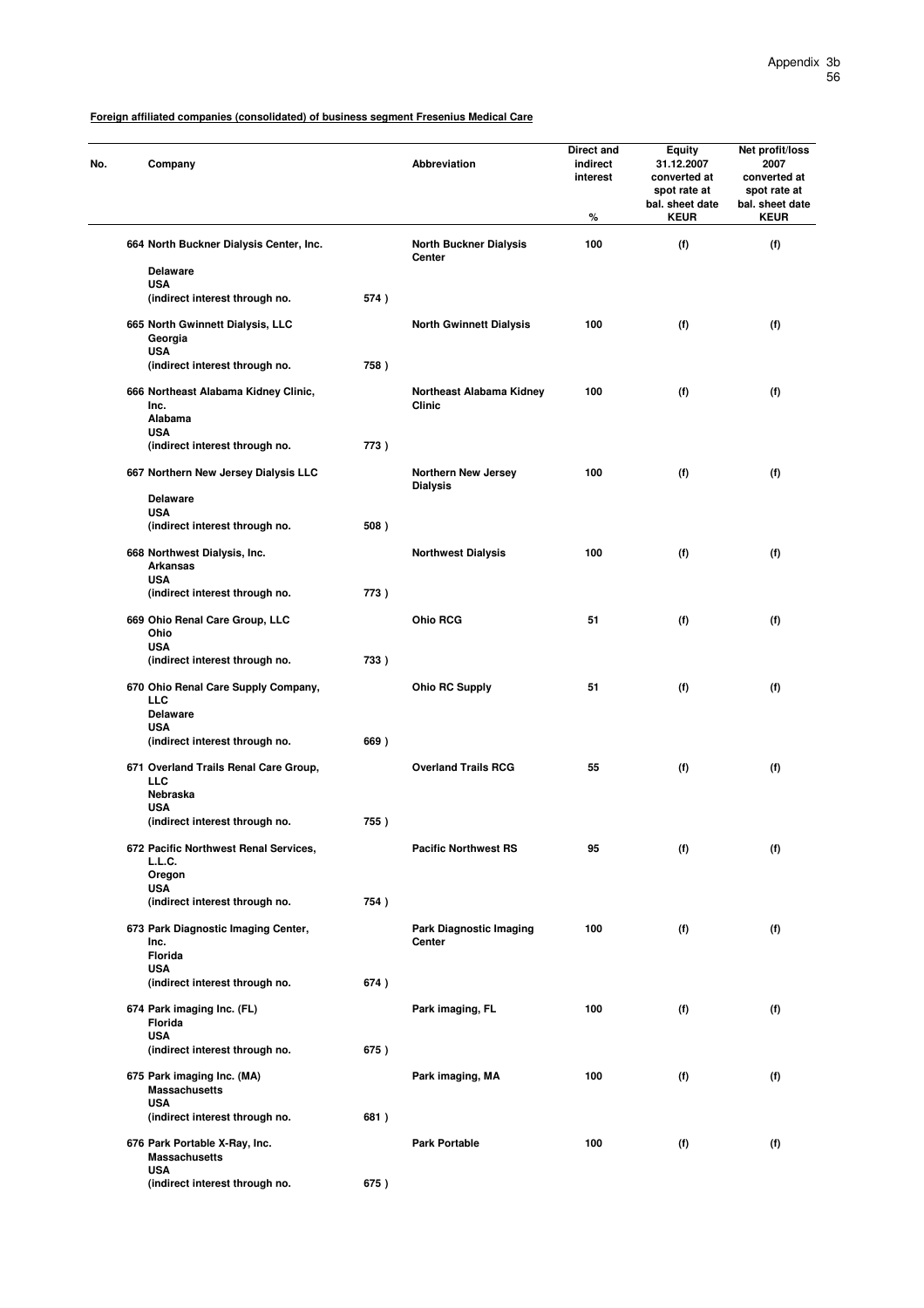**Foreign affiliated companies (consolidated) of business segment Fresenius Medical Care**

| No. | Company | | Abbreviation | Direct and indirect interest % | Equity 31.12.2007 converted at spot rate at bal. sheet date KEUR | Net profit/loss 2007 converted at spot rate at bal. sheet date KEUR |
|---|---|---|---|---|---|---|
| 664 | North Buckner Dialysis Center, Inc. Delaware USA (indirect interest through no. | 574 ) | North Buckner Dialysis Center | 100 | (f) | (f) |
| 665 | North Gwinnett Dialysis, LLC Georgia USA (indirect interest through no. | 758 ) | North Gwinnett Dialysis | 100 | (f) | (f) |
| 666 | Northeast Alabama Kidney Clinic, Inc. Alabama USA (indirect interest through no. | 773 ) | Northeast Alabama Kidney Clinic | 100 | (f) | (f) |
| 667 | Northern New Jersey Dialysis LLC Delaware USA (indirect interest through no. | 508 ) | Northern New Jersey Dialysis | 100 | (f) | (f) |
| 668 | Northwest Dialysis, Inc. Arkansas USA (indirect interest through no. | 773 ) | Northwest Dialysis | 100 | (f) | (f) |
| 669 | Ohio Renal Care Group, LLC Ohio USA (indirect interest through no. | 733 ) | Ohio RCG | 51 | (f) | (f) |
| 670 | Ohio Renal Care Supply Company, LLC Delaware USA (indirect interest through no. | 669 ) | Ohio RC Supply | 51 | (f) | (f) |
| 671 | Overland Trails Renal Care Group, LLC Nebraska USA (indirect interest through no. | 755 ) | Overland Trails RCG | 55 | (f) | (f) |
| 672 | Pacific Northwest Renal Services, L.L.C. Oregon USA (indirect interest through no. | 754 ) | Pacific Northwest RS | 95 | (f) | (f) |
| 673 | Park Diagnostic Imaging Center, Inc. Florida USA (indirect interest through no. | 674 ) | Park Diagnostic Imaging Center | 100 | (f) | (f) |
| 674 | Park imaging Inc. (FL) Florida USA (indirect interest through no. | 675 ) | Park imaging, FL | 100 | (f) | (f) |
| 675 | Park imaging Inc. (MA) Massachusetts USA (indirect interest through no. | 681 ) | Park imaging, MA | 100 | (f) | (f) |
| 676 | Park Portable X-Ray, Inc. Massachusetts USA (indirect interest through no. | 675 ) | Park Portable | 100 | (f) | (f) |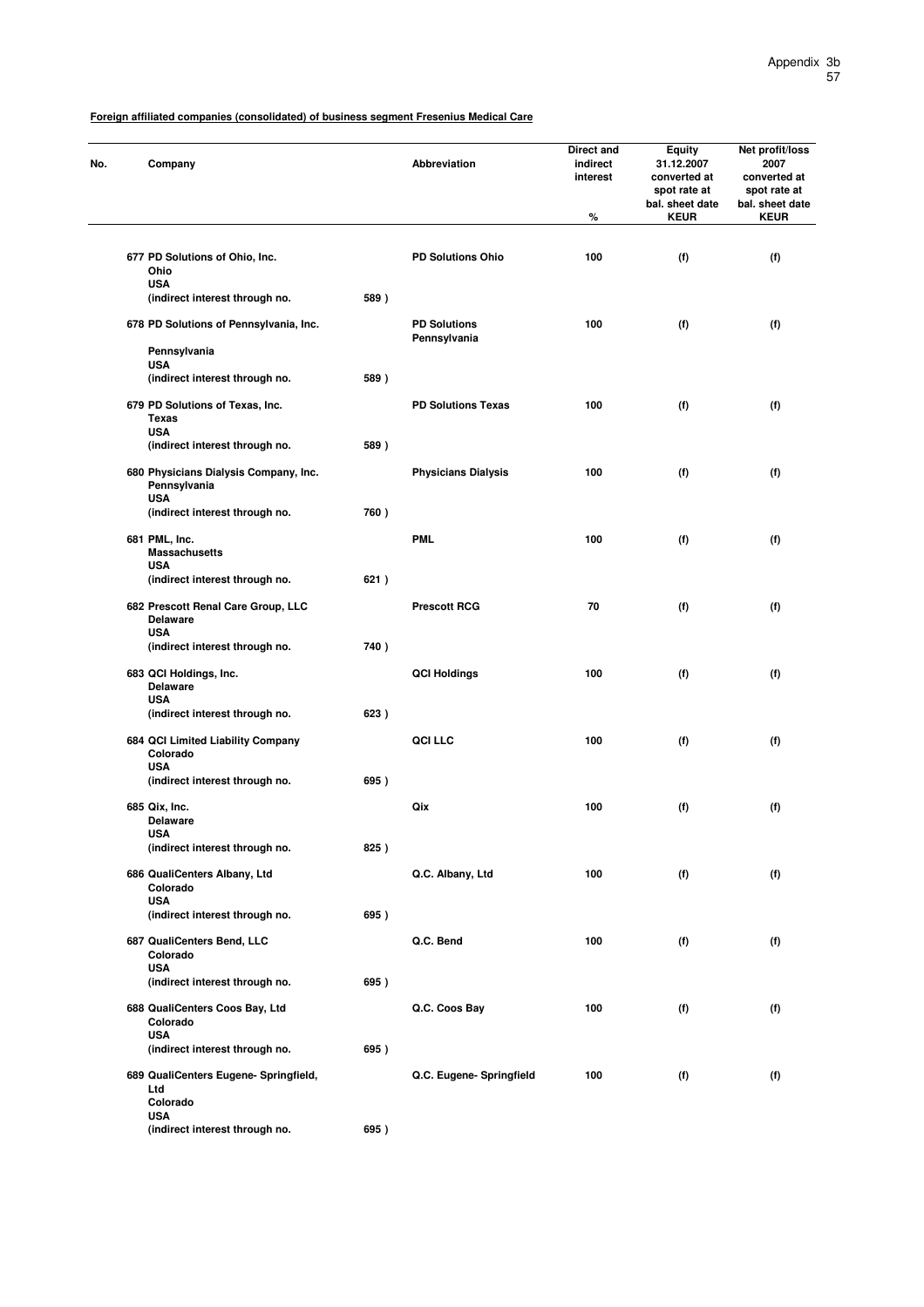**Foreign affiliated companies (consolidated) of business segment Fresenius Medical Care**

| No. | Company | | Abbreviation | Direct and indirect interest % | Equity 31.12.2007 converted at spot rate at bal. sheet date KEUR | Net profit/loss 2007 converted at spot rate at bal. sheet date KEUR |
|---|---|---|---|---|---|---|
| 677 | PD Solutions of Ohio, Inc. Ohio USA (indirect interest through no. | 589 ) | PD Solutions Ohio | 100 | (f) | (f) |
| 678 | PD Solutions of Pennsylvania, Inc. Pennsylvania USA (indirect interest through no. | 589 ) | PD Solutions Pennsylvania | 100 | (f) | (f) |
| 679 | PD Solutions of Texas, Inc. Texas USA (indirect interest through no. | 589 ) | PD Solutions Texas | 100 | (f) | (f) |
| 680 | Physicians Dialysis Company, Inc. Pennsylvania USA (indirect interest through no. | 760 ) | Physicians Dialysis | 100 | (f) | (f) |
| 681 | PML, Inc. Massachusetts USA (indirect interest through no. | 621 ) | PML | 100 | (f) | (f) |
| 682 | Prescott Renal Care Group, LLC Delaware USA (indirect interest through no. | 740 ) | Prescott RCG | 70 | (f) | (f) |
| 683 | QCI Holdings, Inc. Delaware USA (indirect interest through no. | 623 ) | QCI Holdings | 100 | (f) | (f) |
| 684 | QCI Limited Liability Company Colorado USA (indirect interest through no. | 695 ) | QCI LLC | 100 | (f) | (f) |
| 685 | Qix, Inc. Delaware USA (indirect interest through no. | 825 ) | Qix | 100 | (f) | (f) |
| 686 | QualiCenters Albany, Ltd Colorado USA (indirect interest through no. | 695 ) | Q.C. Albany, Ltd | 100 | (f) | (f) |
| 687 | QualiCenters Bend, LLC Colorado USA (indirect interest through no. | 695 ) | Q.C. Bend | 100 | (f) | (f) |
| 688 | QualiCenters Coos Bay, Ltd Colorado USA (indirect interest through no. | 695 ) | Q.C. Coos Bay | 100 | (f) | (f) |
| 689 | QualiCenters Eugene- Springfield, Ltd Colorado USA (indirect interest through no. | 695 ) | Q.C. Eugene- Springfield | 100 | (f) | (f) |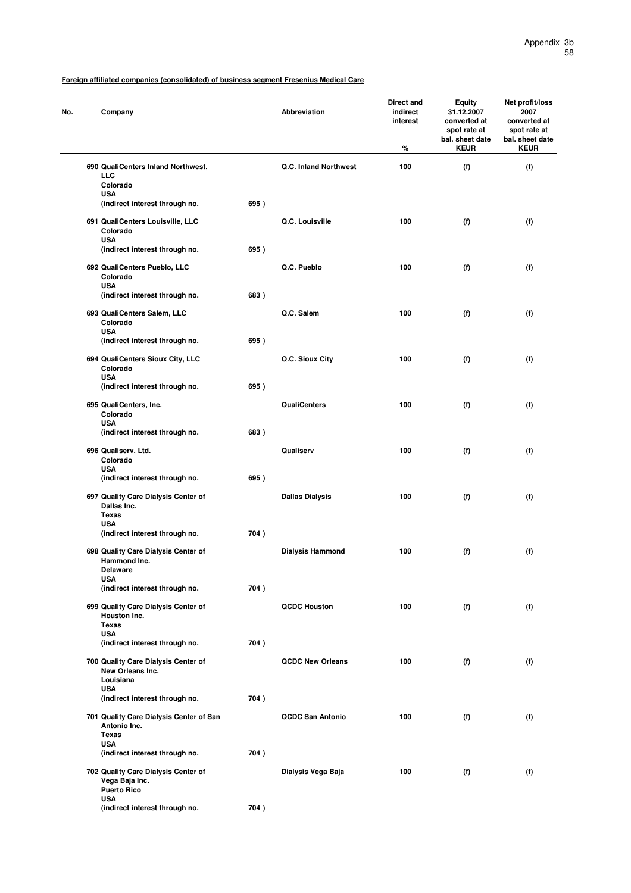**Foreign affiliated companies (consolidated) of business segment Fresenius Medical Care**

| No. | Company | | Abbreviation | Direct and indirect interest % | Equity 31.12.2007 converted at spot rate at bal. sheet date KEUR | Net profit/loss 2007 converted at spot rate at bal. sheet date KEUR |
|---|---|---|---|---|---|---|
| 690 | QualiCenters Inland Northwest, LLC Colorado USA (indirect interest through no. | 695 ) | Q.C. Inland Northwest | 100 | (f) | (f) |
| 691 | QualiCenters Louisville, LLC Colorado USA (indirect interest through no. | 695 ) | Q.C. Louisville | 100 | (f) | (f) |
| 692 | QualiCenters Pueblo, LLC Colorado USA (indirect interest through no. | 683 ) | Q.C. Pueblo | 100 | (f) | (f) |
| 693 | QualiCenters Salem, LLC Colorado USA (indirect interest through no. | 695 ) | Q.C. Salem | 100 | (f) | (f) |
| 694 | QualiCenters Sioux City, LLC Colorado USA (indirect interest through no. | 695 ) | Q.C. Sioux City | 100 | (f) | (f) |
| 695 | QualiCenters, Inc. Colorado USA (indirect interest through no. | 683 ) | QualiCenters | 100 | (f) | (f) |
| 696 | Qualiserv, Ltd. Colorado USA (indirect interest through no. | 695 ) | Qualiserv | 100 | (f) | (f) |
| 697 | Quality Care Dialysis Center of Dallas Inc. Texas USA (indirect interest through no. | 704 ) | Dallas Dialysis | 100 | (f) | (f) |
| 698 | Quality Care Dialysis Center of Hammond Inc. Delaware USA (indirect interest through no. | 704 ) | Dialysis Hammond | 100 | (f) | (f) |
| 699 | Quality Care Dialysis Center of Houston Inc. Texas USA (indirect interest through no. | 704 ) | QCDC Houston | 100 | (f) | (f) |
| 700 | Quality Care Dialysis Center of New Orleans Inc. Louisiana USA (indirect interest through no. | 704 ) | QCDC New Orleans | 100 | (f) | (f) |
| 701 | Quality Care Dialysis Center of San Antonio Inc. Texas USA (indirect interest through no. | 704 ) | QCDC San Antonio | 100 | (f) | (f) |
| 702 | Quality Care Dialysis Center of Vega Baja Inc. Puerto Rico USA (indirect interest through no. | 704 ) | Dialysis Vega Baja | 100 | (f) | (f) |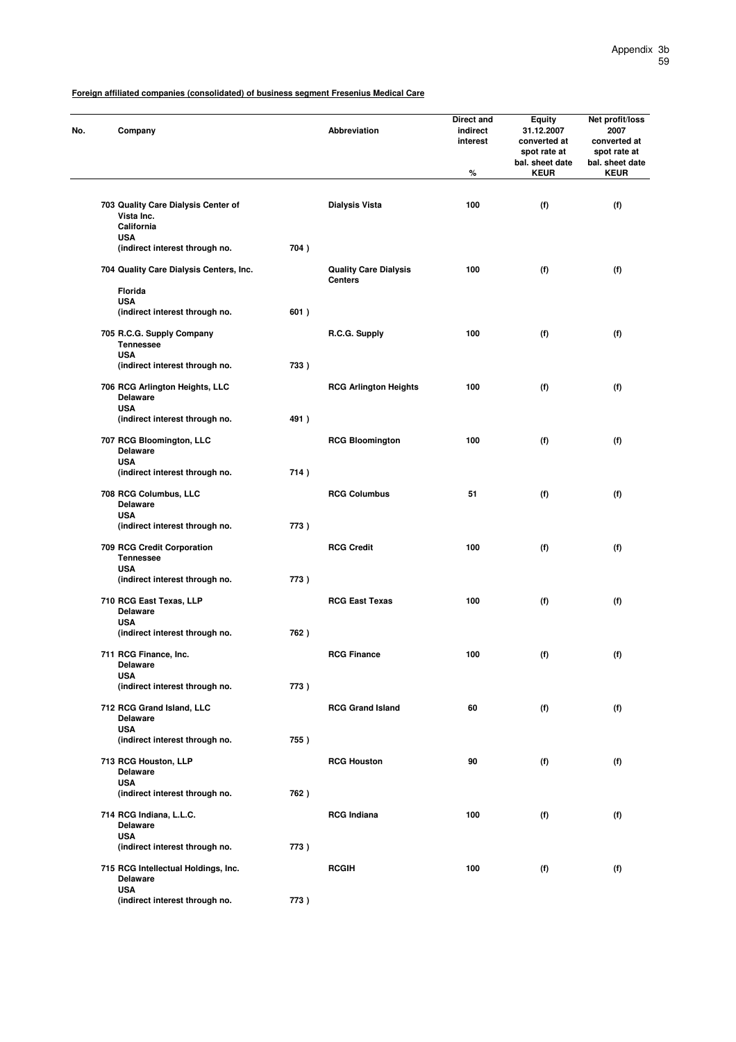**Foreign affiliated companies (consolidated) of business segment Fresenius Medical Care**

| No. | Company | | Abbreviation | Direct and indirect interest % | Equity 31.12.2007 converted at spot rate at bal. sheet date KEUR | Net profit/loss 2007 converted at spot rate at bal. sheet date KEUR |
|---|---|---|---|---|---|---|
| 703 | Quality Care Dialysis Center of Vista Inc. California USA (indirect interest through no. | 704 ) | Dialysis Vista | 100 | (f) | (f) |
| 704 | Quality Care Dialysis Centers, Inc. Florida USA (indirect interest through no. | 601 ) | Quality Care Dialysis Centers | 100 | (f) | (f) |
| 705 | R.C.G. Supply Company Tennessee USA (indirect interest through no. | 733 ) | R.C.G. Supply | 100 | (f) | (f) |
| 706 | RCG Arlington Heights, LLC Delaware USA (indirect interest through no. | 491 ) | RCG Arlington Heights | 100 | (f) | (f) |
| 707 | RCG Bloomington, LLC Delaware USA (indirect interest through no. | 714 ) | RCG Bloomington | 100 | (f) | (f) |
| 708 | RCG Columbus, LLC Delaware USA (indirect interest through no. | 773 ) | RCG Columbus | 51 | (f) | (f) |
| 709 | RCG Credit Corporation Tennessee USA (indirect interest through no. | 773 ) | RCG Credit | 100 | (f) | (f) |
| 710 | RCG East Texas, LLP Delaware USA (indirect interest through no. | 762 ) | RCG East Texas | 100 | (f) | (f) |
| 711 | RCG Finance, Inc. Delaware USA (indirect interest through no. | 773 ) | RCG Finance | 100 | (f) | (f) |
| 712 | RCG Grand Island, LLC Delaware USA (indirect interest through no. | 755 ) | RCG Grand Island | 60 | (f) | (f) |
| 713 | RCG Houston, LLP Delaware USA (indirect interest through no. | 762 ) | RCG Houston | 90 | (f) | (f) |
| 714 | RCG Indiana, L.L.C. Delaware USA (indirect interest through no. | 773 ) | RCG Indiana | 100 | (f) | (f) |
| 715 | RCG Intellectual Holdings, Inc. Delaware USA (indirect interest through no. | 773 ) | RCGIH | 100 | (f) | (f) |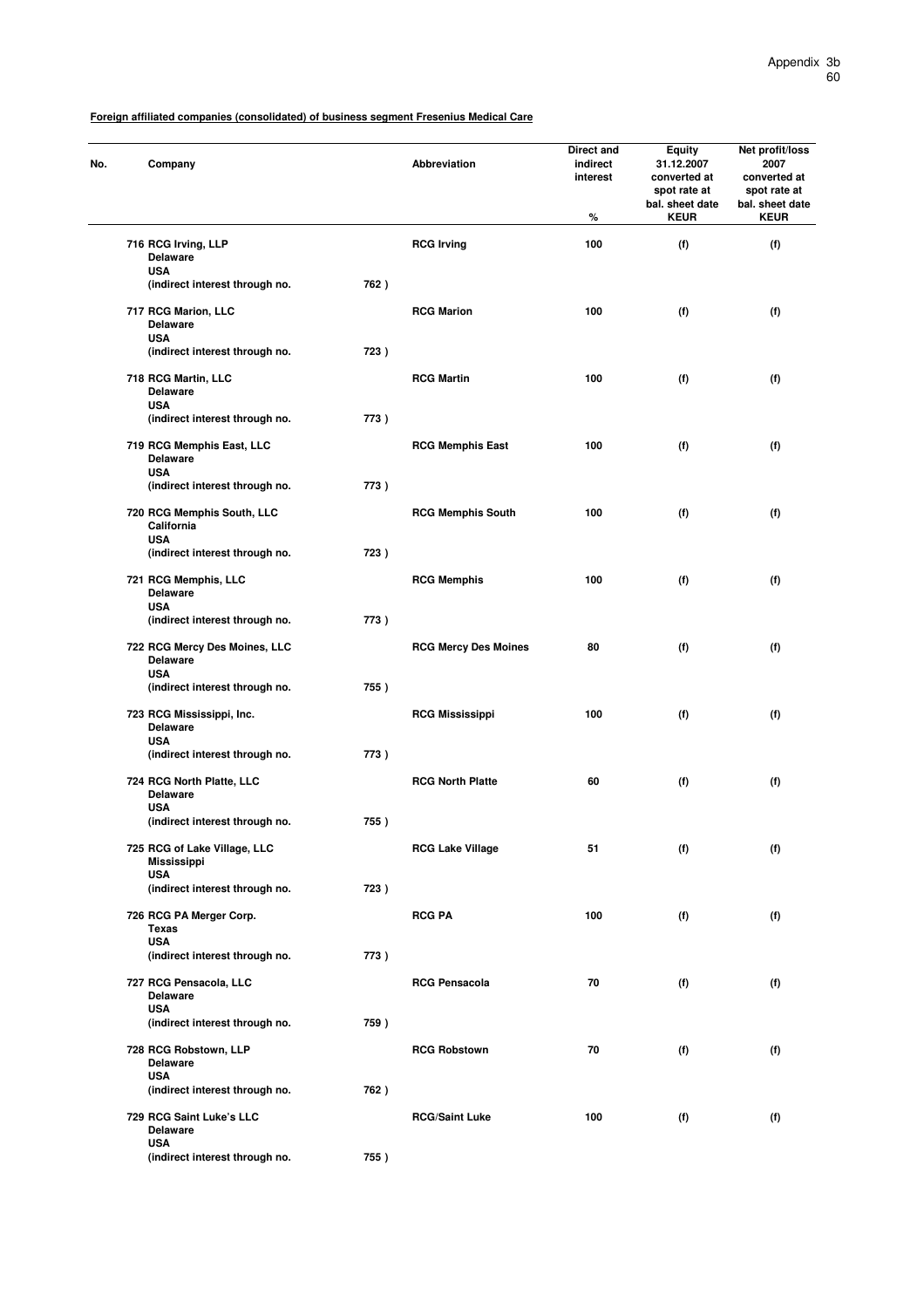**Foreign affiliated companies (consolidated) of business segment Fresenius Medical Care**

| No. | Company | | Abbreviation | Direct and indirect interest % | Equity 31.12.2007 converted at spot rate at bal. sheet date KEUR | Net profit/loss 2007 converted at spot rate at bal. sheet date KEUR |
|---|---|---|---|---|---|---|
| 716 | RCG Irving, LLP<br>Delaware<br>USA<br>(indirect interest through no. | 762 ) | RCG Irving | 100 | (f) | (f) |
| 717 | RCG Marion, LLC<br>Delaware<br>USA<br>(indirect interest through no. | 723 ) | RCG Marion | 100 | (f) | (f) |
| 718 | RCG Martin, LLC<br>Delaware<br>USA<br>(indirect interest through no. | 773 ) | RCG Martin | 100 | (f) | (f) |
| 719 | RCG Memphis East, LLC<br>Delaware<br>USA<br>(indirect interest through no. | 773 ) | RCG Memphis East | 100 | (f) | (f) |
| 720 | RCG Memphis South, LLC<br>California<br>USA<br>(indirect interest through no. | 723 ) | RCG Memphis South | 100 | (f) | (f) |
| 721 | RCG Memphis, LLC<br>Delaware<br>USA<br>(indirect interest through no. | 773 ) | RCG Memphis | 100 | (f) | (f) |
| 722 | RCG Mercy Des Moines, LLC<br>Delaware<br>USA<br>(indirect interest through no. | 755 ) | RCG Mercy Des Moines | 80 | (f) | (f) |
| 723 | RCG Mississippi, Inc.<br>Delaware<br>USA<br>(indirect interest through no. | 773 ) | RCG Mississippi | 100 | (f) | (f) |
| 724 | RCG North Platte, LLC<br>Delaware<br>USA<br>(indirect interest through no. | 755 ) | RCG North Platte | 60 | (f) | (f) |
| 725 | RCG of Lake Village, LLC<br>Mississippi<br>USA<br>(indirect interest through no. | 723 ) | RCG Lake Village | 51 | (f) | (f) |
| 726 | RCG PA Merger Corp.<br>Texas<br>USA<br>(indirect interest through no. | 773 ) | RCG PA | 100 | (f) | (f) |
| 727 | RCG Pensacola, LLC<br>Delaware<br>USA<br>(indirect interest through no. | 759 ) | RCG Pensacola | 70 | (f) | (f) |
| 728 | RCG Robstown, LLP<br>Delaware<br>USA<br>(indirect interest through no. | 762 ) | RCG Robstown | 70 | (f) | (f) |
| 729 | RCG Saint Luke's LLC<br>Delaware<br>USA<br>(indirect interest through no. | 755 ) | RCG/Saint Luke | 100 | (f) | (f) |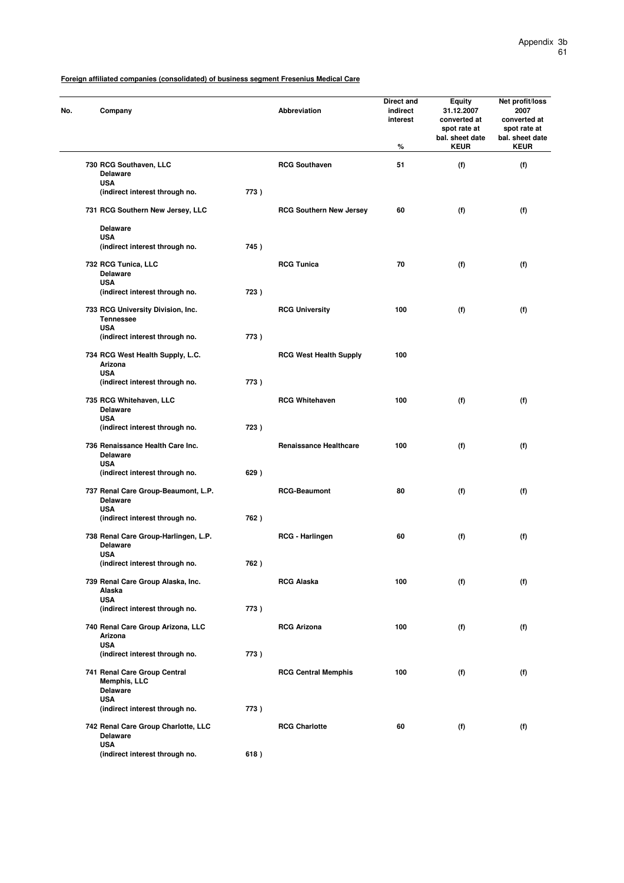**Foreign affiliated companies (consolidated) of business segment Fresenius Medical Care**

| No. | Company | | Abbreviation | Direct and indirect interest % | Equity 31.12.2007 converted at spot rate at bal. sheet date KEUR | Net profit/loss 2007 converted at spot rate at bal. sheet date KEUR |
|---|---|---|---|---|---|---|
| 730 | RCG Southaven, LLC<br>Delaware<br>USA<br>(indirect interest through no. | 773 ) | RCG Southaven | 51 | (f) | (f) |
| 731 | RCG Southern New Jersey, LLC<br>Delaware<br>USA<br>(indirect interest through no. | 745 ) | RCG Southern New Jersey | 60 | (f) | (f) |
| 732 | RCG Tunica, LLC<br>Delaware<br>USA<br>(indirect interest through no. | 723 ) | RCG Tunica | 70 | (f) | (f) |
| 733 | RCG University Division, Inc.<br>Tennessee<br>USA<br>(indirect interest through no. | 773 ) | RCG University | 100 | (f) | (f) |
| 734 | RCG West Health Supply, L.C.<br>Arizona<br>USA<br>(indirect interest through no. | 773 ) | RCG West Health Supply | 100 | | |
| 735 | RCG Whitehaven, LLC<br>Delaware<br>USA<br>(indirect interest through no. | 723 ) | RCG Whitehaven | 100 | (f) | (f) |
| 736 | Renaissance Health Care Inc.<br>Delaware<br>USA<br>(indirect interest through no. | 629 ) | Renaissance Healthcare | 100 | (f) | (f) |
| 737 | Renal Care Group-Beaumont, L.P.<br>Delaware<br>USA<br>(indirect interest through no. | 762 ) | RCG-Beaumont | 80 | (f) | (f) |
| 738 | Renal Care Group-Harlingen, L.P.<br>Delaware<br>USA<br>(indirect interest through no. | 762 ) | RCG - Harlingen | 60 | (f) | (f) |
| 739 | Renal Care Group Alaska, Inc.<br>Alaska<br>USA<br>(indirect interest through no. | 773 ) | RCG Alaska | 100 | (f) | (f) |
| 740 | Renal Care Group Arizona, LLC<br>Arizona<br>USA<br>(indirect interest through no. | 773 ) | RCG Arizona | 100 | (f) | (f) |
| 741 | Renal Care Group Central Memphis, LLC<br>Delaware<br>USA<br>(indirect interest through no. | 773 ) | RCG Central Memphis | 100 | (f) | (f) |
| 742 | Renal Care Group Charlotte, LLC<br>Delaware<br>USA<br>(indirect interest through no. | 618 ) | RCG Charlotte | 60 | (f) | (f) |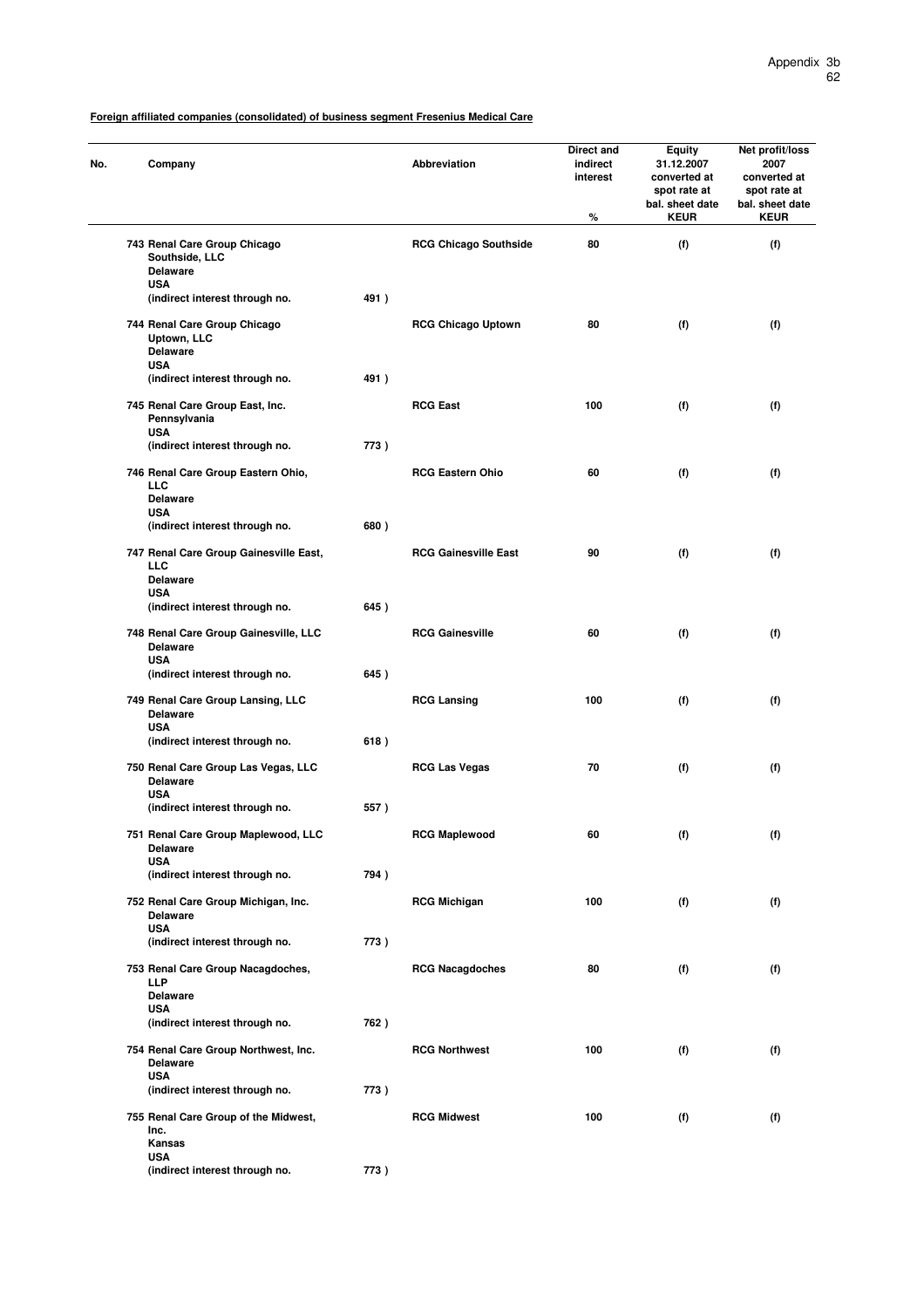**Foreign affiliated companies (consolidated) of business segment Fresenius Medical Care**

| No. | Company | Abbreviation | Direct and indirect interest % | Equity 31.12.2007 converted at spot rate at bal. sheet date KEUR | Net profit/loss 2007 converted at spot rate at bal. sheet date KEUR |
|---|---|---|---|---|---|
| 743 | Renal Care Group Chicago Southside, LLC Delaware USA (indirect interest through no. 491 ) | RCG Chicago Southside | 80 | (f) | (f) |
| 744 | Renal Care Group Chicago Uptown, LLC Delaware USA (indirect interest through no. 491 ) | RCG Chicago Uptown | 80 | (f) | (f) |
| 745 | Renal Care Group East, Inc. Pennsylvania USA (indirect interest through no. 773 ) | RCG East | 100 | (f) | (f) |
| 746 | Renal Care Group Eastern Ohio, LLC Delaware USA (indirect interest through no. 680 ) | RCG Eastern Ohio | 60 | (f) | (f) |
| 747 | Renal Care Group Gainesville East, LLC Delaware USA (indirect interest through no. 645 ) | RCG Gainesville East | 90 | (f) | (f) |
| 748 | Renal Care Group Gainesville, LLC Delaware USA (indirect interest through no. 645 ) | RCG Gainesville | 60 | (f) | (f) |
| 749 | Renal Care Group Lansing, LLC Delaware USA (indirect interest through no. 618 ) | RCG Lansing | 100 | (f) | (f) |
| 750 | Renal Care Group Las Vegas, LLC Delaware USA (indirect interest through no. 557 ) | RCG Las Vegas | 70 | (f) | (f) |
| 751 | Renal Care Group Maplewood, LLC Delaware USA (indirect interest through no. 794 ) | RCG Maplewood | 60 | (f) | (f) |
| 752 | Renal Care Group Michigan, Inc. Delaware USA (indirect interest through no. 773 ) | RCG Michigan | 100 | (f) | (f) |
| 753 | Renal Care Group Nacagdoches, LLP Delaware USA (indirect interest through no. 762 ) | RCG Nacagdoches | 80 | (f) | (f) |
| 754 | Renal Care Group Northwest, Inc. Delaware USA (indirect interest through no. 773 ) | RCG Northwest | 100 | (f) | (f) |
| 755 | Renal Care Group of the Midwest, Inc. Kansas USA (indirect interest through no. 773 ) | RCG Midwest | 100 | (f) | (f) |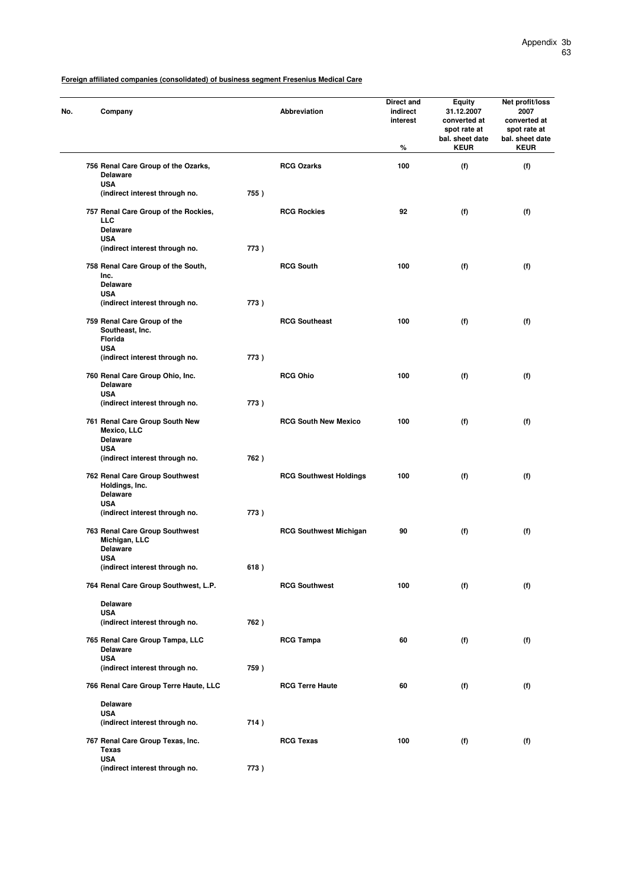**Foreign affiliated companies (consolidated) of business segment Fresenius Medical Care**

| No. | Company | | Abbreviation | Direct and indirect interest % | Equity 31.12.2007 converted at spot rate at bal. sheet date KEUR | Net profit/loss 2007 converted at spot rate at bal. sheet date KEUR |
|---|---|---|---|---|---|---|
| 756 | Renal Care Group of the Ozarks, Delaware USA (indirect interest through no. | 755 ) | RCG Ozarks | 100 | (f) | (f) |
| 757 | Renal Care Group of the Rockies, LLC Delaware USA (indirect interest through no. | 773 ) | RCG Rockies | 92 | (f) | (f) |
| 758 | Renal Care Group of the South, Inc. Delaware USA (indirect interest through no. | 773 ) | RCG South | 100 | (f) | (f) |
| 759 | Renal Care Group of the Southeast, Inc. Florida USA (indirect interest through no. | 773 ) | RCG Southeast | 100 | (f) | (f) |
| 760 | Renal Care Group Ohio, Inc. Delaware USA (indirect interest through no. | 773 ) | RCG Ohio | 100 | (f) | (f) |
| 761 | Renal Care Group South New Mexico, LLC Delaware USA (indirect interest through no. | 762 ) | RCG South New Mexico | 100 | (f) | (f) |
| 762 | Renal Care Group Southwest Holdings, Inc. Delaware USA (indirect interest through no. | 773 ) | RCG Southwest Holdings | 100 | (f) | (f) |
| 763 | Renal Care Group Southwest Michigan, LLC Delaware USA (indirect interest through no. | 618 ) | RCG Southwest Michigan | 90 | (f) | (f) |
| 764 | Renal Care Group Southwest, L.P. Delaware USA (indirect interest through no. | 762 ) | RCG Southwest | 100 | (f) | (f) |
| 765 | Renal Care Group Tampa, LLC Delaware USA (indirect interest through no. | 759 ) | RCG Tampa | 60 | (f) | (f) |
| 766 | Renal Care Group Terre Haute, LLC Delaware USA (indirect interest through no. | 714 ) | RCG Terre Haute | 60 | (f) | (f) |
| 767 | Renal Care Group Texas, Inc. Texas USA (indirect interest through no. | 773 ) | RCG Texas | 100 | (f) | (f) |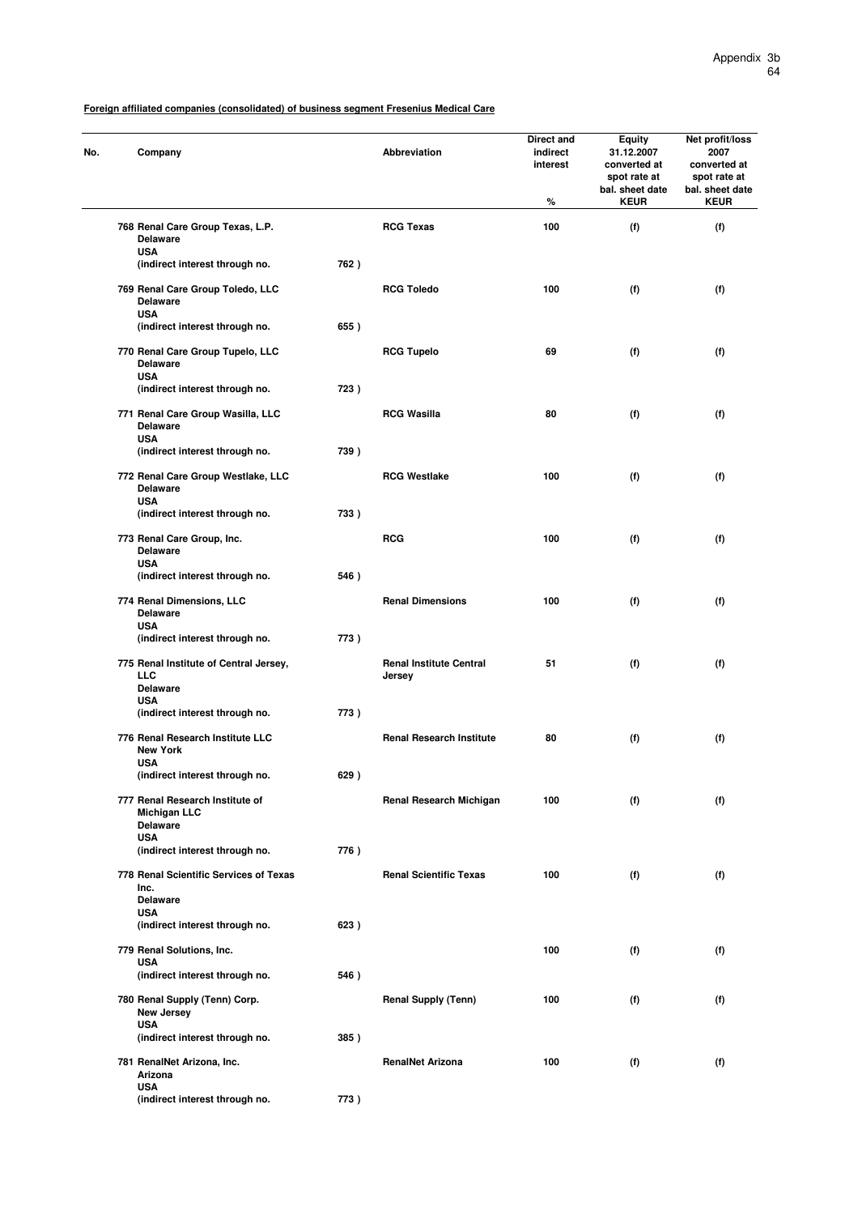**Foreign affiliated companies (consolidated) of business segment Fresenius Medical Care**

| No. | Company | | Abbreviation | Direct and indirect interest % | Equity 31.12.2007 converted at spot rate at bal. sheet date KEUR | Net profit/loss 2007 converted at spot rate at bal. sheet date KEUR |
|---|---|---|---|---|---|---|
| 768 | Renal Care Group Texas, L.P.<br>Delaware<br>USA<br>(indirect interest through no. | 762 ) | RCG Texas | 100 | (f) | (f) |
| 769 | Renal Care Group Toledo, LLC<br>Delaware<br>USA<br>(indirect interest through no. | 655 ) | RCG Toledo | 100 | (f) | (f) |
| 770 | Renal Care Group Tupelo, LLC<br>Delaware<br>USA<br>(indirect interest through no. | 723 ) | RCG Tupelo | 69 | (f) | (f) |
| 771 | Renal Care Group Wasilla, LLC<br>Delaware<br>USA<br>(indirect interest through no. | 739 ) | RCG Wasilla | 80 | (f) | (f) |
| 772 | Renal Care Group Westlake, LLC<br>Delaware<br>USA<br>(indirect interest through no. | 733 ) | RCG Westlake | 100 | (f) | (f) |
| 773 | Renal Care Group, Inc.<br>Delaware<br>USA<br>(indirect interest through no. | 546 ) | RCG | 100 | (f) | (f) |
| 774 | Renal Dimensions, LLC<br>Delaware<br>USA<br>(indirect interest through no. | 773 ) | Renal Dimensions | 100 | (f) | (f) |
| 775 | Renal Institute of Central Jersey, LLC<br>Delaware<br>USA<br>(indirect interest through no. | 773 ) | Renal Institute Central Jersey | 51 | (f) | (f) |
| 776 | Renal Research Institute LLC<br>New York<br>USA<br>(indirect interest through no. | 629 ) | Renal Research Institute | 80 | (f) | (f) |
| 777 | Renal Research Institute of Michigan LLC<br>Delaware<br>USA<br>(indirect interest through no. | 776 ) | Renal Research Michigan | 100 | (f) | (f) |
| 778 | Renal Scientific Services of Texas Inc.<br>Delaware<br>USA<br>(indirect interest through no. | 623 ) | Renal Scientific Texas | 100 | (f) | (f) |
| 779 | Renal Solutions, Inc.<br>USA<br>(indirect interest through no. | 546 ) | | 100 | (f) | (f) |
| 780 | Renal Supply (Tenn) Corp.<br>New Jersey<br>USA<br>(indirect interest through no. | 385 ) | Renal Supply (Tenn) | 100 | (f) | (f) |
| 781 | RenalNet Arizona, Inc.<br>Arizona<br>USA<br>(indirect interest through no. | 773 ) | RenalNet Arizona | 100 | (f) | (f) |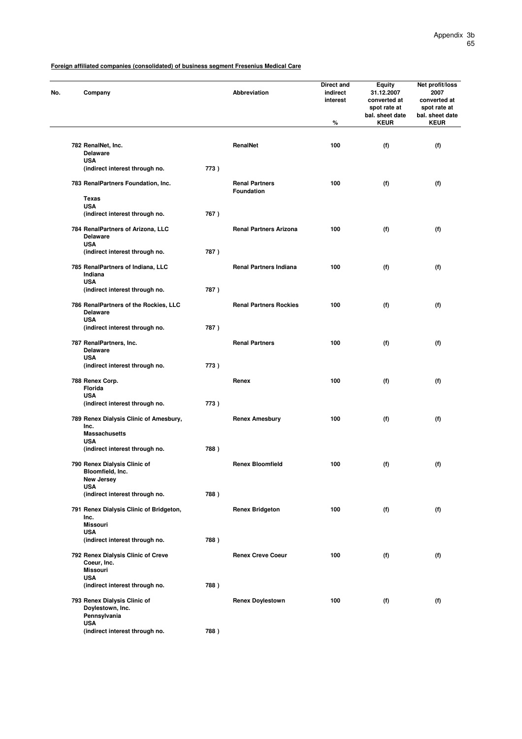**Foreign affiliated companies (consolidated) of business segment Fresenius Medical Care**

| No. | Company | | Abbreviation | Direct and indirect interest<br>% | Equity 31.12.2007 converted at spot rate at bal. sheet date<br>KEUR | Net profit/loss 2007 converted at spot rate at bal. sheet date<br>KEUR |
|---|---|---|---|---|---|---|
| 782 | RenalNet, Inc.<br>Delaware<br>USA<br>(indirect interest through no. | 773 ) | RenalNet | 100 | (f) | (f) |
| 783 | RenalPartners Foundation, Inc.<br>Texas<br>USA<br>(indirect interest through no. | 767 ) | Renal Partners Foundation | 100 | (f) | (f) |
| 784 | RenalPartners of Arizona, LLC<br>Delaware<br>USA<br>(indirect interest through no. | 787 ) | Renal Partners Arizona | 100 | (f) | (f) |
| 785 | RenalPartners of Indiana, LLC<br>Indiana<br>USA<br>(indirect interest through no. | 787 ) | Renal Partners Indiana | 100 | (f) | (f) |
| 786 | RenalPartners of the Rockies, LLC<br>Delaware<br>USA<br>(indirect interest through no. | 787 ) | Renal Partners Rockies | 100 | (f) | (f) |
| 787 | RenalPartners, Inc.<br>Delaware<br>USA<br>(indirect interest through no. | 773 ) | Renal Partners | 100 | (f) | (f) |
| 788 | Renex Corp.<br>Florida<br>USA<br>(indirect interest through no. | 773 ) | Renex | 100 | (f) | (f) |
| 789 | Renex Dialysis Clinic of Amesbury, Inc.<br>Massachusetts<br>USA<br>(indirect interest through no. | 788 ) | Renex Amesbury | 100 | (f) | (f) |
| 790 | Renex Dialysis Clinic of Bloomfield, Inc.<br>New Jersey<br>USA<br>(indirect interest through no. | 788 ) | Renex Bloomfield | 100 | (f) | (f) |
| 791 | Renex Dialysis Clinic of Bridgeton, Inc.<br>Missouri<br>USA<br>(indirect interest through no. | 788 ) | Renex Bridgeton | 100 | (f) | (f) |
| 792 | Renex Dialysis Clinic of Creve Coeur, Inc.<br>Missouri<br>USA<br>(indirect interest through no. | 788 ) | Renex Creve Coeur | 100 | (f) | (f) |
| 793 | Renex Dialysis Clinic of Doylestown, Inc.<br>Pennsylvania<br>USA<br>(indirect interest through no. | 788 ) | Renex Doylestown | 100 | (f) | (f) |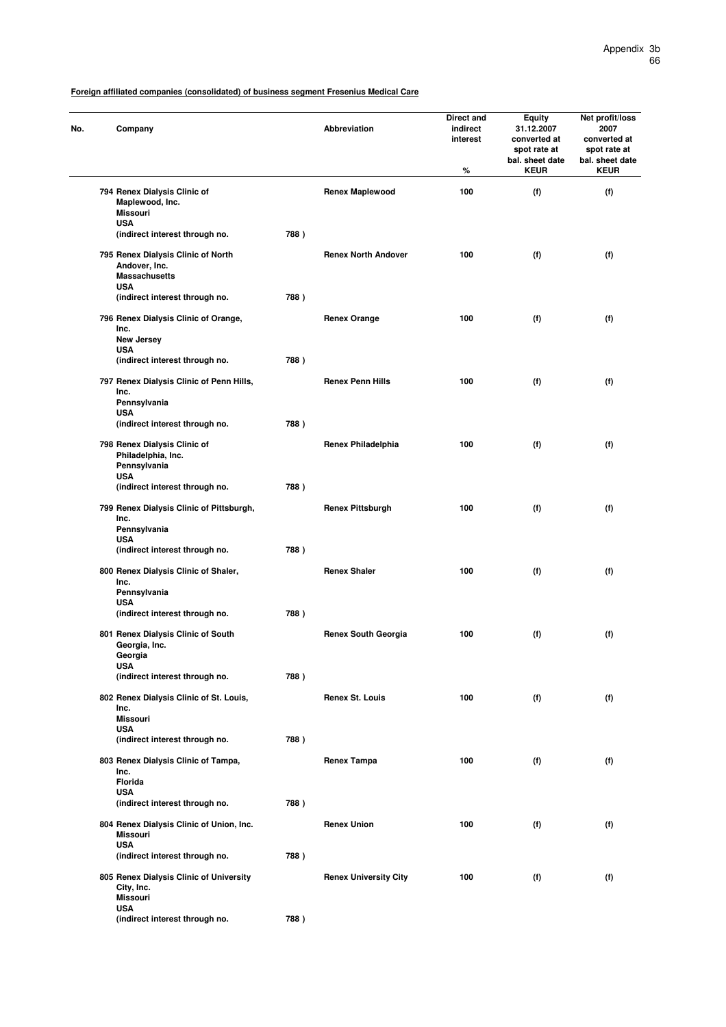**Foreign affiliated companies (consolidated) of business segment Fresenius Medical Care**

| No. | Company | | Abbreviation | Direct and indirect interest % | Equity 31.12.2007 converted at spot rate at bal. sheet date KEUR | Net profit/loss 2007 converted at spot rate at bal. sheet date KEUR |
|---|---|---|---|---|---|---|
| 794 | Renex Dialysis Clinic of Maplewood, Inc. Missouri USA (indirect interest through no. | 788 ) | Renex Maplewood | 100 | (f) | (f) |
| 795 | Renex Dialysis Clinic of North Andover, Inc. Massachusetts USA (indirect interest through no. | 788 ) | Renex North Andover | 100 | (f) | (f) |
| 796 | Renex Dialysis Clinic of Orange, Inc. New Jersey USA (indirect interest through no. | 788 ) | Renex Orange | 100 | (f) | (f) |
| 797 | Renex Dialysis Clinic of Penn Hills, Inc. Pennsylvania USA (indirect interest through no. | 788 ) | Renex Penn Hills | 100 | (f) | (f) |
| 798 | Renex Dialysis Clinic of Philadelphia, Inc. Pennsylvania USA (indirect interest through no. | 788 ) | Renex Philadelphia | 100 | (f) | (f) |
| 799 | Renex Dialysis Clinic of Pittsburgh, Inc. Pennsylvania USA (indirect interest through no. | 788 ) | Renex Pittsburgh | 100 | (f) | (f) |
| 800 | Renex Dialysis Clinic of Shaler, Inc. Pennsylvania USA (indirect interest through no. | 788 ) | Renex Shaler | 100 | (f) | (f) |
| 801 | Renex Dialysis Clinic of South Georgia, Inc. Georgia USA (indirect interest through no. | 788 ) | Renex South Georgia | 100 | (f) | (f) |
| 802 | Renex Dialysis Clinic of St. Louis, Inc. Missouri USA (indirect interest through no. | 788 ) | Renex St. Louis | 100 | (f) | (f) |
| 803 | Renex Dialysis Clinic of Tampa, Inc. Florida USA (indirect interest through no. | 788 ) | Renex Tampa | 100 | (f) | (f) |
| 804 | Renex Dialysis Clinic of Union, Inc. Missouri USA (indirect interest through no. | 788 ) | Renex Union | 100 | (f) | (f) |
| 805 | Renex Dialysis Clinic of University City, Inc. Missouri USA (indirect interest through no. | 788 ) | Renex University City | 100 | (f) | (f) |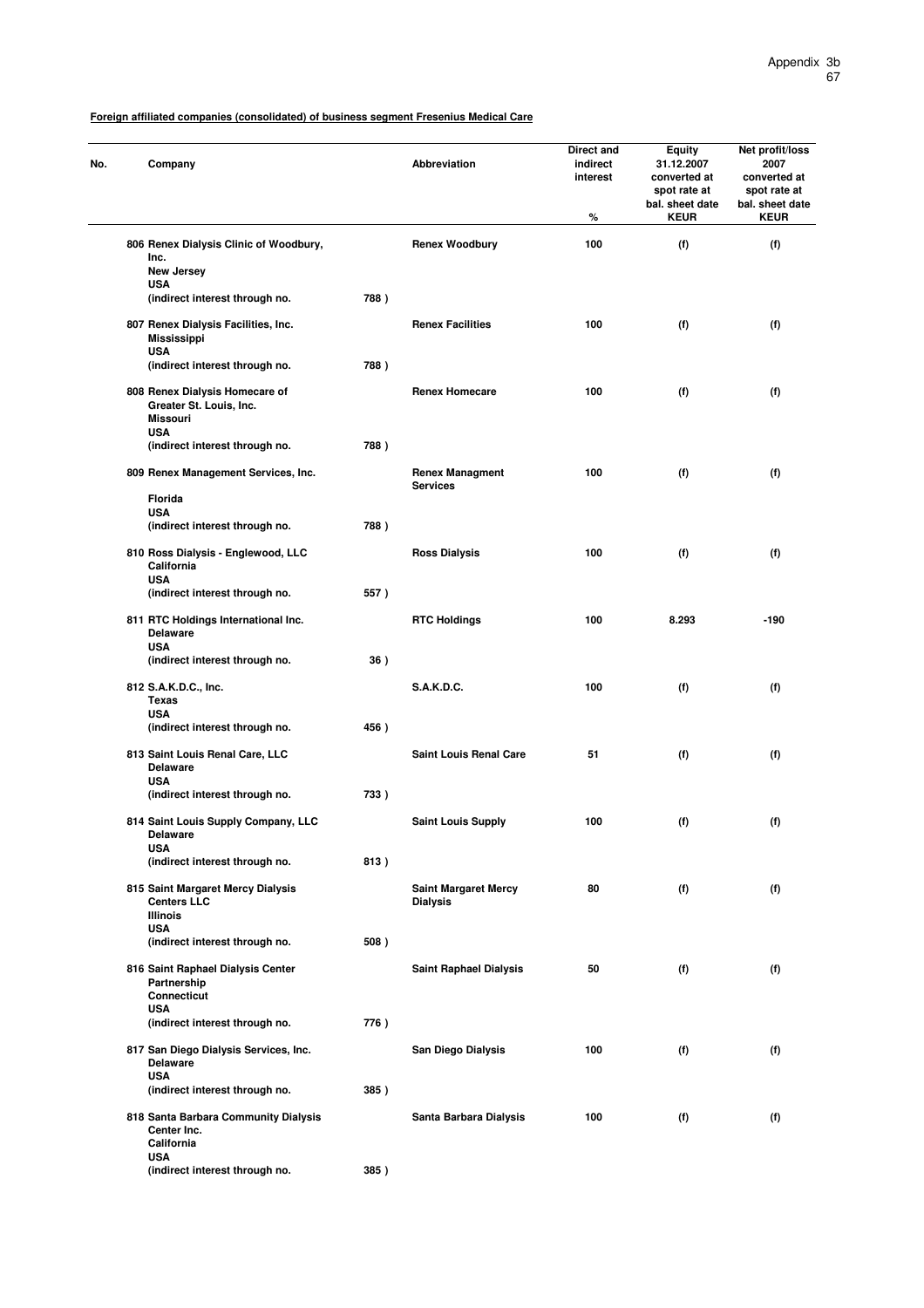**Foreign affiliated companies (consolidated) of business segment Fresenius Medical Care**

| No. | Company | | Abbreviation | Direct and indirect interest<br>% | Equity 31.12.2007 converted at spot rate at bal. sheet date<br>KEUR | Net profit/loss 2007 converted at spot rate at bal. sheet date<br>KEUR |
|---|---|---|---|---|---|---|
| 806 | **Renex Dialysis Clinic of Woodbury, Inc.**<br>**New Jersey**<br>**USA**<br>**(indirect interest through no.** | **788 )** | **Renex Woodbury** | **100** | **(f)** | **(f)** |
| 807 | **Renex Dialysis Facilities, Inc.**<br>**Mississippi**<br>**USA**<br>**(indirect interest through no.** | **788 )** | **Renex Facilities** | **100** | **(f)** | **(f)** |
| 808 | **Renex Dialysis Homecare of Greater St. Louis, Inc.**<br>**Missouri**<br>**USA**<br>**(indirect interest through no.** | **788 )** | **Renex Homecare** | **100** | **(f)** | **(f)** |
| 809 | **Renex Management Services, Inc.**<br>**Florida**<br>**USA**<br>**(indirect interest through no.** | **788 )** | **Renex Managment Services** | **100** | **(f)** | **(f)** |
| 810 | **Ross Dialysis - Englewood, LLC**<br>**California**<br>**USA**<br>**(indirect interest through no.** | **557 )** | **Ross Dialysis** | **100** | **(f)** | **(f)** |
| 811 | **RTC Holdings International Inc.**<br>**Delaware**<br>**USA**<br>**(indirect interest through no.** | **36 )** | **RTC Holdings** | **100** | **8.293** | **-190** |
| 812 | **S.A.K.D.C., Inc.**<br>**Texas**<br>**USA**<br>**(indirect interest through no.** | **456 )** | **S.A.K.D.C.** | **100** | **(f)** | **(f)** |
| 813 | **Saint Louis Renal Care, LLC**<br>**Delaware**<br>**USA**<br>**(indirect interest through no.** | **733 )** | **Saint Louis Renal Care** | **51** | **(f)** | **(f)** |
| 814 | **Saint Louis Supply Company, LLC**<br>**Delaware**<br>**USA**<br>**(indirect interest through no.** | **813 )** | **Saint Louis Supply** | **100** | **(f)** | **(f)** |
| 815 | **Saint Margaret Mercy Dialysis Centers LLC**<br>**Illinois**<br>**USA**<br>**(indirect interest through no.** | **508 )** | **Saint Margaret Mercy Dialysis** | **80** | **(f)** | **(f)** |
| 816 | **Saint Raphael Dialysis Center Partnership**<br>**Connecticut**<br>**USA**<br>**(indirect interest through no.** | **776 )** | **Saint Raphael Dialysis** | **50** | **(f)** | **(f)** |
| 817 | **San Diego Dialysis Services, Inc.**<br>**Delaware**<br>**USA**<br>**(indirect interest through no.** | **385 )** | **San Diego Dialysis** | **100** | **(f)** | **(f)** |
| 818 | **Santa Barbara Community Dialysis Center Inc.**<br>**California**<br>**USA**<br>**(indirect interest through no.** | **385 )** | **Santa Barbara Dialysis** | **100** | **(f)** | **(f)** |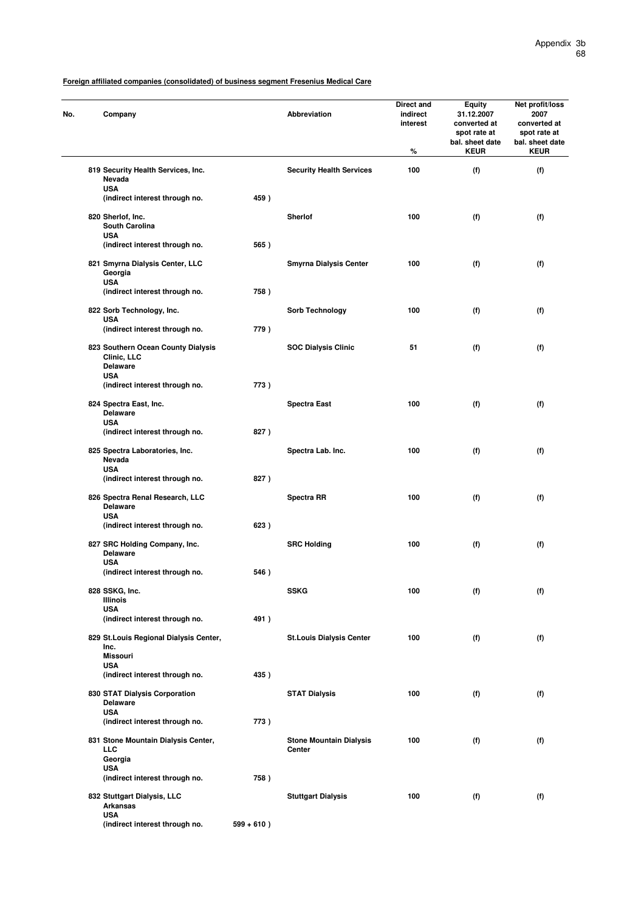**Foreign affiliated companies (consolidated) of business segment Fresenius Medical Care**

| No. | Company | | Abbreviation | Direct and indirect interest % | Equity 31.12.2007 converted at spot rate at bal. sheet date KEUR | Net profit/loss 2007 converted at spot rate at bal. sheet date KEUR |
|---|---|---|---|---|---|---|
| 819 | Security Health Services, Inc. Nevada USA (indirect interest through no. | 459 ) | Security Health Services | 100 | (f) | (f) |
| 820 | Sherlof, Inc. South Carolina USA (indirect interest through no. | 565 ) | Sherlof | 100 | (f) | (f) |
| 821 | Smyrna Dialysis Center, LLC Georgia USA (indirect interest through no. | 758 ) | Smyrna Dialysis Center | 100 | (f) | (f) |
| 822 | Sorb Technology, Inc. USA (indirect interest through no. | 779 ) | Sorb Technology | 100 | (f) | (f) |
| 823 | Southern Ocean County Dialysis Clinic, LLC Delaware USA (indirect interest through no. | 773 ) | SOC Dialysis Clinic | 51 | (f) | (f) |
| 824 | Spectra East, Inc. Delaware USA (indirect interest through no. | 827 ) | Spectra East | 100 | (f) | (f) |
| 825 | Spectra Laboratories, Inc. Nevada USA (indirect interest through no. | 827 ) | Spectra Lab. Inc. | 100 | (f) | (f) |
| 826 | Spectra Renal Research, LLC Delaware USA (indirect interest through no. | 623 ) | Spectra RR | 100 | (f) | (f) |
| 827 | SRC Holding Company, Inc. Delaware USA (indirect interest through no. | 546 ) | SRC Holding | 100 | (f) | (f) |
| 828 | SSKG, Inc. Illinois USA (indirect interest through no. | 491 ) | SSKG | 100 | (f) | (f) |
| 829 | St.Louis Regional Dialysis Center, Inc. Missouri USA (indirect interest through no. | 435 ) | St.Louis Dialysis Center | 100 | (f) | (f) |
| 830 | STAT Dialysis Corporation Delaware USA (indirect interest through no. | 773 ) | STAT Dialysis | 100 | (f) | (f) |
| 831 | Stone Mountain Dialysis Center, LLC Georgia USA (indirect interest through no. | 758 ) | Stone Mountain Dialysis Center | 100 | (f) | (f) |
| 832 | Stuttgart Dialysis, LLC Arkansas USA (indirect interest through no. | 599 + 610 ) | Stuttgart Dialysis | 100 | (f) | (f) |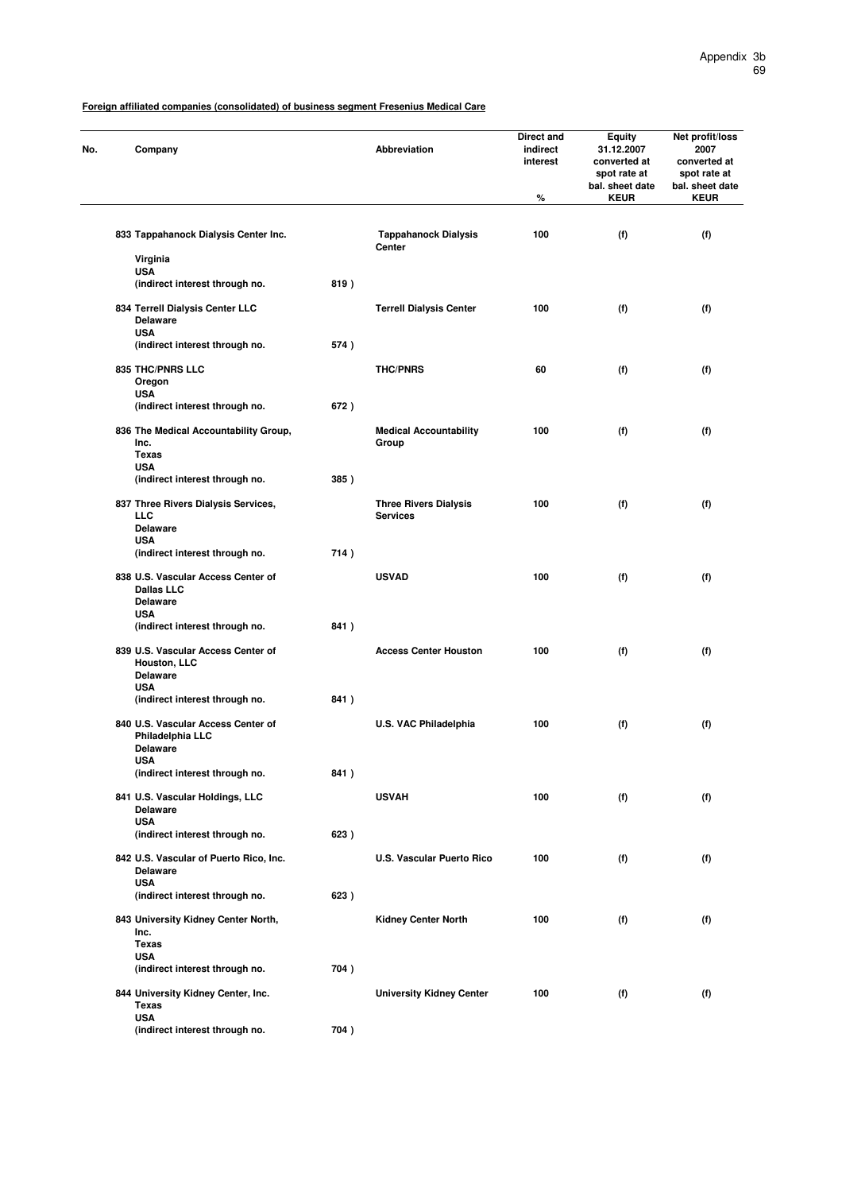**Foreign affiliated companies (consolidated) of business segment Fresenius Medical Care**

| No. | Company | | Abbreviation | Direct and indirect interest % | Equity 31.12.2007 converted at spot rate at bal. sheet date KEUR | Net profit/loss 2007 converted at spot rate at bal. sheet date KEUR |
|---|---|---|---|---|---|---|
| 833 | Tappahanock Dialysis Center Inc. Virginia USA (indirect interest through no. | 819 ) | Tappahanock Dialysis Center | 100 | (f) | (f) |
| 834 | Terrell Dialysis Center LLC Delaware USA (indirect interest through no. | 574 ) | Terrell Dialysis Center | 100 | (f) | (f) |
| 835 | THC/PNRS LLC Oregon USA (indirect interest through no. | 672 ) | THC/PNRS | 60 | (f) | (f) |
| 836 | The Medical Accountability Group, Inc. Texas USA (indirect interest through no. | 385 ) | Medical Accountability Group | 100 | (f) | (f) |
| 837 | Three Rivers Dialysis Services, LLC Delaware USA (indirect interest through no. | 714 ) | Three Rivers Dialysis Services | 100 | (f) | (f) |
| 838 | U.S. Vascular Access Center of Dallas LLC Delaware USA (indirect interest through no. | 841 ) | USVAD | 100 | (f) | (f) |
| 839 | U.S. Vascular Access Center of Houston, LLC Delaware USA (indirect interest through no. | 841 ) | Access Center Houston | 100 | (f) | (f) |
| 840 | U.S. Vascular Access Center of Philadelphia LLC Delaware USA (indirect interest through no. | 841 ) | U.S. VAC Philadelphia | 100 | (f) | (f) |
| 841 | U.S. Vascular Holdings, LLC Delaware USA (indirect interest through no. | 623 ) | USVAH | 100 | (f) | (f) |
| 842 | U.S. Vascular of Puerto Rico, Inc. Delaware USA (indirect interest through no. | 623 ) | U.S. Vascular Puerto Rico | 100 | (f) | (f) |
| 843 | University Kidney Center North, Inc. Texas USA (indirect interest through no. | 704 ) | Kidney Center North | 100 | (f) | (f) |
| 844 | University Kidney Center, Inc. Texas USA (indirect interest through no. | 704 ) | University Kidney Center | 100 | (f) | (f) |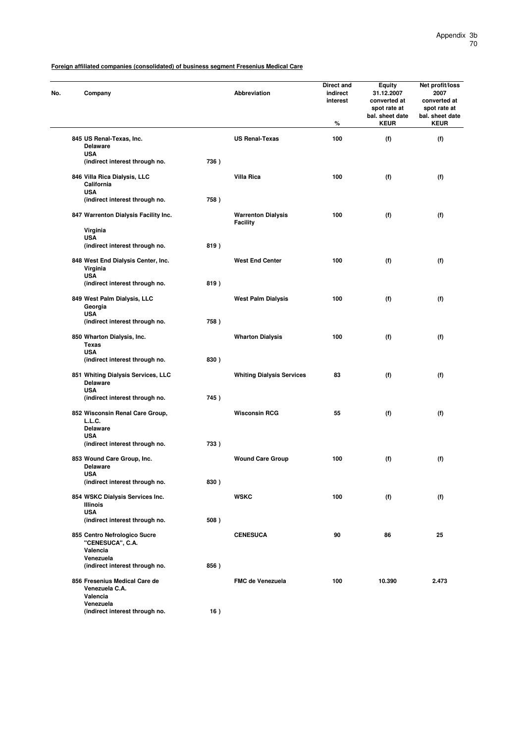**Foreign affiliated companies (consolidated) of business segment Fresenius Medical Care**

| No. | Company | Abbreviation | Direct and indirect interest % | Equity 31.12.2007 converted at spot rate at bal. sheet date KEUR | Net profit/loss 2007 converted at spot rate at bal. sheet date KEUR |
|---|---|---|---|---|---|
| 845 | US Renal-Texas, Inc. Delaware USA (indirect interest through no. 736 ) | US Renal-Texas | 100 | (f) | (f) |
| 846 | Villa Rica Dialysis, LLC California USA (indirect interest through no. 758 ) | Villa Rica | 100 | (f) | (f) |
| 847 | Warrenton Dialysis Facility Inc. Virginia USA (indirect interest through no. 819 ) | Warrenton Dialysis Facility | 100 | (f) | (f) |
| 848 | West End Dialysis Center, Inc. Virginia USA (indirect interest through no. 819 ) | West End Center | 100 | (f) | (f) |
| 849 | West Palm Dialysis, LLC Georgia USA (indirect interest through no. 758 ) | West Palm Dialysis | 100 | (f) | (f) |
| 850 | Wharton Dialysis, Inc. Texas USA (indirect interest through no. 830 ) | Wharton Dialysis | 100 | (f) | (f) |
| 851 | Whiting Dialysis Services, LLC Delaware USA (indirect interest through no. 745 ) | Whiting Dialysis Services | 83 | (f) | (f) |
| 852 | Wisconsin Renal Care Group, L.L.C. Delaware USA (indirect interest through no. 733 ) | Wisconsin RCG | 55 | (f) | (f) |
| 853 | Wound Care Group, Inc. Delaware USA (indirect interest through no. 830 ) | Wound Care Group | 100 | (f) | (f) |
| 854 | WSKC Dialysis Services Inc. Illinois USA (indirect interest through no. 508 ) | WSKC | 100 | (f) | (f) |
| 855 | Centro Nefrologico Sucre "CENESUCA", C.A. Valencia Venezuela (indirect interest through no. 856 ) | CENESUCA | 90 | 86 | 25 |
| 856 | Fresenius Medical Care de Venezuela C.A. Valencia Venezuela (indirect interest through no. 16 ) | FMC de Venezuela | 100 | 10.390 | 2.473 |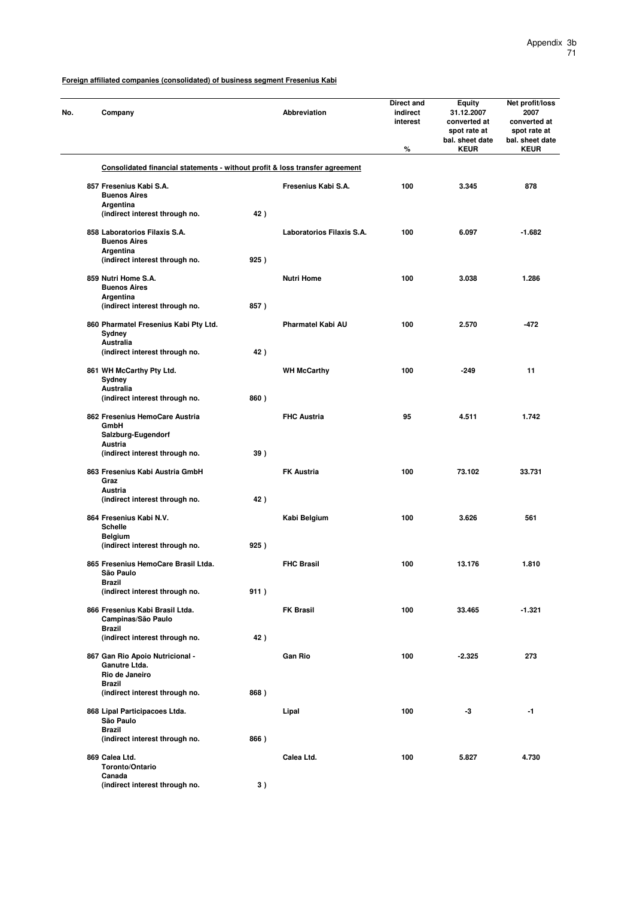**Foreign affiliated companies (consolidated) of business segment Fresenius Kabi**

| No. | Company | | Abbreviation | Direct and indirect interest % | Equity 31.12.2007 converted at spot rate at bal. sheet date KEUR | Net profit/loss 2007 converted at spot rate at bal. sheet date KEUR |
|---|---|---|---|---|---|---|
| | **Consolidated financial statements - without profit & loss transfer agreement** | | | | | |
| 857 | Fresenius Kabi S.A. Buenos Aires Argentina (indirect interest through no. | 42 ) | Fresenius Kabi S.A. | 100 | 3.345 | 878 |
| 858 | Laboratorios Filaxis S.A. Buenos Aires Argentina (indirect interest through no. | 925 ) | Laboratorios Filaxis S.A. | 100 | 6.097 | -1.682 |
| 859 | Nutri Home S.A. Buenos Aires Argentina (indirect interest through no. | 857 ) | Nutri Home | 100 | 3.038 | 1.286 |
| 860 | Pharmatel Fresenius Kabi Pty Ltd. Sydney Australia (indirect interest through no. | 42 ) | Pharmatel Kabi AU | 100 | 2.570 | -472 |
| 861 | WH McCarthy Pty Ltd. Sydney Australia (indirect interest through no. | 860 ) | WH McCarthy | 100 | -249 | 11 |
| 862 | Fresenius HemoCare Austria GmbH Salzburg-Eugendorf Austria (indirect interest through no. | 39 ) | FHC Austria | 95 | 4.511 | 1.742 |
| 863 | Fresenius Kabi Austria GmbH Graz Austria (indirect interest through no. | 42 ) | FK Austria | 100 | 73.102 | 33.731 |
| 864 | Fresenius Kabi N.V. Schelle Belgium (indirect interest through no. | 925 ) | Kabi Belgium | 100 | 3.626 | 561 |
| 865 | Fresenius HemoCare Brasil Ltda. São Paulo Brazil (indirect interest through no. | 911 ) | FHC Brasil | 100 | 13.176 | 1.810 |
| 866 | Fresenius Kabi Brasil Ltda. Campinas/São Paulo Brazil (indirect interest through no. | 42 ) | FK Brasil | 100 | 33.465 | -1.321 |
| 867 | Gan Rio Apoio Nutricional - Ganutre Ltda. Rio de Janeiro Brazil (indirect interest through no. | 868 ) | Gan Rio | 100 | -2.325 | 273 |
| 868 | Lipal Participacoes Ltda. São Paulo Brazil (indirect interest through no. | 866 ) | Lipal | 100 | -3 | -1 |
| 869 | Calea Ltd. Toronto/Ontario Canada (indirect interest through no. | 3 ) | Calea Ltd. | 100 | 5.827 | 4.730 |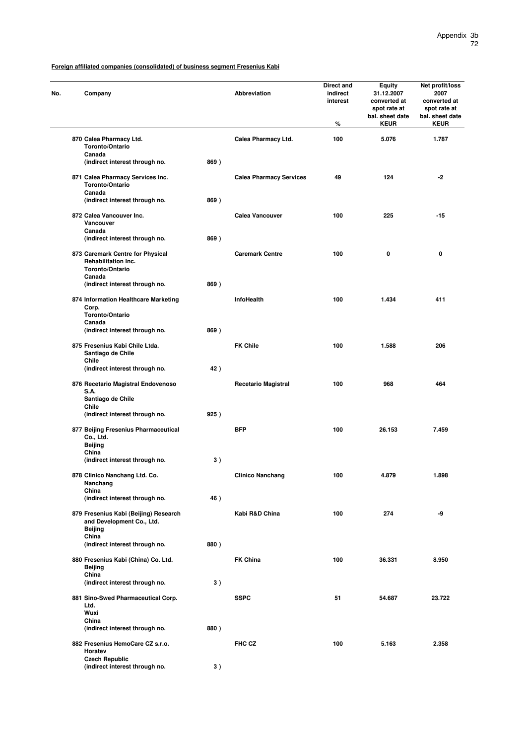**Foreign affiliated companies (consolidated) of business segment Fresenius Kabi**

| No. | Company | | Abbreviation | Direct and indirect interest % | Equity 31.12.2007 converted at spot rate at bal. sheet date KEUR | Net profit/loss 2007 converted at spot rate at bal. sheet date KEUR |
|---|---|---|---|---|---|---|
| 870 | Calea Pharmacy Ltd.<br>Toronto/Ontario<br>Canada<br>(indirect interest through no. | 869 ) | Calea Pharmacy Ltd. | 100 | 5.076 | 1.787 |
| 871 | Calea Pharmacy Services Inc.<br>Toronto/Ontario<br>Canada<br>(indirect interest through no. | 869 ) | Calea Pharmacy Services | 49 | 124 | -2 |
| 872 | Calea Vancouver Inc.<br>Vancouver<br>Canada<br>(indirect interest through no. | 869 ) | Calea Vancouver | 100 | 225 | -15 |
| 873 | Caremark Centre for Physical Rehabilitation Inc.<br>Toronto/Ontario<br>Canada<br>(indirect interest through no. | 869 ) | Caremark Centre | 100 | 0 | 0 |
| 874 | Information Healthcare Marketing Corp.<br>Toronto/Ontario<br>Canada<br>(indirect interest through no. | 869 ) | InfoHealth | 100 | 1.434 | 411 |
| 875 | Fresenius Kabi Chile Ltda.<br>Santiago de Chile<br>Chile<br>(indirect interest through no. | 42 ) | FK Chile | 100 | 1.588 | 206 |
| 876 | Recetario Magistral Endovenoso S.A.<br>Santiago de Chile<br>Chile<br>(indirect interest through no. | 925 ) | Recetario Magistral | 100 | 968 | 464 |
| 877 | Beijing Fresenius Pharmaceutical Co., Ltd.<br>Beijing<br>China<br>(indirect interest through no. | 3 ) | BFP | 100 | 26.153 | 7.459 |
| 878 | Clinico Nanchang Ltd. Co.<br>Nanchang<br>China<br>(indirect interest through no. | 46 ) | Clinico Nanchang | 100 | 4.879 | 1.898 |
| 879 | Fresenius Kabi (Beijing) Research and Development Co., Ltd.<br>Beijing<br>China<br>(indirect interest through no. | 880 ) | Kabi R&D China | 100 | 274 | -9 |
| 880 | Fresenius Kabi (China) Co. Ltd.<br>Beijing<br>China<br>(indirect interest through no. | 3 ) | FK China | 100 | 36.331 | 8.950 |
| 881 | Sino-Swed Pharmaceutical Corp. Ltd.<br>Wuxi<br>China<br>(indirect interest through no. | 880 ) | SSPC | 51 | 54.687 | 23.722 |
| 882 | Fresenius HemoCare CZ s.r.o.<br>Horatev<br>Czech Republic<br>(indirect interest through no. | 3 ) | FHC CZ | 100 | 5.163 | 2.358 |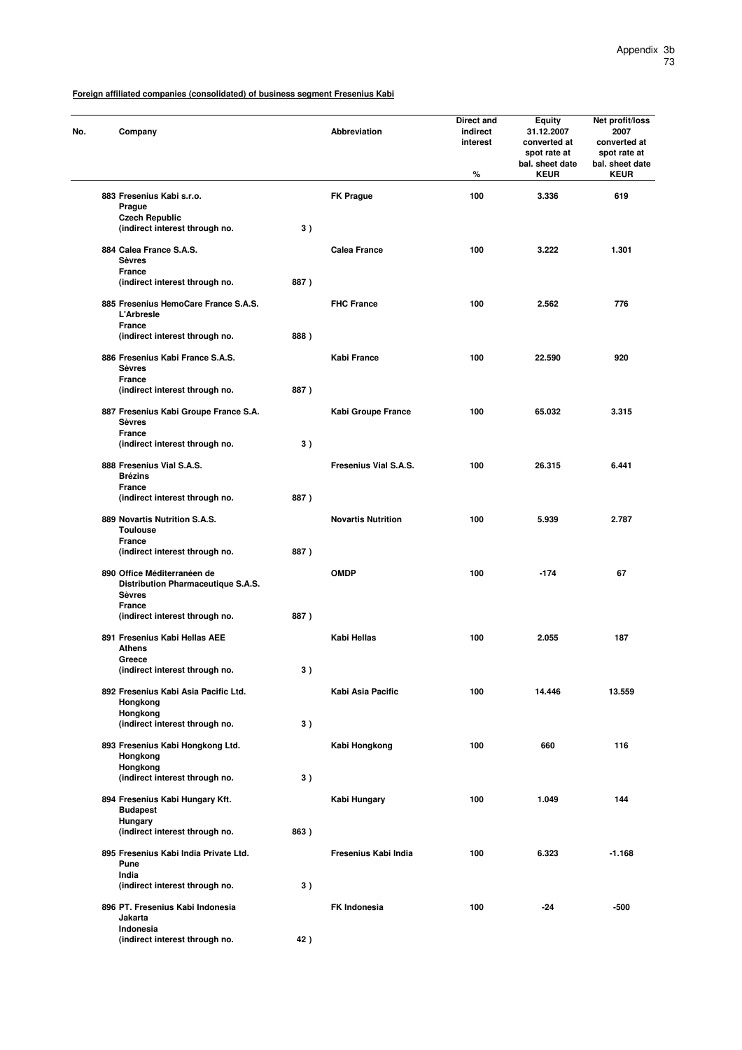**Foreign affiliated companies (consolidated) of business segment Fresenius Kabi**

| No. | Company | | Abbreviation | Direct and indirect interest % | Equity 31.12.2007 converted at spot rate at bal. sheet date KEUR | Net profit/loss 2007 converted at spot rate at bal. sheet date KEUR |
|---|---|---|---|---|---|---|
| 883 | Fresenius Kabi s.r.o.<br>Prague<br>Czech Republic<br>(indirect interest through no. | 3 ) | FK Prague | 100 | 3.336 | 619 |
| 884 | Calea France S.A.S.<br>Sèvres<br>France<br>(indirect interest through no. | 887 ) | Calea France | 100 | 3.222 | 1.301 |
| 885 | Fresenius HemoCare France S.A.S.<br>L'Arbresle<br>France<br>(indirect interest through no. | 888 ) | FHC France | 100 | 2.562 | 776 |
| 886 | Fresenius Kabi France S.A.S.<br>Sèvres<br>France<br>(indirect interest through no. | 887 ) | Kabi France | 100 | 22.590 | 920 |
| 887 | Fresenius Kabi Groupe France S.A.<br>Sèvres<br>France<br>(indirect interest through no. | 3 ) | Kabi Groupe France | 100 | 65.032 | 3.315 |
| 888 | Fresenius Vial S.A.S.<br>Brézins<br>France<br>(indirect interest through no. | 887 ) | Fresenius Vial S.A.S. | 100 | 26.315 | 6.441 |
| 889 | Novartis Nutrition S.A.S.<br>Toulouse<br>France<br>(indirect interest through no. | 887 ) | Novartis Nutrition | 100 | 5.939 | 2.787 |
| 890 | Office Méditerranéen de Distribution Pharmaceutique S.A.S.<br>Sèvres<br>France<br>(indirect interest through no. | 887 ) | OMDP | 100 | -174 | 67 |
| 891 | Fresenius Kabi Hellas AEE<br>Athens<br>Greece<br>(indirect interest through no. | 3 ) | Kabi Hellas | 100 | 2.055 | 187 |
| 892 | Fresenius Kabi Asia Pacific Ltd.<br>Hongkong<br>Hongkong<br>(indirect interest through no. | 3 ) | Kabi Asia Pacific | 100 | 14.446 | 13.559 |
| 893 | Fresenius Kabi Hongkong Ltd.<br>Hongkong<br>Hongkong<br>(indirect interest through no. | 3 ) | Kabi Hongkong | 100 | 660 | 116 |
| 894 | Fresenius Kabi Hungary Kft.<br>Budapest<br>Hungary<br>(indirect interest through no. | 863 ) | Kabi Hungary | 100 | 1.049 | 144 |
| 895 | Fresenius Kabi India Private Ltd.<br>Pune<br>India<br>(indirect interest through no. | 3 ) | Fresenius Kabi India | 100 | 6.323 | -1.168 |
| 896 | PT. Fresenius Kabi Indonesia<br>Jakarta<br>Indonesia<br>(indirect interest through no. | 42 ) | FK Indonesia | 100 | -24 | -500 |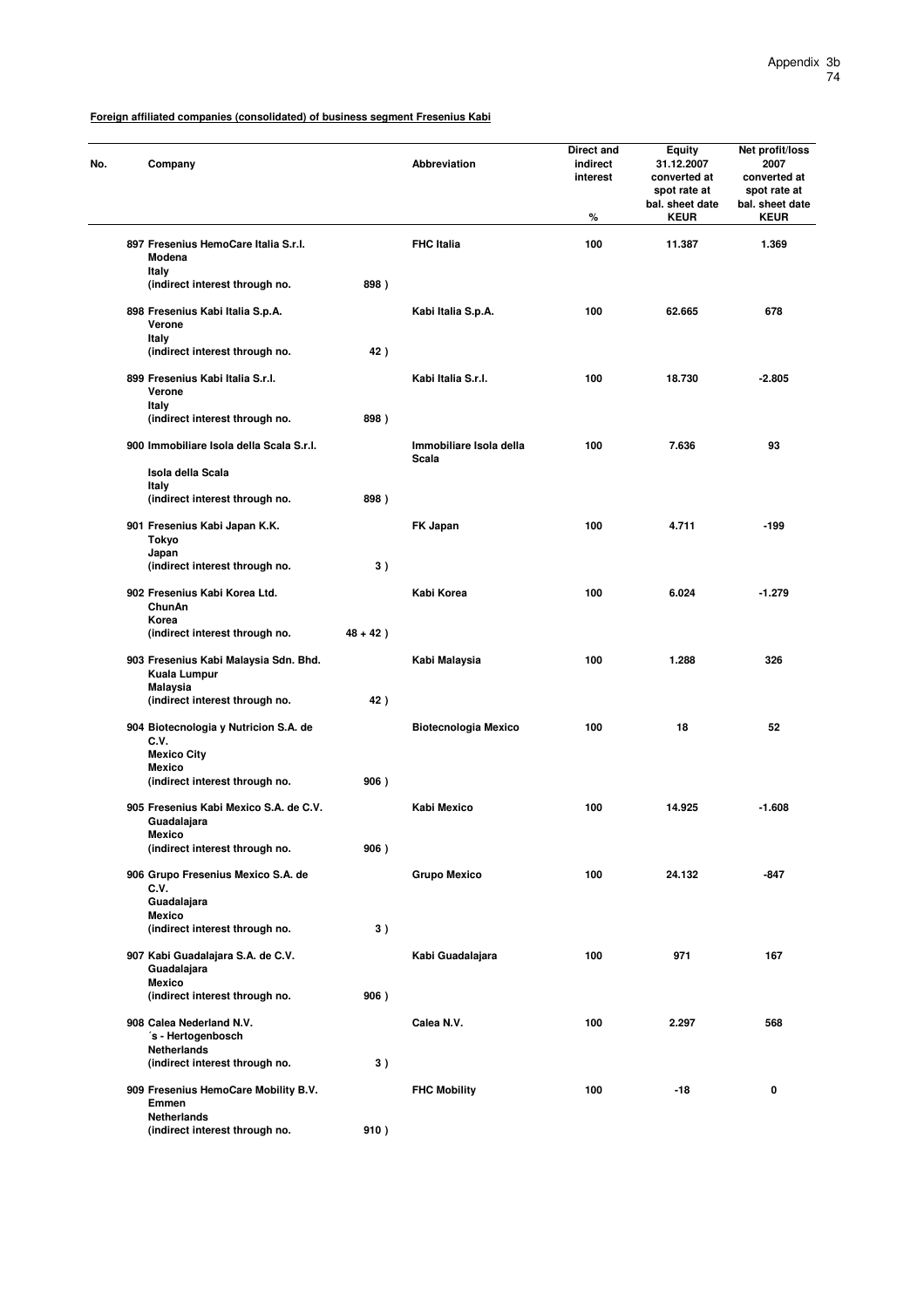**Foreign affiliated companies (consolidated) of business segment Fresenius Kabi**

| No. | Company | | Abbreviation | Direct and indirect interest % | Equity 31.12.2007 converted at spot rate at bal. sheet date KEUR | Net profit/loss 2007 converted at spot rate at bal. sheet date KEUR |
|---|---|---|---|---|---|---|
| 897 | Fresenius HemoCare Italia S.r.l. Modena Italy (indirect interest through no. | 898 ) | FHC Italia | 100 | 11.387 | 1.369 |
| 898 | Fresenius Kabi Italia S.p.A. Verone Italy (indirect interest through no. | 42 ) | Kabi Italia S.p.A. | 100 | 62.665 | 678 |
| 899 | Fresenius Kabi Italia S.r.l. Verone Italy (indirect interest through no. | 898 ) | Kabi Italia S.r.l. | 100 | 18.730 | -2.805 |
| 900 | Immobiliare Isola della Scala S.r.l. Isola della Scala Italy (indirect interest through no. | 898 ) | Immobiliare Isola della Scala | 100 | 7.636 | 93 |
| 901 | Fresenius Kabi Japan K.K. Tokyo Japan (indirect interest through no. | 3 ) | FK Japan | 100 | 4.711 | -199 |
| 902 | Fresenius Kabi Korea Ltd. ChunAn Korea (indirect interest through no. | 48 + 42 ) | Kabi Korea | 100 | 6.024 | -1.279 |
| 903 | Fresenius Kabi Malaysia Sdn. Bhd. Kuala Lumpur Malaysia (indirect interest through no. | 42 ) | Kabi Malaysia | 100 | 1.288 | 326 |
| 904 | Biotecnologia y Nutricion S.A. de C.V. Mexico City Mexico (indirect interest through no. | 906 ) | Biotecnologia Mexico | 100 | 18 | 52 |
| 905 | Fresenius Kabi Mexico S.A. de C.V. Guadalajara Mexico (indirect interest through no. | 906 ) | Kabi Mexico | 100 | 14.925 | -1.608 |
| 906 | Grupo Fresenius Mexico S.A. de C.V. Guadalajara Mexico (indirect interest through no. | 3 ) | Grupo Mexico | 100 | 24.132 | -847 |
| 907 | Kabi Guadalajara S.A. de C.V. Guadalajara Mexico (indirect interest through no. | 906 ) | Kabi Guadalajara | 100 | 971 | 167 |
| 908 | Calea Nederland N.V. ´s - Hertogenbosch Netherlands (indirect interest through no. | 3 ) | Calea N.V. | 100 | 2.297 | 568 |
| 909 | Fresenius HemoCare Mobility B.V. Emmen Netherlands (indirect interest through no. | 910 ) | FHC Mobility | 100 | -18 | 0 |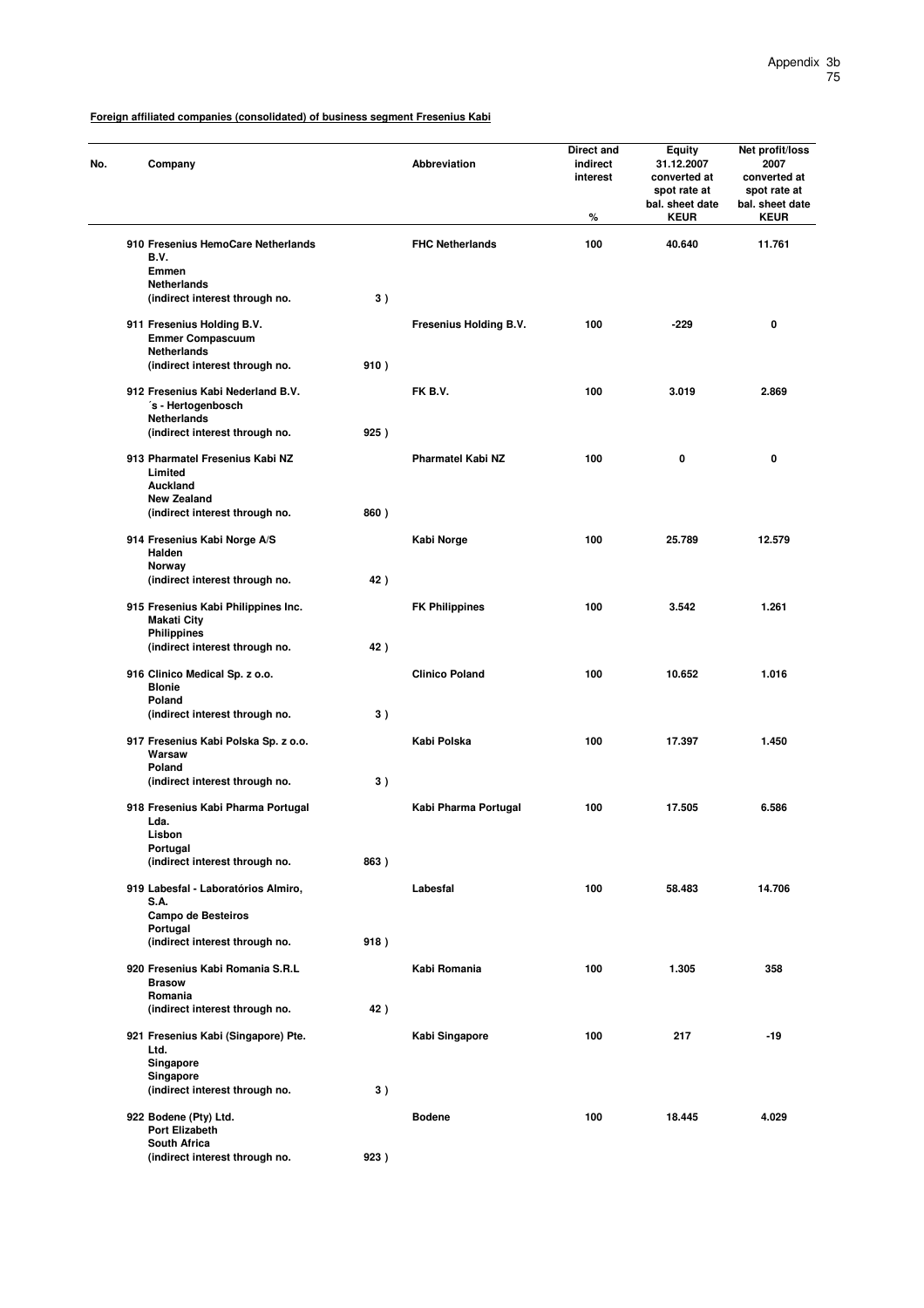**Foreign affiliated companies (consolidated) of business segment Fresenius Kabi**

| No. | Company | | Abbreviation | Direct and indirect interest % | Equity 31.12.2007 converted at spot rate at bal. sheet date KEUR | Net profit/loss 2007 converted at spot rate at bal. sheet date KEUR |
|---|---|---|---|---|---|---|
| 910 | Fresenius HemoCare Netherlands B.V. Emmen Netherlands (indirect interest through no. | 3 ) | FHC Netherlands | 100 | 40.640 | 11.761 |
| 911 | Fresenius Holding B.V. Emmer Compascuum Netherlands (indirect interest through no. | 910 ) | Fresenius Holding B.V. | 100 | -229 | 0 |
| 912 | Fresenius Kabi Nederland B.V. ´s - Hertogenbosch Netherlands (indirect interest through no. | 925 ) | FK B.V. | 100 | 3.019 | 2.869 |
| 913 | Pharmatel Fresenius Kabi NZ Limited Auckland New Zealand (indirect interest through no. | 860 ) | Pharmatel Kabi NZ | 100 | 0 | 0 |
| 914 | Fresenius Kabi Norge A/S Halden Norway (indirect interest through no. | 42 ) | Kabi Norge | 100 | 25.789 | 12.579 |
| 915 | Fresenius Kabi Philippines Inc. Makati City Philippines (indirect interest through no. | 42 ) | FK Philippines | 100 | 3.542 | 1.261 |
| 916 | Clinico Medical Sp. z o.o. Blonie Poland (indirect interest through no. | 3 ) | Clinico Poland | 100 | 10.652 | 1.016 |
| 917 | Fresenius Kabi Polska Sp. z o.o. Warsaw Poland (indirect interest through no. | 3 ) | Kabi Polska | 100 | 17.397 | 1.450 |
| 918 | Fresenius Kabi Pharma Portugal Lda. Lisbon Portugal (indirect interest through no. | 863 ) | Kabi Pharma Portugal | 100 | 17.505 | 6.586 |
| 919 | Labesfal - Laboratórios Almiro, S.A. Campo de Besteiros Portugal (indirect interest through no. | 918 ) | Labesfal | 100 | 58.483 | 14.706 |
| 920 | Fresenius Kabi Romania S.R.L Brasow Romania (indirect interest through no. | 42 ) | Kabi Romania | 100 | 1.305 | 358 |
| 921 | Fresenius Kabi (Singapore) Pte. Ltd. Singapore Singapore (indirect interest through no. | 3 ) | Kabi Singapore | 100 | 217 | -19 |
| 922 | Bodene (Pty) Ltd. Port Elizabeth South Africa (indirect interest through no. | 923 ) | Bodene | 100 | 18.445 | 4.029 |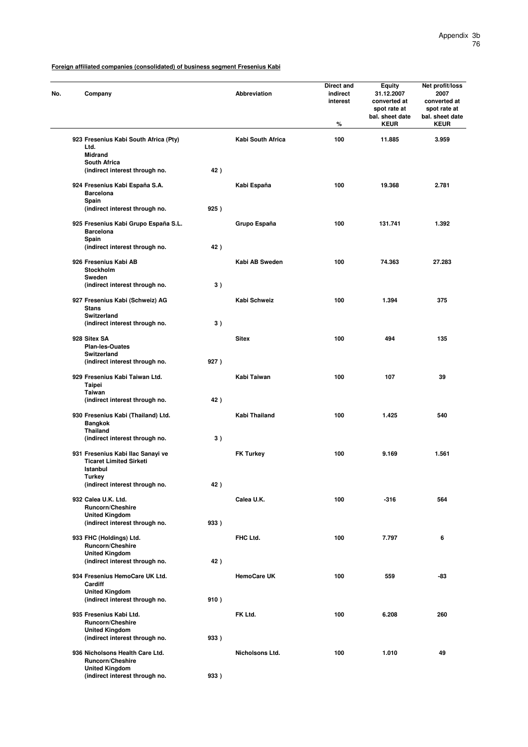**Foreign affiliated companies (consolidated) of business segment Fresenius Kabi**

| No. | Company | | Abbreviation | Direct and indirect interest % | Equity 31.12.2007 converted at spot rate at bal. sheet date KEUR | Net profit/loss 2007 converted at spot rate at bal. sheet date KEUR |
|---|---|---|---|---|---|---|
| 923 | Fresenius Kabi South Africa (Pty) Ltd. Midrand South Africa (indirect interest through no. | 42 ) | Kabi South Africa | 100 | 11.885 | 3.959 |
| 924 | Fresenius Kabi España S.A. Barcelona Spain (indirect interest through no. | 925 ) | Kabi España | 100 | 19.368 | 2.781 |
| 925 | Fresenius Kabi Grupo España S.L. Barcelona Spain (indirect interest through no. | 42 ) | Grupo España | 100 | 131.741 | 1.392 |
| 926 | Fresenius Kabi AB Stockholm Sweden (indirect interest through no. | 3 ) | Kabi AB Sweden | 100 | 74.363 | 27.283 |
| 927 | Fresenius Kabi (Schweiz) AG Stans Switzerland (indirect interest through no. | 3 ) | Kabi Schweiz | 100 | 1.394 | 375 |
| 928 | Sitex SA Plan-les-Ouates Switzerland (indirect interest through no. | 927 ) | Sitex | 100 | 494 | 135 |
| 929 | Fresenius Kabi Taiwan Ltd. Taipei Taiwan (indirect interest through no. | 42 ) | Kabi Taiwan | 100 | 107 | 39 |
| 930 | Fresenius Kabi (Thailand) Ltd. Bangkok Thailand (indirect interest through no. | 3 ) | Kabi Thailand | 100 | 1.425 | 540 |
| 931 | Fresenius Kabi Ilac Sanayi ve Ticaret Limited Sirketi Istanbul Turkey (indirect interest through no. | 42 ) | FK Turkey | 100 | 9.169 | 1.561 |
| 932 | Calea U.K. Ltd. Runcorn/Cheshire United Kingdom (indirect interest through no. | 933 ) | Calea U.K. | 100 | -316 | 564 |
| 933 | FHC (Holdings) Ltd. Runcorn/Cheshire United Kingdom (indirect interest through no. | 42 ) | FHC Ltd. | 100 | 7.797 | 6 |
| 934 | Fresenius HemoCare UK Ltd. Cardiff United Kingdom (indirect interest through no. | 910 ) | HemoCare UK | 100 | 559 | -83 |
| 935 | Fresenius Kabi Ltd. Runcorn/Cheshire United Kingdom (indirect interest through no. | 933 ) | FK Ltd. | 100 | 6.208 | 260 |
| 936 | Nicholsons Health Care Ltd. Runcorn/Cheshire United Kingdom (indirect interest through no. | 933 ) | Nicholsons Ltd. | 100 | 1.010 | 49 |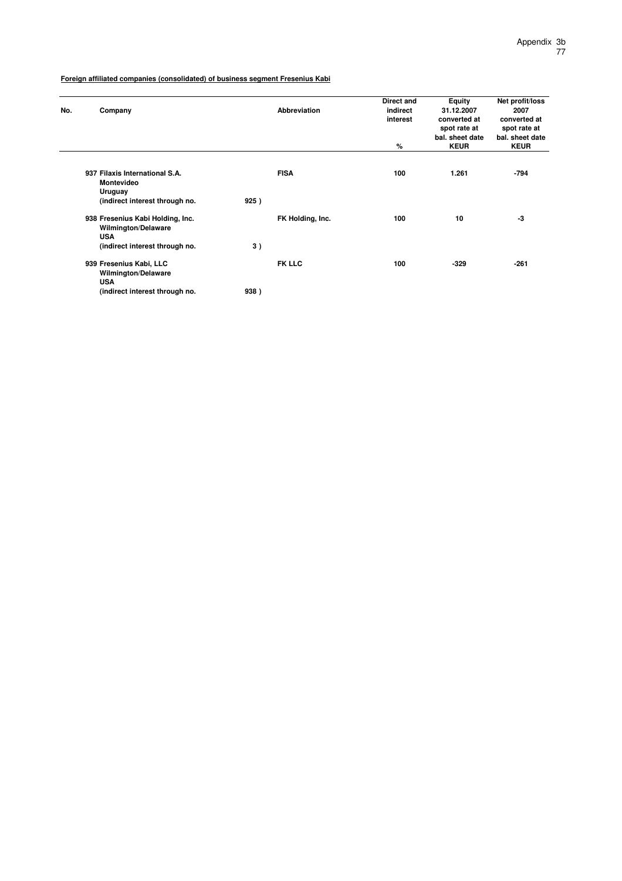**Foreign affiliated companies (consolidated) of business segment Fresenius Kabi**

| No. | Company | | Abbreviation | Direct and indirect interest<br>% | Equity 31.12.2007 converted at spot rate at bal. sheet date<br>KEUR | Net profit/loss 2007 converted at spot rate at bal. sheet date<br>KEUR |
|---|---|---|---|---|---|---|
| 937 | Filaxis International S.A.<br>Montevideo<br>Uruguay<br>(indirect interest through no. | 925 ) | FISA | 100 | 1.261 | -794 |
| 938 | Fresenius Kabi Holding, Inc.<br>Wilmington/Delaware<br>USA<br>(indirect interest through no. | 3 ) | FK Holding, Inc. | 100 | 10 | -3 |
| 939 | Fresenius Kabi, LLC<br>Wilmington/Delaware<br>USA<br>(indirect interest through no. | 938 ) | FK LLC | 100 | -329 | -261 |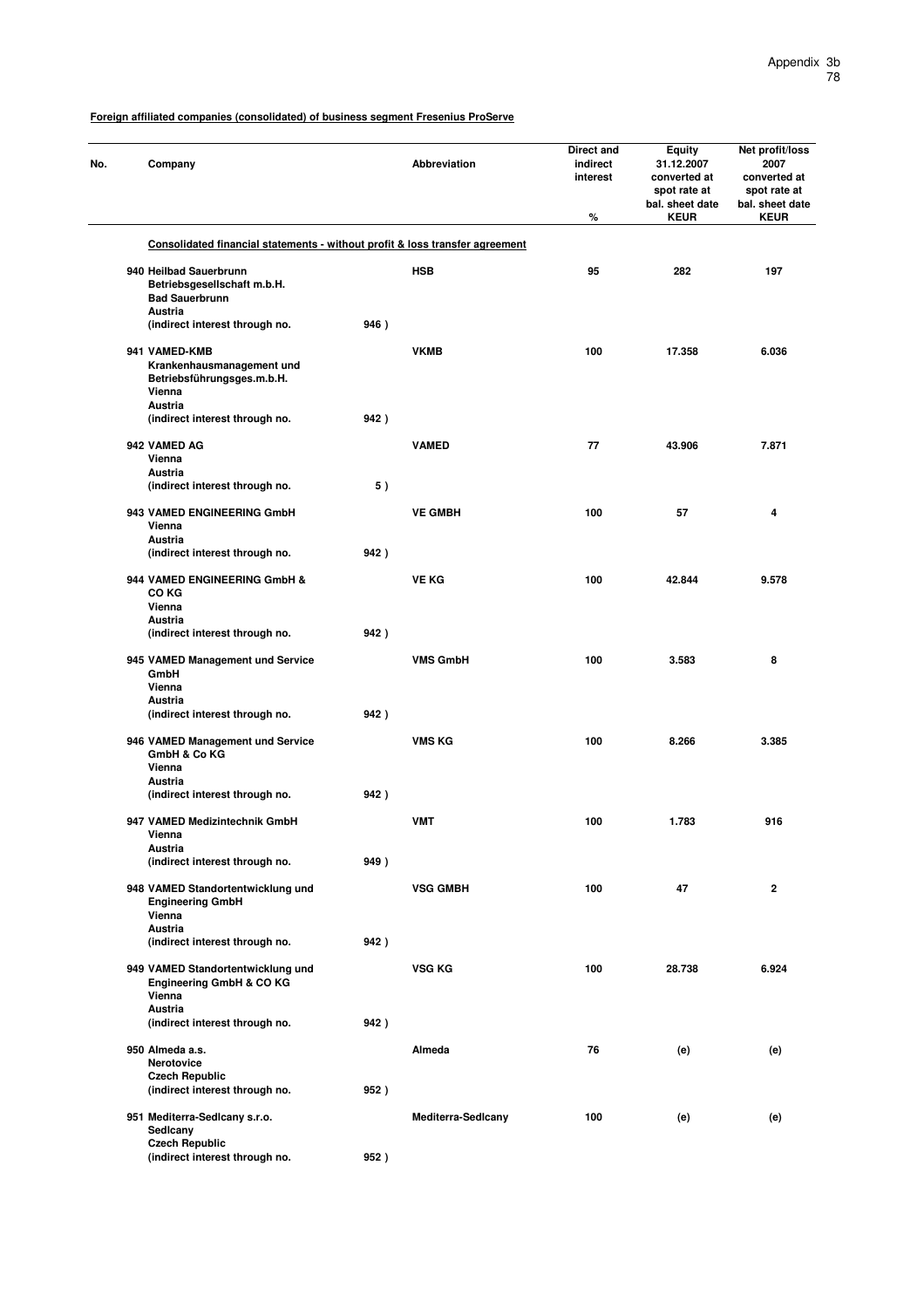**Foreign affiliated companies (consolidated) of business segment Fresenius ProServe**

| No. | Company | | Abbreviation | Direct and indirect interest % | Equity 31.12.2007 converted at spot rate at bal. sheet date KEUR | Net profit/loss 2007 converted at spot rate at bal. sheet date KEUR |
|---|---|---|---|---|---|---|
| | **Consolidated financial statements - without profit & loss transfer agreement** | | | | | |
| 940 | Heilbad Sauerbrunn Betriebsgesellschaft m.b.H. Bad Sauerbrunn Austria (indirect interest through no. | 946 ) | HSB | 95 | 282 | 197 |
| 941 | VAMED-KMB Krankenhausmanagement und Betriebsführungsges.m.b.H. Vienna Austria (indirect interest through no. | 942 ) | VKMB | 100 | 17.358 | 6.036 |
| 942 | VAMED AG Vienna Austria (indirect interest through no. | 5 ) | VAMED | 77 | 43.906 | 7.871 |
| 943 | VAMED ENGINEERING GmbH Vienna Austria (indirect interest through no. | 942 ) | VE GMBH | 100 | 57 | 4 |
| 944 | VAMED ENGINEERING GmbH & CO KG Vienna Austria (indirect interest through no. | 942 ) | VE KG | 100 | 42.844 | 9.578 |
| 945 | VAMED Management und Service GmbH Vienna Austria (indirect interest through no. | 942 ) | VMS GmbH | 100 | 3.583 | 8 |
| 946 | VAMED Management und Service GmbH & Co KG Vienna Austria (indirect interest through no. | 942 ) | VMS KG | 100 | 8.266 | 3.385 |
| 947 | VAMED Medizintechnik GmbH Vienna Austria (indirect interest through no. | 949 ) | VMT | 100 | 1.783 | 916 |
| 948 | VAMED Standortentwicklung und Engineering GmbH Vienna Austria (indirect interest through no. | 942 ) | VSG GMBH | 100 | 47 | 2 |
| 949 | VAMED Standortentwicklung und Engineering GmbH & CO KG Vienna Austria (indirect interest through no. | 942 ) | VSG KG | 100 | 28.738 | 6.924 |
| 950 | Almeda a.s. Nerotovice Czech Republic (indirect interest through no. | 952 ) | Almeda | 76 | (e) | (e) |
| 951 | Mediterra-Sedlcany s.r.o. Sedlcany Czech Republic (indirect interest through no. | 952 ) | Mediterra-Sedlcany | 100 | (e) | (e) |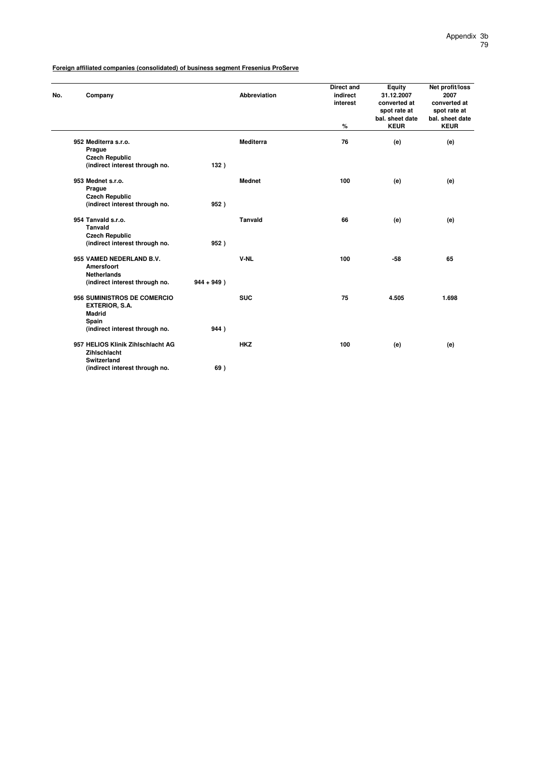**Foreign affiliated companies (consolidated) of business segment Fresenius ProServe**

| No. | Company | Abbreviation | Direct and indirect interest<br>% | Equity 31.12.2007 converted at spot rate at bal. sheet date<br>KEUR | Net profit/loss 2007 converted at spot rate at bal. sheet date<br>KEUR |
|---|---|---|---|---|---|
| 952 | Mediterra s.r.o.<br>Prague<br>Czech Republic<br>(indirect interest through no. 132 ) | Mediterra | 76 | (e) | (e) |
| 953 | Mednet s.r.o.<br>Prague<br>Czech Republic<br>(indirect interest through no. 952 ) | Mednet | 100 | (e) | (e) |
| 954 | Tanvald s.r.o.<br>Tanvald<br>Czech Republic<br>(indirect interest through no. 952 ) | Tanvald | 66 | (e) | (e) |
| 955 | VAMED NEDERLAND B.V.<br>Amersfoort<br>Netherlands<br>(indirect interest through no. 944 + 949 ) | V-NL | 100 | -58 | 65 |
| 956 | SUMINISTROS DE COMERCIO EXTERIOR, S.A.<br>Madrid<br>Spain<br>(indirect interest through no. 944 ) | SUC | 75 | 4.505 | 1.698 |
| 957 | HELIOS Klinik Zihlschlacht AG<br>Zihlschlacht<br>Switzerland<br>(indirect interest through no. 69 ) | HKZ | 100 | (e) | (e) |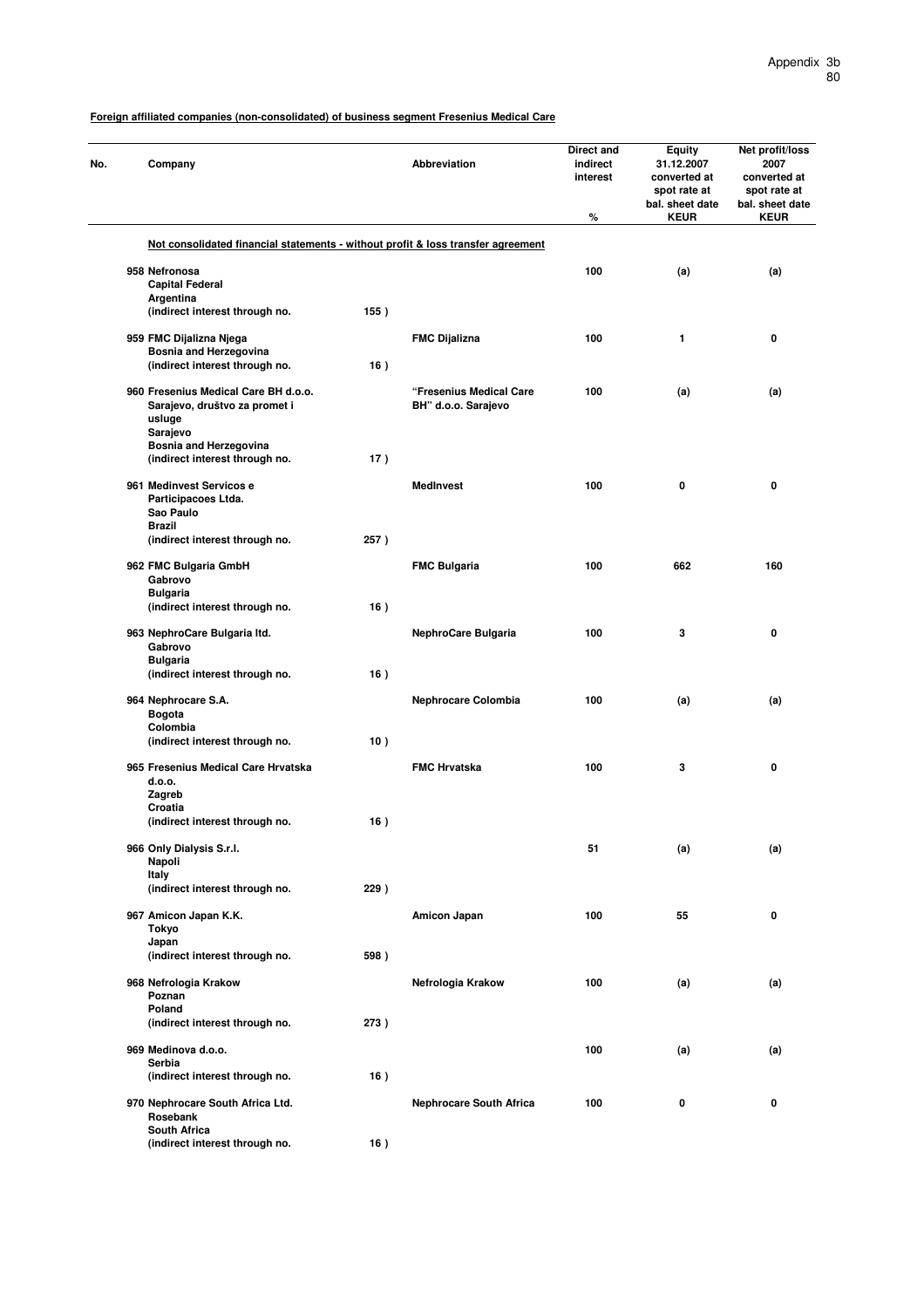**Foreign affiliated companies (non-consolidated) of business segment Fresenius Medical Care**

| No. | Company | | Abbreviation | Direct and indirect interest % | Equity 31.12.2007 converted at spot rate at bal. sheet date KEUR | Net profit/loss 2007 converted at spot rate at bal. sheet date KEUR |
|---|---|---|---|---|---|---|
| | **Not consolidated financial statements - without profit & loss transfer agreement** | | | | | |
| 958 | Nefronosa<br>Capital Federal<br>Argentina<br>(indirect interest through no. | 155 ) | | 100 | (a) | (a) |
| 959 | FMC Dijalizna Njega<br>Bosnia and Herzegovina<br>(indirect interest through no. | 16 ) | FMC Dijalizna | 100 | 1 | 0 |
| 960 | Fresenius Medical Care BH d.o.o. Sarajevo, društvo za promet i usluge<br>Sarajevo<br>Bosnia and Herzegovina<br>(indirect interest through no. | 17 ) | "Fresenius Medical Care BH" d.o.o. Sarajevo | 100 | (a) | (a) |
| 961 | Medinvest Servicos e Participacoes Ltda.<br>Sao Paulo<br>Brazil<br>(indirect interest through no. | 257 ) | MedInvest | 100 | 0 | 0 |
| 962 | FMC Bulgaria GmbH<br>Gabrovo<br>Bulgaria<br>(indirect interest through no. | 16 ) | FMC Bulgaria | 100 | 662 | 160 |
| 963 | NephroCare Bulgaria ltd.<br>Gabrovo<br>Bulgaria<br>(indirect interest through no. | 16 ) | NephroCare Bulgaria | 100 | 3 | 0 |
| 964 | Nephrocare S.A.<br>Bogota<br>Colombia<br>(indirect interest through no. | 10 ) | Nephrocare Colombia | 100 | (a) | (a) |
| 965 | Fresenius Medical Care Hrvatska d.o.o.<br>Zagreb<br>Croatia<br>(indirect interest through no. | 16 ) | FMC Hrvatska | 100 | 3 | 0 |
| 966 | Only Dialysis S.r.l.<br>Napoli<br>Italy<br>(indirect interest through no. | 229 ) | | 51 | (a) | (a) |
| 967 | Amicon Japan K.K.<br>Tokyo<br>Japan<br>(indirect interest through no. | 598 ) | Amicon Japan | 100 | 55 | 0 |
| 968 | Nefrologia Krakow<br>Poznan<br>Poland<br>(indirect interest through no. | 273 ) | Nefrologia Krakow | 100 | (a) | (a) |
| 969 | Medinova d.o.o.<br>Serbia<br>(indirect interest through no. | 16 ) | | 100 | (a) | (a) |
| 970 | Nephrocare South Africa Ltd.<br>Rosebank<br>South Africa<br>(indirect interest through no. | 16 ) | Nephrocare South Africa | 100 | 0 | 0 |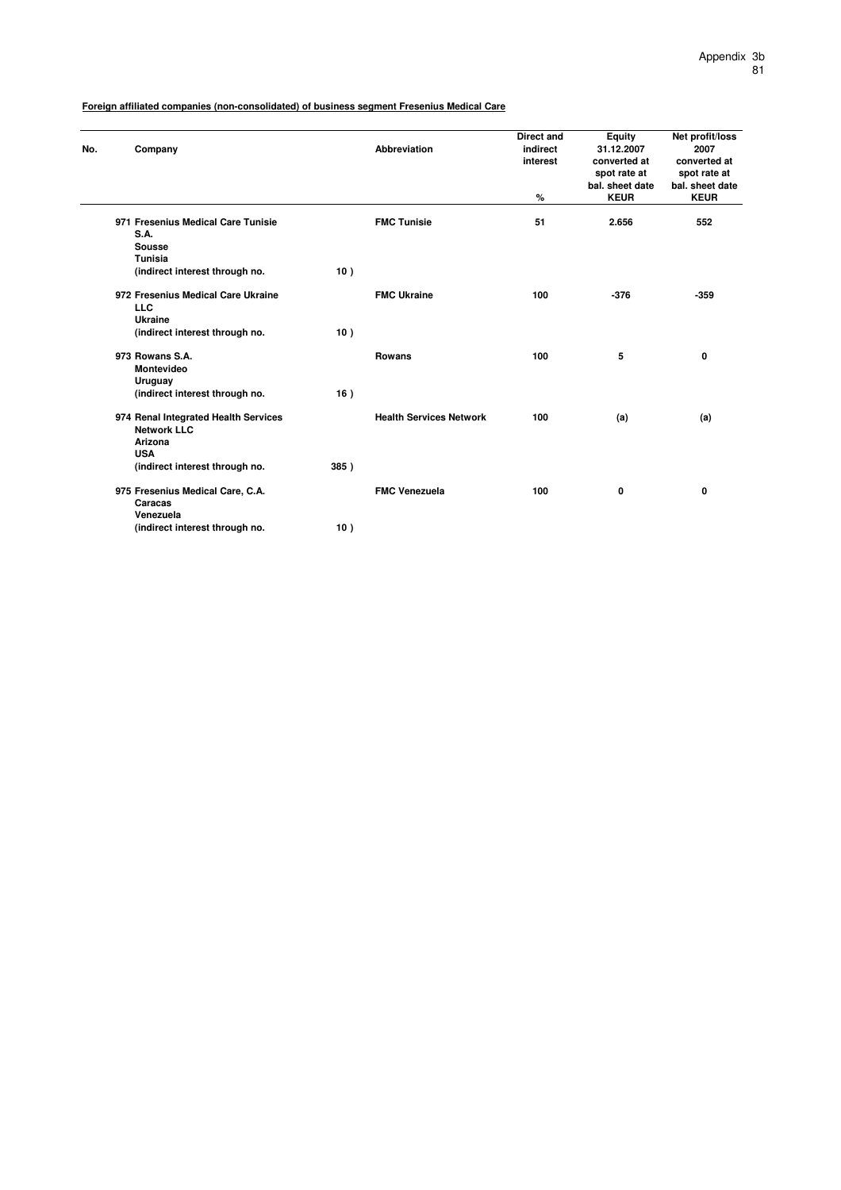**Foreign affiliated companies (non-consolidated) of business segment Fresenius Medical Care**

| No. | Company | | Abbreviation | Direct and indirect interest % | Equity 31.12.2007 converted at spot rate at bal. sheet date KEUR | Net profit/loss 2007 converted at spot rate at bal. sheet date KEUR |
|---|---|---|---|---|---|---|
| 971 | Fresenius Medical Care Tunisie S.A. Sousse Tunisia (indirect interest through no. | 10 ) | FMC Tunisie | 51 | 2.656 | 552 |
| 972 | Fresenius Medical Care Ukraine LLC Ukraine (indirect interest through no. | 10 ) | FMC Ukraine | 100 | -376 | -359 |
| 973 | Rowans S.A. Montevideo Uruguay (indirect interest through no. | 16 ) | Rowans | 100 | 5 | 0 |
| 974 | Renal Integrated Health Services Network LLC Arizona USA (indirect interest through no. | 385 ) | Health Services Network | 100 | (a) | (a) |
| 975 | Fresenius Medical Care, C.A. Caracas Venezuela (indirect interest through no. | 10 ) | FMC Venezuela | 100 | 0 | 0 |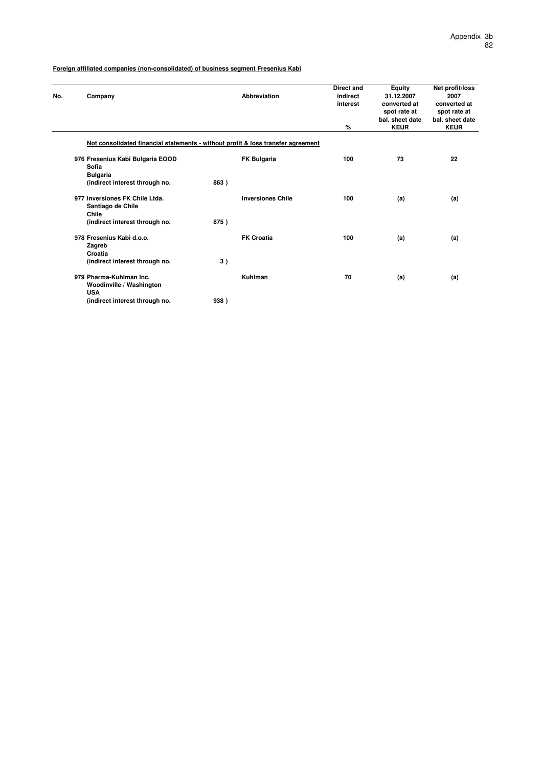**Foreign affiliated companies (non-consolidated) of business segment Fresenius Kabi**

| No. | Company | | Abbreviation | Direct and indirect interest % | Equity 31.12.2007 converted at spot rate at bal. sheet date KEUR | Net profit/loss 2007 converted at spot rate at bal. sheet date KEUR |
|---|---|---|---|---|---|---|
| | **Not consolidated financial statements - without profit & loss transfer agreement** | | | | | |
| 976 | Fresenius Kabi Bulgaria EOOD<br>Sofia<br>Bulgaria<br>(indirect interest through no. | 863 ) | FK Bulgaria | 100 | 73 | 22 |
| 977 | Inversiones FK Chile Ltda.<br>Santiago de Chile<br>Chile<br>(indirect interest through no. | 875 ) | Inversiones Chile | 100 | (a) | (a) |
| 978 | Fresenius Kabi d.o.o.<br>Zagreb<br>Croatia<br>(indirect interest through no. | 3 ) | FK Croatia | 100 | (a) | (a) |
| 979 | Pharma-Kuhlman Inc.<br>Woodinville / Washington<br>USA<br>(indirect interest through no. | 938 ) | Kuhlman | 70 | (a) | (a) |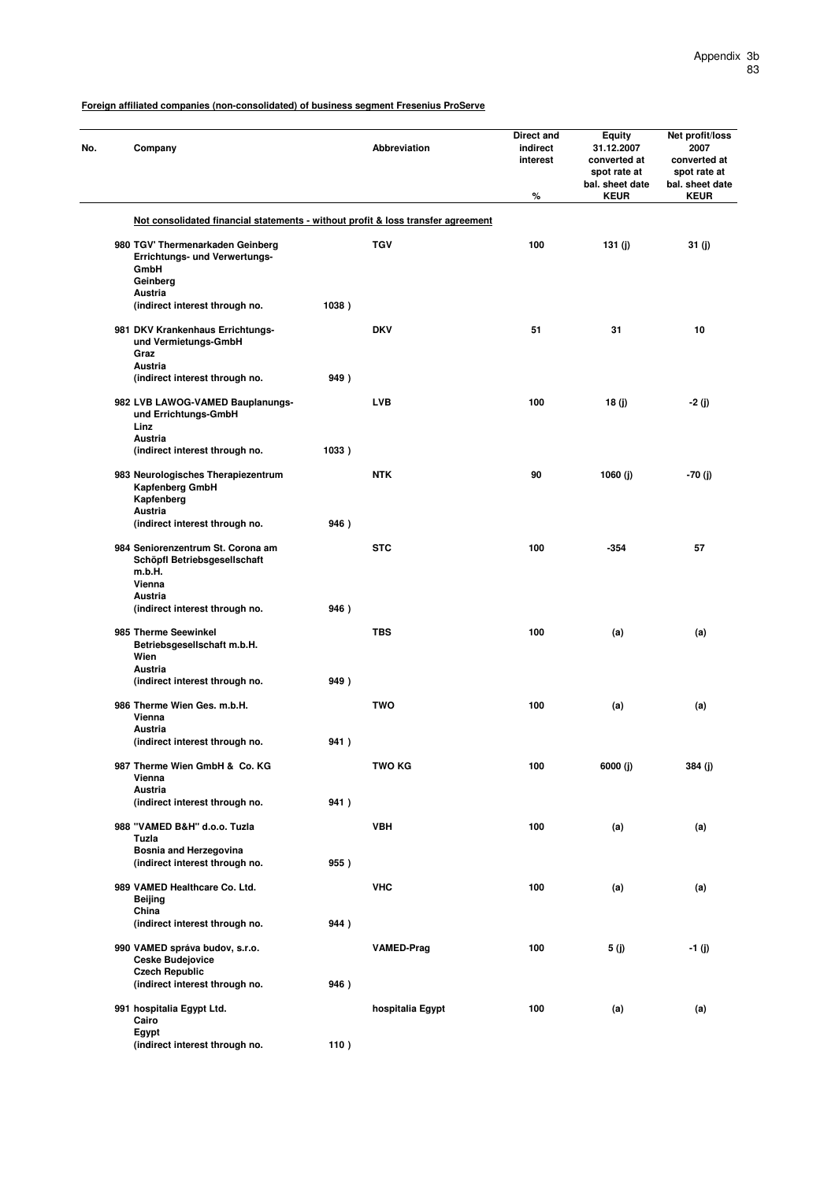**Foreign affiliated companies (non-consolidated) of business segment Fresenius ProServe**

| No. | Company | Abbreviation | Direct and indirect interest % | Equity 31.12.2007 converted at spot rate at bal. sheet date KEUR | Net profit/loss 2007 converted at spot rate at bal. sheet date KEUR |
|---|---|---|---|---|---|
| | **Not consolidated financial statements - without profit & loss transfer agreement** | | | | |
| 980 | TGV' Thermenarkaden Geinberg Errichtungs- und Verwertungs-GmbH<br>Geinberg<br>Austria<br>(indirect interest through no. 1038 ) | TGV | 100 | 131 (j) | 31 (j) |
| 981 | DKV Krankenhaus Errichtungs- und Vermietungs-GmbH<br>Graz<br>Austria<br>(indirect interest through no. 949 ) | DKV | 51 | 31 | 10 |
| 982 | LVB LAWOG-VAMED Bauplanungs- und Errichtungs-GmbH<br>Linz<br>Austria<br>(indirect interest through no. 1033 ) | LVB | 100 | 18 (j) | -2 (j) |
| 983 | Neurologisches Therapiezentrum Kapfenberg GmbH<br>Kapfenberg<br>Austria<br>(indirect interest through no. 946 ) | NTK | 90 | 1060 (j) | -70 (j) |
| 984 | Seniorenzentrum St. Corona am Schöpfl Betriebsgesellschaft m.b.H.<br>Vienna<br>Austria<br>(indirect interest through no. 946 ) | STC | 100 | -354 | 57 |
| 985 | Therme Seewinkel Betriebsgesellschaft m.b.H.<br>Wien<br>Austria<br>(indirect interest through no. 949 ) | TBS | 100 | (a) | (a) |
| 986 | Therme Wien Ges. m.b.H.<br>Vienna<br>Austria<br>(indirect interest through no. 941 ) | TWO | 100 | (a) | (a) |
| 987 | Therme Wien GmbH & Co. KG<br>Vienna<br>Austria<br>(indirect interest through no. 941 ) | TWO KG | 100 | 6000 (j) | 384 (j) |
| 988 | "VAMED B&H" d.o.o. Tuzla<br>Tuzla<br>Bosnia and Herzegovina<br>(indirect interest through no. 955 ) | VBH | 100 | (a) | (a) |
| 989 | VAMED Healthcare Co. Ltd.<br>Beijing<br>China<br>(indirect interest through no. 944 ) | VHC | 100 | (a) | (a) |
| 990 | VAMED správa budov, s.r.o.<br>Ceske Budejovice<br>Czech Republic<br>(indirect interest through no. 946 ) | VAMED-Prag | 100 | 5 (j) | -1 (j) |
| 991 | hospitalia Egypt Ltd.<br>Cairo<br>Egypt<br>(indirect interest through no. 110 ) | hospitalia Egypt | 100 | (a) | (a) |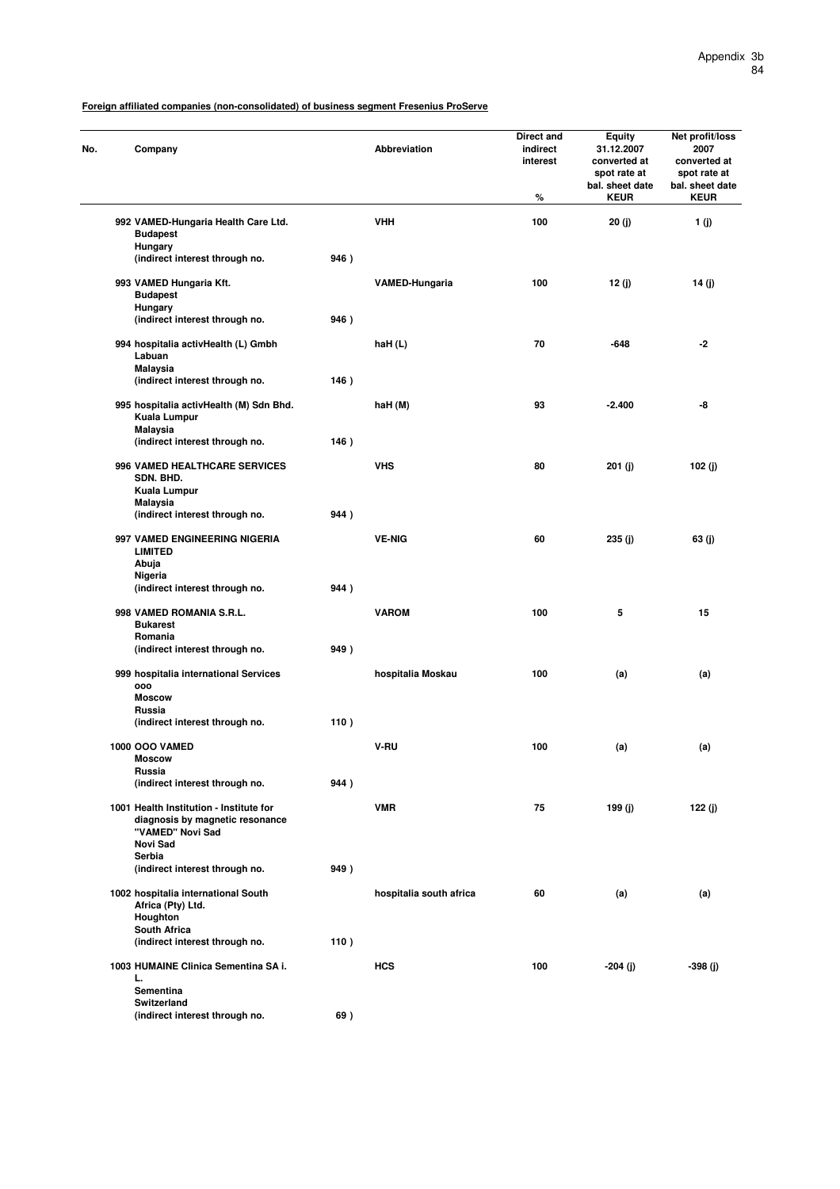**Foreign affiliated companies (non-consolidated) of business segment Fresenius ProServe**

| No. | Company | | Abbreviation | Direct and indirect interest % | Equity 31.12.2007 converted at spot rate at bal. sheet date KEUR | Net profit/loss 2007 converted at spot rate at bal. sheet date KEUR |
|---|---|---|---|---|---|---|
| 992 | VAMED-Hungaria Health Care Ltd. Budapest Hungary (indirect interest through no. | 946 ) | VHH | 100 | 20 (j) | 1 (j) |
| 993 | VAMED Hungaria Kft. Budapest Hungary (indirect interest through no. | 946 ) | VAMED-Hungaria | 100 | 12 (j) | 14 (j) |
| 994 | hospitalia activHealth (L) Gmbh Labuan Malaysia (indirect interest through no. | 146 ) | haH (L) | 70 | -648 | -2 |
| 995 | hospitalia activHealth (M) Sdn Bhd. Kuala Lumpur Malaysia (indirect interest through no. | 146 ) | haH (M) | 93 | -2.400 | -8 |
| 996 | VAMED HEALTHCARE SERVICES SDN. BHD. Kuala Lumpur Malaysia (indirect interest through no. | 944 ) | VHS | 80 | 201 (j) | 102 (j) |
| 997 | VAMED ENGINEERING NIGERIA LIMITED Abuja Nigeria (indirect interest through no. | 944 ) | VE-NIG | 60 | 235 (j) | 63 (j) |
| 998 | VAMED ROMANIA S.R.L. Bukarest Romania (indirect interest through no. | 949 ) | VAROM | 100 | 5 | 15 |
| 999 | hospitalia international Services ooo Moscow Russia (indirect interest through no. | 110 ) | hospitalia Moskau | 100 | (a) | (a) |
| 1000 | OOO VAMED Moscow Russia (indirect interest through no. | 944 ) | V-RU | 100 | (a) | (a) |
| 1001 | Health Institution - Institute for diagnosis by magnetic resonance "VAMED" Novi Sad Novi Sad Serbia (indirect interest through no. | 949 ) | VMR | 75 | 199 (j) | 122 (j) |
| 1002 | hospitalia international South Africa (Pty) Ltd. Houghton South Africa (indirect interest through no. | 110 ) | hospitalia south africa | 60 | (a) | (a) |
| 1003 | HUMAINE Clinica Sementina SA i. L. Sementina Switzerland (indirect interest through no. | 69 ) | HCS | 100 | -204 (j) | -398 (j) |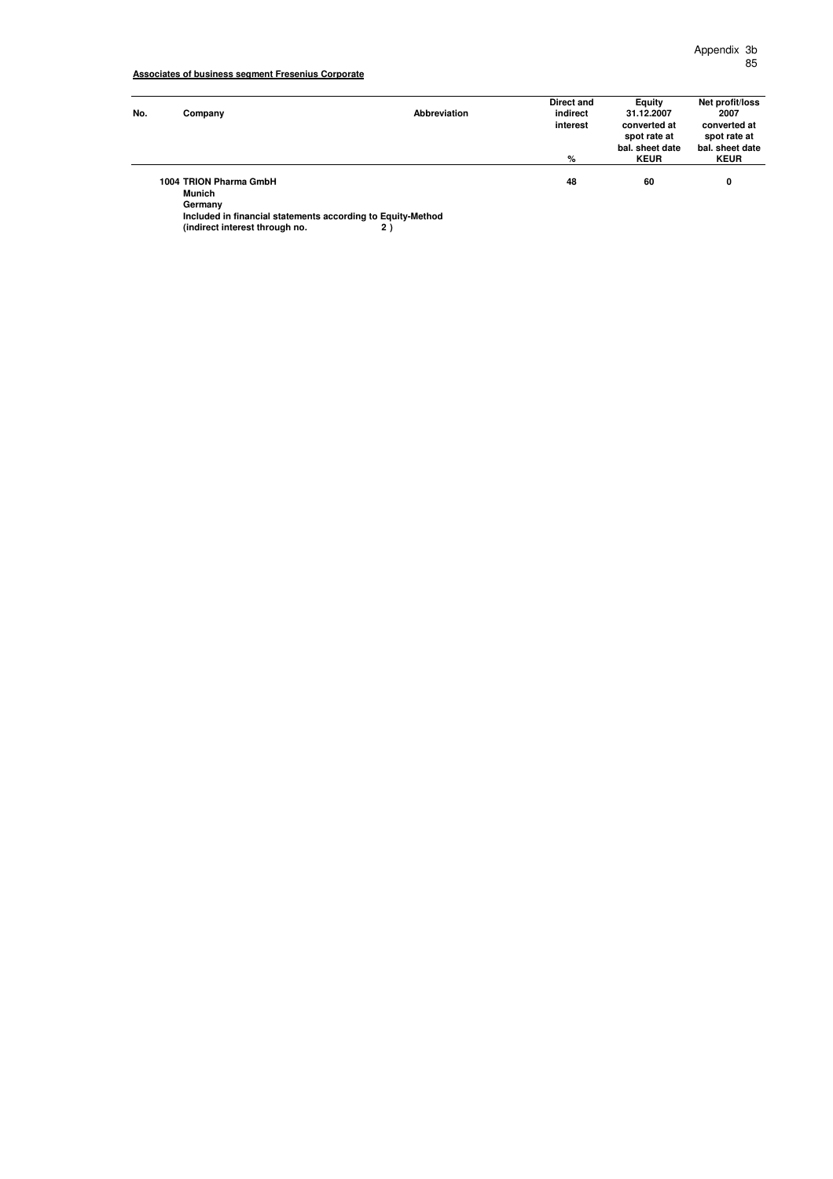Appendix 3b

**Associates of business segment Fresenius Corporate**

| No. | Company | Abbreviation | Direct and indirect interest<br>% | Equity 31.12.2007 converted at spot rate at bal. sheet date<br>KEUR | Net profit/loss 2007 converted at spot rate at bal. sheet date<br>KEUR |
|---|---|---|---|---|---|
| 1004 | **TRION Pharma GmbH**<br>**Munich**<br>**Germany**<br>**Included in financial statements according to Equity-Method**<br>**(indirect interest through no. 2 )** | | 48 | 60 | 0 |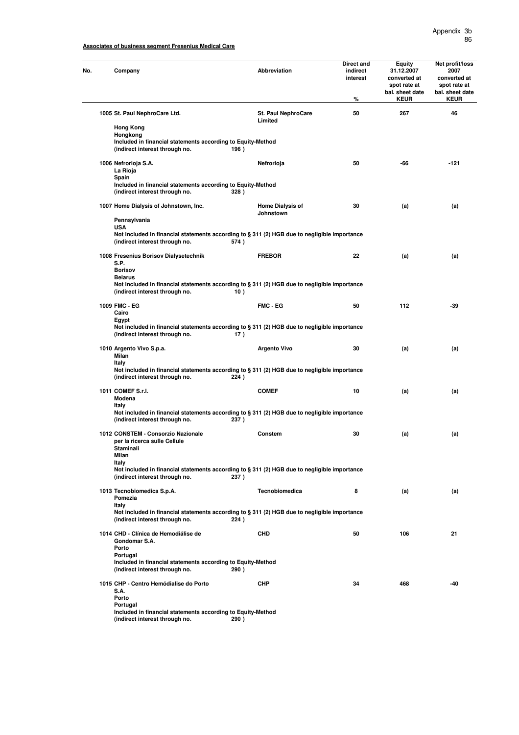Appendix 3b

**Associates of business segment Fresenius Medical Care**

| No. | Company | Abbreviation | Direct and indirect interest % | Equity 31.12.2007 converted at spot rate at bal. sheet date KEUR | Net profit/loss 2007 converted at spot rate at bal. sheet date KEUR |
|---|---|---|---|---|---|
| 1005 | **St. Paul NephroCare Ltd.** Hong Kong Hongkong Included in financial statements according to Equity-Method (indirect interest through no. 196 ) | St. Paul NephroCare Limited | 50 | 267 | 46 |
| 1006 | **Nefrorioja S.A.** La Rioja Spain Included in financial statements according to Equity-Method (indirect interest through no. 328 ) | Nefrorioja | 50 | -66 | -121 |
| 1007 | **Home Dialysis of Johnstown, Inc.** Pennsylvania USA Not included in financial statements according to § 311 (2) HGB due to negligible importance (indirect interest through no. 574 ) | Home Dialysis of Johnstown | 30 | (a) | (a) |
| 1008 | **Fresenius Borisov Dialysetechnik S.P.** Borisov Belarus Not included in financial statements according to § 311 (2) HGB due to negligible importance (indirect interest through no. 10 ) | FREBOR | 22 | (a) | (a) |
| 1009 | **FMC - EG** Cairo Egypt Not included in financial statements according to § 311 (2) HGB due to negligible importance (indirect interest through no. 17 ) | FMC - EG | 50 | 112 | -39 |
| 1010 | **Argento Vivo S.p.a.** Milan Italy Not included in financial statements according to § 311 (2) HGB due to negligible importance (indirect interest through no. 224 ) | Argento Vivo | 30 | (a) | (a) |
| 1011 | **COMEF S.r.l.** Modena Italy Not included in financial statements according to § 311 (2) HGB due to negligible importance (indirect interest through no. 237 ) | COMEF | 10 | (a) | (a) |
| 1012 | **CONSTEM - Consorzio Nazionale per la ricerca sulle Cellule Staminali** Milan Italy Not included in financial statements according to § 311 (2) HGB due to negligible importance (indirect interest through no. 237 ) | Constem | 30 | (a) | (a) |
| 1013 | **Tecnobiomedica S.p.A.** Pomezia Italy Not included in financial statements according to § 311 (2) HGB due to negligible importance (indirect interest through no. 224 ) | Tecnobiomedica | 8 | (a) | (a) |
| 1014 | **CHD - Clínica de Hemodiálise de Gondomar S.A.** Porto Portugal Included in financial statements according to Equity-Method (indirect interest through no. 290 ) | CHD | 50 | 106 | 21 |
| 1015 | **CHP - Centro Hemódialise do Porto S.A.** Porto Portugal Included in financial statements according to Equity-Method (indirect interest through no. 290 ) | CHP | 34 | 468 | -40 |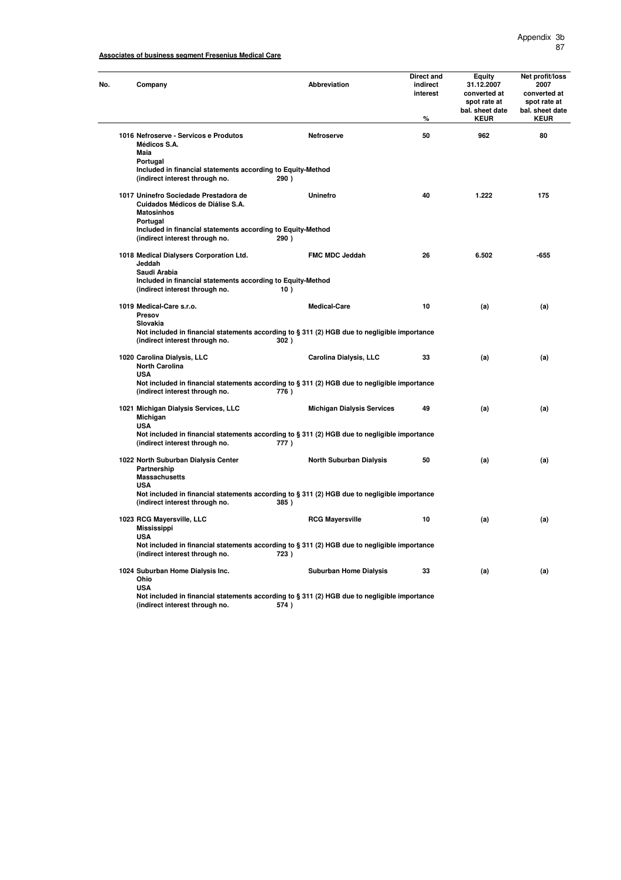Appendix 3b

**Associates of business segment Fresenius Medical Care**

| No. | Company | Abbreviation | Direct and indirect interest % | Equity 31.12.2007 converted at spot rate at bal. sheet date KEUR | Net profit/loss 2007 converted at spot rate at bal. sheet date KEUR |
|---|---|---|---|---|---|
| 1016 | Nefroserve - Servicos e Produtos Médicos S.A.<br>Maia<br>Portugal<br>Included in financial statements according to Equity-Method<br>(indirect interest through no. 290 ) | Nefroserve | 50 | 962 | 80 |
| 1017 | Uninefro Sociedade Prestadora de Cuidados Médicos de Diálise S.A.<br>Matosinhos<br>Portugal<br>Included in financial statements according to Equity-Method<br>(indirect interest through no. 290 ) | Uninefro | 40 | 1.222 | 175 |
| 1018 | Medical Dialysers Corporation Ltd.<br>Jeddah<br>Saudi Arabia<br>Included in financial statements according to Equity-Method<br>(indirect interest through no. 10 ) | FMC MDC Jeddah | 26 | 6.502 | -655 |
| 1019 | Medical-Care s.r.o.<br>Presov<br>Slovakia<br>Not included in financial statements according to § 311 (2) HGB due to negligible importance<br>(indirect interest through no. 302 ) | Medical-Care | 10 | (a) | (a) |
| 1020 | Carolina Dialysis, LLC<br>North Carolina<br>USA<br>Not included in financial statements according to § 311 (2) HGB due to negligible importance<br>(indirect interest through no. 776 ) | Carolina Dialysis, LLC | 33 | (a) | (a) |
| 1021 | Michigan Dialysis Services, LLC<br>Michigan<br>USA<br>Not included in financial statements according to § 311 (2) HGB due to negligible importance<br>(indirect interest through no. 777 ) | Michigan Dialysis Services | 49 | (a) | (a) |
| 1022 | North Suburban Dialysis Center Partnership<br>Massachusetts<br>USA<br>Not included in financial statements according to § 311 (2) HGB due to negligible importance<br>(indirect interest through no. 385 ) | North Suburban Dialysis | 50 | (a) | (a) |
| 1023 | RCG Mayersville, LLC<br>Mississippi<br>USA<br>Not included in financial statements according to § 311 (2) HGB due to negligible importance<br>(indirect interest through no. 723 ) | RCG Mayersville | 10 | (a) | (a) |
| 1024 | Suburban Home Dialysis Inc.<br>Ohio<br>USA<br>Not included in financial statements according to § 311 (2) HGB due to negligible importance<br>(indirect interest through no. 574 ) | Suburban Home Dialysis | 33 | (a) | (a) |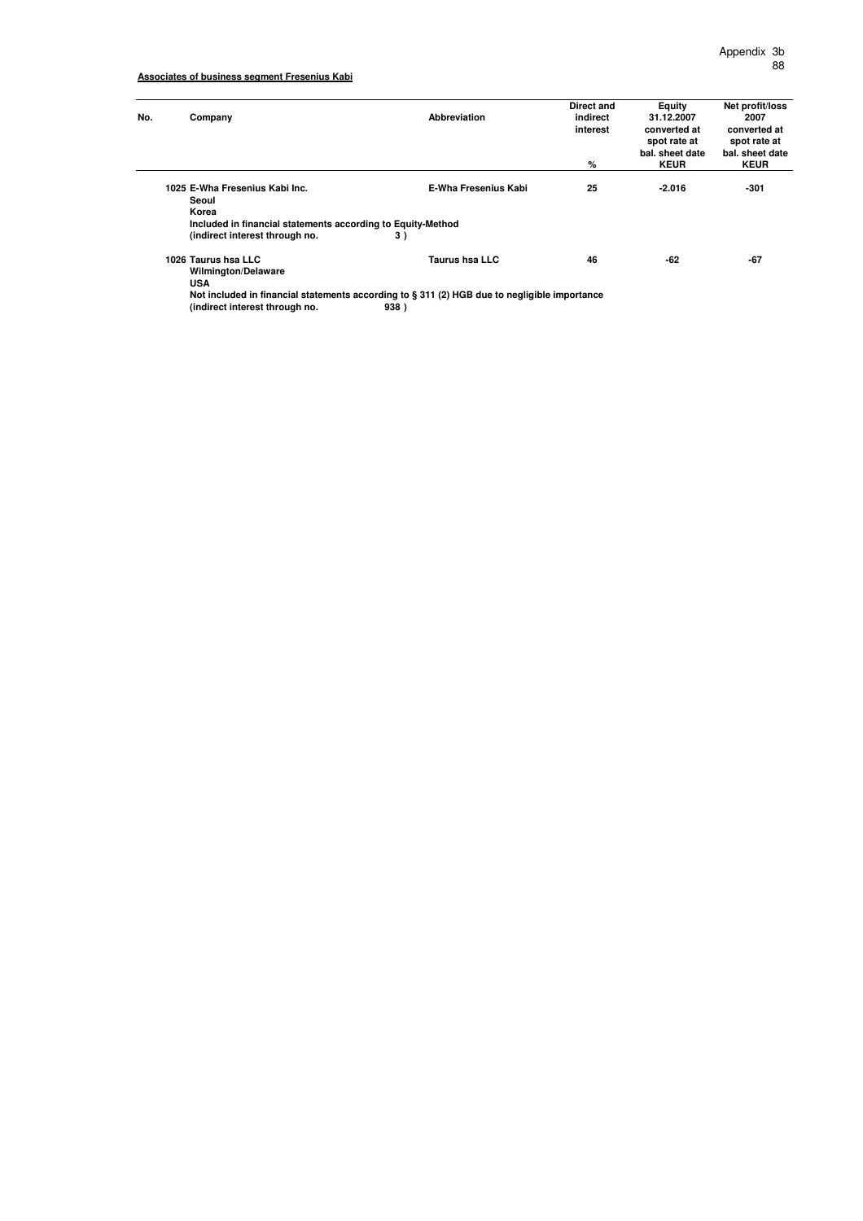Appendix 3b

**Associates of business segment Fresenius Kabi**

| No. | Company | Abbreviation | Direct and indirect interest % | Equity 31.12.2007 converted at spot rate at bal. sheet date KEUR | Net profit/loss 2007 converted at spot rate at bal. sheet date KEUR |
|---|---|---|---|---|---|
| 1025 | E-Wha Fresenius Kabi Inc.<br>Seoul<br>Korea<br>Included in financial statements according to Equity-Method<br>(indirect interest through no. 3 ) | E-Wha Fresenius Kabi | 25 | -2.016 | -301 |
| 1026 | Taurus hsa LLC<br>Wilmington/Delaware<br>USA<br>Not included in financial statements according to § 311 (2) HGB due to negligible importance<br>(indirect interest through no. 938 ) | Taurus hsa LLC | 46 | -62 | -67 |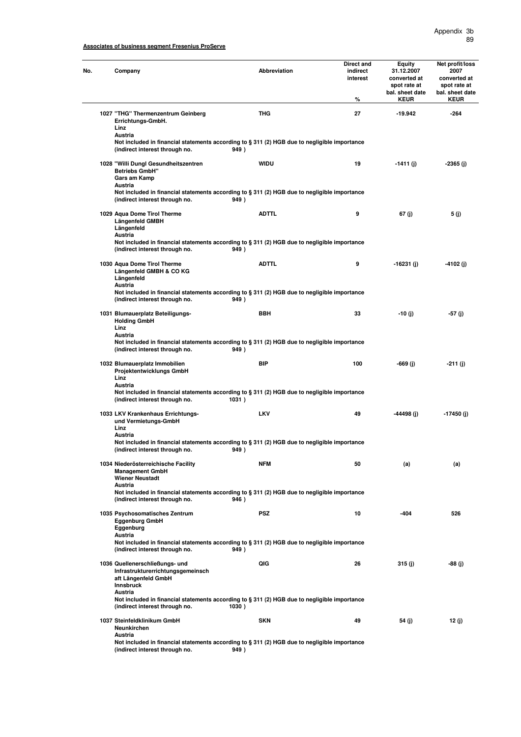Appendix 3b

**Associates of business segment Fresenius ProServe**

| No. | Company | Abbreviation | Direct and indirect interest % | Equity 31.12.2007 converted at spot rate at bal. sheet date KEUR | Net profit/loss 2007 converted at spot rate at bal. sheet date KEUR |
|---|---|---|---|---|---|
| 1027 | "THG" Thermenzentrum Geinberg Errichtungs-GmbH. Linz Austria Not included in financial statements according to § 311 (2) HGB due to negligible importance (indirect interest through no. 949 ) | THG | 27 | -19.942 | -264 |
| 1028 | "Willi Dungl Gesundheitszentren Betriebs GmbH" Gars am Kamp Austria Not included in financial statements according to § 311 (2) HGB due to negligible importance (indirect interest through no. 949 ) | WIDU | 19 | -1411 (j) | -2365 (j) |
| 1029 | Aqua Dome Tirol Therme Längenfeld GMBH Längenfeld Austria Not included in financial statements according to § 311 (2) HGB due to negligible importance (indirect interest through no. 949 ) | ADTTL | 9 | 67 (j) | 5 (j) |
| 1030 | Aqua Dome Tirol Therme Längenfeld GMBH & CO KG Längenfeld Austria Not included in financial statements according to § 311 (2) HGB due to negligible importance (indirect interest through no. 949 ) | ADTTL | 9 | -16231 (j) | -4102 (j) |
| 1031 | Blumauerplatz Beteiligungs-Holding GmbH Linz Austria Not included in financial statements according to § 311 (2) HGB due to negligible importance (indirect interest through no. 949 ) | BBH | 33 | -10 (j) | -57 (j) |
| 1032 | Blumauerplatz Immobilien Projektentwicklungs GmbH Linz Austria Not included in financial statements according to § 311 (2) HGB due to negligible importance (indirect interest through no. 1031 ) | BIP | 100 | -669 (j) | -211 (j) |
| 1033 | LKV Krankenhaus Errichtungs- und Vermietungs-GmbH Linz Austria Not included in financial statements according to § 311 (2) HGB due to negligible importance (indirect interest through no. 949 ) | LKV | 49 | -44498 (j) | -17450 (j) |
| 1034 | Niederösterreichische Facility Management GmbH Wiener Neustadt Austria Not included in financial statements according to § 311 (2) HGB due to negligible importance (indirect interest through no. 946 ) | NFM | 50 | (a) | (a) |
| 1035 | Psychosomatisches Zentrum Eggenburg GmbH Eggenburg Austria Not included in financial statements according to § 311 (2) HGB due to negligible importance (indirect interest through no. 949 ) | PSZ | 10 | -404 | 526 |
| 1036 | Quellenerschließungs- und Infrastrukturerrichtungsgemeinschaft Längenfeld GmbH Innsbruck Austria Not included in financial statements according to § 311 (2) HGB due to negligible importance (indirect interest through no. 1030 ) | QIG | 26 | 315 (j) | -88 (j) |
| 1037 | Steinfeldklinikum GmbH Neunkirchen Austria Not included in financial statements according to § 311 (2) HGB due to negligible importance (indirect interest through no. 949 ) | SKN | 49 | 54 (j) | 12 (j) |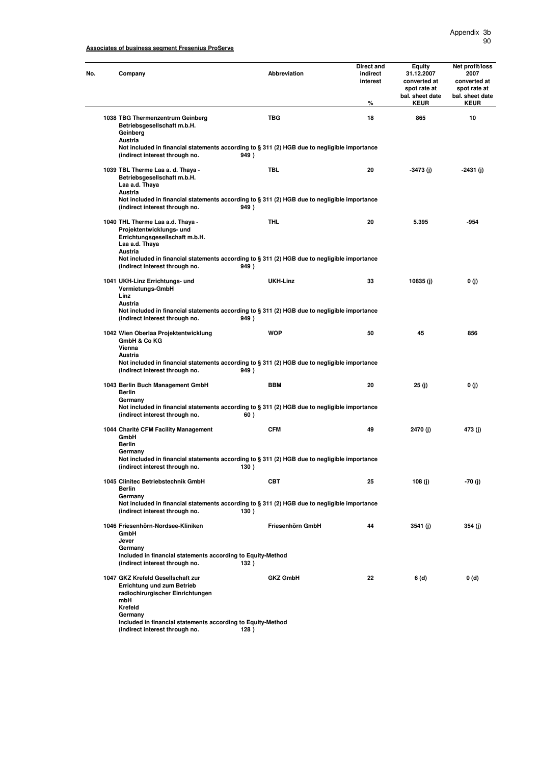**Associates of business segment Fresenius ProServe**

| No. | Company | Abbreviation | Direct and indirect interest % | Equity 31.12.2007 converted at spot rate at bal. sheet date KEUR | Net profit/loss 2007 converted at spot rate at bal. sheet date KEUR |
|---|---|---|---|---|---|
| 1038 | **TBG Thermenzentrum Geinberg Betriebsgesellschaft m.b.H.** Geinberg Austria Not included in financial statements according to § 311 (2) HGB due to negligible importance (indirect interest through no. 949 ) | TBG | 18 | 865 | 10 |
| 1039 | **TBL Therme Laa a. d. Thaya - Betriebsgesellschaft m.b.H.** Laa a.d. Thaya Austria Not included in financial statements according to § 311 (2) HGB due to negligible importance (indirect interest through no. 949 ) | TBL | 20 | -3473 (j) | -2431 (j) |
| 1040 | **THL Therme Laa a.d. Thaya - Projektentwicklungs- und Errichtungsgesellschaft m.b.H.** Laa a.d. Thaya Austria Not included in financial statements according to § 311 (2) HGB due to negligible importance (indirect interest through no. 949 ) | THL | 20 | 5.395 | -954 |
| 1041 | **UKH-Linz Errichtungs- und Vermietungs-GmbH** Linz Austria Not included in financial statements according to § 311 (2) HGB due to negligible importance (indirect interest through no. 949 ) | UKH-Linz | 33 | 10835 (j) | 0 (j) |
| 1042 | **Wien Oberlaa Projektentwicklung GmbH & Co KG** Vienna Austria Not included in financial statements according to § 311 (2) HGB due to negligible importance (indirect interest through no. 949 ) | WOP | 50 | 45 | 856 |
| 1043 | **Berlin Buch Management GmbH** Berlin Germany Not included in financial statements according to § 311 (2) HGB due to negligible importance (indirect interest through no. 60 ) | BBM | 20 | 25 (j) | 0 (j) |
| 1044 | **Charité CFM Facility Management GmbH** Berlin Germany Not included in financial statements according to § 311 (2) HGB due to negligible importance (indirect interest through no. 130 ) | CFM | 49 | 2470 (j) | 473 (j) |
| 1045 | **Clinitec Betriebstechnik GmbH** Berlin Germany Not included in financial statements according to § 311 (2) HGB due to negligible importance (indirect interest through no. 130 ) | CBT | 25 | 108 (j) | -70 (j) |
| 1046 | **Friesenhörn-Nordsee-Kliniken GmbH** Jever Germany Included in financial statements according to Equity-Method (indirect interest through no. 132 ) | Friesenhörn GmbH | 44 | 3541 (j) | 354 (j) |
| 1047 | **GKZ Krefeld Gesellschaft zur Errichtung und zum Betrieb radiochirurgischer Einrichtungen mbH** Krefeld Germany Included in financial statements according to Equity-Method (indirect interest through no. 128 ) | GKZ GmbH | 22 | 6 (d) | 0 (d) |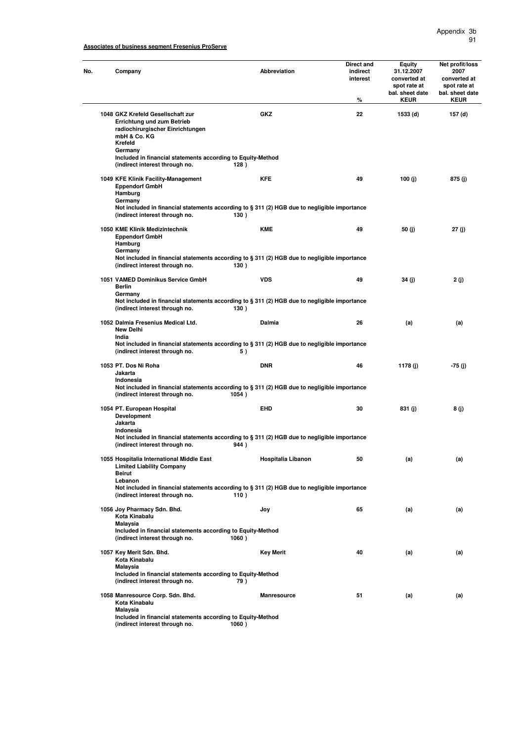**Associates of business segment Fresenius ProServe**

| No. | Company | Abbreviation | Direct and indirect interest % | Equity 31.12.2007 converted at spot rate at bal. sheet date KEUR | Net profit/loss 2007 converted at spot rate at bal. sheet date KEUR |
|---|---|---|---|---|---|
| 1048 | GKZ Krefeld Gesellschaft zur Errichtung und zum Betrieb radiochirurgischer Einrichtungen mbH & Co. KG<br>Krefeld<br>Germany<br>Included in financial statements according to Equity-Method<br>(indirect interest through no. 128 ) | GKZ | 22 | 1533 (d) | 157 (d) |
| 1049 | KFE Klinik Facility-Management Eppendorf GmbH<br>Hamburg<br>Germany<br>Not included in financial statements according to § 311 (2) HGB due to negligible importance<br>(indirect interest through no. 130 ) | KFE | 49 | 100 (j) | 875 (j) |
| 1050 | KME Klinik Medizintechnik Eppendorf GmbH<br>Hamburg<br>Germany<br>Not included in financial statements according to § 311 (2) HGB due to negligible importance<br>(indirect interest through no. 130 ) | KME | 49 | 50 (j) | 27 (j) |
| 1051 | VAMED Dominikus Service GmbH<br>Berlin<br>Germany<br>Not included in financial statements according to § 311 (2) HGB due to negligible importance<br>(indirect interest through no. 130 ) | VDS | 49 | 34 (j) | 2 (j) |
| 1052 | Dalmia Fresenius Medical Ltd.<br>New Delhi<br>India<br>Not included in financial statements according to § 311 (2) HGB due to negligible importance<br>(indirect interest through no. 5 ) | Dalmia | 26 | (a) | (a) |
| 1053 | PT. Dos Ni Roha<br>Jakarta<br>Indonesia<br>Not included in financial statements according to § 311 (2) HGB due to negligible importance<br>(indirect interest through no. 1054 ) | DNR | 46 | 1178 (j) | -75 (j) |
| 1054 | PT. European Hospital Development<br>Jakarta<br>Indonesia<br>Not included in financial statements according to § 311 (2) HGB due to negligible importance<br>(indirect interest through no. 944 ) | EHD | 30 | 831 (j) | 8 (j) |
| 1055 | Hospitalia International Middle East Limited Liability Company<br>Beirut<br>Lebanon<br>Not included in financial statements according to § 311 (2) HGB due to negligible importance<br>(indirect interest through no. 110 ) | Hospitalia Libanon | 50 | (a) | (a) |
| 1056 | Joy Pharmacy Sdn. Bhd.<br>Kota Kinabalu<br>Malaysia<br>Included in financial statements according to Equity-Method<br>(indirect interest through no. 1060 ) | Joy | 65 | (a) | (a) |
| 1057 | Key Merit Sdn. Bhd.<br>Kota Kinabalu<br>Malaysia<br>Included in financial statements according to Equity-Method<br>(indirect interest through no. 79 ) | Key Merit | 40 | (a) | (a) |
| 1058 | Manresource Corp. Sdn. Bhd.<br>Kota Kinabalu<br>Malaysia<br>Included in financial statements according to Equity-Method<br>(indirect interest through no. 1060 ) | Manresource | 51 | (a) | (a) |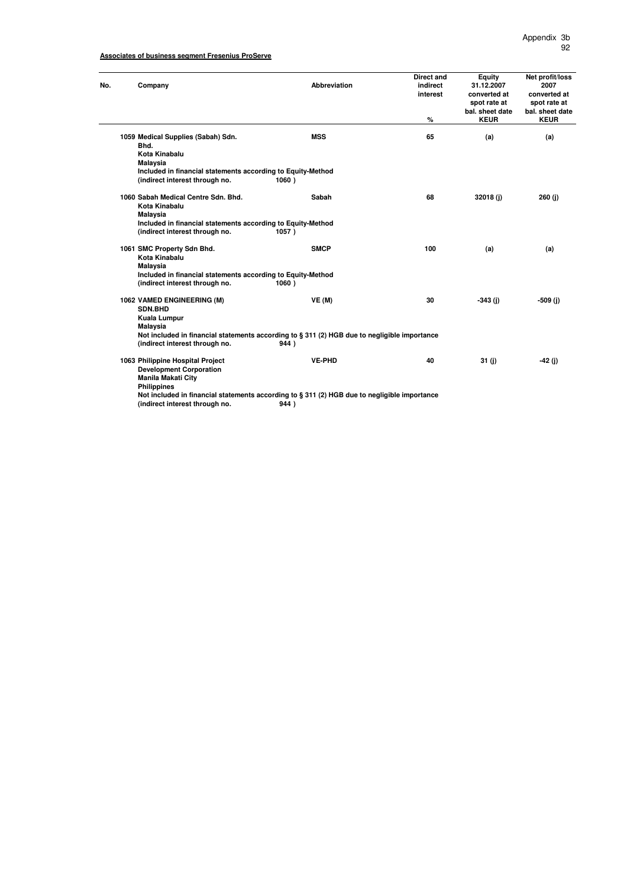**Associates of business segment Fresenius ProServe**

| No. | Company | Abbreviation | Direct and indirect interest % | Equity 31.12.2007 converted at spot rate at bal. sheet date KEUR | Net profit/loss 2007 converted at spot rate at bal. sheet date KEUR |
|---|---|---|---|---|---|
| 1059 | Medical Supplies (Sabah) Sdn. Bhd.<br>Kota Kinabalu<br>Malaysia<br>Included in financial statements according to Equity-Method<br>(indirect interest through no. 1060 ) | MSS | 65 | (a) | (a) |
| 1060 | Sabah Medical Centre Sdn. Bhd.<br>Kota Kinabalu<br>Malaysia<br>Included in financial statements according to Equity-Method<br>(indirect interest through no. 1057 ) | Sabah | 68 | 32018 (j) | 260 (j) |
| 1061 | SMC Property Sdn Bhd.<br>Kota Kinabalu<br>Malaysia<br>Included in financial statements according to Equity-Method<br>(indirect interest through no. 1060 ) | SMCP | 100 | (a) | (a) |
| 1062 | VAMED ENGINEERING (M) SDN.BHD<br>Kuala Lumpur<br>Malaysia<br>Not included in financial statements according to § 311 (2) HGB due to negligible importance<br>(indirect interest through no. 944 ) | VE (M) | 30 | -343 (j) | -509 (j) |
| 1063 | Philippine Hospital Project Development Corporation<br>Manila Makati City<br>Philippines<br>Not included in financial statements according to § 311 (2) HGB due to negligible importance<br>(indirect interest through no. 944 ) | VE-PHD | 40 | 31 (j) | -42 (j) |